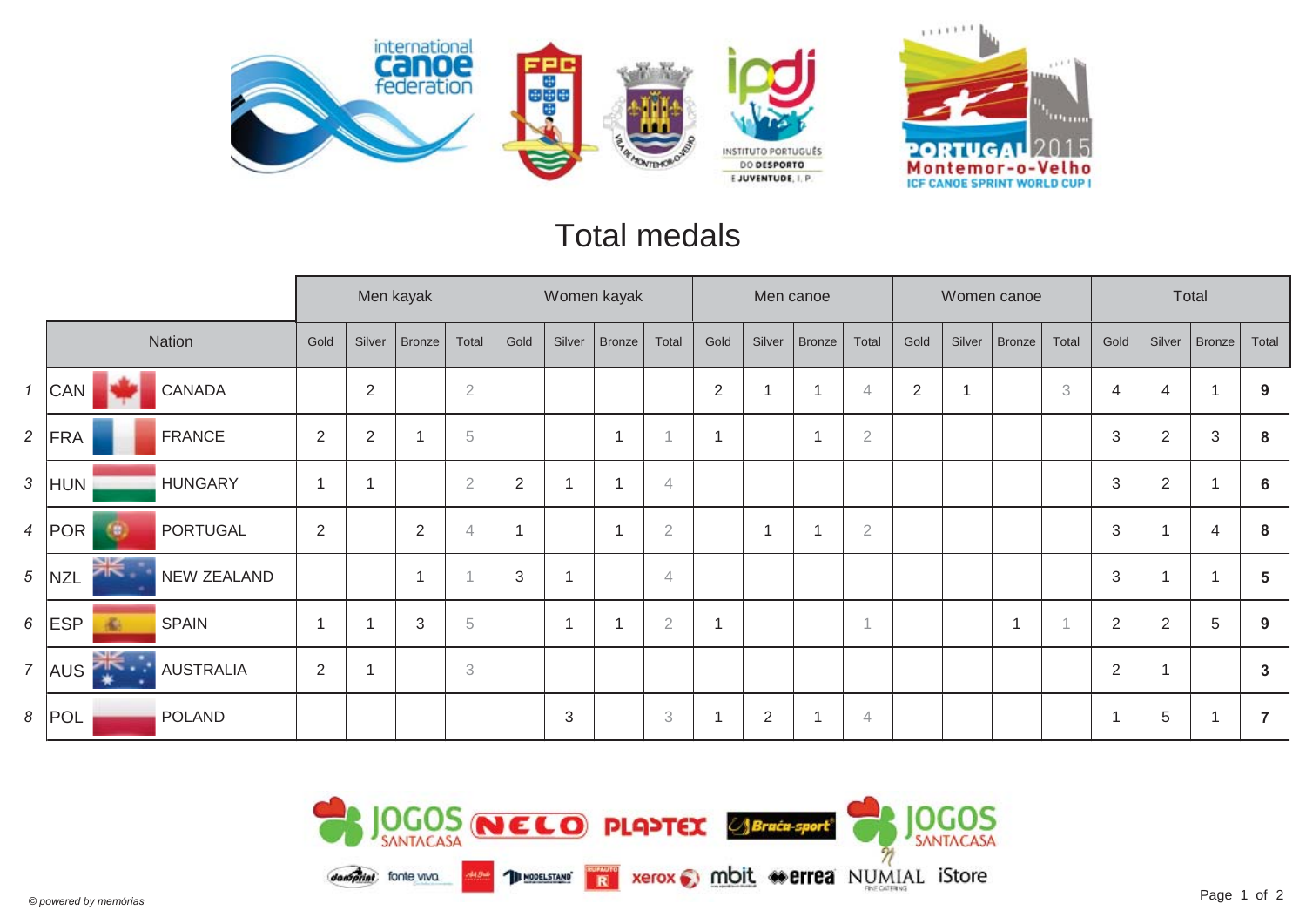# Total medals

| | Nation | | Men kayak | | | | Women kayak | | | | Men canoe | | | | Women canoe | | | | Total | | | |
|---|---|---|---|---|---|---|---|---|---|---|---|---|---|---|---|---|---|---|---|---|---|---|
| | | | Gold | Silver | Bronze | Total | Gold | Silver | Bronze | Total | Gold | Silver | Bronze | Total | Gold | Silver | Bronze | Total | Gold | Silver | Bronze | Total |
| 1 | CAN | CANADA | | 2 | | 2 | | | | | 2 | 1 | 1 | 4 | 2 | 1 | | 3 | 4 | 4 | 1 | **9** |
| 2 | FRA | FRANCE | 2 | 2 | 1 | 5 | | | 1 | 1 | 1 | | 1 | 2 | | | | | 3 | 2 | 3 | **8** |
| 3 | HUN | HUNGARY | 1 | 1 | | 2 | 2 | 1 | 1 | 4 | | | | | | | | | 3 | 2 | 1 | **6** |
| 4 | POR | PORTUGAL | 2 | | 2 | 4 | 1 | | 1 | 2 | | 1 | 1 | 2 | | | | | 3 | 1 | 4 | **8** |
| 5 | NZL | NEW ZEALAND | | | 1 | 1 | 3 | 1 | | 4 | | | | | | | | | 3 | 1 | 1 | **5** |
| 6 | ESP | SPAIN | 1 | 1 | 3 | 5 | | 1 | 1 | 2 | 1 | | | 1 | | | 1 | 1 | 2 | 2 | 5 | **9** |
| 7 | AUS | AUSTRALIA | 2 | 1 | | 3 | | | | | | | | | | | | | 2 | 1 | | **3** |
| 8 | POL | POLAND | | | | | | 3 | | 3 | 1 | 2 | 1 | 4 | | | | | 1 | 5 | 1 | **7** |

*© powered by memórias*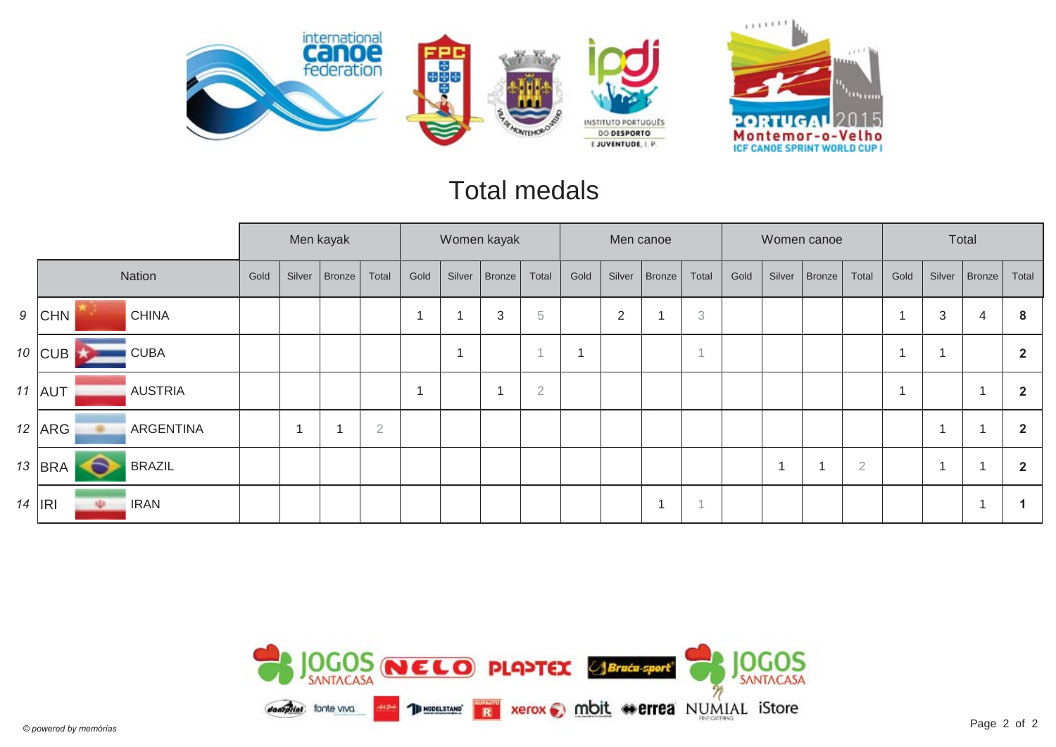# Total medals

| | Nation | | Men kayak | | | | Women kayak | | | | Men canoe | | | | Women canoe | | | | Total | | | |
|---|---|---|---|---|---|---|---|---|---|---|---|---|---|---|---|---|---|---|---|---|---|---|
| | | | Gold | Silver | Bronze | Total | Gold | Silver | Bronze | Total | Gold | Silver | Bronze | Total | Gold | Silver | Bronze | Total | Gold | Silver | Bronze | Total |
| 9 | CHN | CHINA | | | | | 1 | 1 | 3 | 5 | | 2 | 1 | 3 | | | | | 1 | 3 | 4 | **8** |
| 10 | CUB | CUBA | | | | | | 1 | | 1 | 1 | | | 1 | | | | | 1 | 1 | | **2** |
| 11 | AUT | AUSTRIA | | | | | 1 | | 1 | 2 | | | | | | | | | 1 | | 1 | **2** |
| 12 | ARG | ARGENTINA | | 1 | 1 | 2 | | | | | | | | | | | | | | 1 | 1 | **2** |
| 13 | BRA | BRAZIL | | | | | | | | | | | | | | 1 | 1 | 2 | | 1 | 1 | **2** |
| 14 | IRI | IRAN | | | | | | | | | | | 1 | 1 | | | | | | | 1 | **1** |

*© powered by memórias*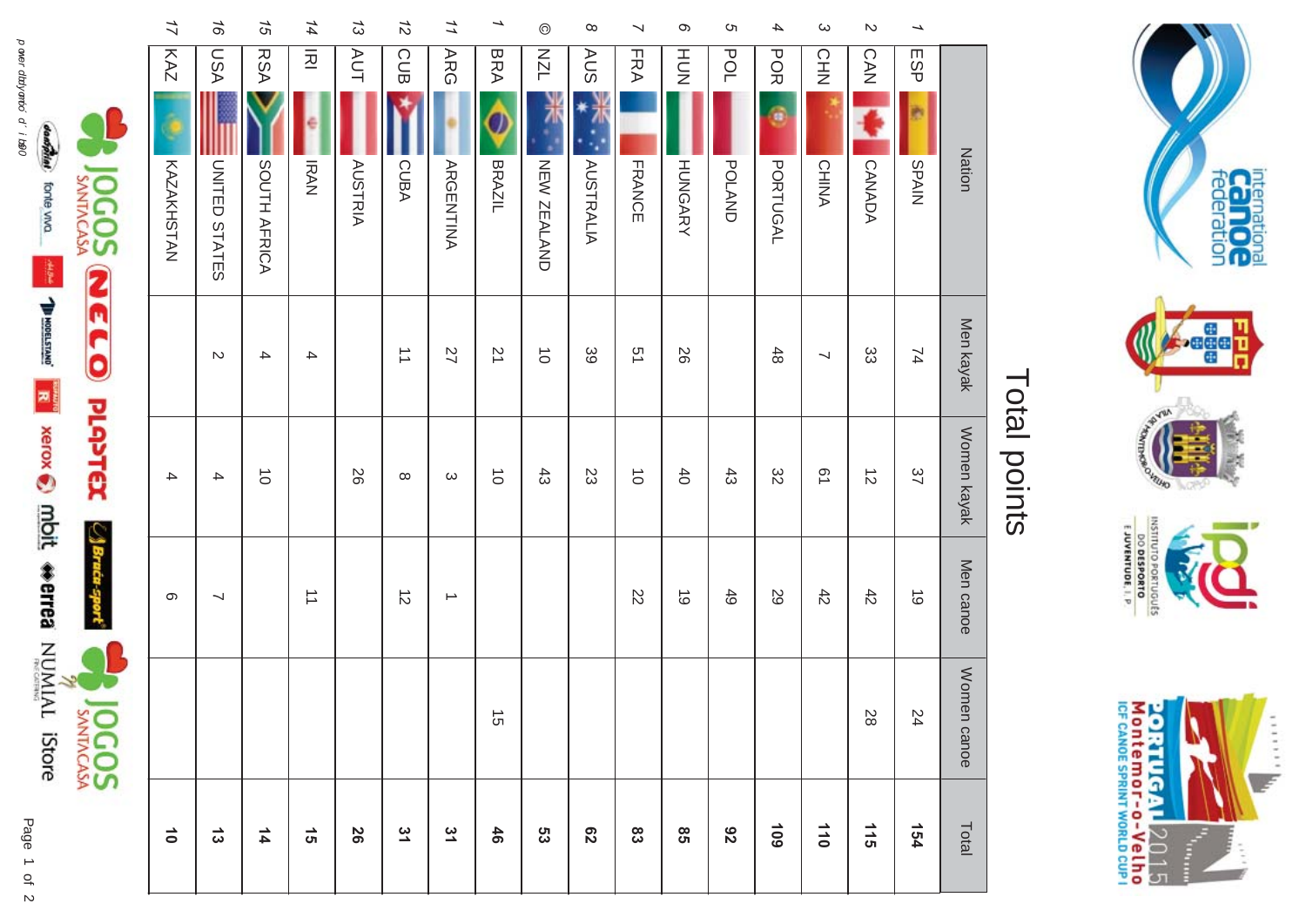# Total points

| | Nation | | Men kayak | Women kayak | Men canoe | Women canoe | Total |
|---|---|---|---|---|---|---|---|
| 1 | ESP | SPAIN | 74 | 37 | 19 | 24 | **154** |
| 2 | CAN | CANADA | 33 | 12 | 42 | 28 | **115** |
| 3 | CHN | CHINA | 7 | 61 | 42 | | **110** |
| 4 | POR | PORTUGAL | 48 | 32 | 29 | | **109** |
| 5 | POL | POLAND | | 43 | 49 | | **92** |
| 6 | HUN | HUNGARY | 26 | 40 | 19 | | **85** |
| 7 | FRA | FRANCE | 51 | 10 | 22 | | **83** |
| 8 | AUS | AUSTRALIA | 39 | 23 | | | **62** |
| 9 | NZL | NEW ZEALAND | 10 | 43 | | | **53** |
| 10 | BRA | BRAZIL | 21 | 10 | | 15 | **46** |
| 11 | ARG | ARGENTINA | 27 | 3 | 1 | | **31** |
| 12 | CUB | CUBA | 11 | 8 | 12 | | **31** |
| 13 | AUT | AUSTRIA | | 26 | | | **26** |
| 14 | IRI | IRAN | 4 | | 11 | | **15** |
| 15 | RSA | SOUTH AFRICA | 4 | 10 | | | **14** |
| 16 | USA | UNITED STATES | 2 | 4 | 7 | | **13** |
| 17 | KAZ | KAZAKHSTAN | | 4 | 6 | | **10** |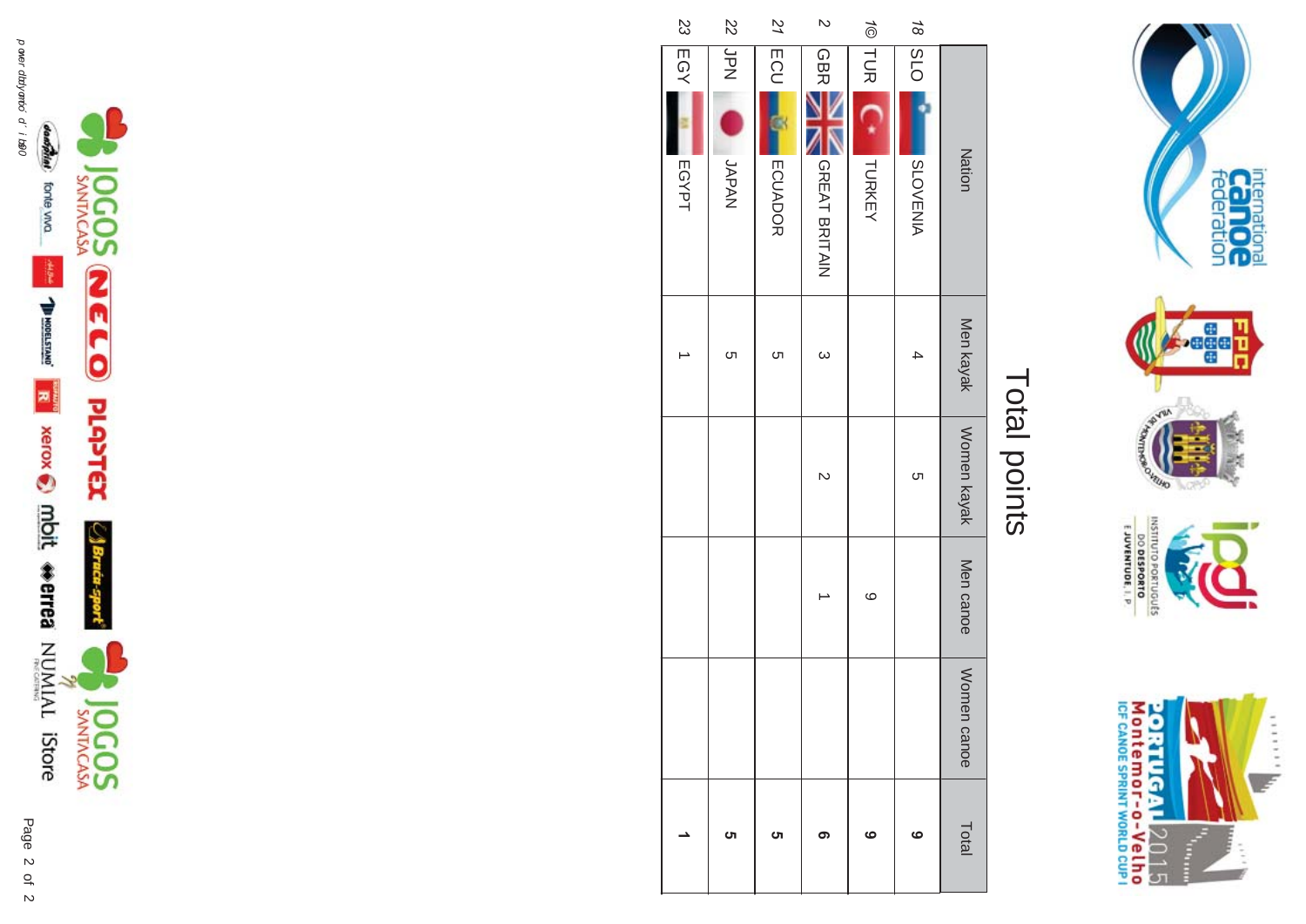# Total points

| | Nation | | Men kayak | Women kayak | Men canoe | Women canoe | Total |
|---|---|---|---|---|---|---|---|
| 18 | SLO | SLOVENIA | 4 | 5 | | | **9** |
| 1© | TUR | TURKEY | | | 9 | | **9** |
| 2 | GBR | GREAT BRITAIN | 3 | 2 | 1 | | **6** |
| 21 | ECU | ECUADOR | 5 | | | | **5** |
| 22 | JPN | JAPAN | 5 | | | | **5** |
| 23 | EGY | EGYPT | 1 | | | | **1** |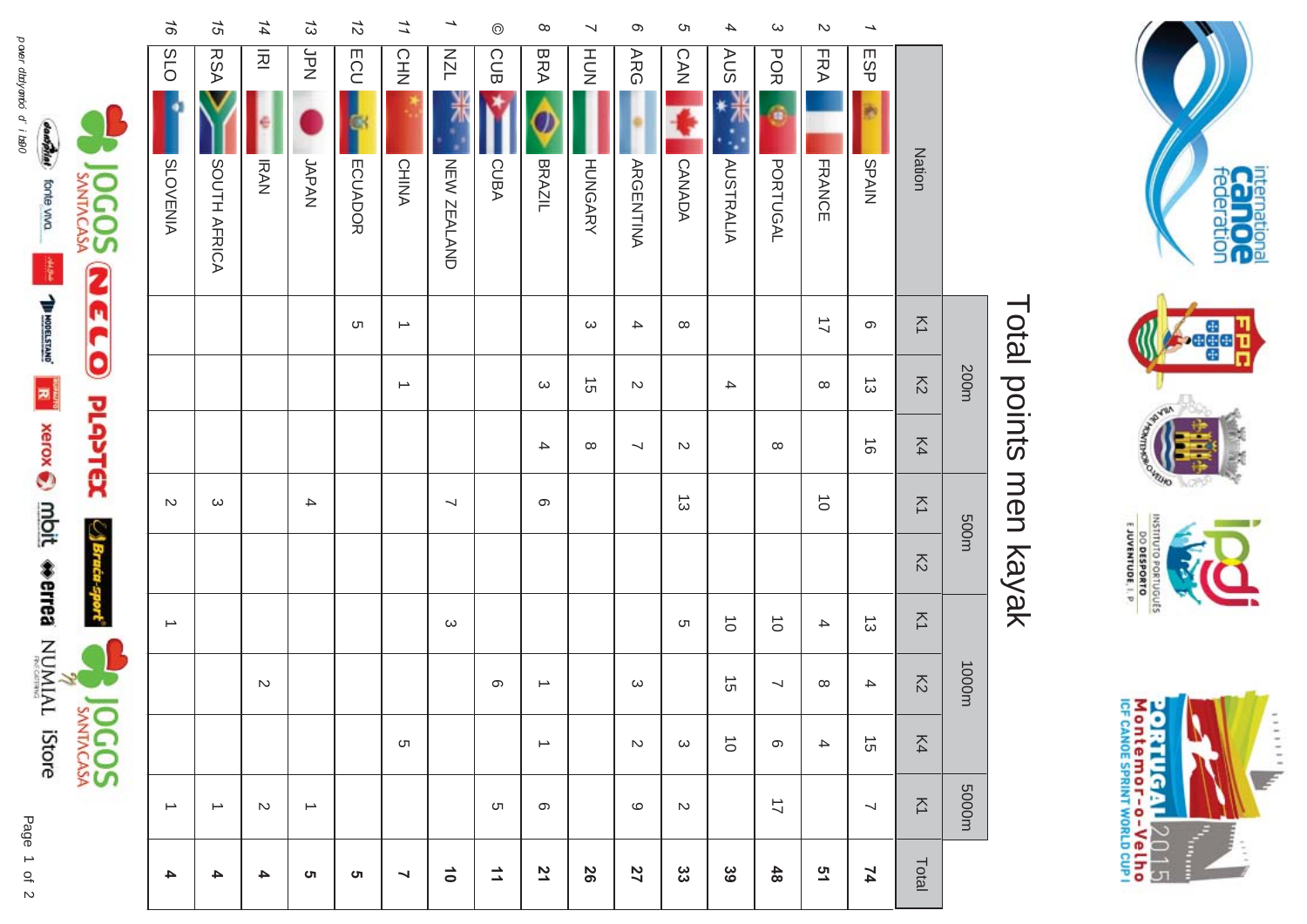# Total points men kayak

| | Nation | | 200m | | | 500m | | 1000m | | | 5000m | Total |
|---|---|---|---|---|---|---|---|---|---|---|---|---|
| | | | K1 | K2 | K4 | K1 | K2 | K1 | K2 | K4 | K1 | |
| 1 | ESP | SPAIN | 6 | 13 | 16 | | | 13 | 4 | 15 | 7 | **74** |
| 2 | FRA | FRANCE | 17 | 8 | | 10 | | 4 | 8 | 4 | | **51** |
| 3 | POR | PORTUGAL | | | 8 | | | 10 | 7 | 6 | 17 | **48** |
| 4 | AUS | AUSTRALIA | | 4 | | | | 10 | 15 | 10 | | **39** |
| 5 | CAN | CANADA | 8 | | 2 | 13 | | 5 | | 3 | 2 | **33** |
| 6 | ARG | ARGENTINA | 4 | 2 | 7 | | | | 3 | 2 | 9 | **27** |
| 7 | HUN | HUNGARY | 3 | 15 | 8 | | | | | | | **26** |
| 8 | BRA | BRAZIL | | 3 | 4 | 6 | | | 1 | 1 | 6 | **21** |
| 9 | CUB | CUBA | | | | | | | 6 | | 5 | **11** |
| 10 | NZL | NEW ZEALAND | | | | 7 | | 3 | | | | **10** |
| 11 | CHN | CHINA | 1 | 1 | | | | | | 5 | | **7** |
| 12 | ECU | ECUADOR | 5 | | | | | | | | | **5** |
| 13 | JPN | JAPAN | | | | 4 | | | | | 1 | **5** |
| 14 | IRI | IRAN | | | | | | | 2 | | 2 | **4** |
| 15 | RSA | SOUTH AFRICA | | | | 3 | | | | | 1 | **4** |
| 16 | SLO | SLOVENIA | | | | 2 | | 1 | | | 1 | **4** |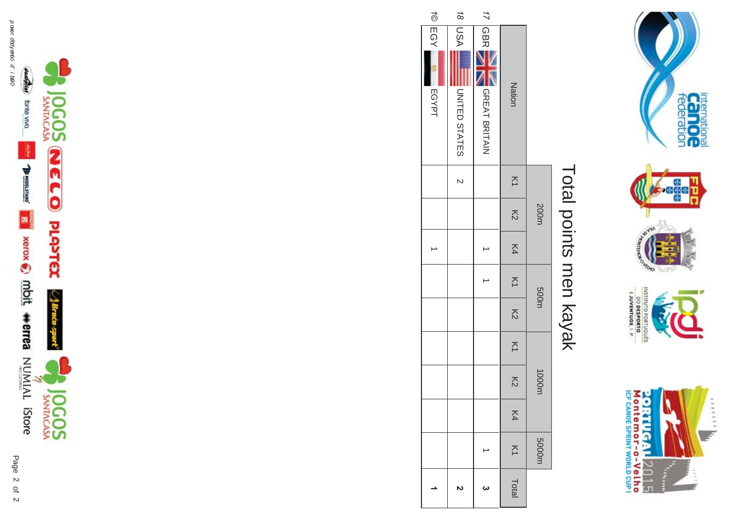# Total points men kayak

| | Nation | | 200m | | | 500m | | 1000m | | | 5000m | |
|---|---|---|---|---|---|---|---|---|---|---|---|---|
| | | | K1 | K2 | K4 | K1 | K2 | K1 | K2 | K4 | K1 | Total |
| 17 | GBR | GREAT BRITAIN | | | 1 | 1 | | | | | 1 | **3** |
| 18 | USA | UNITED STATES | 2 | | | | | | | | | **2** |
| 19 | EGY | EGYPT | | | 1 | | | | | | | **1** |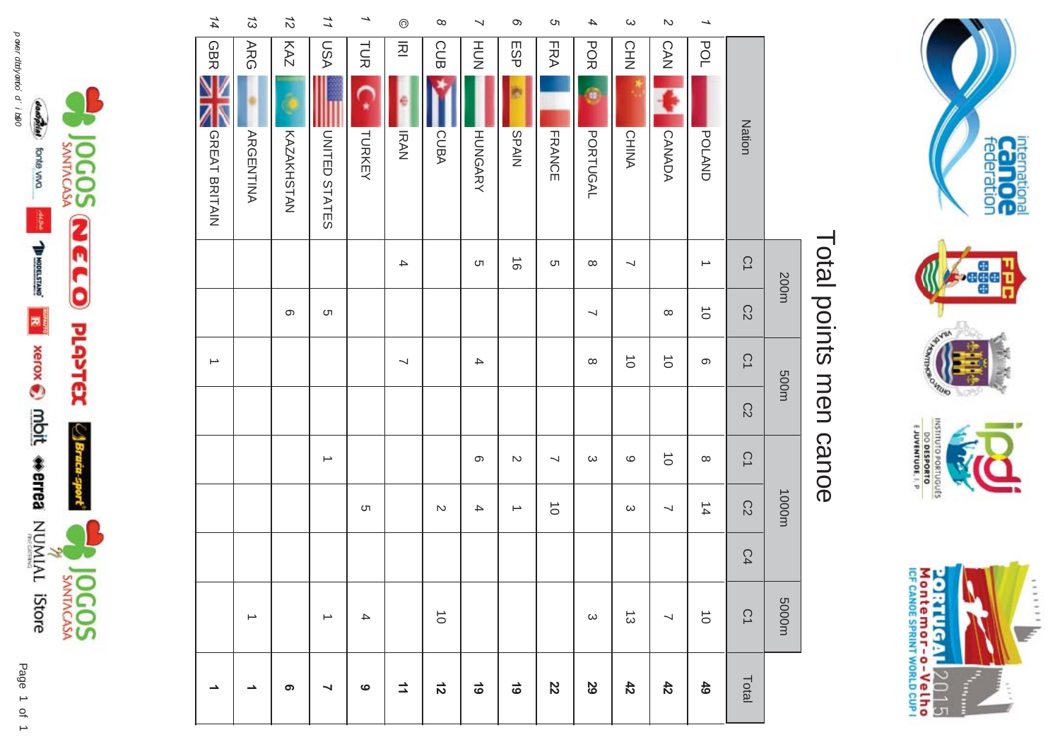# Total points men canoe

| | | Nation | 200m | | 500m | | 1000m | | | 5000m | Total |
|---|---|---|---|---|---|---|---|---|---|---|---|
| | | | C1 | C2 | C1 | C2 | C1 | C2 | C4 | C1 | |
| 1 | POL | POLAND | 1 | 10 | 6 | | 8 | 14 | | 10 | **49** |
| 2 | CAN | CANADA | | 8 | 10 | | 10 | 7 | | 7 | **42** |
| 3 | CHN | CHINA | 7 | | 10 | | 9 | 3 | | 13 | **42** |
| 4 | POR | PORTUGAL | 8 | 7 | 8 | | 3 | | | 3 | **29** |
| 5 | FRA | FRANCE | 5 | | | | 7 | 10 | | | **22** |
| 6 | ESP | SPAIN | 16 | | | | 2 | 1 | | | **19** |
| 7 | HUN | HUNGARY | 5 | | 4 | | 6 | 4 | | | **19** |
| 8 | CUB | CUBA | | | | | | 2 | | 10 | **12** |
| 9 | IRI | IRAN | 4 | | 7 | | | | | | **11** |
| 10 | TUR | TURKEY | | | | | | 5 | | 4 | **9** |
| 11 | USA | UNITED STATES | | 5 | | | 1 | | | 1 | **7** |
| 12 | KAZ | KAZAKHSTAN | | 6 | | | | | | | **6** |
| 13 | ARG | ARGENTINA | | | | | | | | 1 | **1** |
| 14 | GBR | GREAT BRITAIN | | | 1 | | | | | | **1** |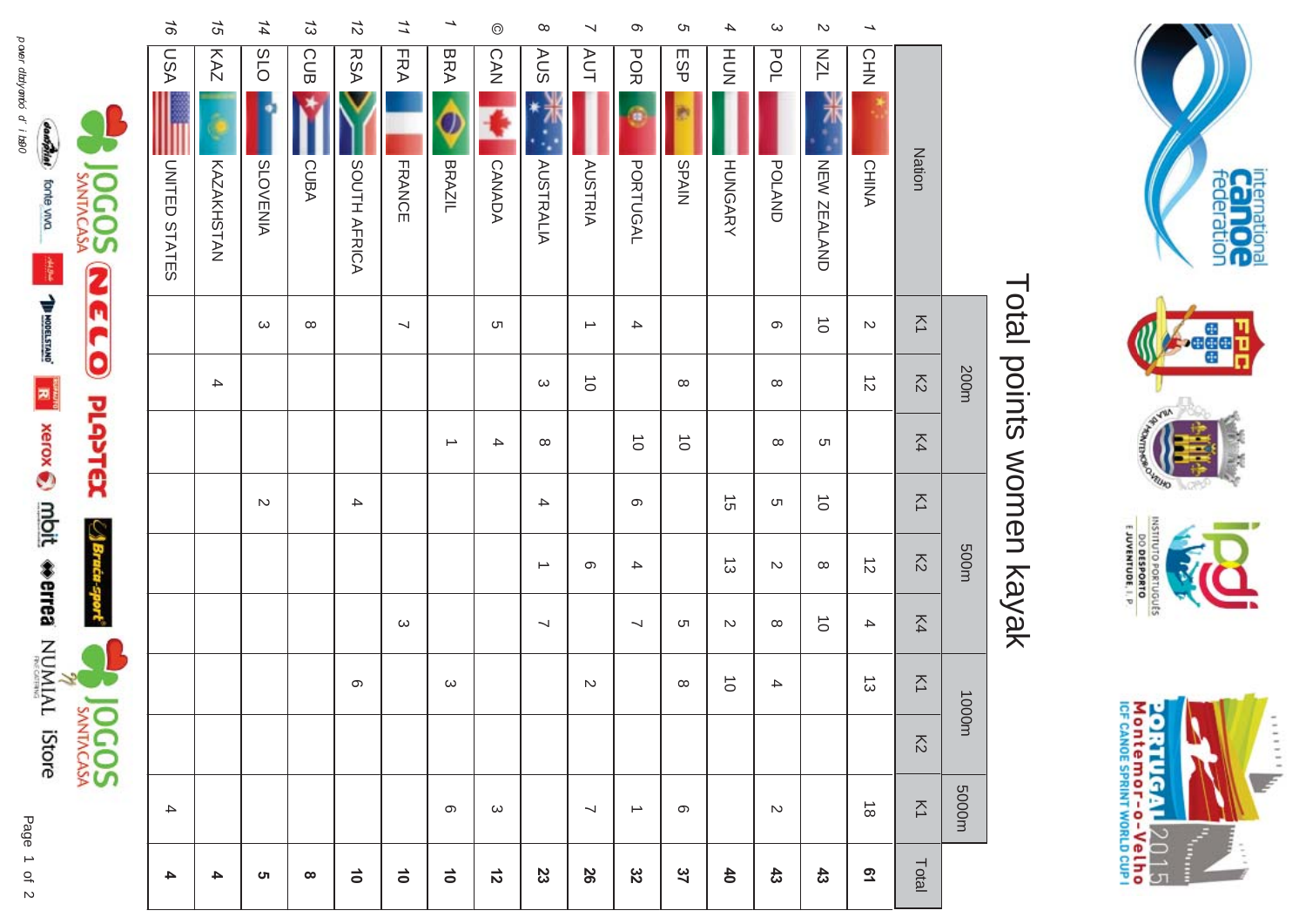# Total points women kayak

| Rank | Nation | | | 200m | | | 500m | | | 1000m | | 5000m | Total |
|---|---|---|---|---|---|---|---|---|---|---|---|---|---|
| | | | | K1 | K2 | K4 | K1 | K2 | K4 | K1 | K2 | K1 | |
| 1 | CHN | | CHINA | 2 | 12 | | | 12 | 4 | 13 | | 18 | **61** |
| 2 | NZL | | NEW ZEALAND | 10 | | 5 | 10 | 8 | 10 | | | | **43** |
| 3 | POL | | POLAND | 6 | 8 | 8 | 5 | 2 | 8 | 4 | | 2 | **43** |
| 4 | HUN | | HUNGARY | | | | 15 | 13 | 2 | 10 | | | **40** |
| 5 | ESP | | SPAIN | | 8 | 10 | | | 5 | 8 | | 6 | **37** |
| 6 | POR | | PORTUGAL | 4 | | 10 | 6 | 4 | 7 | | | 1 | **32** |
| 7 | AUT | | AUSTRIA | 1 | 10 | | | 6 | | 2 | | 7 | **26** |
| 8 | AUS | | AUSTRALIA | | 3 | 8 | 4 | 1 | 7 | | | | **23** |
| 9 | CAN | | CANADA | 5 | | 4 | | | | | | 3 | **12** |
| 10 | BRA | | BRAZIL | | | 1 | | | | 3 | | 6 | **10** |
| 11 | FRA | | FRANCE | 7 | | | | | 3 | | | | **10** |
| 12 | RSA | | SOUTH AFRICA | | | | 4 | | | 6 | | | **10** |
| 13 | CUB | | CUBA | 8 | | | | | | | | | **8** |
| 14 | SLO | | SLOVENIA | 3 | | | 2 | | | | | | **5** |
| 15 | KAZ | | KAZAKHSTAN | | 4 | | | | | | | | **4** |
| 16 | USA | | UNITED STATES | | | | | | | | | 4 | **4** |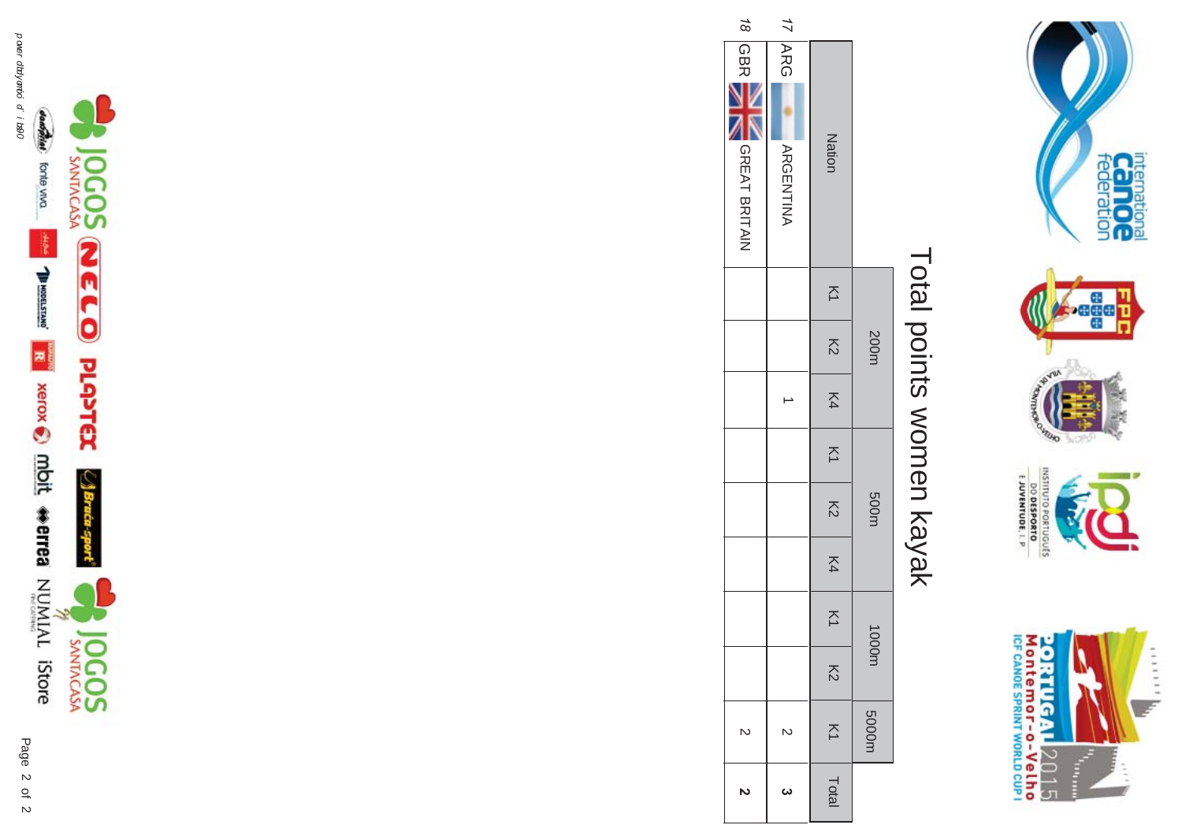# Total points women kayak

| | Nation | 200m | | | 500m | | | 1000m | | 5000m | Total |
|---|---|---|---|---|---|---|---|---|---|---|---|
| | | K1 | K2 | K4 | K1 | K2 | K4 | K1 | K2 | K1 | |
| 17 | ARG ARGENTINA | | | 1 | | | | | | 2 | **3** |
| 18 | GBR GREAT BRITAIN | | | | | | | | | 2 | **2** |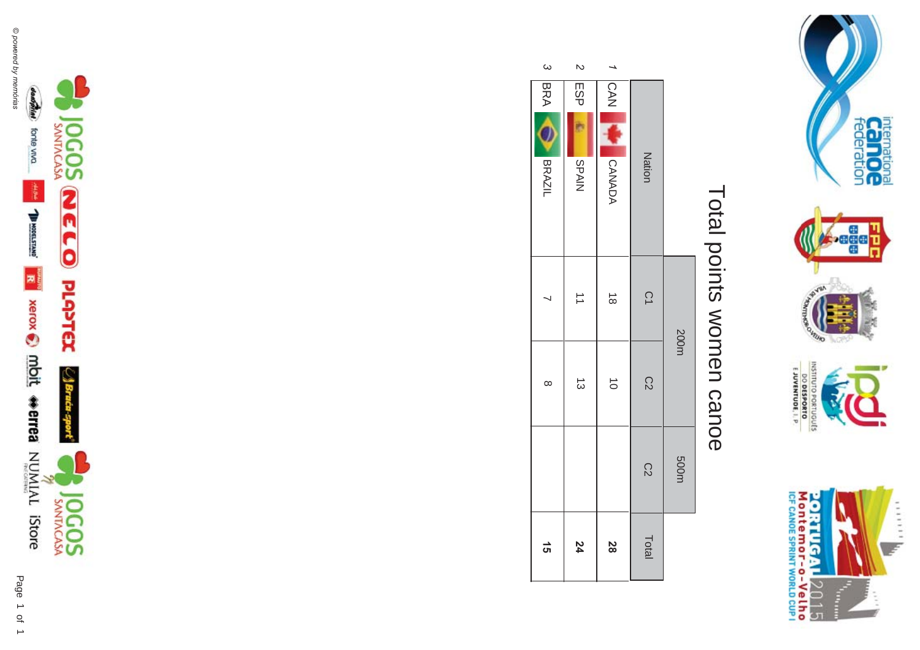# Total points women canoe

| | Nation | | 200m | | 500m | Total |
|---|---|---|---|---|---|---|
| | | | C1 | C2 | C2 | |
| 1 | CAN | CANADA | 18 | 10 | | **28** |
| 2 | ESP | SPAIN | 11 | 13 | | **24** |
| 3 | BRA | BRAZIL | 7 | 8 | | **15** |

© powered by memórias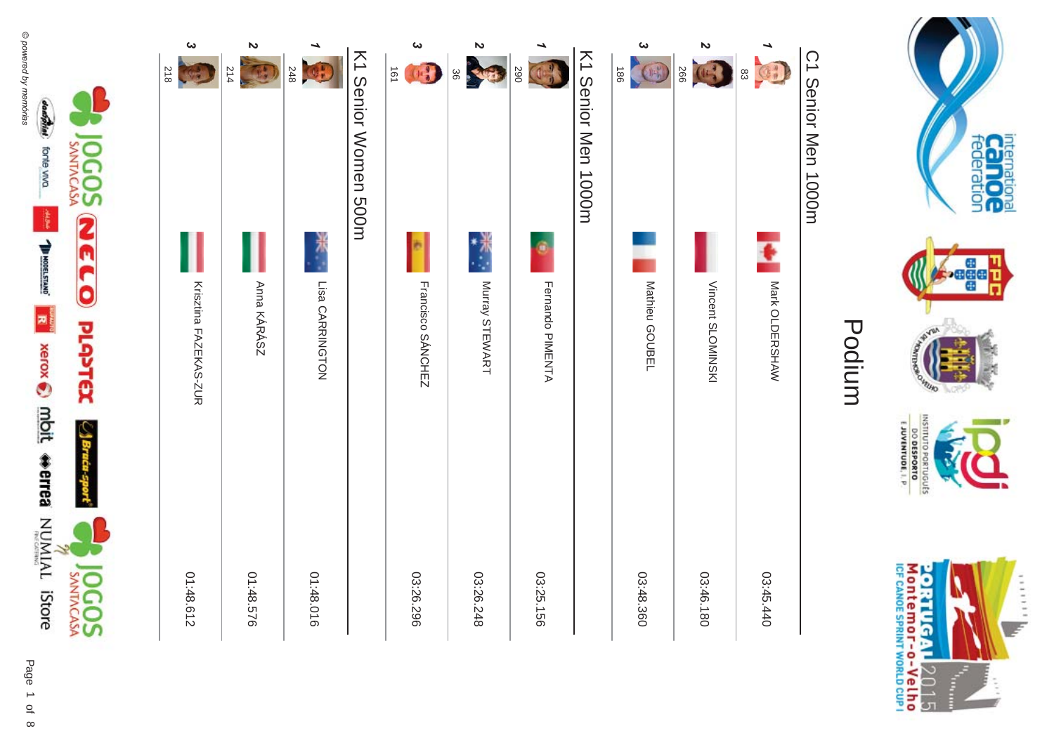# Podium

## C1 Senior Men 1000m

| Rank | Bib | Name | Time |
|---|---|---|---|
| 1 | 83 | Mark OLDERSHAW | 03:45.440 |
| 2 | 266 | Vincent SLOMINSKI | 03:46.180 |
| 3 | 186 | Mathieu GOUBEL | 03:48.360 |

## K1 Senior Men 1000m

| Rank | Bib | Name | Time |
|---|---|---|---|
| 1 | 290 | Fernando PIMENTA | 03:25.156 |
| 2 | 36 | Murray STEWART | 03:26.248 |
| 3 | 161 | Francisco SÁNCHEZ | 03:26.296 |

## K1 Senior Women 500m

| Rank | Bib | Name | Time |
|---|---|---|---|
| 1 | 248 | Lisa CARRINGTON | 01:48.016 |
| 2 | 214 | Anna KÁRÁSZ | 01:48.576 |
| 3 | 218 | Krisztina FAZEKAS-ZUR | 01:48.612 |

© powered by memórias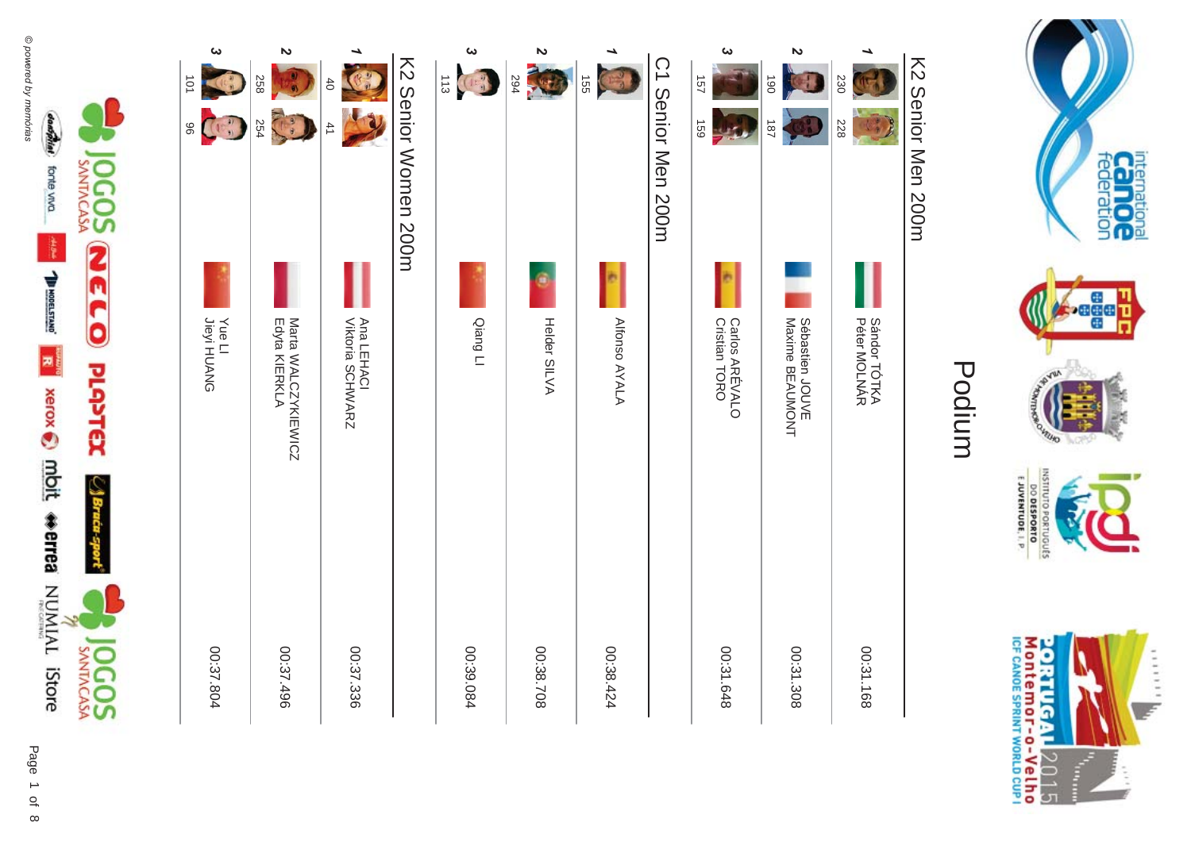# Podium

## K2 Senior Men 200m

| Rank | Bib | Name | Time |
|---|---|---|---|
| 1 | 230 / 228 | Sándor TÓTKA / Péter MOLNÁR | 00:31.168 |
| 2 | 190 / 187 | Sébastien JOUVE / Maxime BEAUMONT | 00:31.308 |
| 3 | 157 / 159 | Carlos ARÉVALO / Cristian TORO | 00:31.648 |

## C1 Senior Men 200m

| Rank | Bib | Name | Time |
|---|---|---|---|
| 1 | 155 | Alfonso AYALA | 00:38.424 |
| 2 | 294 | Helder SILVA | 00:38.708 |
| 3 | 113 | Qiang LI | 00:39.084 |

## K2 Senior Women 200m

| Rank | Bib | Name | Time |
|---|---|---|---|
| 1 | 40 / 41 | Ana LEHACI / Viktoria SCHWARZ | 00:37.336 |
| 2 | 258 / 254 | Marta WALCZYKIEWICZ / Edyta KIERKLA | 00:37.496 |
| 3 | 101 / 96 | Yue LI / Jieyi HUANG | 00:37.804 |

© powered by memórias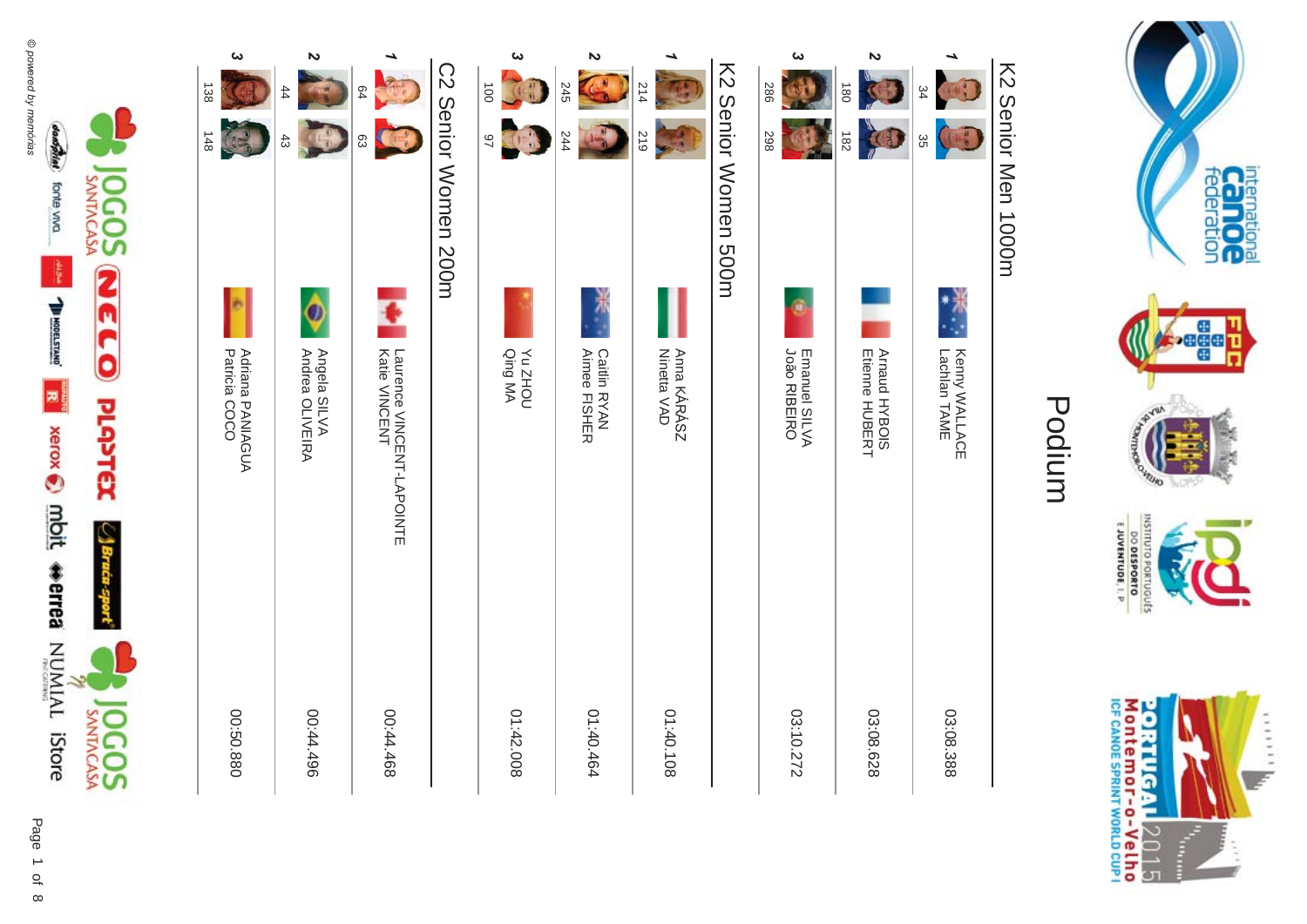# Podium

## K2 Senior Men 1000m

| Rank | Bib | Country | Names | Time |
|---|---|---|---|---|
| 1 | 34 / 35 | AUS | Kenny WALLACE / Lachlan TAME | 03:08.388 |
| 2 | 180 / 182 | FRA | Arnaud HYBOIS / Etienne HUBERT | 03:08.628 |
| 3 | 286 / 298 | POR | Emanuel SILVA / João RIBEIRO | 03:10.272 |

## K2 Senior Women 500m

| Rank | Bib | Country | Names | Time |
|---|---|---|---|---|
| 1 | 214 / 219 | HUN | Anna KÁRÁSZ / Ninetta VAD | 01:40.108 |
| 2 | 245 / 244 | NZL | Caitlin RYAN / Aimee FISHER | 01:40.464 |
| 3 | 100 / 97 | CHN | Yu ZHOU / Qing MA | 01:42.008 |

## C2 Senior Women 200m

| Rank | Bib | Country | Names | Time |
|---|---|---|---|---|
| 1 | 64 / 63 | CAN | Laurence VINCENT-LAPOINTE / Katie VINCENT | 00:44.468 |
| 2 | 44 / 43 | BRA | Angela SILVA / Andrea OLIVEIRA | 00:44.496 |
| 3 | 138 / 148 | ESP | Adriana PANIAGUA / Patricia COCO | 00:50.880 |

© powered by memórias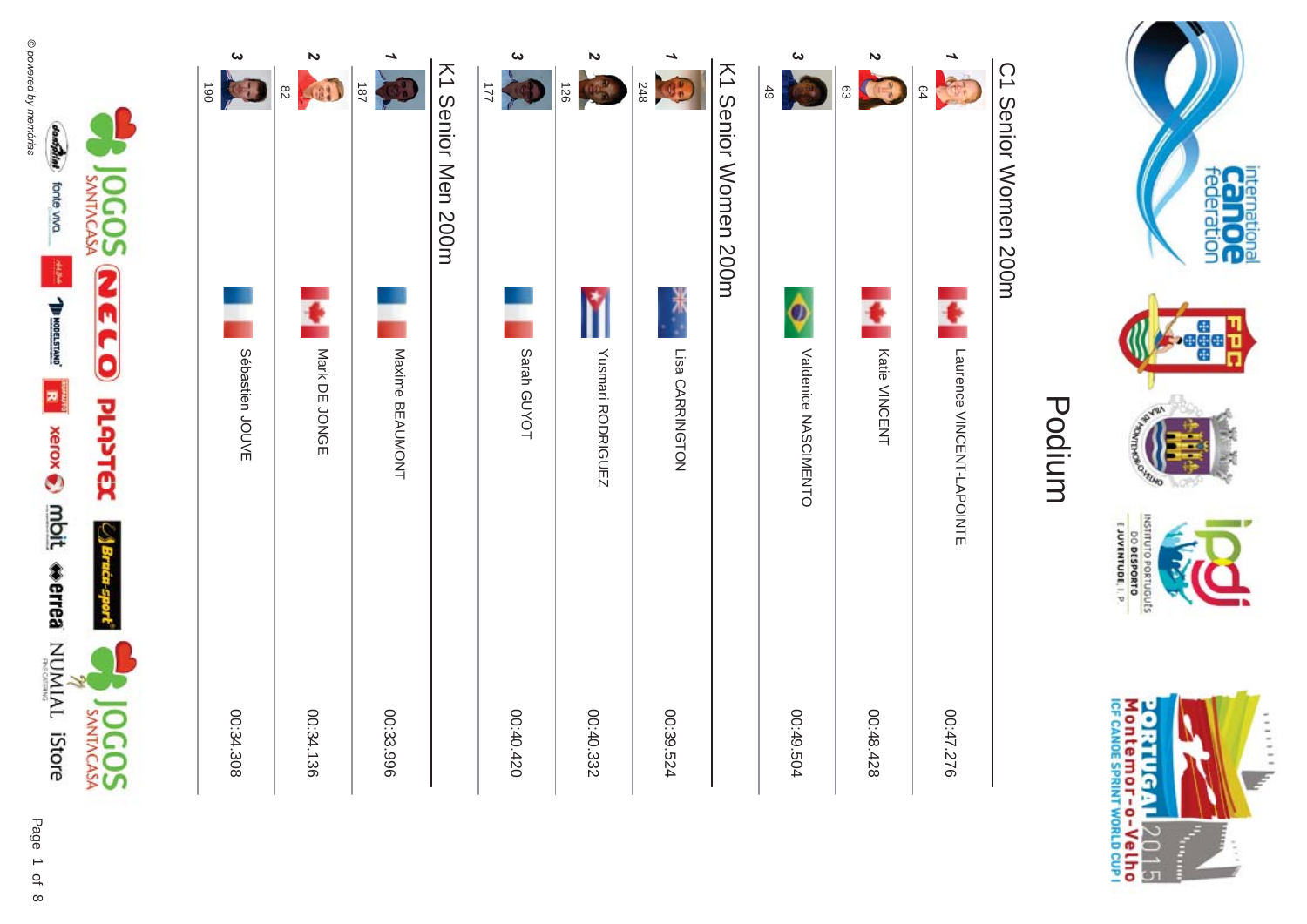# Podium

## C1 Senior Women 200m

| Rank | Bib | Name | Time |
|---|---|---|---|
| 1 | 64 | Laurence VINCENT-LAPOINTE | 00:47.276 |
| 2 | 63 | Katie VINCENT | 00:48.428 |
| 3 | 49 | Valdenice NASCIMENTO | 00:49.504 |

## K1 Senior Women 200m

| Rank | Bib | Name | Time |
|---|---|---|---|
| 1 | 248 | Lisa CARRINGTON | 00:39.524 |
| 2 | 126 | Yusmari RODRIGUEZ | 00:40.332 |
| 3 | 177 | Sarah GUYOT | 00:40.420 |

## K1 Senior Men 200m

| Rank | Bib | Name | Time |
|---|---|---|---|
| 1 | 187 | Maxime BEAUMONT | 00:33.996 |
| 2 | 82 | Mark DE JONGE | 00:34.136 |
| 3 | 190 | Sébastien JOUVE | 00:34.308 |

© powered by memórias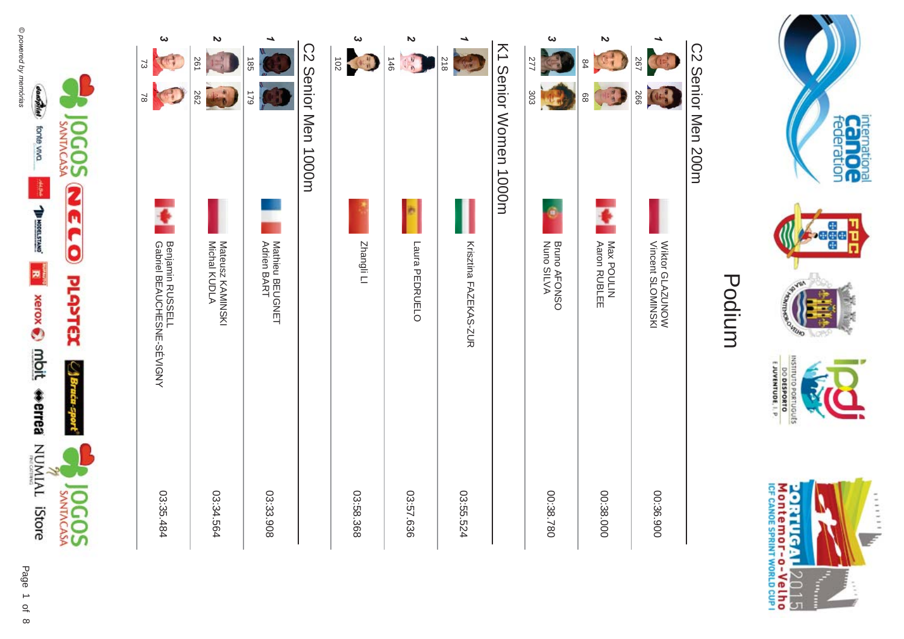# Podium

## C2 Senior Men 200m

| Rank | Bib | Name | Time |
|---|---|---|---|
| 1 | 267 / 266 | Wiktor GLAZUNOW<br>Vincent SLOMINSKI | 00:36.900 |
| 2 | 84 / 68 | Max POULIN<br>Aaron RUBLEE | 00:38.000 |
| 3 | 277 / 303 | Bruno AFONSO<br>Nuno SILVA | 00:38.780 |

## K1 Senior Women 1000m

| Rank | Bib | Name | Time |
|---|---|---|---|
| 1 | 218 | Krisztina FAZEKAS-ZUR | 03:55.524 |
| 2 | 146 | Laura PEDRUELO | 03:57.636 |
| 3 | 102 | Zhangli LI | 03:58.368 |

## C2 Senior Men 1000m

| Rank | Bib | Name | Time |
|---|---|---|---|
| 1 | 185 / 179 | Mathieu BEUGNET<br>Adrien BART | 03:33.908 |
| 2 | 261 / 262 | Mateusz KAMINSKI<br>Michal KUDLA | 03:34.564 |
| 3 | 73 / 78 | Benjamin RUSSELL<br>Gabriel BEAUCHESNE-SÉVIGNY | 03:35.484 |

© powered by memórias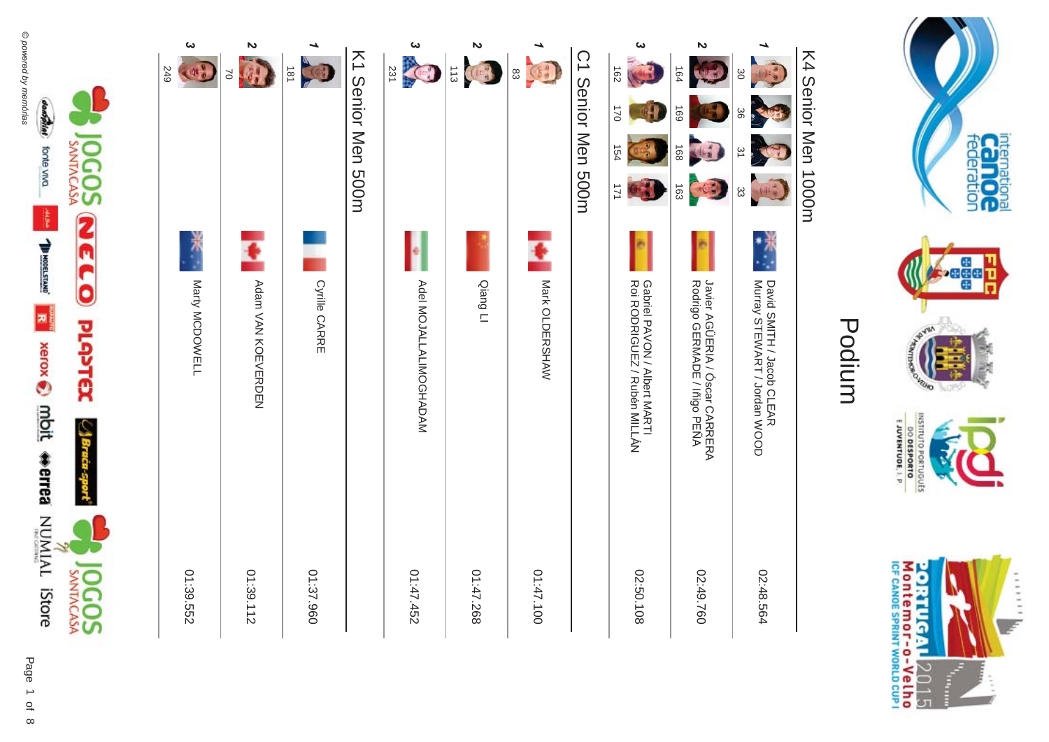# Podium

## K4 Senior Men 1000m

| Rank | Bib | Nation | Name | Time |
|---|---|---|---|---|
| 1 | 30 36 31 33 | AUS | David SMITH / Jacob CLEAR / Murray STEWART / Jordan WOOD | 02:48.564 |
| 2 | 164 169 168 163 | ESP | Javier AGÜERIA / Óscar CARRERA / Rodrigo GERMADE / Iñigo PEÑA | 02:49.760 |
| 3 | 162 170 154 171 | ESP | Gabriel PAVON / Albert MARTI / Roi RODRIGUEZ / Rubén MILLÁN | 02:50.108 |

## C1 Senior Men 500m

| Rank | Bib | Nation | Name | Time |
|---|---|---|---|---|
| 1 | 83 | CAN | Mark OLDERSHAW | 01:47.100 |
| 2 | 113 | CHN | Qiang LI | 01:47.268 |
| 3 | 231 | IRI | Adel MOJALLALIMOGHADAM | 01:47.452 |

## K1 Senior Men 500m

| Rank | Bib | Nation | Name | Time |
|---|---|---|---|---|
| 1 | 181 | FRA | Cyrille CARRE | 01:37.960 |
| 2 | 70 | CAN | Adam VAN KOEVERDEN | 01:39.112 |
| 3 | 249 | NZL | Marty MCDOWELL | 01:39.552 |

© powered by memórias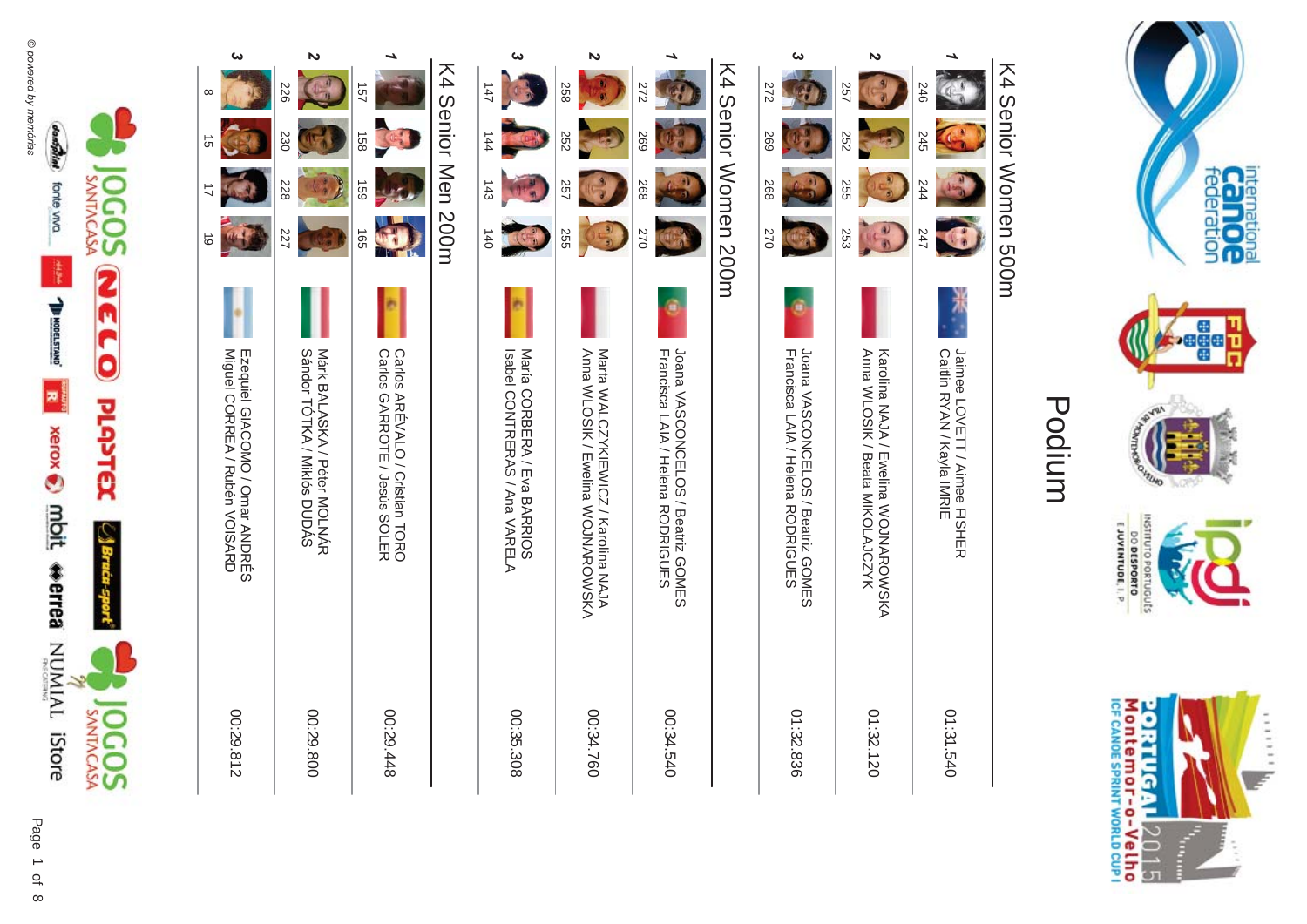# Podium

## K4 Senior Women 500m

| Rank | Bibs | Crew | Time |
|---|---|---|---|
| 1 | 246 245 244 247 | Jaimee LOVETT / Aimee FISHER<br>Caitlin RYAN / Kayla IMRIE | 01:31.540 |
| 2 | 257 252 255 253 | Karolina NAJA / Ewelina WOJNAROWSKA<br>Anna WLOSIK / Beata MIKOLAJCZYK | 01:32.120 |
| 3 | 272 269 268 270 | Joana VASCONCELOS / Beatriz GOMES<br>Francisca LAIA / Helena RODRIGUES | 01:32.836 |

## K4 Senior Women 200m

| Rank | Bibs | Crew | Time |
|---|---|---|---|
| 1 | 272 269 268 270 | Joana VASCONCELOS / Beatriz GOMES<br>Francisca LAIA / Helena RODRIGUES | 00:34.540 |
| 2 | 258 252 257 255 | Marta WALCZYKIEWICZ / Karolina NAJA<br>Anna WLOSIK / Ewelina WOJNAROWSKA | 00:34.760 |
| 3 | 147 144 143 140 | Maria CORBERA / Eva BARRIOS<br>Isabel CONTRERAS / Ana VARELA | 00:35.308 |

## K4 Senior Men 200m

| Rank | Bibs | Crew | Time |
|---|---|---|---|
| 1 | 157 158 159 165 | Carlos ARÉVALO / Cristian TORO<br>Carlos GARROTE / Jesús SOLER | 00:29.448 |
| 2 | 226 230 228 227 | Márk BALASKA / Péter MOLNÁR<br>Sándor TÓTKA / Miklós DUDÁS | 00:29.800 |
| 3 | 8 15 17 19 | Ezequiel GIACOMO / Omar ANDRÉS<br>Miguel CORREA / Rubén VOISARD | 00:29.812 |

© powered by memórias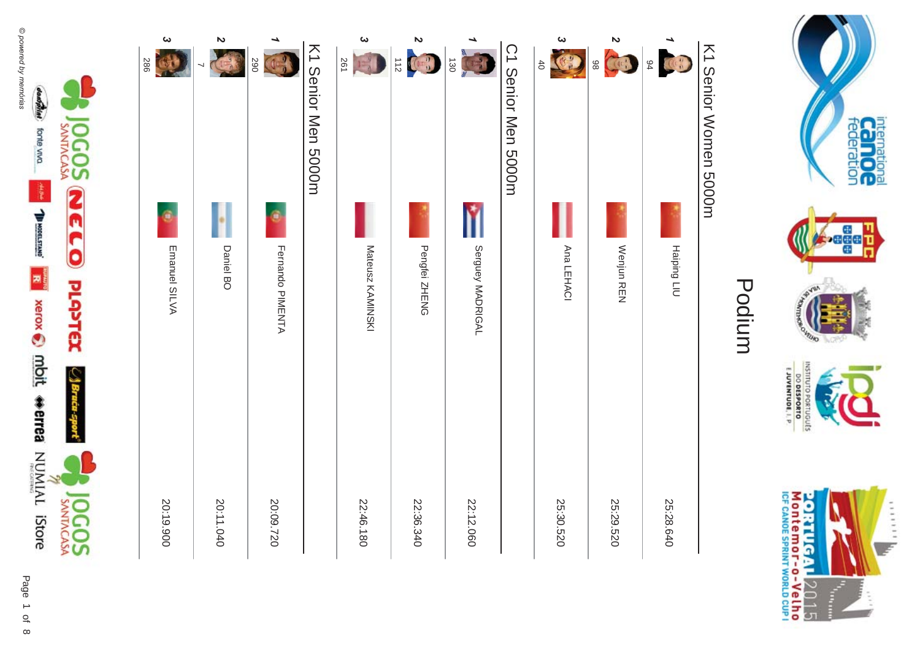# Podium

## K1 Senior Women 5000m

| Rank | Bib | Name | Time |
|---|---|---|---|
| 1 | 94 | Haiping LIU | 25:28.640 |
| 2 | 98 | Wenjun REN | 25:29.520 |
| 3 | 40 | Ana LEHACI | 25:30.520 |

## C1 Senior Men 5000m

| Rank | Bib | Name | Time |
|---|---|---|---|
| 1 | 130 | Serguey MADRIGAL | 22:12.060 |
| 2 | 112 | Pengfei ZHENG | 22:36.340 |
| 3 | 261 | Mateusz KAMINSKI | 22:46.180 |

## K1 Senior Men 5000m

| Rank | Bib | Name | Time |
|---|---|---|---|
| 1 | 290 | Fernando PIMENTA | 20:09.720 |
| 2 | 7 | Daniel BO | 20:11.040 |
| 3 | 286 | Emanuel SILVA | 20:19.900 |

© powered by memórias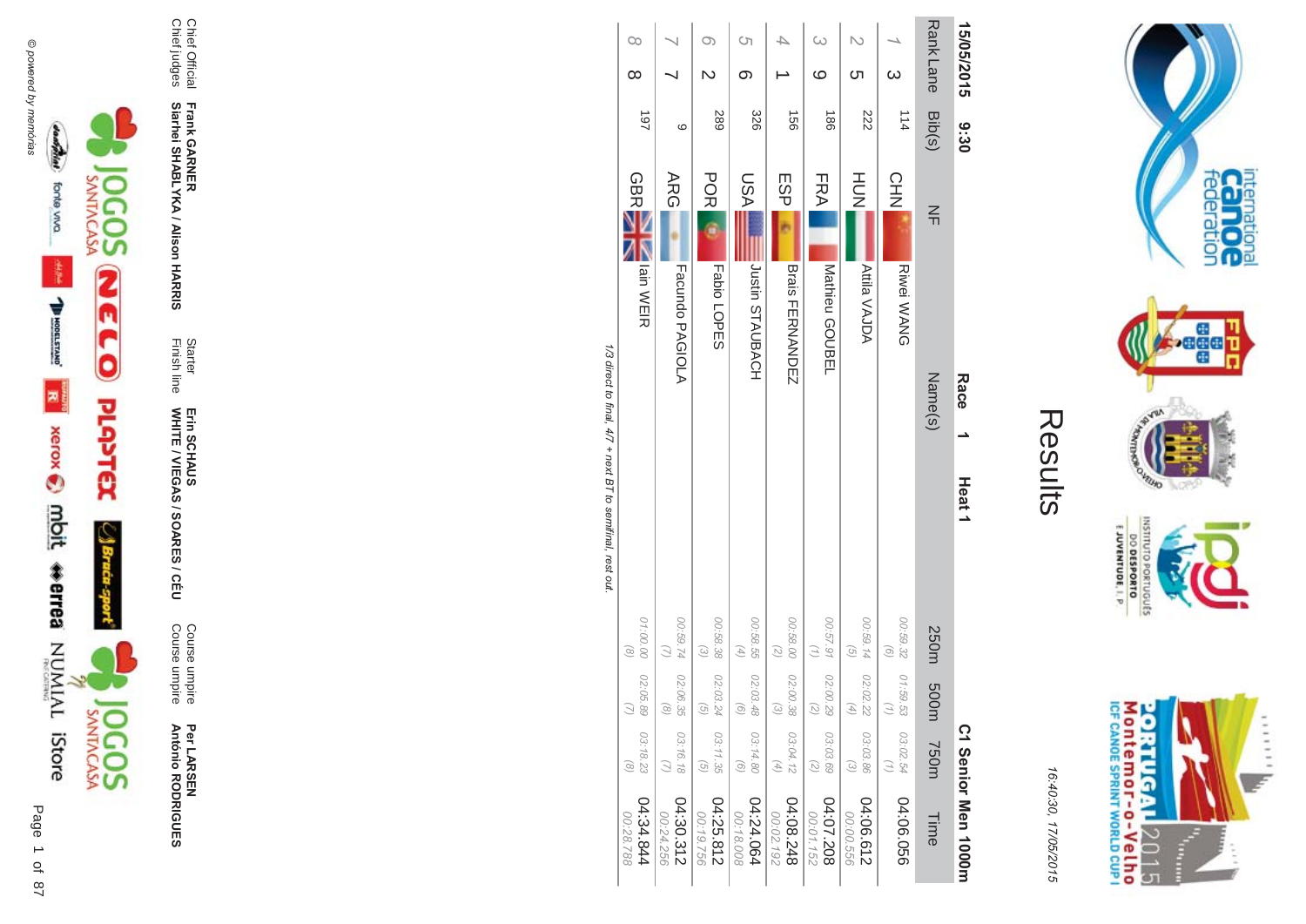# Results

16:40:30, 17/05/2015

**15/05/2015 9:30** **Race 1** **Heat 1** **C1 Senior Men 1000m**

| Rank | Lane | Bib(s) | NF | Name(s) | 250m | 500m | 750m | Time |
|---|---|---|---|---|---|---|---|---|
| 1 | 3 | 114 | CHN | Riwei WANG | 00:59.32 (6) | 01:59.53 (1) | 03:02.54 (1) | 04:06.056 |
| 2 | 5 | 222 | HUN | Attila VAJDA | 00:59.14 (5) | 02:02.22 (4) | 03:03.86 (3) | 04:06.612 00:00.556 |
| 3 | 9 | 186 | FRA | Mathieu GOUBEL | 00:57.91 (1) | 02:00.29 (2) | 03:03.69 (2) | 04:07.208 00:01.152 |
| 4 | 1 | 156 | ESP | Brais FERNANDEZ | 00:58.00 (2) | 02:00.38 (3) | 03:04.12 (4) | 04:08.248 00:02.192 |
| 5 | 6 | 326 | USA | Justin STAUBACH | 00:58.55 (4) | 02:03.48 (6) | 03:14.80 (6) | 04:24.064 00:18.008 |
| 6 | 2 | 289 | POR | Fabio LOPES | 00:58.38 (3) | 02:03.24 (5) | 03:11.35 (5) | 04:25.812 00:19.756 |
| 7 | 7 | 9 | ARG | Facundo PAGIOLA | 00:59.74 (7) | 02:06.35 (8) | 03:16.18 (7) | 04:30.312 00:24.256 |
| 8 | 8 | 197 | GBR | Iain WEIR | 01:00.00 (8) | 02:05.89 (7) | 03:18.23 (8) | 04:34.844 00:28.788 |

*1/3 direct to final, 4/7 + next BT to semifinal, rest out.*

| | | | | | |
|---|---|---|---|---|---|
| Chief Official | **Frank GARNER** | Starter | **Erin SCHAUS** | Course umpire | **Per LARSEN** |
| Chief judges | **Siarhei SHABLYKA / Alison HARRIS** | Finish line | **WHITE / VIEGAS / SOARES / CÉU** | Course umpire | **António RODRIGUES** |

© powered by memórias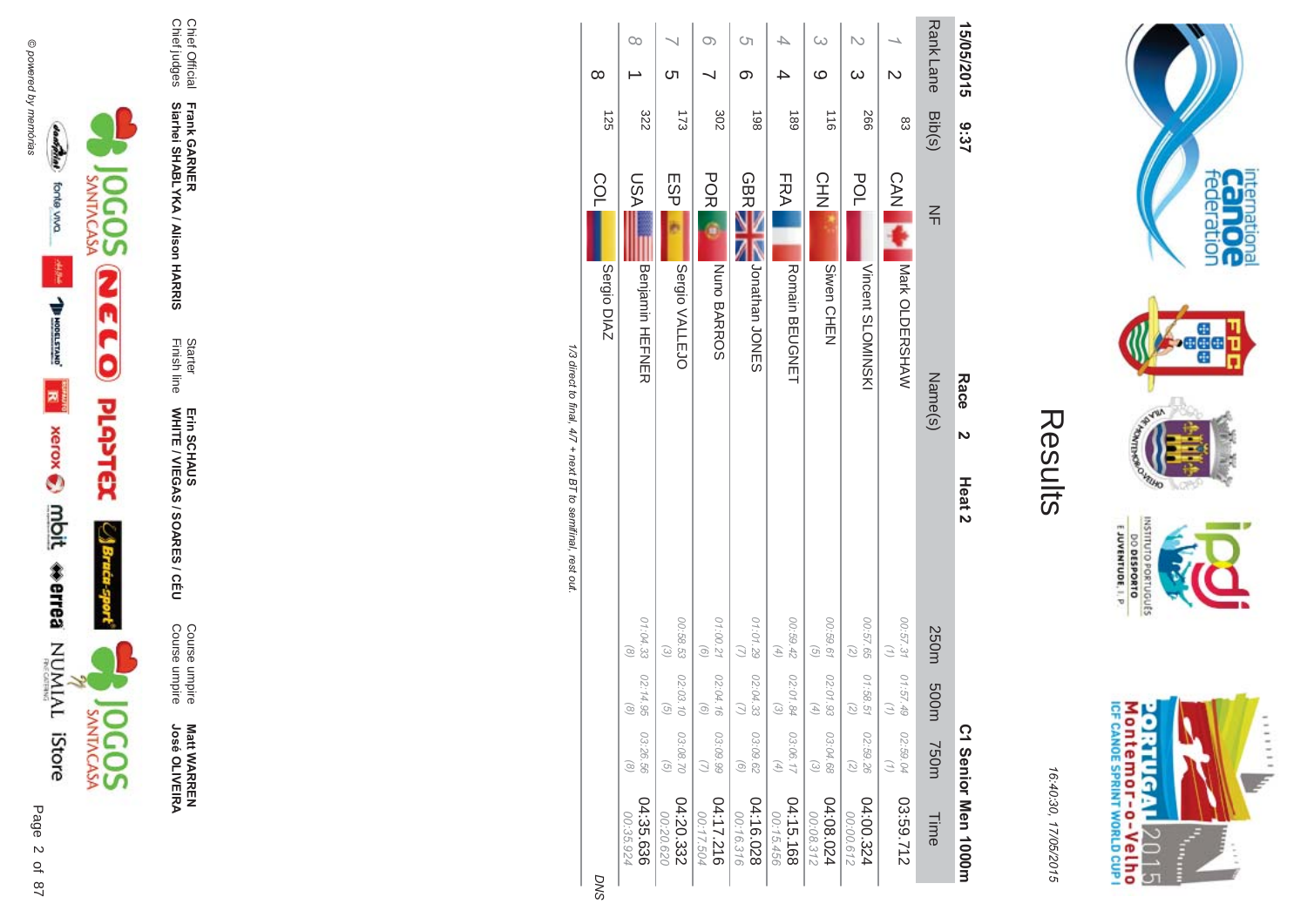# Results

16:40:30, 17/05/2015

15/05/2015 9:37

**Race 2 Heat 2**

**C1 Senior Men 1000m**

| Rank | Lane | Bib(s) | NF | Name(s) | 250m | 500m | 750m | Time |
|---|---|---|---|---|---|---|---|---|
| 1 | 2 | 83 | CAN | Mark OLDERSHAW | 00:57.31 (1) | 01:57.49 (1) | 02:59.04 (1) | 03:59.712 |
| 2 | 3 | 266 | POL | Vincent SLOMINSKI | 00:57.65 (2) | 01:58.51 (2) | 02:59.26 (2) | 04:00.324 00:00.612 |
| 3 | 9 | 116 | CHN | Siwen CHEN | 00:59.61 (5) | 02:01.93 (4) | 03:04.68 (3) | 04:08.024 00:08.312 |
| 4 | 4 | 189 | FRA | Romain BEUGNET | 00:59.42 (4) | 02:01.84 (3) | 03:06.17 (4) | 04:15.168 00:15.456 |
| 5 | 6 | 198 | GBR | Jonathan JONES | 01:01.29 (7) | 02:04.33 (7) | 03:09.62 (6) | 04:16.028 00:16.316 |
| 6 | 7 | 302 | POR | Nuno BARROS | 01:00.21 (6) | 02:04.16 (6) | 03:09.99 (7) | 04:17.216 00:17.504 |
| 7 | 5 | 173 | ESP | Sergio VALLEJO | 00:58.53 (3) | 02:03.10 (5) | 03:08.70 (5) | 04:20.332 00:20.620 |
| 8 | 1 | 322 | USA | Benjamin HEFNER | 01:04.33 (8) | 02:14.96 (8) | 03:26.56 (8) | 04:35.636 00:35.924 |
|  | 8 | 125 | COL | Sergio DIAZ |  |  |  | DNS |

*1/3 direct to final, 4/7 + next BT to semifinal, rest out.*

| | | | | | |
|---|---|---|---|---|---|
| Chief Official | **Frank GARNER** | Starter | **Erin SCHAUS** | Course umpire | **Matt WARREN** |
| Chief judges | **Siarhei SHABLYKA / Alison HARRIS** | Finish line | **WHITE / VIEGAS / SOARES / CÉU** | Course umpire | **José OLIVEIRA** |

© powered by memórias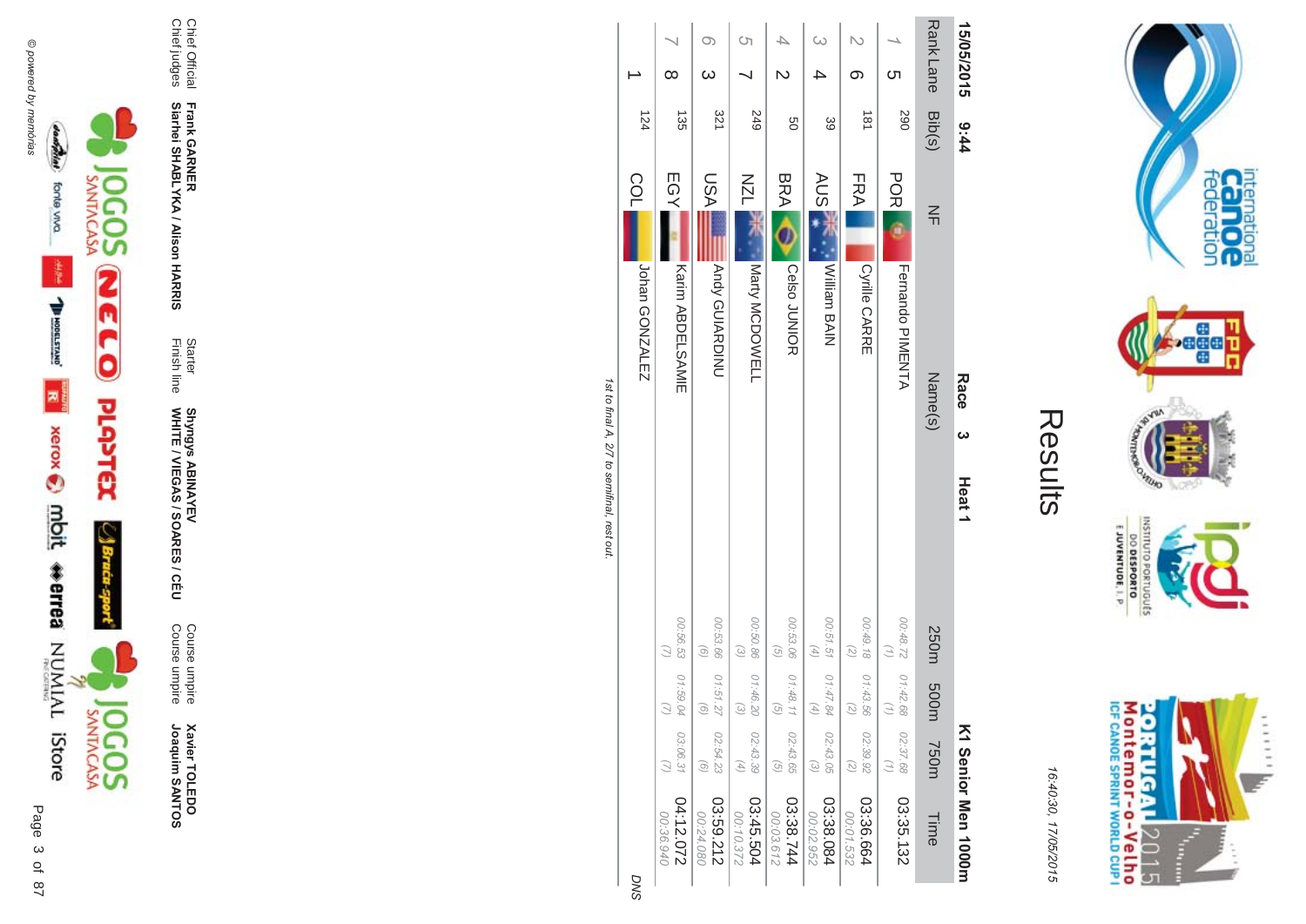# Results

16:40:30, 17/05/2015

15/05/2015 9:44 **Race 3 Heat 1** **K1 Senior Men 1000m**

| Rank | Lane | Bib(s) | NF | Name(s) | 250m | 500m | 750m | Time |
|---|---|---|---|---|---|---|---|---|
| 1 | 5 | 290 | POR | Fernando PIMENTA | 00:48.72 (1) | 01:42.68 (1) | 02:37.68 (1) | 03:35.132 |
| 2 | 6 | 181 | FRA | Cyrille CARRE | 00:49.18 (2) | 01:43.56 (2) | 02:39.92 (2) | 03:36.664 00:01.532 |
| 3 | 4 | 39 | AUS | William BAIN | 00:51.51 (4) | 01:47.84 (4) | 02:43.05 (3) | 03:38.084 00:02.952 |
| 4 | 2 | 50 | BRA | Celso JUNIOR | 00:53.06 (5) | 01:48.11 (5) | 02:43.65 (5) | 03:38.744 00:03.612 |
| 5 | 7 | 249 | NZL | Marty MCDOWELL | 00:50.86 (3) | 01:46.20 (3) | 02:43.39 (4) | 03:45.504 00:10.372 |
| 6 | 3 | 321 | USA | Andy GUIARDINU | 00:53.66 (6) | 01:51.27 (6) | 02:54.23 (6) | 03:59.212 00:24.080 |
| 7 | 8 | 135 | EGY | Karim ABDELSAMIE | 00:56.53 (7) | 01:59.04 (7) | 03:06.31 (7) | 04:12.072 00:36.940 |
| | 1 | 124 | COL | Johan GONZALEZ | | | | DNS |

*1st to final A, 2/7 to semifinal, rest out.*

Chief Official **Frank GARNER**
Chief judges **Siarhei SHABLYKA / Alison HARRIS**
Starter **Shyngys ABINAYEV**
Finish line **WHITE / VIEGAS / SOARES / CÉU**
Course umpire **Xavier TOLEDO**
Course umpire **Joaquim SANTOS**

© powered by memórias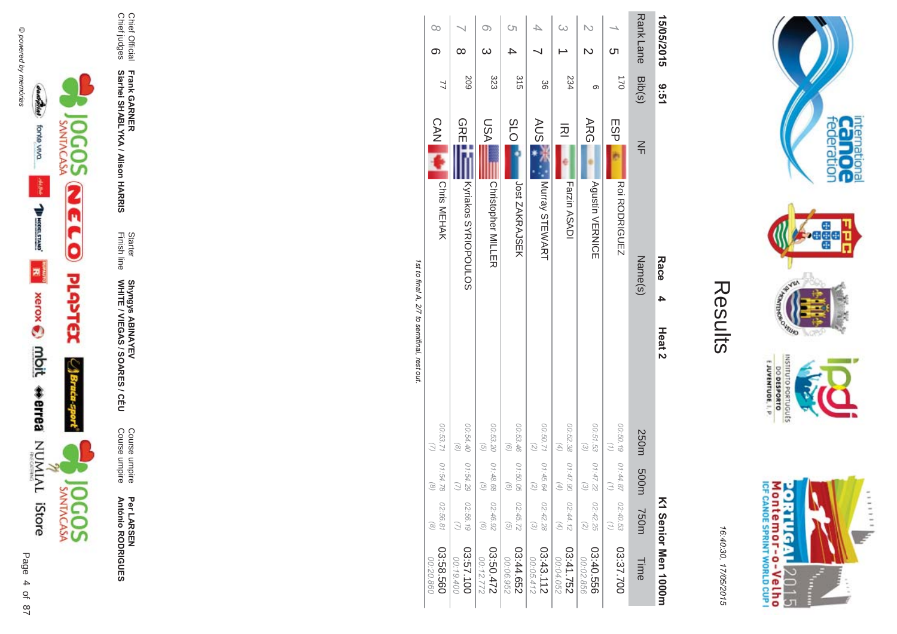# Results

16:40:30, 17/05/2015

**15/05/2015 9:51** **Race 4 Heat 2** **K1 Senior Men 1000m**

| Rank | Lane | Bib(s) | NF | Name(s) | 250m | 500m | 750m | Time |
|---|---|---|---|---|---|---|---|---|
| 1 | 5 | 170 | ESP | Roi RODRIGUEZ | 00:50.19 (1) | 01:44.87 (1) | 02:40.53 (1) | 03:37.700 |
| 2 | 2 | 6 | ARG | Agustín VERNICE | 00:51.53 (3) | 01:47.22 (3) | 02:42.25 (2) | 03:40.556 00:02.856 |
| 3 | 1 | 234 | IRI | Farzin ASADI | 00:52.38 (4) | 01:47.90 (4) | 02:44.12 (4) | 03:41.752 00:04.052 |
| 4 | 7 | 36 | AUS | Murray STEWART | 00:50.71 (2) | 01:45.64 (2) | 02:42.28 (3) | 03:43.112 00:05.412 |
| 5 | 4 | 315 | SLO | Jost ZAKRAJSEK | 00:53.46 (6) | 01:50.05 (6) | 02:45.72 (5) | 03:44.652 00:06.952 |
| 6 | 3 | 323 | USA | Christopher MILLER | 00:53.20 (5) | 01:48.68 (5) | 02:46.92 (6) | 03:50.472 00:12.772 |
| 7 | 8 | 209 | GRE | Kyriakos SYRIOPOULOS | 00:54.40 (8) | 01:54.29 (7) | 02:56.19 (7) | 03:57.100 00:19.400 |
| 8 | 6 | 77 | CAN | Chris MEHAK | 00:53.71 (7) | 01:54.78 (8) | 02:56.81 (8) | 03:58.560 00:20.860 |

*1st to final A, 2/7 to semifinal, rest out.*

Chief Official **Frank GARNER**
Chief judges **Siarhei SHABLYKA / Alison HARRIS**
Starter **Shyngys ABINAYEV**
Finish line **WHITE / VIEGAS / SOARES / CÉU**
Course umpire **Per LARSEN**
Course umpire **António RODRIGUES**

© powered by memórias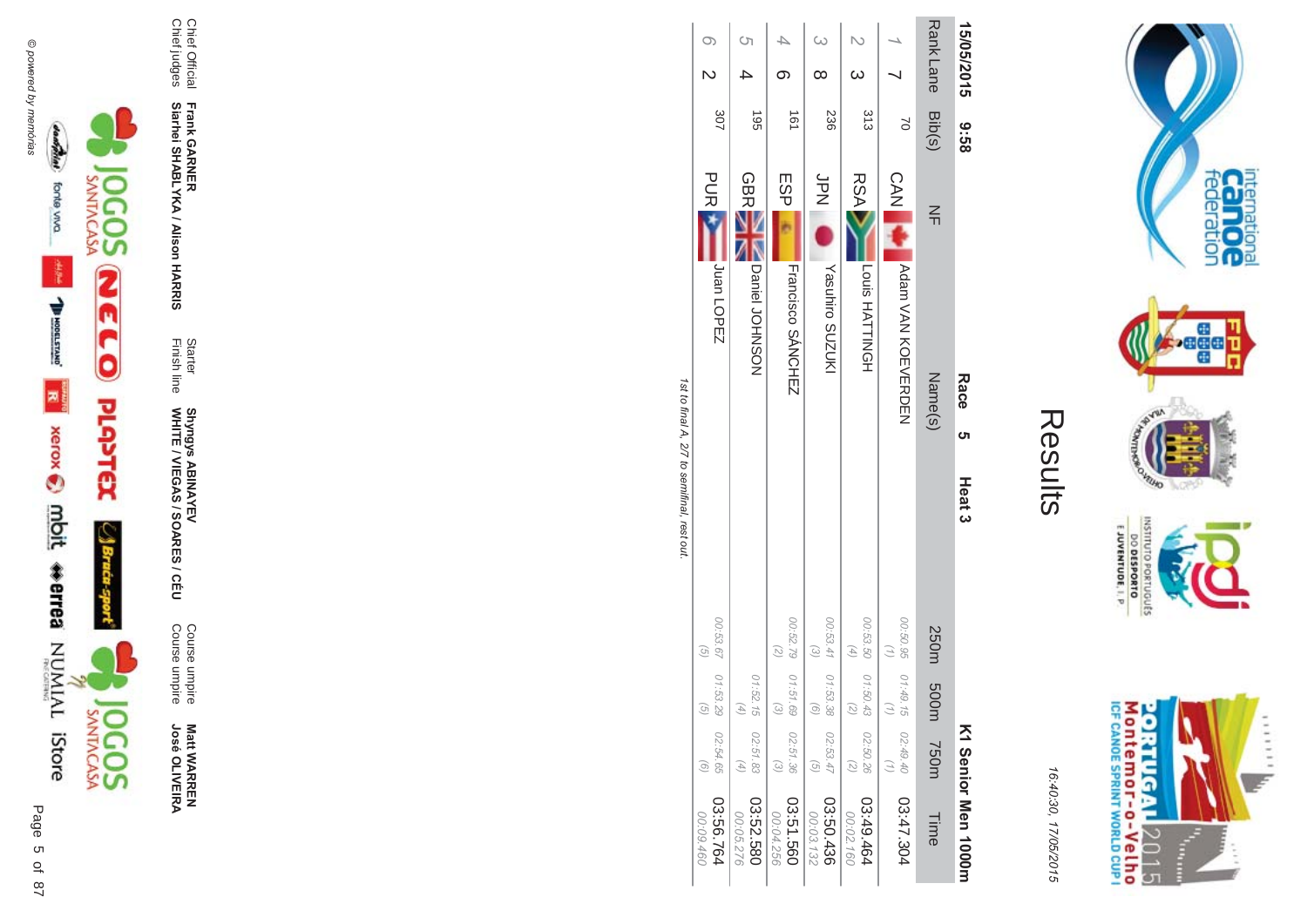# Results

16:40:30, 17/05/2015

**15/05/2015 9:58** **Race 5** **Heat 3** **K1 Senior Men 1000m**

| Rank | Lane | Bib(s) | NF | Name(s) | 250m | 500m | 750m | Time |
|---|---|---|---|---|---|---|---|---|
| 1 | 7 | 70 | CAN | Adam VAN KOEVERDEN | 00:50.95 (1) | 01:49.15 (1) | 02:49.40 (1) | 03:47.304 |
| 2 | 3 | 313 | RSA | Louis HATTINGH | 00:53.50 (4) | 01:50.43 (2) | 02:50.26 (2) | 03:49.464 00:02.160 |
| 3 | 8 | 236 | JPN | Yasuhiro SUZUKI | 00:53.41 (3) | 01:53.38 (6) | 02:53.47 (5) | 03:50.436 00:03.132 |
| 4 | 6 | 161 | ESP | Francisco SÁNCHEZ | 00:52.79 (2) | 01:51.69 (3) | 02:51.36 (3) | 03:51.560 00:04.256 |
| 5 | 4 | 195 | GBR | Daniel JOHNSON | | 01:52.15 (4) | 02:51.83 (4) | 03:52.580 00:05.276 |
| 6 | 2 | 307 | PUR | Juan LOPEZ | 00:53.67 (5) | 01:53.29 (5) | 02:54.65 (6) | 03:56.764 00:09.460 |

*1st to final A, 2/7 to semifinal, rest out.*

Chief Official **Frank GARNER**
Chief judges **Siarhei SHABLYKA / Alison HARRIS**

Starter **Shyngys ABINAYEV**
Finish line **WHITE / VIEGAS / SOARES / CÉU**

Course umpire **Matt WARREN**
Course umpire **José OLIVEIRA**

© powered by memórias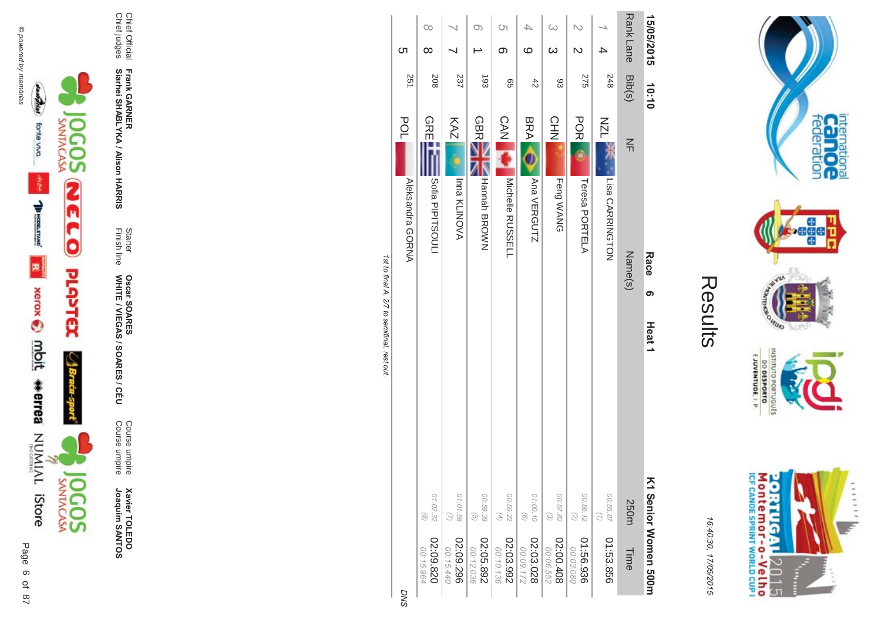# Results

16:40:30, 17/05/2015

**15/05/2015 10:10** **Race 6 Heat 1** **K1 Senior Women 500m**

| Rank | Lane | Bib(s) | NF | Name(s) | 250m | Time |
|---|---|---|---|---|---|---|
| 1 | 4 | 248 | NZL | Lisa CARRINGTON | 00:55.87 (1) | 01:53.856 |
| 2 | 2 | 275 | POR | Teresa PORTELA | 00:56.12 (2) | 01:56.936 00:03.080 |
| 3 | 3 | 93 | CHN | Feng WANG | 00:57.82 (3) | 02:00.408 00:06.552 |
| 4 | 9 | 42 | BRA | Ana VERGUTZ | 01:00.10 (6) | 02:03.028 00:09.172 |
| 5 | 6 | 65 | CAN | Michelle RUSSELL | 00:59.22 (4) | 02:03.992 00:10.136 |
| 6 | 1 | 193 | GBR | Hannah BROWN | 00:59.39 (5) | 02:05.892 00:12.036 |
| 7 | 7 | 237 | KAZ | Inna KLINOVA | 01:01.58 (7) | 02:09.296 00:15.440 |
| 8 | 8 | 208 | GRE | Sofia PIPITSOULI | 01:02.32 (8) | 02:09.820 00:15.964 |
| | 5 | 251 | POL | Aleksandra GORNA | | DNS |

*1st to final A, 2/7 to semifinal, rest out.*

| | | | | | |
|---|---|---|---|---|---|
| Chief Official | Frank GARNER | Starter | Oscar SOARES | Course umpire | Xavier TOLEDO |
| Chief judges | Siarhei SHABLYKA / Alison HARRIS | Finish line | WHITE / VIEGAS / SOARES / CÉU | Course umpire | Joaquim SANTOS |

© powered by memórias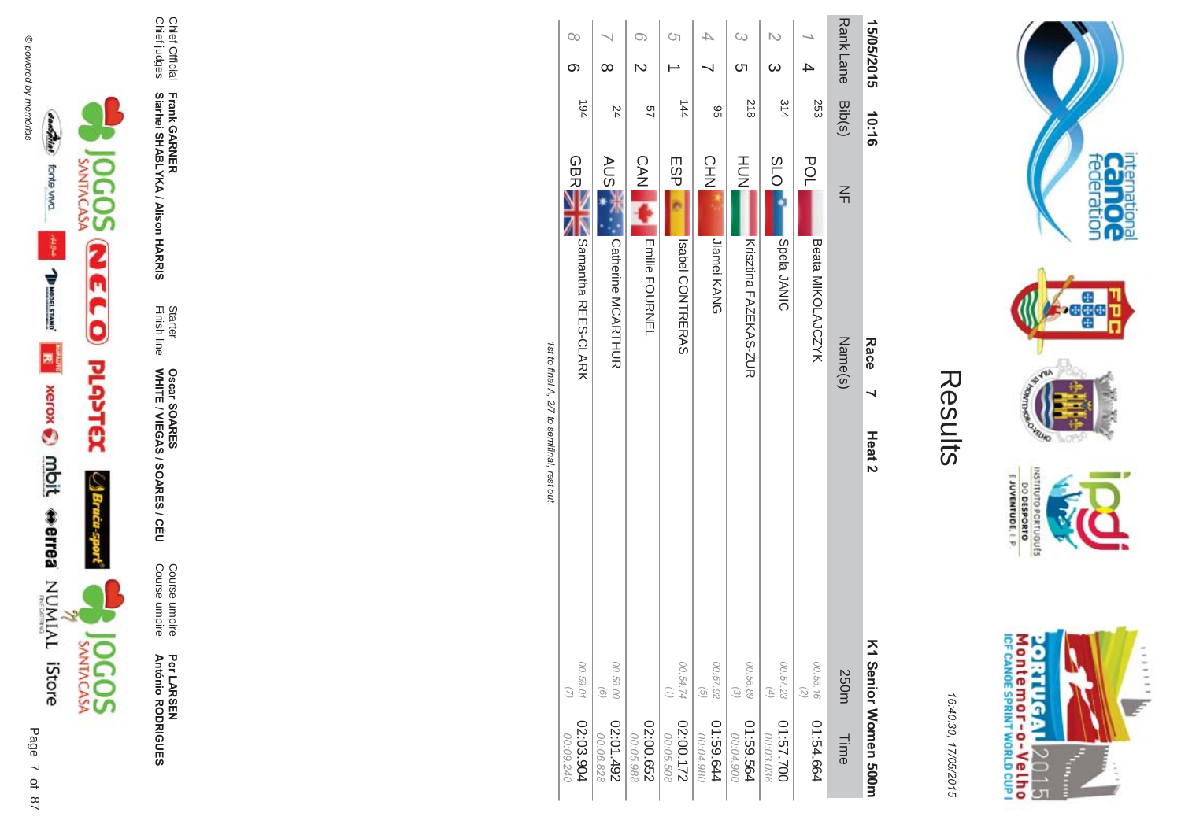# Results

16:40:30, 17/05/2015

15/05/2015 10:16 **Race 7 Heat 2** **K1 Senior Women 500m**

| Rank | Lane | Bib(s) | NF | Name(s) | 250m | Time |
|---|---|---|---|---|---|---|
| 1 | 4 | 253 | POL | Beata MIKOLAJCZYK | 00:55.16 (2) | 01:54.664 |
| 2 | 3 | 314 | SLO | Spela JANIC | 00:57.23 (4) | 01:57.700 00:03.036 |
| 3 | 5 | 218 | HUN | Krisztina FAZEKAS-ZUR | 00:56.89 (3) | 01:59.564 00:04.900 |
| 4 | 7 | 95 | CHN | Jiamei KANG | 00:57.92 (5) | 01:59.644 00:04.980 |
| 5 | 1 | 144 | ESP | Isabel CONTRERAS | 00:54.74 (1) | 02:00.172 00:05.508 |
| 6 | 2 | 57 | CAN | Emilie FOURNEL | | 02:00.652 00:05.988 |
| 7 | 8 | 24 | AUS | Catherine MCARTHUR | 00:58.00 (6) | 02:01.492 00:06.828 |
| 8 | 6 | 194 | GBR | Samantha REES-CLARK | 00:59.01 (7) | 02:03.904 00:09.240 |

*1st to final A, 2/7 to semifinal, rest out.*

| | | | | | |
|---|---|---|---|---|---|
| Chief Official | **Frank GARNER** | Starter | **Oscar SOARES** | Course umpire | **Per LARSEN** |
| Chief judges | **Siarhei SHABLYKA / Alison HARRIS** | Finish line | **WHITE / VIEGAS / SOARES / CÉU** | Course umpire | **António RODRIGUES** |

© powered by memórias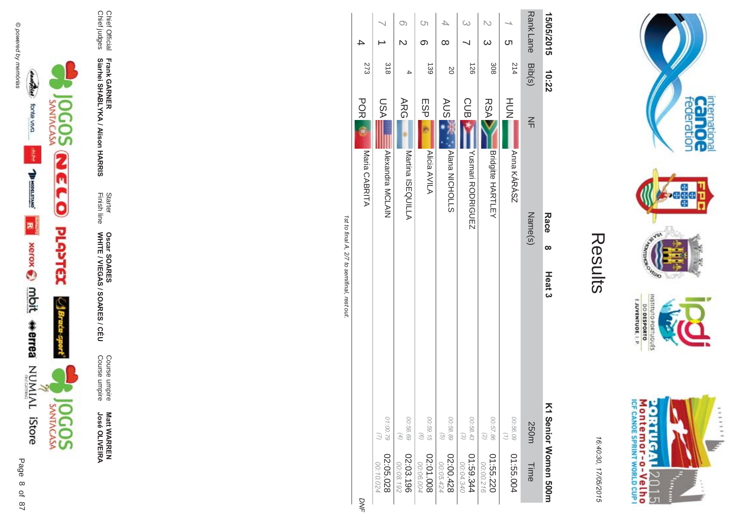# Results

16:40:30, 17/05/2015

15/05/2015 10:22 **Race 8 Heat 3** **K1 Senior Women 500m**

| Rank | Lane | Bib(s) | NF | Name(s) | 250m | Time |
|---|---|---|---|---|---|---|
| 1 | 5 | 214 | HUN | Anna KÁRÁSZ | 00:56.09 (1) | 01:55.004 |
| 2 | 3 | 308 | RSA | Bridgitte HARTLEY | 00:57.86 (2) | 01:55.220 00:00.216 |
| 3 | 7 | 126 | CUB | Yusmari RODRIGUEZ | 00:58.43 (3) | 01:59.344 00:04.340 |
| 4 | 8 | 20 | AUS | Alana NICHOLLS | 00:58.89 (5) | 02:00.428 00:05.424 |
| 5 | 6 | 139 | ESP | Alicia AVILA | 00:59.15 (6) | 02:01.008 00:06.004 |
| 6 | 2 | 4 | ARG | Martina ISEQUILLA | 00:58.69 (4) | 02:03.196 00:08.192 |
| 7 | 1 | 318 | USA | Alexandra MCLAIN | 01:00.79 (7) | 02:05.028 00:10.024 |
| | 4 | 273 | POR | Maria CABRITA | | DNF |

*1st to final A, 2/7 to semifinal, rest out.*

| | | | | | |
|---|---|---|---|---|---|
| Chief Official | **Frank GARNER** | Starter | **Oscar SOARES** | Course umpire | **Matt WARREN** |
| Chief judges | **Siarhei SHABLYKA / Alison HARRIS** | Finish line | **WHITE / VIEGAS / SOARES / CÉU** | Course umpire | **José OLIVEIRA** |

© powered by memórias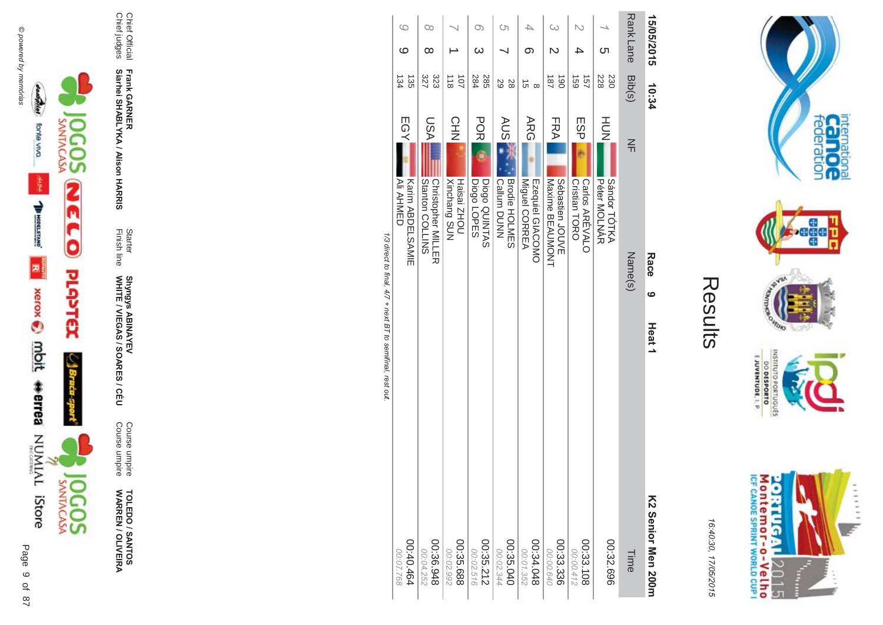# Results

16:40:30, 17/05/2015

**15/05/2015 10:34** **Race 9 Heat 1** **K2 Senior Men 200m**

| Rank | Lane | Bib(s) | NF | Name(s) | Time |
|---|---|---|---|---|---|
| 1 | 5 | 230<br>228 | HUN | Sándor TÓTKA<br>Péter MOLNÁR | 00:32.696 |
| 2 | 4 | 157<br>159 | ESP | Carlos ARÉVALO<br>Cristian TORO | 00:33.108<br>00:00.412 |
| 3 | 2 | 190<br>187 | FRA | Sébastien JOUVE<br>Maxime BEAUMONT | 00:33.336<br>00:00.640 |
| 4 | 6 | 8<br>15 | ARG | Ezequiel GIACOMO<br>Miguel CORREA | 00:34.048<br>00:01.352 |
| 5 | 7 | 28<br>29 | AUS | Brodie HOLMES<br>Callum DUNN | 00:35.040<br>00:02.344 |
| 6 | 3 | 285<br>284 | POR | Diogo QUINTAS<br>Diogo LOPES | 00:35.212<br>00:02.516 |
| 7 | 1 | 107<br>118 | CHN | Haisai ZHOU<br>Xinchang SUN | 00:35.688<br>00:02.992 |
| 8 | 8 | 323<br>327 | USA | Christopher MILLER<br>Stanton COLLINS | 00:36.948<br>00:04.252 |
| 9 | 9 | 135<br>134 | EGY | Karim ABDELSAMIE<br>Ali AHMED | 00:40.464<br>00:07.768 |

*1/3 direct to final, 4/7 + next BT to semifinal, rest out.*

| | | | | | |
|---|---|---|---|---|---|
| Chief Official | **Frank GARNER** | Starter | **Shyngys ABINAYEV** | Course umpire | **TOLEDO / SANTOS** |
| Chief judges | **Siarhei SHABLYKA / Alison HARRIS** | Finish line | **WHITE / VIEGAS / SOARES / CÉU** | Course umpire | **WARREN / OLIVEIRA** |

© powered by memórias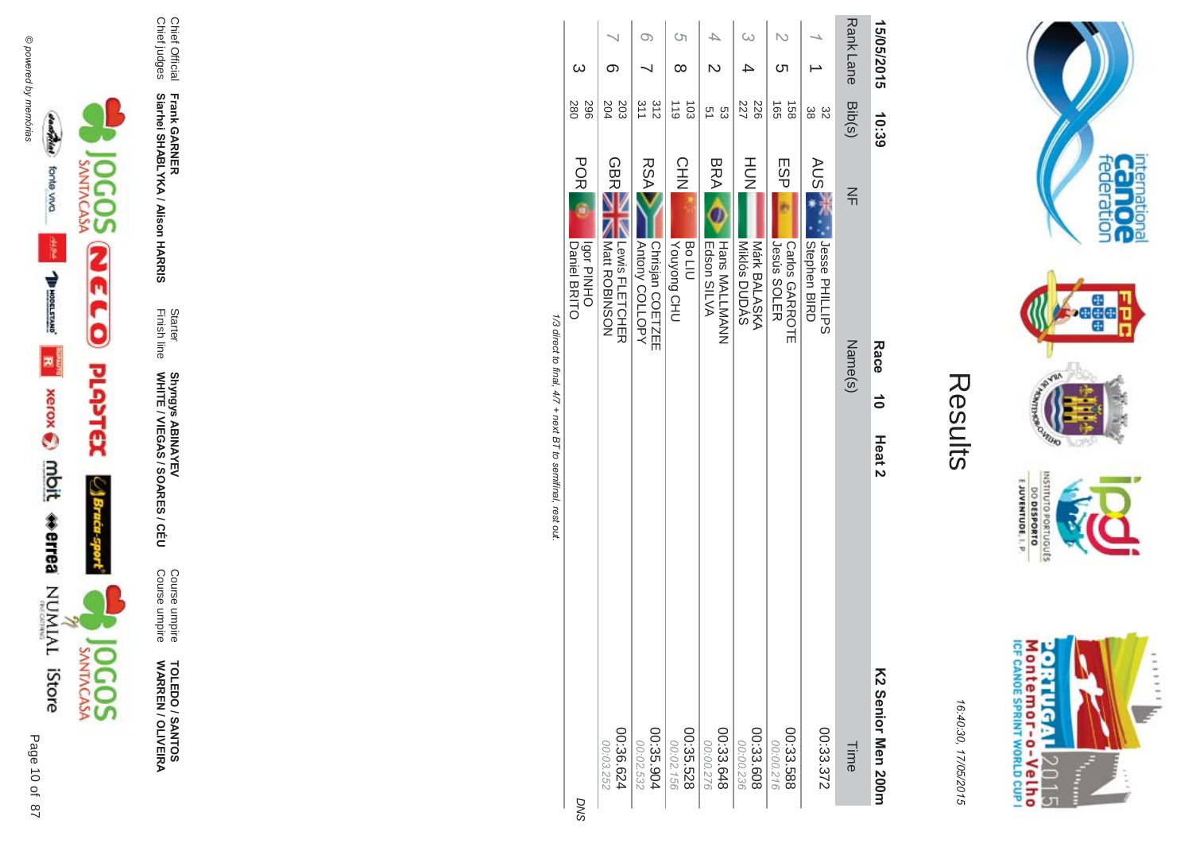# Results

16:40:30, 17/05/2015

15/05/2015 10:39 **Race 10 Heat 2** **K2 Senior Men 200m**

| Rank | Lane | Bib(s) | NF | Name(s) | Time |
|---|---|---|---|---|---|
| 1 | 1 | 32<br>38 | AUS | Jesse PHILLIPS<br>Stephen BIRD | 00:33.372 |
| 2 | 5 | 158<br>165 | ESP | Carlos GARROTE<br>Jesús SOLER | 00:33.588<br>00:00.216 |
| 3 | 4 | 226<br>227 | HUN | Márk BALASKA<br>Miklós DUDÁS | 00:33.608<br>00:00.236 |
| 4 | 2 | 53<br>51 | BRA | Hans MALLMANN<br>Edson SILVA | 00:33.648<br>00:00.276 |
| 5 | 8 | 103<br>119 | CHN | Bo LIU<br>Youyong CHU | 00:35.528<br>00:02.156 |
| 6 | 7 | 312<br>311 | RSA | Chrisjan COETZEE<br>Antony COLLOPY | 00:35.904<br>00:02.532 |
| 7 | 6 | 203<br>204 | GBR | Lewis FLETCHER<br>Matt ROBINSON | 00:36.624<br>00:03.252 |
| | 3 | 296<br>280 | POR | Igor PINHO<br>Daniel BRITO | DNS |

*1/3 direct to final, 4/7 + next BT to semifinal, rest out.*

| | | | | | |
|---|---|---|---|---|---|
| Chief Official | **Frank GARNER** | Starter | **Shyngys ABINAYEV** | Course umpire | **TOLEDO / SANTOS** |
| Chief judges | **Siarhei SHABLYKA / Alison HARRIS** | Finish line | **WHITE / VIEGAS / SOARES / CÉU** | Course umpire | **WARREN / OLIVEIRA** |

© powered by memórias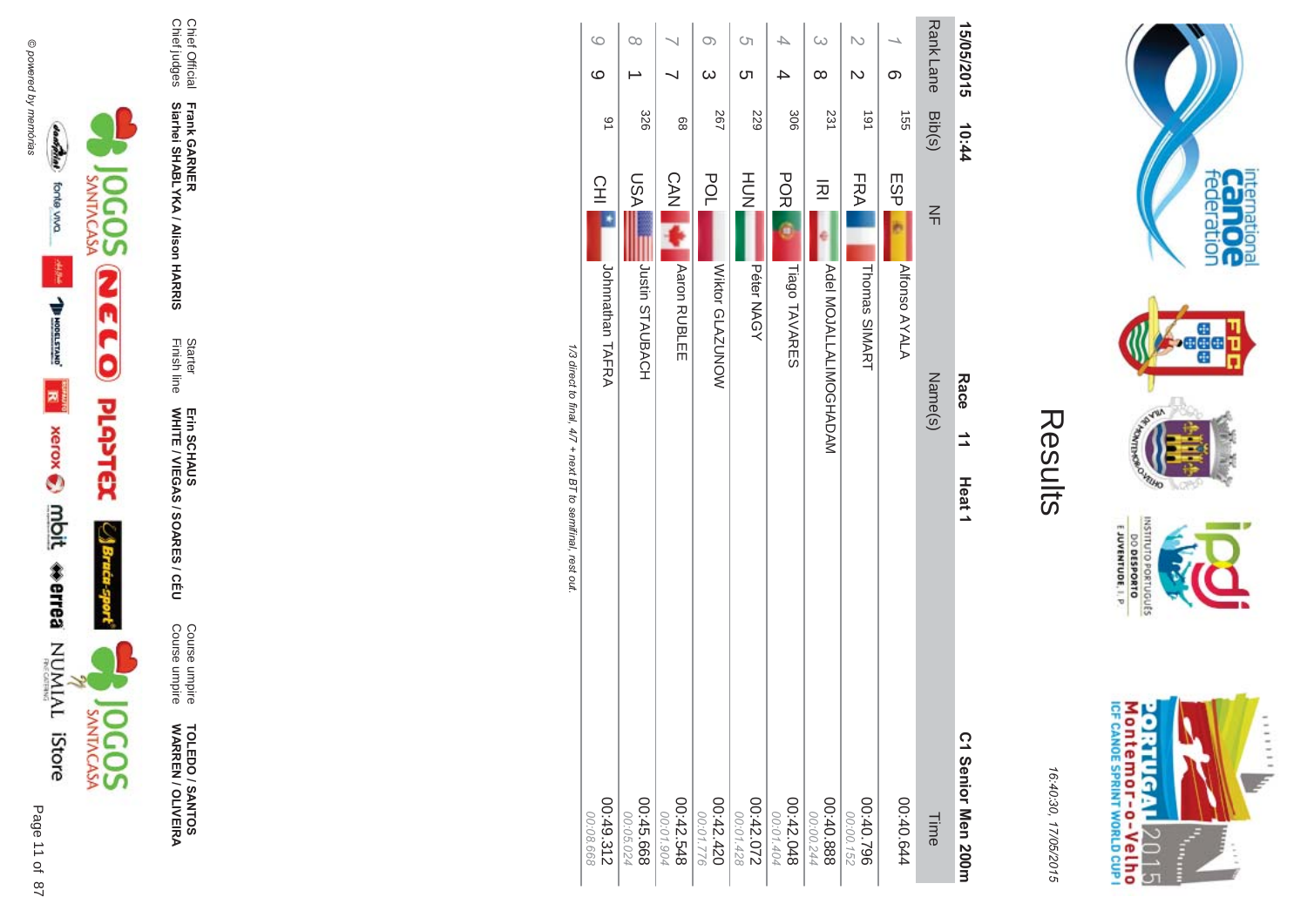# Results

16:40:30, 17/05/2015

15/05/2015 10:44 **Race 11 Heat 1** **C1 Senior Men 200m**

| Rank | Lane | Bib(s) | NF | Name(s) | Time |
|---|---|---|---|---|---|
| 1 | 6 | 155 | ESP | Alfonso AYALA | 00:40.644 |
| 2 | 2 | 191 | FRA | Thomas SIMART | 00:40.796<br>00:00.152 |
| 3 | 8 | 231 | IRI | Adel MOJALLALIMOGHADAM | 00:40.888<br>00:00.244 |
| 4 | 4 | 306 | POR | Tiago TAVARES | 00:42.048<br>00:01.404 |
| 5 | 5 | 229 | HUN | Péter NAGY | 00:42.072<br>00:01.428 |
| 6 | 3 | 267 | POL | Wiktor GLAZUNOW | 00:42.420<br>00:01.776 |
| 7 | 7 | 68 | CAN | Aaron RUBLEE | 00:42.548<br>00:01.904 |
| 8 | 1 | 326 | USA | Justin STAUBACH | 00:45.668<br>00:05.024 |
| 9 | 9 | 91 | CHI | Johnnathan TAFRA | 00:49.312<br>00:08.668 |

*1/3 direct to final, 4/7 + next BT to semifinal, rest out.*

Chief Official **Frank GARNER**
Chief judges **Siarhei SHABLYKA / Alison HARRIS**
Starter **Erin SCHAUS**
Finish line **WHITE / VIEGAS / SOARES / CÉU**
Course umpire **TOLEDO / SANTOS**
Course umpire **WARREN / OLIVEIRA**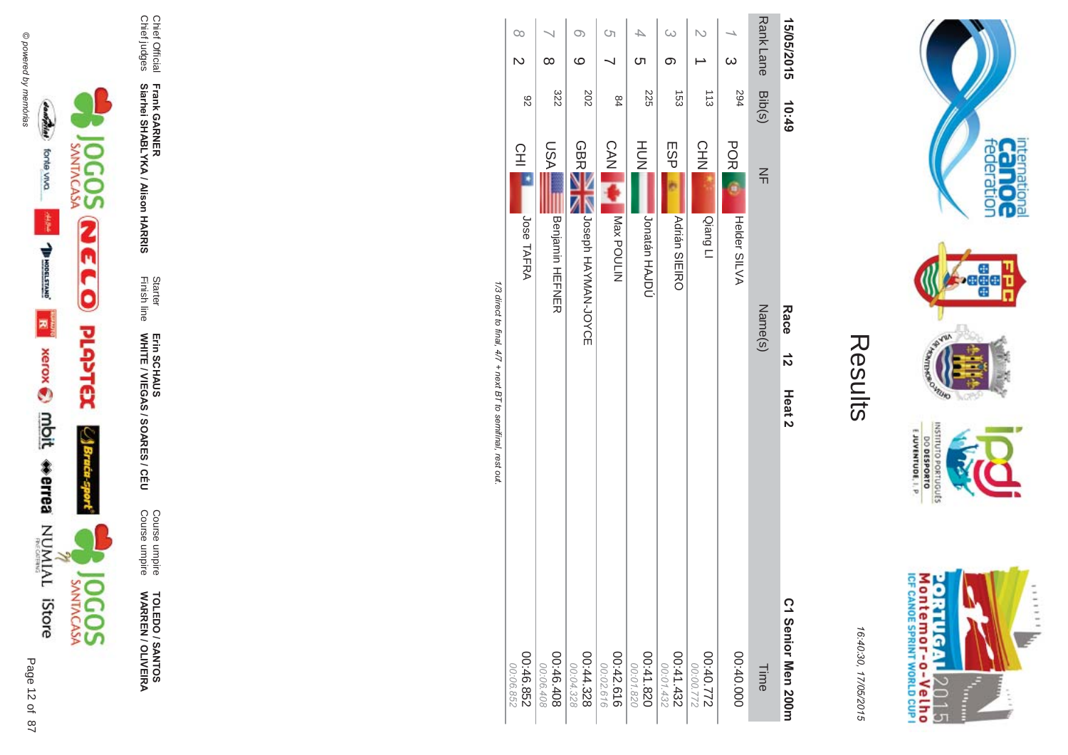# Results

16:40:30, 17/05/2015

**15/05/2015 10:49** **Race 12 Heat 2** **C1 Senior Men 200m**

| Rank | Lane | Bib(s) | NF | Name(s) | Time |
|---|---|---|---|---|---|
| 1 | 3 | 294 | POR | Helder SILVA | 00:40.000 |
| 2 | 1 | 113 | CHN | Qiang LI | 00:40.772<br>00:00.772 |
| 3 | 6 | 153 | ESP | Adrián SIEIRO | 00:41.432<br>00:01.432 |
| 4 | 5 | 225 | HUN | Jonatán HAJDÚ | 00:41.820<br>00:01.820 |
| 5 | 7 | 84 | CAN | Max POULIN | 00:42.616<br>00:02.616 |
| 6 | 9 | 202 | GBR | Joseph HAYMAN-JOYCE | 00:44.328<br>00:04.328 |
| 7 | 8 | 322 | USA | Benjamin HEFNER | 00:46.408<br>00:06.408 |
| 8 | 2 | 92 | CHI | Jose TAFRA | 00:46.852<br>00:06.852 |

*1/3 direct to final, 4/7 + next BT to semifinal, rest out.*

| | | | | | |
|---|---|---|---|---|---|
| Chief Official | **Frank GARNER** | Starter | **Erin SCHAUS** | Course umpire | **TOLEDO / SANTOS** |
| Chief judges | **Siarhei SHABLYKA / Alison HARRIS** | Finish line | **WHITE / VIEGAS / SOARES / CÉU** | Course umpire | **WARREN / OLIVEIRA** |

© powered by memórias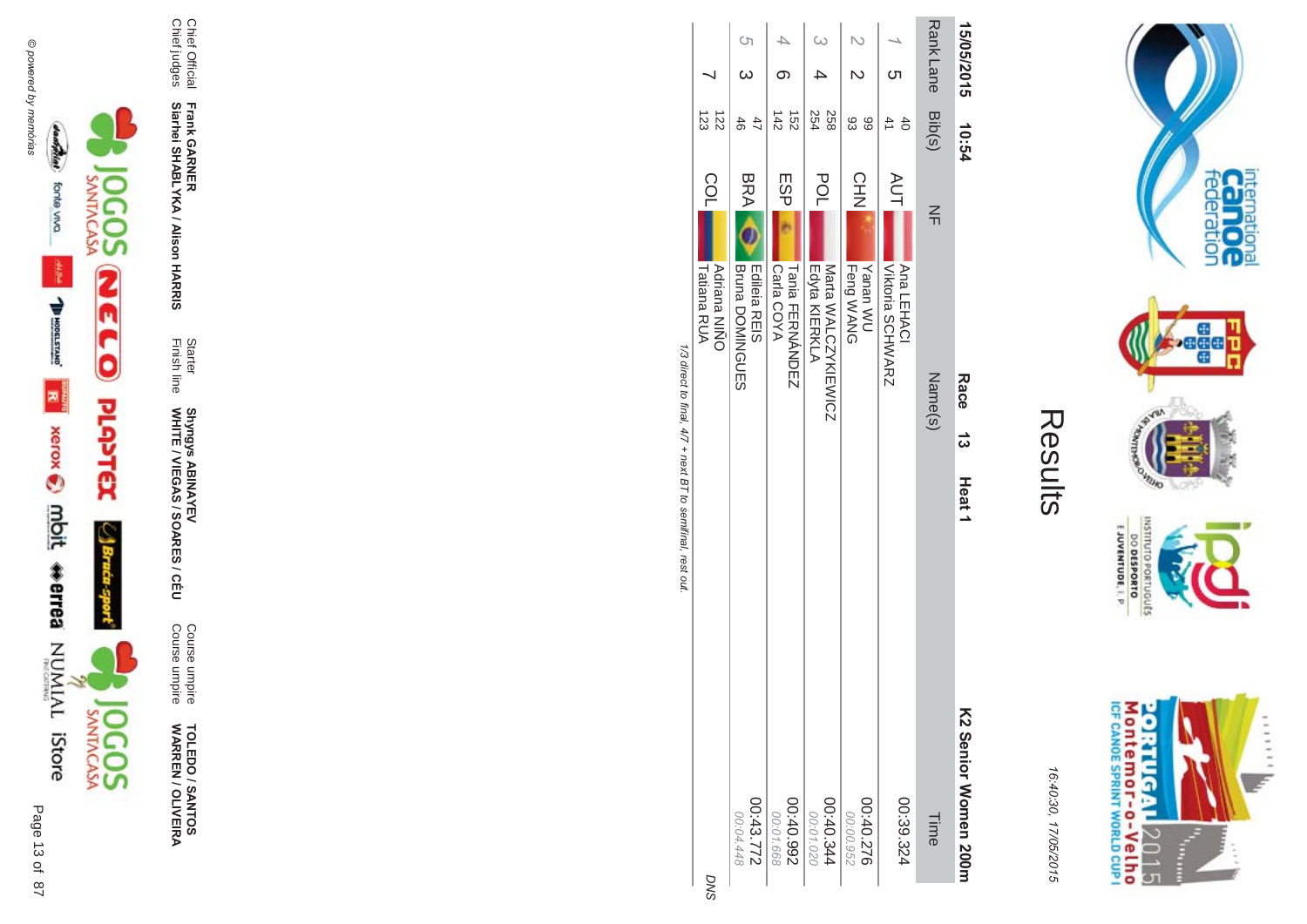# Results

16:40:30, 17/05/2015

**Montemor-o-Velho ICF CANOE SPRINT WORLD CUP I**

**15/05/2015 10:54** **Race 13 Heat 1** **K2 Senior Women 200m**

| Rank | Lane | Bib(s) | NF | Name(s) | Time |
|---|---|---|---|---|---|
| 1 | 5 | 40<br>41 | AUT | Ana LEHACI<br>Viktoria SCHWARZ | 00:39.324 |
| 2 | 2 | 99<br>93 | CHN | Yanan WU<br>Feng WANG | 00:40.276<br>*00:00.952* |
| 3 | 4 | 258<br>254 | POL | Marta WALCZYKIEWICZ<br>Edyta KIERKLA | 00:40.344<br>*00:01.020* |
| 4 | 6 | 152<br>142 | ESP | Tania FERNÁNDEZ<br>Carla COYA | 00:40.992<br>*00:01.668* |
| 5 | 3 | 47<br>46 | BRA | Edileia REIS<br>Bruna DOMINGUES | 00:43.772<br>*00:04.448* |
| | 7 | 122<br>123 | COL | Adriana NIÑO<br>Tatiana RUA | *DNS* |

*1/3 direct to final, 4/7 + next BT to semifinal, rest out.*

| | | | | | |
|---|---|---|---|---|---|
| Chief Official | **Frank GARNER** | Starter | **Shyngys ABINAYEV** | Course umpire | **TOLEDO / SANTOS** |
| Chief judges | **Siarhei SHABLYKA / Alison HARRIS** | Finish line | **WHITE / VIEGAS / SOARES / CÉU** | Course umpire | **WARREN / OLIVEIRA** |

© powered by memórias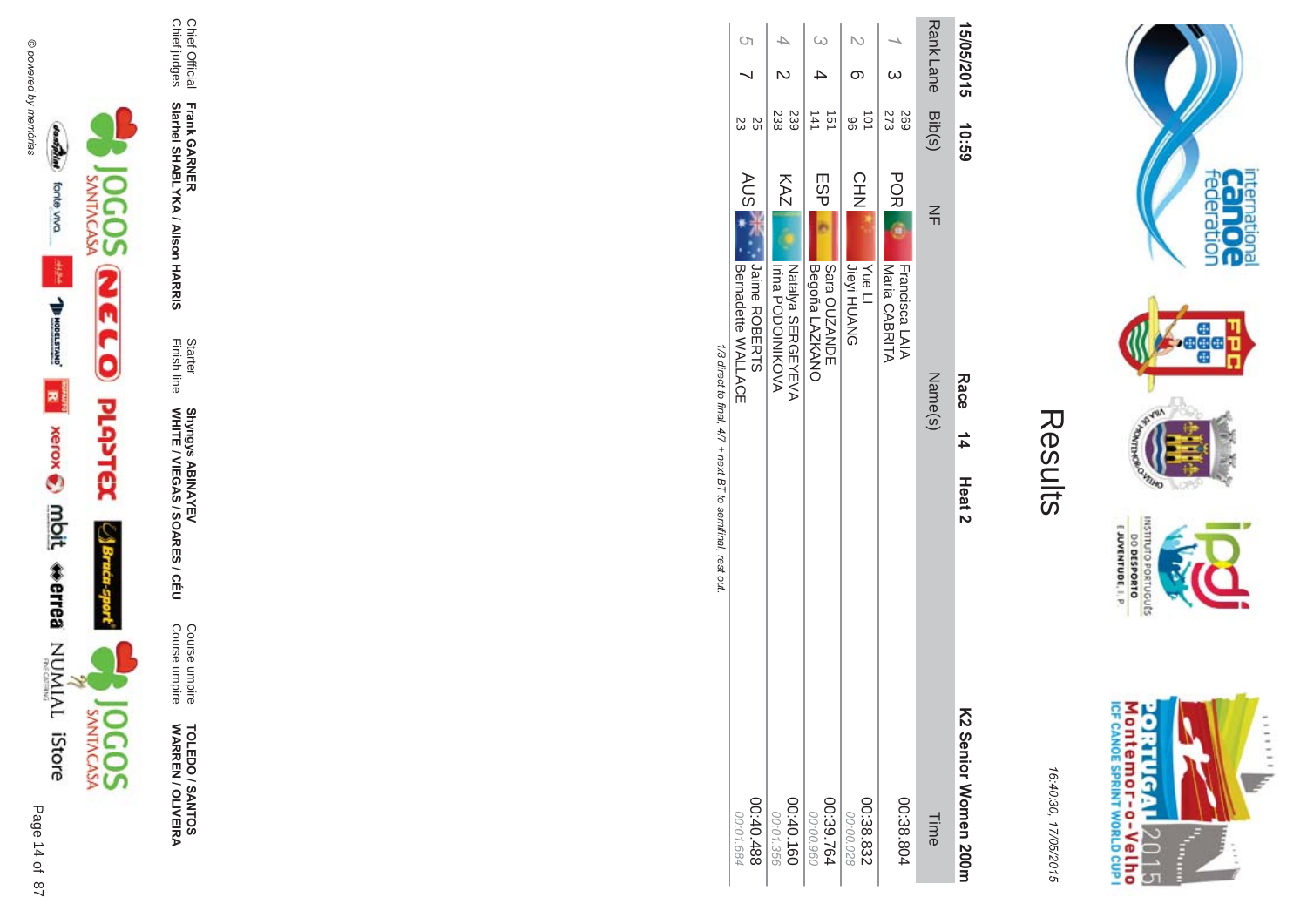# Results

16:40:30, 17/05/2015

15/05/2015 10:59 **Race 14 Heat 2** **K2 Senior Women 200m**

| Rank | Lane | Bib(s) | NF | Name(s) | Time |
|---|---|---|---|---|---|
| 1 | 3 | 269<br>273 | POR | Francisca LAIA<br>Maria CABRITA | 00:38.804 |
| 2 | 6 | 101<br>96 | CHN | Yue LI<br>Jieyi HUANG | 00:38.832<br>*00:00.028* |
| 3 | 4 | 151<br>141 | ESP | Sara OUZANDE<br>Begoña LAZKANO | 00:39.764<br>*00:00.960* |
| 4 | 2 | 239<br>238 | KAZ | Natalya SERGEYEVA<br>Irina PODOINIKOVA | 00:40.160<br>*00:01.356* |
| 5 | 7 | 25<br>23 | AUS | Jaime ROBERTS<br>Bernadette WALLACE | 00:40.488<br>*00:01.684* |

*1/3 direct to final, 4/7 + next BT to semifinal, rest out.*

| | | | | | |
|---|---|---|---|---|---|
| Chief Official | **Frank GARNER** | Starter | **Shyngys ABINAYEV** | Course umpire | **TOLEDO / SANTOS** |
| Chief judges | **Siarhei SHABLYKA / Alison HARRIS** | Finish line | **WHITE / VIEGAS / SOARES / CÉU** | Course umpire | **WARREN / OLIVEIRA** |

© powered by memórias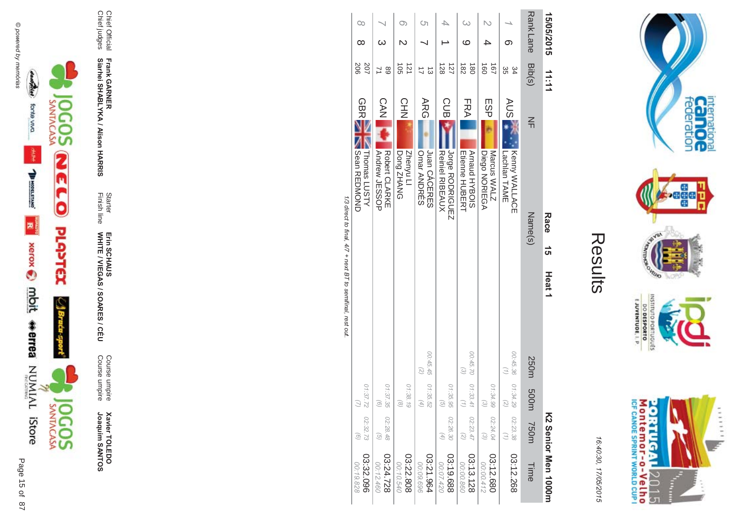# Results

16:40:30, 17/05/2015

15/05/2015 11:11 **Race 15 Heat 1** **K2 Senior Men 1000m**

| Rank | Lane | Bib(s) | NF | Name(s) | 250m | 500m | 750m | Time |
|---|---|---|---|---|---|---|---|---|
| 1 | 6 | 34<br>35 | AUS | Kenny WALLACE<br>Lachlan TAME | 00:45.36<br>(1) | 01:34.29<br>(2) | 02:23.38<br>(1) | 03:12.268 |
| 2 | 4 | 167<br>160 | ESP | Marcus WALZ<br>Diego NORIEGA | | 01:34.99<br>(3) | 02:24.04<br>(3) | 03:12.680<br>00:00.412 |
| 3 | 9 | 180<br>182 | FRA | Arnaud HYBOIS<br>Etienne HUBERT | 00:45.70<br>(3) | 01:33.41<br>(1) | 02:23.47<br>(2) | 03:13.128<br>00:00.860 |
| 4 | 1 | 127<br>128 | CUB | Jorge RODRIGUEZ<br>Reiniel RIBEAUX | | 01:35.95<br>(5) | 02:26.30<br>(4) | 03:19.688<br>00:07.420 |
| 5 | 7 | 13<br>17 | ARG | Juan CÁCERES<br>Omar ANDRÉS | 00:45.45<br>(2) | 01:35.52<br>(4) | | 03:21.964<br>00:09.696 |
| 6 | 2 | 121<br>105 | CHN | Zhenyu LI<br>Dong ZHANG | | 01:38.19<br>(8) | | 03:22.808<br>00:10.540 |
| 7 | 3 | 89<br>71 | CAN | Robert CLARKE<br>Andrew JESSOP | | 01:37.35<br>(6) | 02:28.48<br>(5) | 03:24.728<br>00:12.460 |
| 8 | 8 | 207<br>206 | GBR | Thomas LUSTY<br>Sean REDMOND | | 01:37.72<br>(7) | 02:32.73<br>(6) | 03:32.096<br>00:19.828 |

*1/3 direct to final, 4/7 + next BT to semifinal, rest out.*

| | | | | | |
|---|---|---|---|---|---|
| Chief Official | **Frank GARNER** | Starter | **Erin SCHAUS** | Course umpire | **Xavier TOLEDO** |
| Chief judges | **Siarhei SHABLYKA / Alison HARRIS** | Finish line | **WHITE / VIEGAS / SOARES / CÉU** | Course umpire | **Joaquim SANTOS** |

© powered by memórias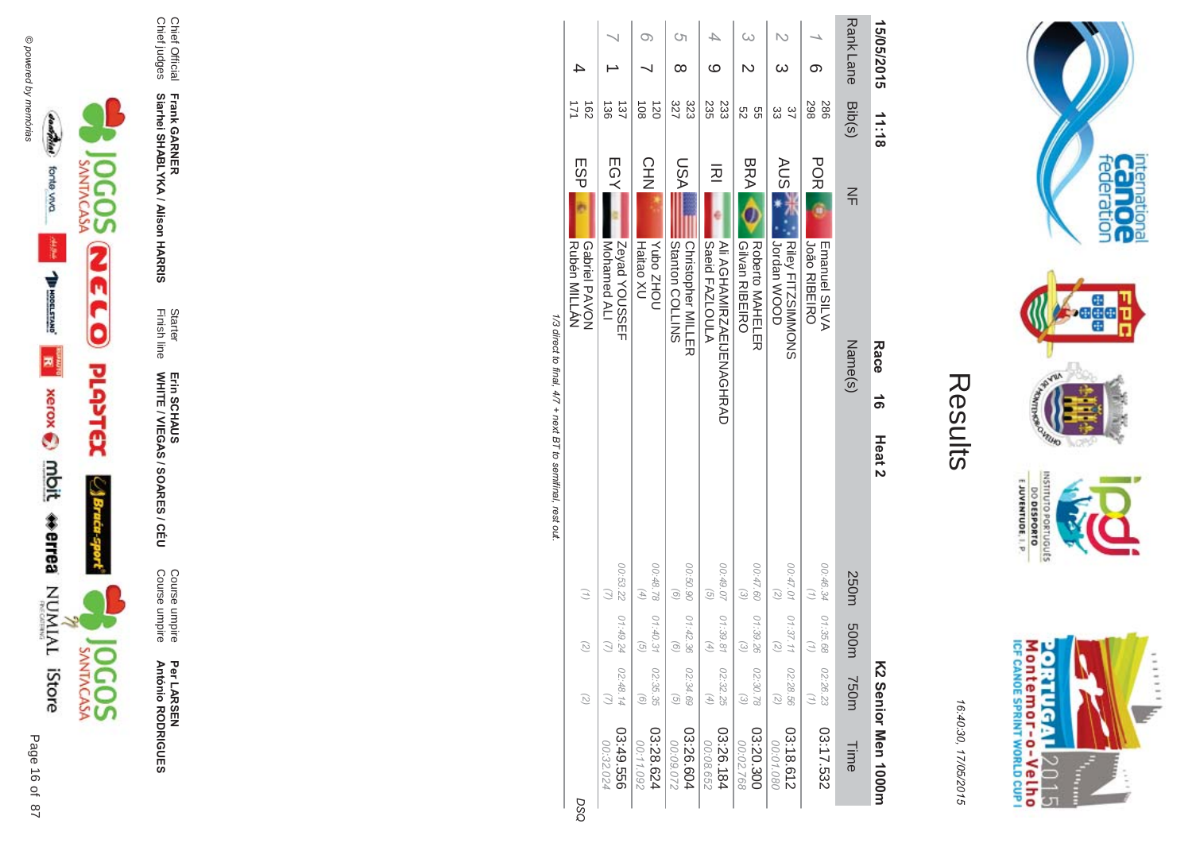# Results

16:40:30, 17/05/2015

**15/05/2015 11:18 Race 16 Heat 2 K2 Senior Men 1000m**

| Rank | Lane | Bib(s) | NF | Name(s) | 250m | 500m | 750m | Time |
|---|---|---|---|---|---|---|---|---|
| 1 | 6 | 286 298 | POR | Emanuel SILVA João RIBEIRO | 00:46.34 (1) | 01:35.68 (1) | 02:26.23 (1) | 03:17.532 |
| 2 | 3 | 37 33 | AUS | Riley FITZSIMMONS Jordan WOOD | 00:47.01 (2) | 01:37.11 (2) | 02:28.56 (2) | 03:18.612 00:01.080 |
| 3 | 2 | 55 52 | BRA | Roberto MAHELER Gilvan RIBEIRO | 00:47.60 (3) | 01:39.26 (3) | 02:30.78 (3) | 03:20.300 00:02.768 |
| 4 | 9 | 233 235 | IRI | Ali AGHAMIRZAEIJENAGHRAD Saeid FAZLOULA | 00:49.07 (5) | 01:39.81 (4) | 02:32.25 (4) | 03:26.184 00:08.652 |
| 5 | 8 | 323 327 | USA | Christopher MILLER Stanton COLLINS | 00:50.90 (6) | 01:42.36 (6) | 02:34.69 (5) | 03:26.604 00:09.072 |
| 6 | 7 | 120 108 | CHN | Yubo ZHOU Haitao XU | 00:48.78 (4) | 01:40.31 (5) | 02:35.35 (6) | 03:28.624 00:11.092 |
| 7 | 1 | 137 136 | EGY | Zeyad YOUSSEF Mohamed ALI | 00:53.22 (7) | 01:49.24 (7) | 02:48.14 (7) | 03:49.556 00:32.024 |
|  | 4 | 162 171 | ESP | Gabriel PAVON Rubén MILLÁN | (1) | (2) | (2) | DSQ |

*1/3 direct to final, 4/7 + next BT to semifinal, rest out.*

| | | | |
|---|---|---|---|
| Chief Official | **Frank GARNER** | Starter | **Erin SCHAUS** | Course umpire | **Per LARSEN** |
| Chief judges | **Siarhei SHABLYKA / Alison HARRIS** | Finish line | **WHITE / VIEGAS / SOARES / CÉU** | Course umpire | **António RODRIGUES** |

© powered by memórias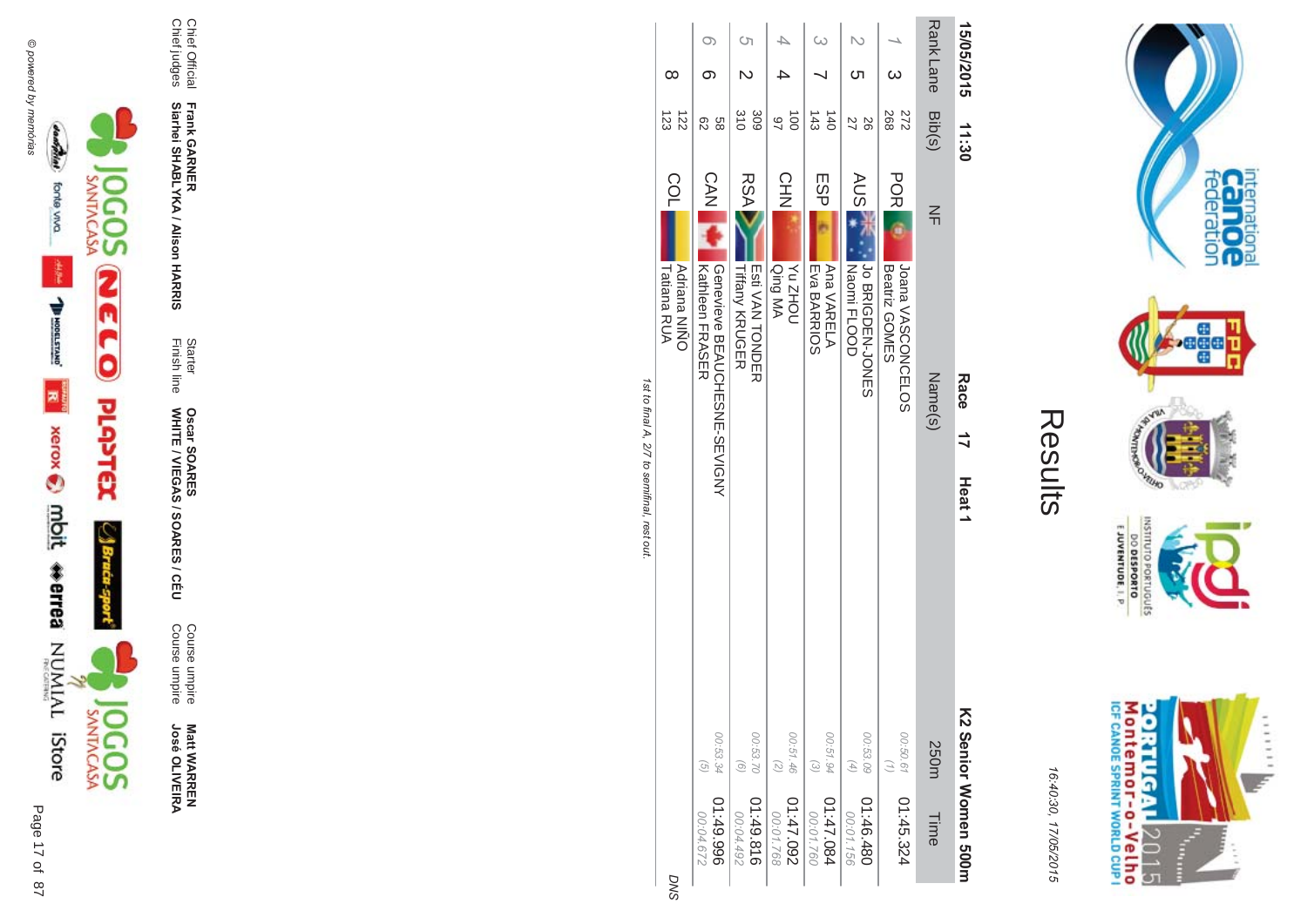# Results

16:40:30, 17/05/2015

15/05/2015 11:30 **Race 17 Heat 1** **K2 Senior Women 500m**

| Rank | Lane | Bib(s) | NF | Name(s) | 250m | Time |
|---|---|---|---|---|---|---|
| 1 | 3 | 272<br>268 | POR | Joana VASCONCELOS<br>Beatriz GOMES | 00:50.61<br>(1) | 01:45.324 |
| 2 | 5 | 26<br>27 | AUS | Jo BRIGDEN-JONES<br>Naomi FLOOD | 00:53.09<br>(4) | 01:46.480<br>00:01.156 |
| 3 | 7 | 140<br>143 | ESP | Ana VARELA<br>Eva BARRIOS | 00:51.94<br>(3) | 01:47.084<br>00:01.760 |
| 4 | 4 | 100<br>97 | CHN | Yu ZHOU<br>Qing MA | 00:51.46<br>(2) | 01:47.092<br>00:01.768 |
| 5 | 2 | 309<br>310 | RSA | Esti VAN TONDER<br>Tiffany KRUGER | 00:53.70<br>(6) | 01:49.816<br>00:04.492 |
| 6 | 6 | 58<br>62 | CAN | Genevieve BEAUCHESNE-SEVIGNY<br>Kathleen FRASER | 00:53.34<br>(5) | 01:49.996<br>00:04.672 |
|  | 8 | 122<br>123 | COL | Adriana NIÑO<br>Tatiana RUA |  | DNS |

*1st to final A, 2/7 to semifinal, rest out.*

| | | | | | |
|---|---|---|---|---|---|
| Chief Official | **Frank GARNER** | Starter | **Oscar SOARES** | Course umpire | **Matt WARREN** |
| Chief judges | **Siarhei SHABLYKA / Alison HARRIS** | Finish line | **WHITE / VIEGAS / SOARES / CÉU** | Course umpire | **José OLIVEIRA** |

© powered by memórias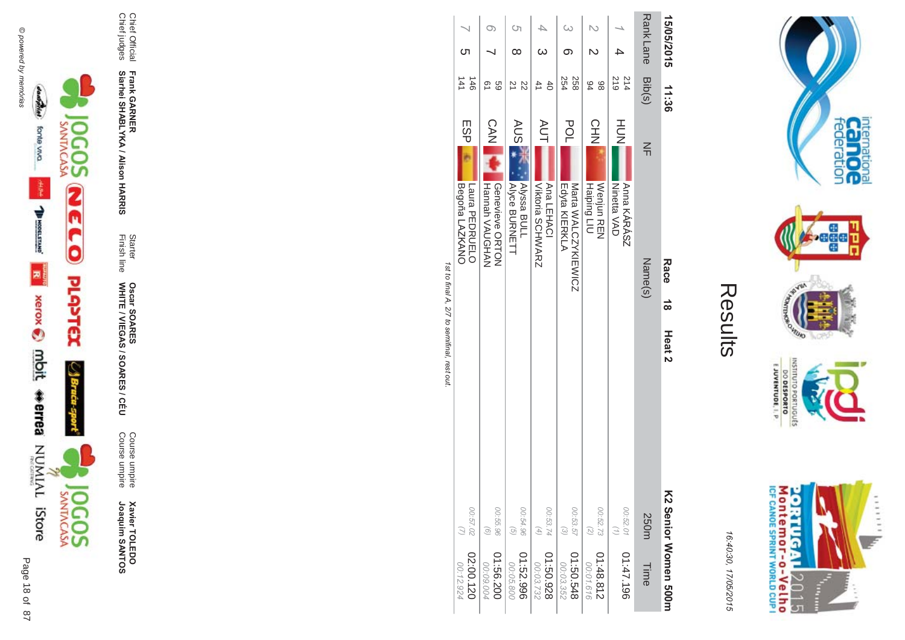# Results

16:40:30, 17/05/2015

15/05/2015 11:36 **Race 18 Heat 2** **K2 Senior Women 500m**

| Rank | Lane | Bib(s) | NF | Name(s) | 250m | Time |
|---|---|---|---|---|---|---|
| 1 | 4 | 214<br>219 | HUN | Anna KÁRÁSZ<br>Ninetta VAD | 00:52.01<br>(1) | 01:47.196 |
| 2 | 2 | 98<br>94 | CHN | Wenjun REN<br>Haiping LIU | 00:52.73<br>(2) | 01:48.812<br>00:01.616 |
| 3 | 6 | 258<br>254 | POL | Marta WALCZYKIEWICZ<br>Edyta KIERKLA | 00:53.57<br>(3) | 01:50.548<br>00:03.352 |
| 4 | 3 | 40<br>41 | AUT | Ana LEHACI<br>Viktoria SCHWARZ | 00:53.74<br>(4) | 01:50.928<br>00:03.732 |
| 5 | 8 | 22<br>21 | AUS | Alyssa BULL<br>Alyce BURNETT | 00:54.96<br>(5) | 01:52.996<br>00:05.800 |
| 6 | 7 | 59<br>61 | CAN | Genevieve ORTON<br>Hannah VAUGHAN | 00:55.96<br>(6) | 01:56.200<br>00:09.004 |
| 7 | 5 | 146<br>141 | ESP | Laura PEDRUELO<br>Begoña LAZKANO | 00:57.02<br>(7) | 02:00.120<br>00:12.924 |

*1st to final A, 2/7 to semifinal, rest out.*

| | | | | | |
|---|---|---|---|---|---|
| Chief Official | **Frank GARNER** | Starter | **Oscar SOARES** | Course umpire | **Xavier TOLEDO** |
| Chief judges | **Siarhei SHABLYKA / Alison HARRIS** | Finish line | **WHITE / VIEGAS / SOARES / CÉU** | Course umpire | **Joaquim SANTOS** |

© powered by memórias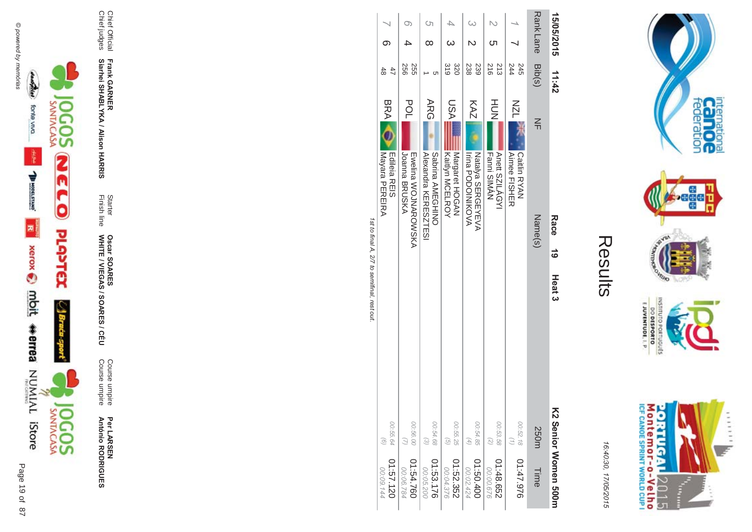# Results

16:40:30, 17/05/2015

15/05/2015 11:42 **Race 19 Heat 3** **K2 Senior Women 500m**

| Rank | Lane | Bib(s) | NF | Name(s) | 250m | Time |
|---|---|---|---|---|---|---|
| 1 | 7 | 245<br>244 | NZL | Caitlin RYAN<br>Aimee FISHER | 00:52.18<br>(1) | 01:47.976 |
| 2 | 5 | 213<br>216 | HUN | Anett SZILÁGYI<br>Fanni SIMÁN | 00:53.58<br>(2) | 01:48.652<br>00:00.676 |
| 3 | 2 | 239<br>238 | KAZ | Natalya SERGEYEVA<br>Irina PODOINIKOVA | 00:54.85<br>(4) | 01:50.400<br>00:02.424 |
| 4 | 3 | 320<br>319 | USA | Margaret HOGAN<br>Kaitlyn MCELROY | 00:55.25<br>(5) | 01:52.352<br>00:04.376 |
| 5 | 8 | 5<br>1 | ARG | Sabrina AMEGHINO<br>Alexandra KERESZTESI | 00:54.68<br>(3) | 01:53.176<br>00:05.200 |
| 6 | 4 | 255<br>256 | POL | Ewelina WOJNAROWSKA<br>Joanna BRUSKA | 00:56.00<br>(7) | 01:54.760<br>00:06.784 |
| 7 | 6 | 47<br>48 | BRA | Edileia REIS<br>Mayara PEREIRA | 00:55.64<br>(6) | 01:57.120<br>00:09.144 |

*1st to final A, 2/7 to semifinal, rest out.*

| | | | | | |
|---|---|---|---|---|---|
| Chief Official | **Frank GARNER** | Starter | **Oscar SOARES** | Course umpire | **Per LARSEN** |
| Chief judges | **Siarhei SHABLYKA / Alison HARRIS** | Finish line | **WHITE / VIEGAS / SOARES / CÉU** | Course umpire | **António RODRIGUES** |

© powered by memórias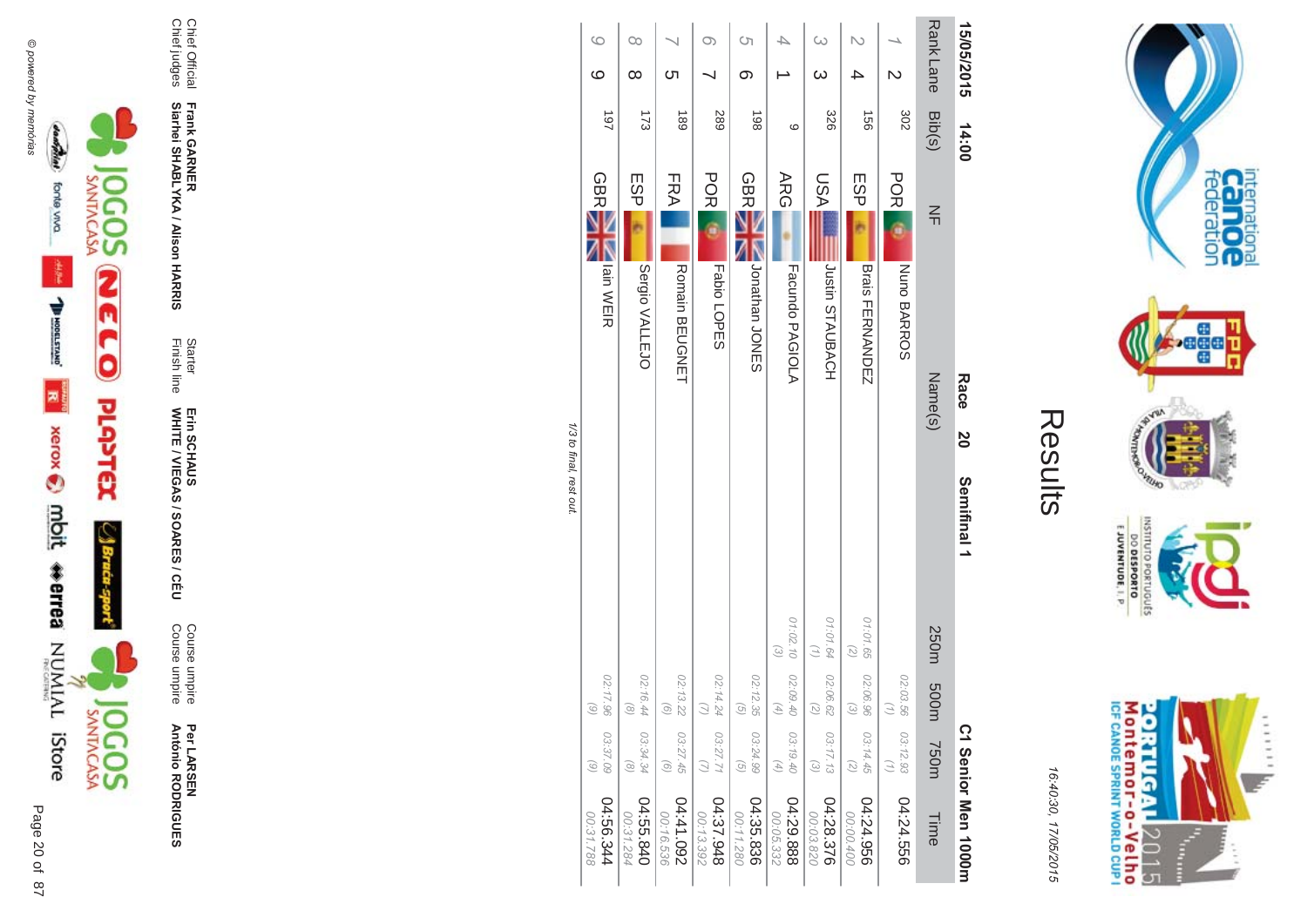# Results

16:40:30, 17/05/2015

15/05/2015 14:00 **Race 20 Semifinal 1** **C1 Senior Men 1000m**

| Rank | Lane | Bib(s) | NF | Name(s) | 250m | 500m | 750m | Time |
|---|---|---|---|---|---|---|---|---|
| 1 | 2 | 302 | POR | Nuno BARROS | | 02:03.56 (1) | 03:12.93 (1) | 04:24.556 |
| 2 | 4 | 156 | ESP | Brais FERNANDEZ | 01:01.65 (2) | 02:06.96 (3) | 03:14.45 (2) | 04:24.956 00:00.400 |
| 3 | 3 | 326 | USA | Justin STAUBACH | 01:01.64 (1) | 02:06.62 (2) | 03:17.13 (3) | 04:28.376 00:03.820 |
| 4 | 1 | 9 | ARG | Facundo PAGIOLA | 01:02.10 (3) | 02:09.40 (4) | 03:19.40 (4) | 04:29.888 00:05.332 |
| 5 | 6 | 198 | GBR | Jonathan JONES | | 02:12.35 (5) | 03:24.99 (5) | 04:35.836 00:11.280 |
| 6 | 7 | 289 | POR | Fabio LOPES | | 02:14.24 (7) | 03:27.71 (7) | 04:37.948 00:13.392 |
| 7 | 5 | 189 | FRA | Romain BEUGNET | | 02:13.22 (6) | 03:27.45 (6) | 04:41.092 00:16.536 |
| 8 | 8 | 173 | ESP | Sergio VALLEJO | | 02:16.44 (8) | 03:34.34 (8) | 04:55.840 00:31.284 |
| 9 | 9 | 197 | GBR | Iain WEIR | | 02:17.96 (9) | 03:37.09 (9) | 04:56.344 00:31.788 |

1/3 to final, rest out.

| | | | | | |
|---|---|---|---|---|---|
| Chief Official | **Frank GARNER** | Starter | **Erin SCHAUS** | Course umpire | **Per LARSEN** |
| Chief judges | **Siarhei SHABLYKA / Alison HARRIS** | Finish line | **WHITE / VIEGAS / SOARES / CÉU** | Course umpire | **António RODRIGUES** |

© powered by memórias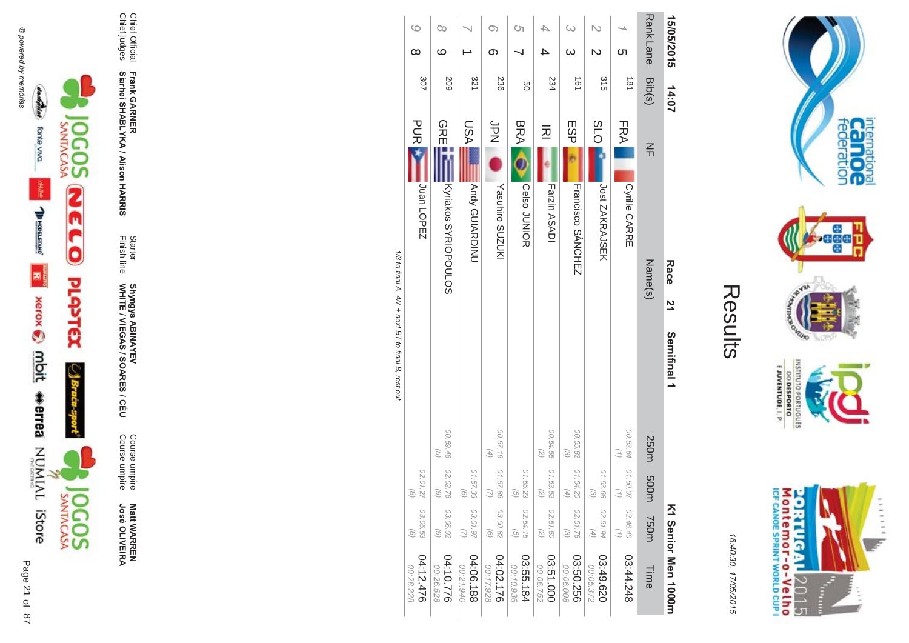# Results

16:40:30, 17/05/2015

15/05/2015 14:07 **Race 21 Semifinal 1** **K1 Senior Men 1000m**

| Rank | Lane | Bib(s) | NF | Name(s) | 250m | 500m | 750m | Time |
|---|---|---|---|---|---|---|---|---|
| 1 | 5 | 181 | FRA | Cyrille CARRE | 00:53.64 (1) | 01:50.07 (1) | 02:46.40 (1) | 03:44.248 |
| 2 | 2 | 315 | SLO | Jost ZAKRAJSEK | | 01:53.69 (3) | 02:51.94 (4) | 03:49.620 00:05.372 |
| 3 | 3 | 161 | ESP | Francisco SÁNCHEZ | 00:55.82 (3) | 01:54.20 (4) | 02:51.78 (3) | 03:50.256 00:06.008 |
| 4 | 4 | 234 | IRI | Farzin ASADI | 00:54.55 (2) | 01:53.52 (2) | 02:51.60 (2) | 03:51.000 00:06.752 |
| 5 | 7 | 50 | BRA | Celso JUNIOR | | 01:55.23 (5) | 02:54.15 (5) | 03:55.184 00:10.936 |
| 6 | 6 | 236 | JPN | Yasuhiro SUZUKI | 00:57.16 (4) | 01:57.86 (7) | 03:00.82 (6) | 04:02.176 00:17.928 |
| 7 | 1 | 321 | USA | Andy GUIARDINU | | 01:57.33 (6) | 03:01.97 (7) | 04:06.188 00:21.940 |
| 8 | 9 | 209 | GRE | Kyriakos SYRIOPOULOS | 00:59.48 (5) | 02:02.78 (9) | 03:06.02 (9) | 04:10.776 00:26.528 |
| 9 | 8 | 307 | PUR | Juan LOPEZ | | 02:01.27 (8) | 03:05.53 (8) | 04:12.476 00:28.228 |

*1/3 to final A, 4/7 + next BT to final B, rest out.*

Chief Official **Frank GARNER**
Chief judges **Siarhei SHABLYKA / Alison HARRIS**
Starter **Shyngys ABINAYEV**
Finish line **WHITE / VIEGAS / SOARES / CÉU**
Course umpire **Matt WARREN**
Course umpire **José OLIVEIRA**

© powered by memórias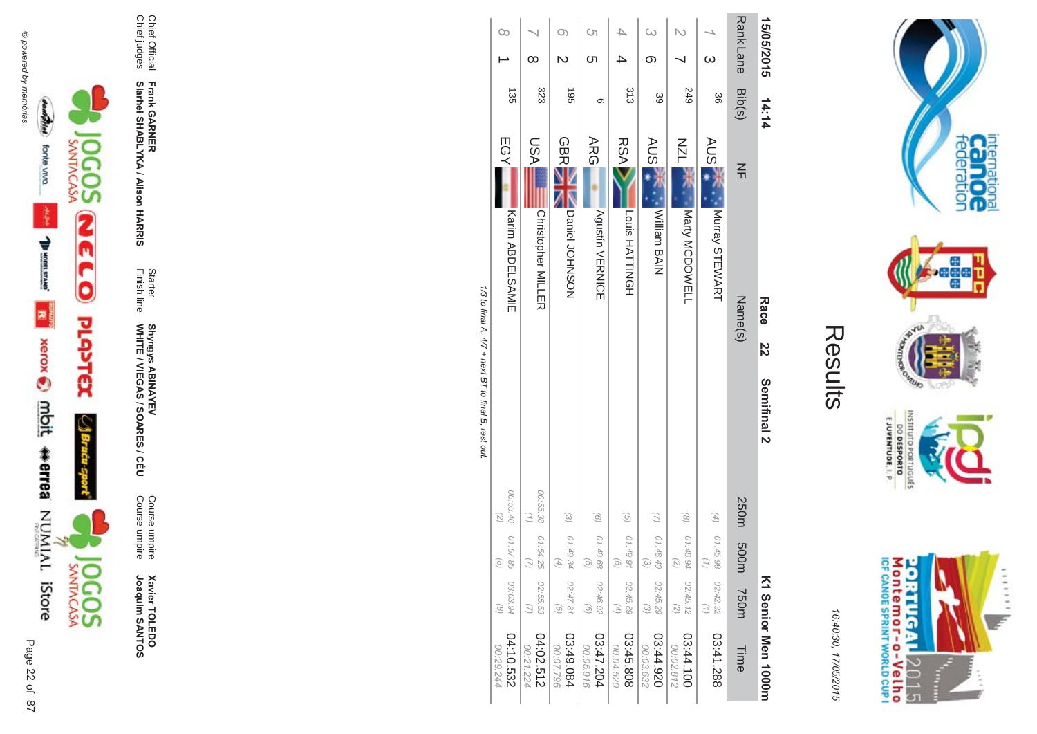# Results

16:40:30, 17/05/2015

15/05/2015 14:14 **Race 22 Semifinal 2** **K1 Senior Men 1000m**

| Rank | Lane | Bib(s) | NF | Name(s) | 250m | 500m | 750m | Time |
|---|---|---|---|---|---|---|---|---|
| 1 | 3 | 36 | AUS | Murray STEWART | (4) | 01:45.98 (1) | 02:42.32 (1) | 03:41.288 |
| 2 | 7 | 249 | NZL | Marty MCDOWELL | (8) | 01:46.94 (2) | 02:45.12 (2) | 03:44.100 00:02.812 |
| 3 | 6 | 39 | AUS | William BAIN | (7) | 01:48.40 (3) | 02:45.29 (3) | 03:44.920 00:03.632 |
| 4 | 4 | 313 | RSA | Louis HATTINGH | (5) | 01:49.91 (6) | 02:45.89 (4) | 03:45.808 00:04.520 |
| 5 | 5 | 6 | ARG | Agustín VERNICE | (6) | 01:49.68 (5) | 02:46.92 (5) | 03:47.204 00:05.916 |
| 6 | 2 | 195 | GBR | Daniel JOHNSON | (3) | 01:49.34 (4) | 02:47.81 (6) | 03:49.084 00:07.796 |
| 7 | 8 | 323 | USA | Christopher MILLER | 00:55.38 (1) | 01:54.25 (7) | 02:55.53 (7) | 04:02.512 00:21.224 |
| 8 | 1 | 135 | EGY | Karim ABDELSAMIE | 00:55.46 (2) | 01:57.85 (8) | 03:03.94 (8) | 04:10.532 00:29.244 |

*1/3 to final A, 4/7 + next BT to final B, rest out.*

| | | | | | |
|---|---|---|---|---|---|
| Chief Official | **Frank GARNER** | Starter | **Shyngys ABINAYEV** | Course umpire | **Xavier TOLEDO** |
| Chief judges | **Siarhei SHABLYKA / Alison HARRIS** | Finish line | **WHITE / VIEGAS / SOARES / CÉU** | Course umpire | **Joaquim SANTOS** |

© powered by memórias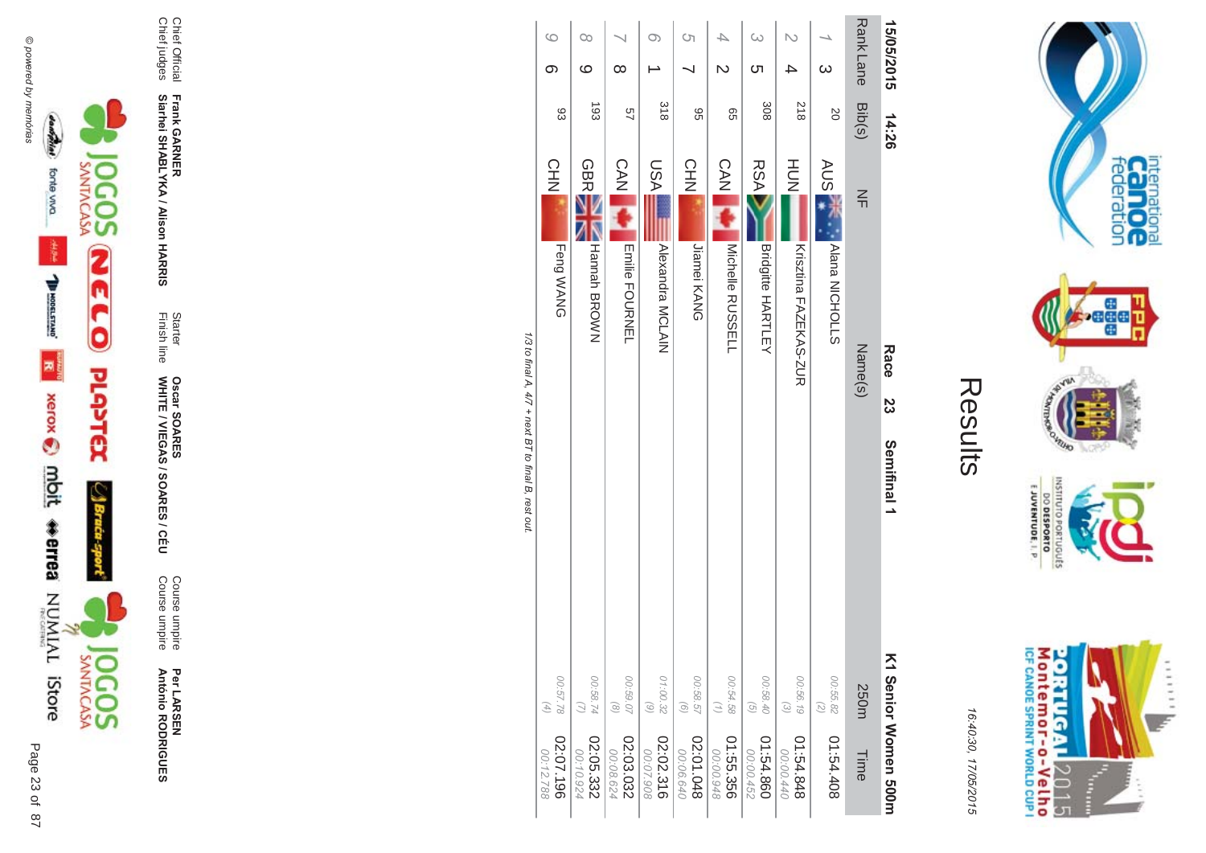# Results

16:40:30, 17/05/2015

**15/05/2015 14:26** **Race 23 Semifinal 1** **K1 Senior Women 500m**

| Rank | Lane | Bib(s) | NF | Name(s) | 250m | Time |
|---|---|---|---|---|---|---|
| 1 | 3 | 20 | AUS | Alana NICHOLLS | 00:55.82 (2) | 01:54.408 |
| 2 | 4 | 218 | HUN | Krisztina FAZEKAS-ZUR | 00:56.19 (3) | 01:54.848 00:00.440 |
| 3 | 5 | 308 | RSA | Bridgitte HARTLEY | 00:58.40 (5) | 01:54.860 00:00.452 |
| 4 | 2 | 65 | CAN | Michelle RUSSELL | 00:54.58 (1) | 01:55.356 00:00.948 |
| 5 | 7 | 95 | CHN | Jiamei KANG | 00:58.57 (6) | 02:01.048 00:06.640 |
| 6 | 1 | 318 | USA | Alexandra MCLAIN | 01:00.32 (9) | 02:02.316 00:07.908 |
| 7 | 8 | 57 | CAN | Emilie FOURNEL | 00:59.07 (8) | 02:03.032 00:08.624 |
| 8 | 9 | 193 | GBR | Hannah BROWN | 00:58.74 (7) | 02:05.332 00:10.924 |
| 9 | 6 | 93 | CHN | Feng WANG | 00:57.78 (4) | 02:07.196 00:12.788 |

*1/3 to final A, 4/7 + next BT to final B, rest out.*

| | | | | | |
|---|---|---|---|---|---|
| Chief Official | **Frank GARNER** | Starter | **Oscar SOARES** | Course umpire | **Per LARSEN** |
| Chief judges | **Siarhei SHABLYKA / Alison HARRIS** | Finish line | **WHITE / VIEGAS / SOARES / CÉU** | Course umpire | **António RODRIGUES** |

© powered by memórias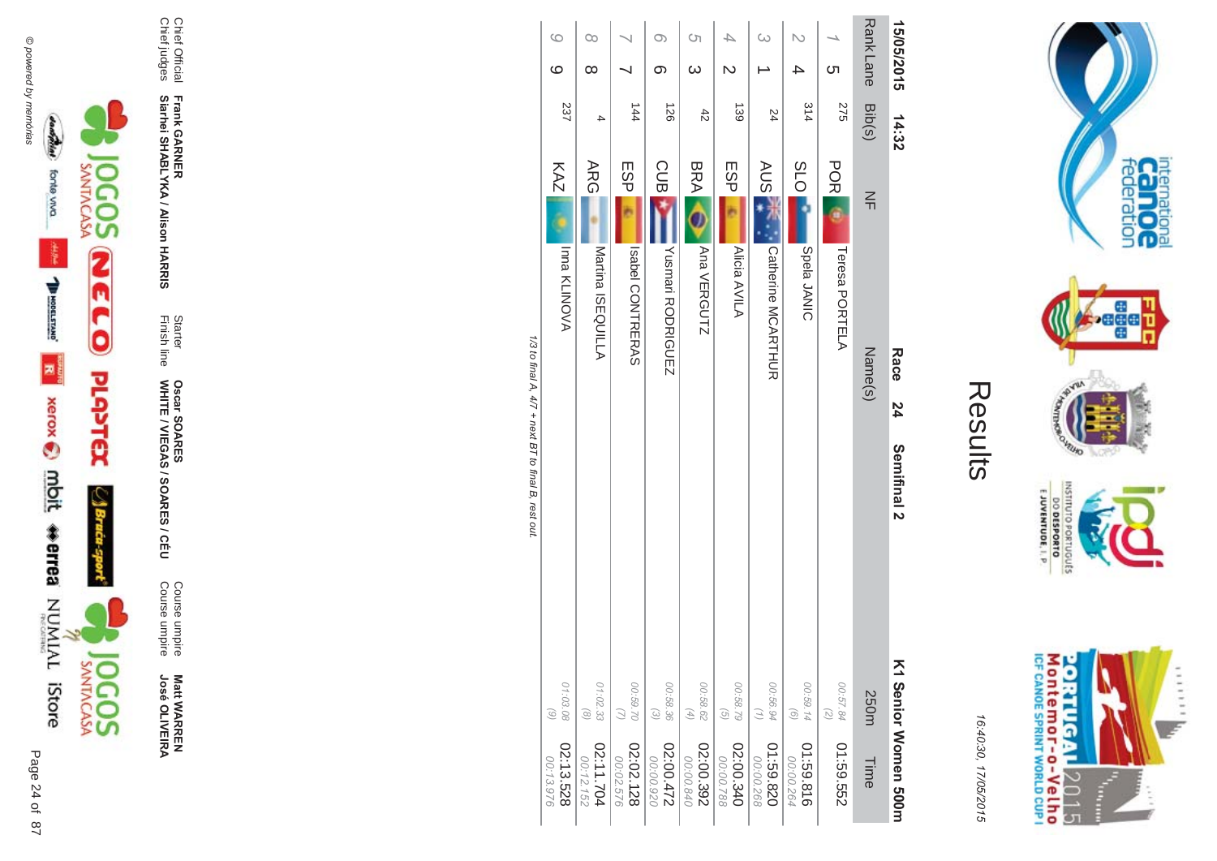# Results

16:40:30, 17/05/2015

15/05/2015 14:32

**Race 24 Semifinal 2**

**K1 Senior Women 500m**

| Rank | Lane | Bib(s) | NF | Name(s) | 250m | Time |
|---|---|---|---|---|---|---|
| 1 | 5 | 275 | POR | Teresa PORTELA | 00:57.84 (2) | 01:59.552 |
| 2 | 4 | 314 | SLO | Spela JANIC | 00:59.14 (6) | 01:59.816 00:00.264 |
| 3 | 1 | 24 | AUS | Catherine MCARTHUR | 00:56.94 (1) | 01:59.820 00:00.268 |
| 4 | 2 | 139 | ESP | Alicia AVILA | 00:58.79 (5) | 02:00.340 00:00.788 |
| 5 | 3 | 42 | BRA | Ana VERGUTZ | 00:58.62 (4) | 02:00.392 00:00.840 |
| 6 | 6 | 126 | CUB | Yusmari RODRIGUEZ | 00:58.36 (3) | 02:00.472 00:00.920 |
| 7 | 7 | 144 | ESP | Isabel CONTRERAS | 00:59.70 (7) | 02:02.128 00:02.576 |
| 8 | 8 | 4 | ARG | Martina ISEQUILLA | 01:02.33 (8) | 02:11.704 00:12.152 |
| 9 | 9 | 237 | KAZ | Inna KLINOVA | 01:03.08 (9) | 02:13.528 00:13.976 |

*1/3 to final A, 4/7 + next BT to final B, rest out.*

Chief Official **Frank GARNER**
Chief judges **Siarhei SHABLYKA / Alison HARRIS**

Starter **Oscar SOARES**
Finish line **WHITE / VIEGAS / SOARES / CÉU**

Course umpire **Matt WARREN**
Course umpire **José OLIVEIRA**

© powered by memórias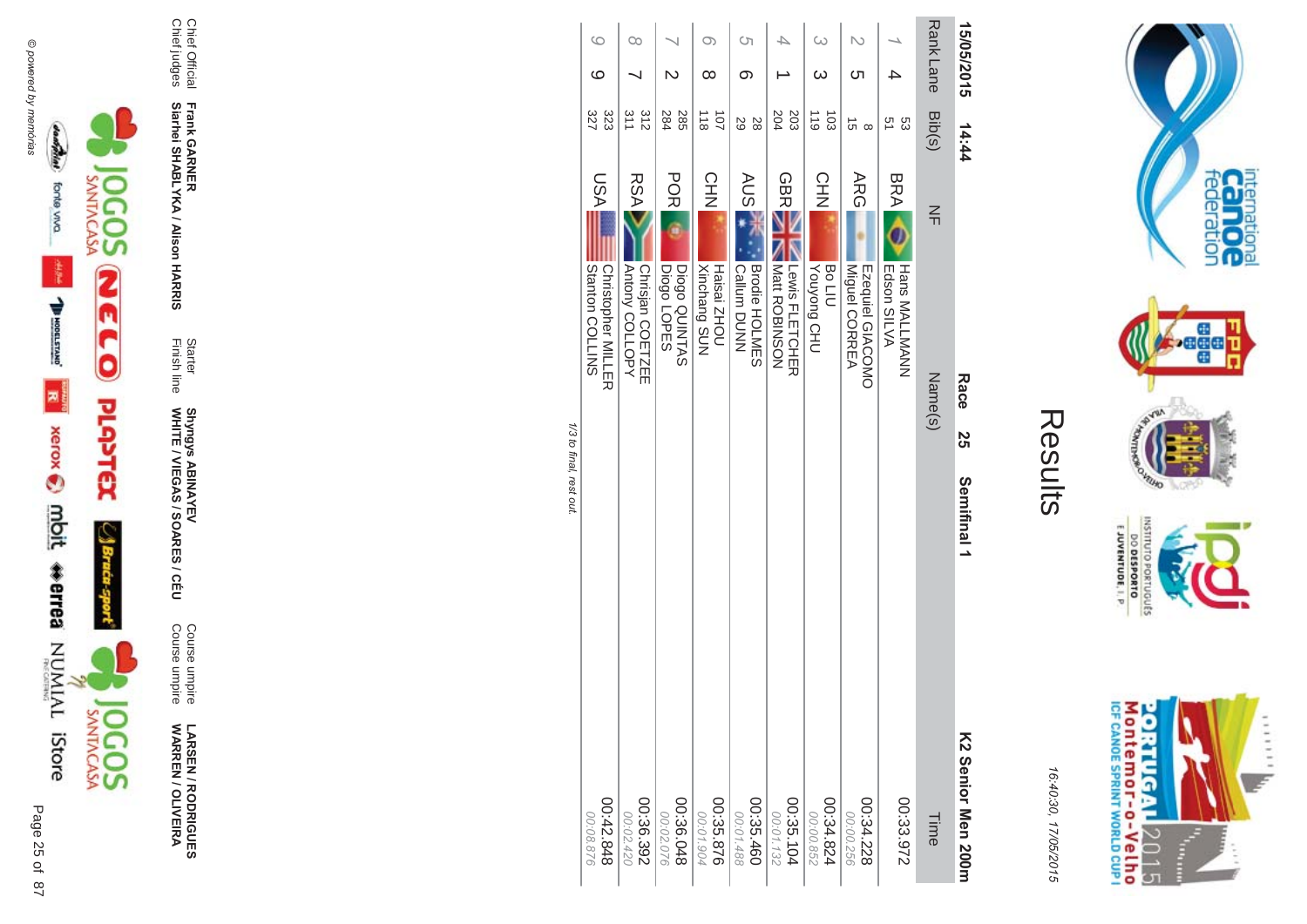# Results

16:40:30, 17/05/2015

**15/05/2015 14:44** **Race 25 Semifinal 1** **K2 Senior Men 200m**

| Rank | Lane | Bib(s) | NF | Name(s) | Time |
|---|---|---|---|---|---|
| 1 | 4 | 53<br>51 | BRA | Hans MALLMANN<br>Edson SILVA | 00:33.972 |
| 2 | 5 | 8<br>15 | ARG | Ezequiel GIACOMO<br>Miguel CORREA | 00:34.228<br>00:00.256 |
| 3 | 3 | 103<br>119 | CHN | Bo LIU<br>Youyong CHU | 00:34.824<br>00:00.852 |
| 4 | 1 | 203<br>204 | GBR | Lewis FLETCHER<br>Matt ROBINSON | 00:35.104<br>00:01.132 |
| 5 | 6 | 28<br>29 | AUS | Brodie HOLMES<br>Callum DUNN | 00:35.460<br>00:01.488 |
| 6 | 8 | 107<br>118 | CHN | Haisai ZHOU<br>Xinchang SUN | 00:35.876<br>00:01.904 |
| 7 | 2 | 285<br>284 | POR | Diogo QUINTAS<br>Diogo LOPES | 00:36.048<br>00:02.076 |
| 8 | 7 | 312<br>311 | RSA | Chrisjan COETZEE<br>Antony COLLOPY | 00:36.392<br>00:02.420 |
| 9 | 9 | 323<br>327 | USA | Christopher MILLER<br>Stanton COLLINS | 00:42.848<br>00:08.876 |

*1/3 to final, rest out.*

| | | | | | |
|---|---|---|---|---|---|
| Chief Official | **Frank GARNER** | Starter | **Shyngys ABINAYEV** | Course umpire | **LARSEN / RODRIGUES** |
| Chief judges | **Siarhei SHABLYKA / Alison HARRIS** | Finish line | **WHITE / VIEGAS / SOARES / CÉU** | Course umpire | **WARREN / OLIVEIRA** |

© powered by memórias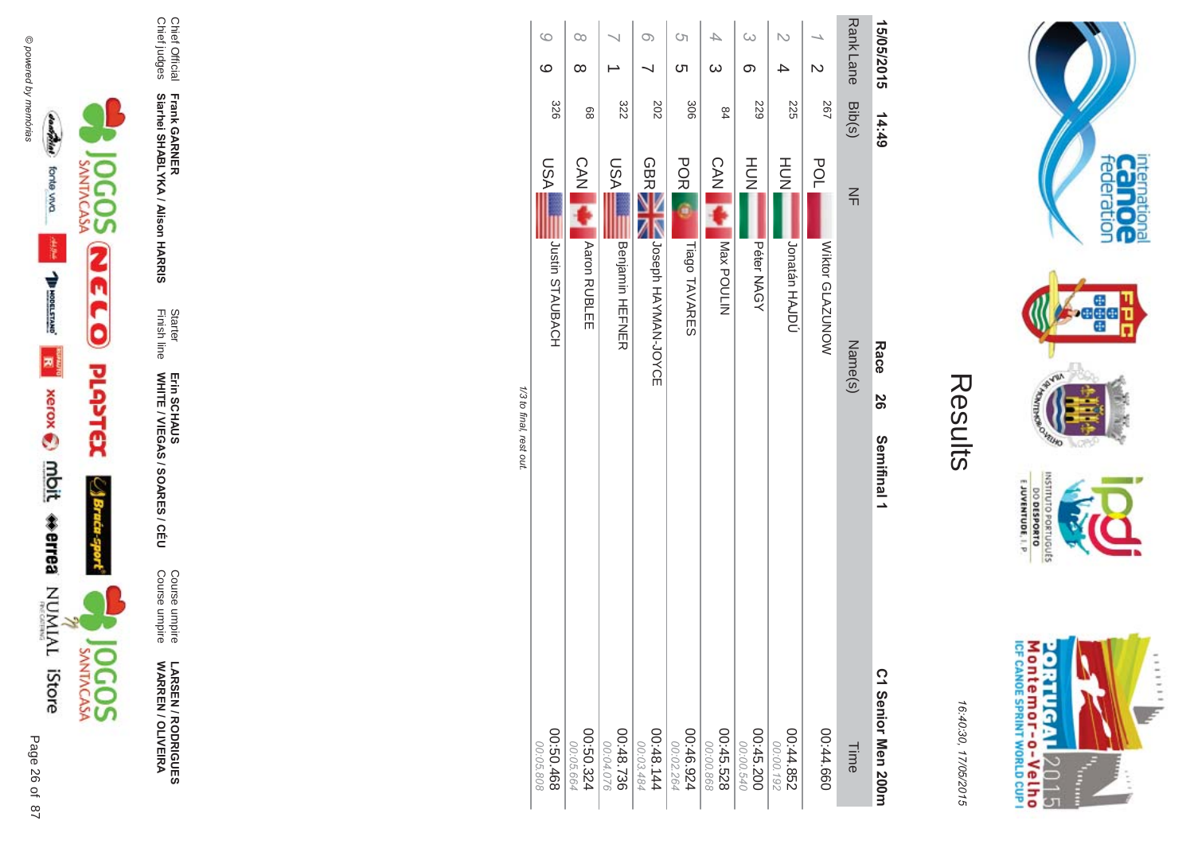# Results

16:40:30, 17/05/2015

**15/05/2015 14:49** **Race 26 Semifinal 1** **C1 Senior Men 200m**

| Rank | Lane | Bib(s) | NF | Name(s) | Time |
|---|---|---|---|---|---|
| 1 | 2 | 267 | POL | Wiktor GLAZUNOW | 00:44.660 |
| 2 | 4 | 225 | HUN | Jonatán HAJDÚ | 00:44.852<br>00:00.192 |
| 3 | 6 | 229 | HUN | Péter NAGY | 00:45.200<br>00:00.540 |
| 4 | 3 | 84 | CAN | Max POULIN | 00:45.528<br>00:00.868 |
| 5 | 5 | 306 | POR | Tiago TAVARES | 00:46.924<br>00:02.264 |
| 6 | 7 | 202 | GBR | Joseph HAYMAN-JOYCE | 00:48.144<br>00:03.484 |
| 7 | 1 | 322 | USA | Benjamin HEFNER | 00:48.736<br>00:04.076 |
| 8 | 8 | 68 | CAN | Aaron RUBLEE | 00:50.324<br>00:05.664 |
| 9 | 9 | 326 | USA | Justin STAUBACH | 00:50.468<br>00:05.808 |

*1/3 to final, rest out.*

| | | | | | |
|---|---|---|---|---|---|
| Chief Official | **Frank GARNER** | Starter | **Erin SCHAUS** | Course umpire | **LARSEN / RODRIGUES** |
| Chief judges | **Siarhei SHABLYKA / Alison HARRIS** | Finish line | **WHITE / VIEGAS / SOARES / CÉU** | Course umpire | **WARREN / OLIVEIRA** |

© powered by memórias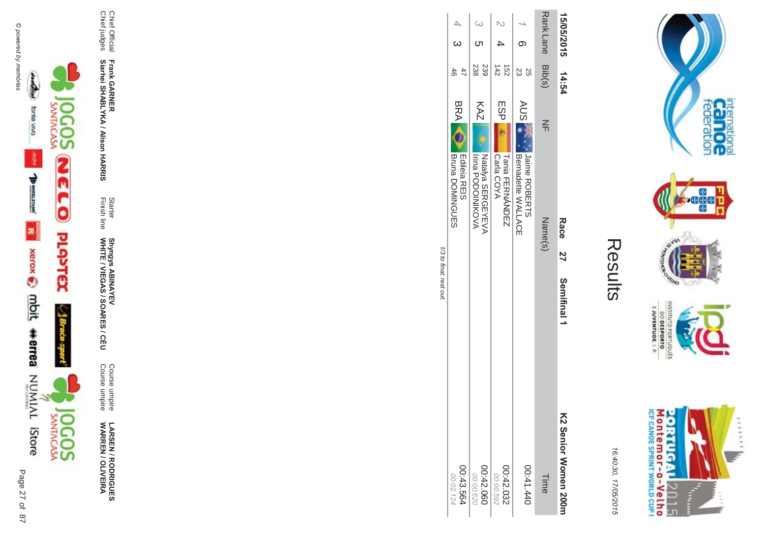# Results

15/05/2015 14:54 **Race 27 Semifinal 1** **K2 Senior Women 200m**

| Rank | Lane | Bib(s) | NF | Name(s) | Time |
|---|---|---|---|---|---|
| 1 | 6 | 25<br>23 | AUS | Jaime ROBERTS<br>Bernadette WALLACE | 00:41.440 |
| 2 | 4 | 152<br>142 | ESP | Tania FERNÁNDEZ<br>Carla COYA | 00:42.032<br>00:00.592 |
| 3 | 5 | 239<br>238 | KAZ | Natalya SERGEYEVA<br>Irina PODOINIKOVA | 00:42.060<br>00:00.620 |
| 4 | 3 | 47<br>46 | BRA | Edileia REIS<br>Bruna DOMINGUES | 00:43.564<br>00:02.124 |

*1/3 to final, rest out.*

| | | | | | |
|---|---|---|---|---|---|
| Chief Official | **Frank GARNER** | Starter | **Shyngys ABINAYEV** | Course umpire | **LARSEN / RODRIGUES** |
| Chief judges | **Siarhei SHABLYKA / Alison HARRIS** | Finish line | **WHITE / VIEGAS / SOARES / CÉU** | Course umpire | **WARREN / OLIVEIRA** |

© powered by memórias

16:40:30, 17/05/2015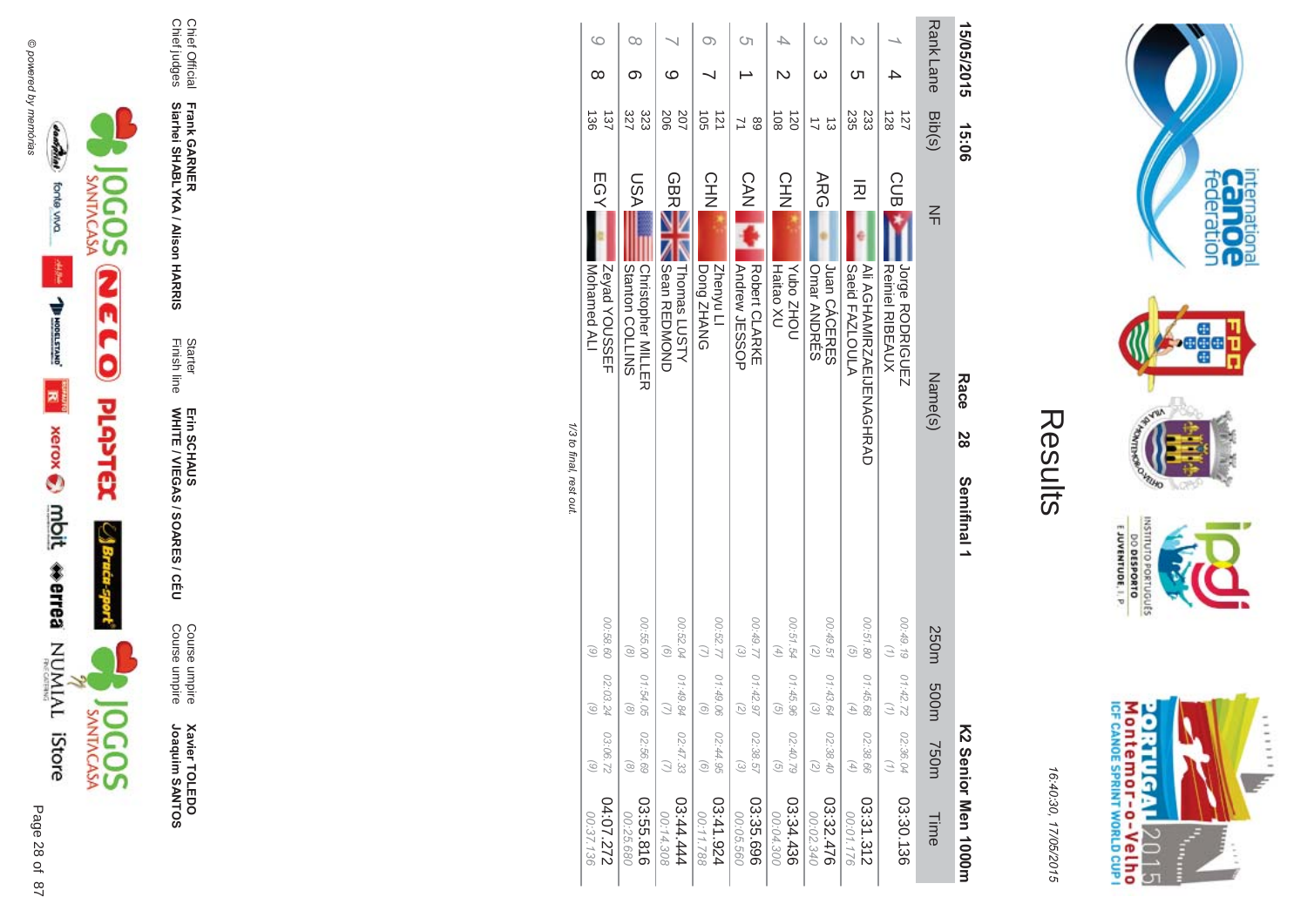# Results

15/05/2015 15:06

**Race 28 Semifinal 1**

**K2 Senior Men 1000m**

| Rank | Lane | Bib(s) | NF | Name(s) | 250m | 500m | 750m | Time |
|---|---|---|---|---|---|---|---|---|
| 1 | 4 | 127<br>128 | CUB | Jorge RODRIGUEZ<br>Reiniel RIBEAUX | 00:49.19<br>(1) | 01:42.72<br>(1) | 02:36.04<br>(1) | 03:30.136 |
| 2 | 5 | 233<br>235 | IRI | Ali AGHAMIRZAEIJENAGHRAD<br>Saeid FAZLOULA | 00:51.80<br>(5) | 01:45.68<br>(4) | 02:38.66<br>(4) | 03:31.312<br>00:01.176 |
| 3 | 3 | 13<br>17 | ARG | Juan CÁCERES<br>Omar ANDRÉS | 00:49.51<br>(2) | 01:43.64<br>(3) | 02:38.40<br>(2) | 03:32.476<br>00:02.340 |
| 4 | 2 | 120<br>108 | CHN | Yubo ZHOU<br>Haitao XU | 00:51.54<br>(4) | 01:45.96<br>(5) | 02:40.79<br>(5) | 03:34.436<br>00:04.300 |
| 5 | 1 | 89<br>71 | CAN | Robert CLARKE<br>Andrew JESSOP | 00:49.77<br>(3) | 01:42.97<br>(2) | 02:38.57<br>(3) | 03:35.696<br>00:05.560 |
| 6 | 7 | 121<br>105 | CHN | Zhenyu LI<br>Dong ZHANG | 00:52.77<br>(7) | 01:49.06<br>(6) | 02:44.95<br>(6) | 03:41.924<br>00:11.788 |
| 7 | 9 | 207<br>206 | GBR | Thomas LUSTY<br>Sean REDMOND | 00:52.04<br>(6) | 01:49.84<br>(7) | 02:47.33<br>(7) | 03:44.444<br>00:14.308 |
| 8 | 6 | 323<br>327 | USA | Christopher MILLER<br>Stanton COLLINS | 00:55.00<br>(8) | 01:54.05<br>(8) | 02:56.69<br>(8) | 03:55.816<br>00:25.680 |
| 9 | 8 | 137<br>136 | EGY | Zeyad YOUSSEF<br>Mohamed ALI | 00:58.60<br>(9) | 02:03.24<br>(9) | 03:06.72<br>(9) | 04:07.272<br>00:37.136 |

*1/3 to final, rest out.*

Chief Official **Frank GARNER**
Chief judges **Siarhei SHABLYKA / Alison HARRIS**

Starter **Erin SCHAUS**
Finish line **WHITE / VIEGAS / SOARES / CÉU**

Course umpire **Xavier TOLEDO**
Course umpire **Joaquim SANTOS**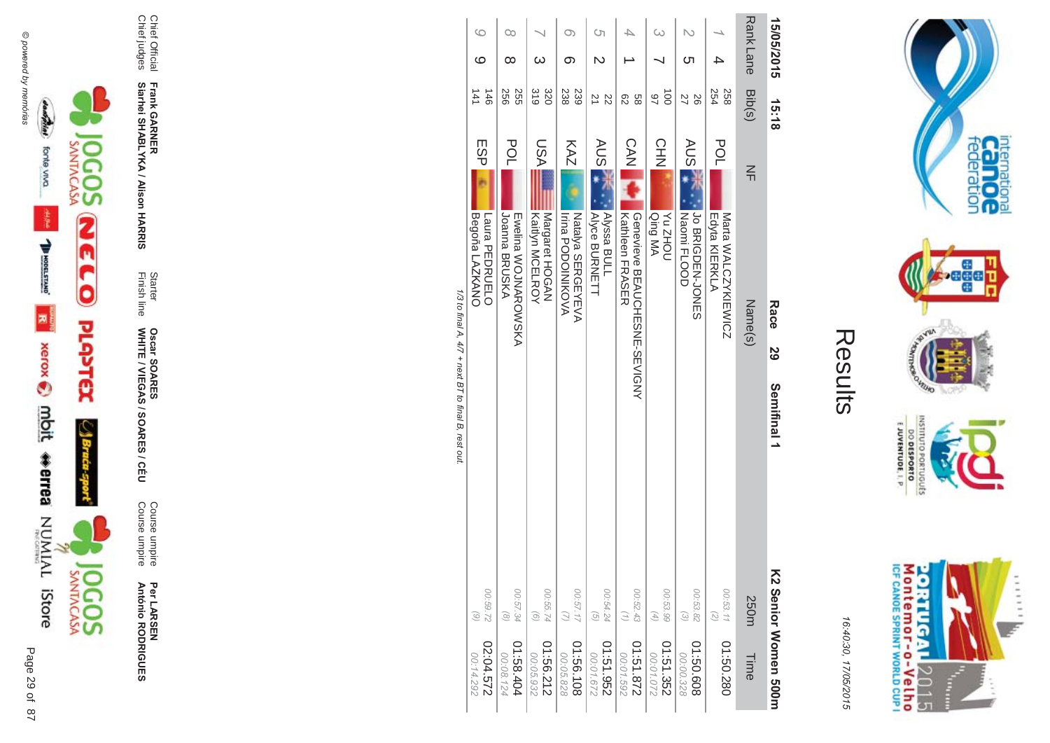# Results

16:40:30, 17/05/2015

15/05/2015 15:18 **Race 29 Semifinal 1** **K2 Senior Women 500m**

| Rank | Lane | Bib(s) | NF | Name(s) | 250m | Time |
|---|---|---|---|---|---|---|
| 1 | 4 | 258<br>254 | POL | Marta WALCZYKIEWICZ<br>Edyta KIERKLA | 00:53.11<br>(2) | 01:50.280 |
| 2 | 5 | 26<br>27 | AUS | Jo BRIGDEN-JONES<br>Naomi FLOOD | 00:53.82<br>(3) | 01:50.608<br>00:00.328 |
| 3 | 7 | 100<br>97 | CHN | Yu ZHOU<br>Qing MA | 00:53.99<br>(4) | 01:51.352<br>00:01.072 |
| 4 | 1 | 58<br>62 | CAN | Geneviève BEAUCHESNE-SEVIGNY<br>Kathleen FRASER | 00:52.43<br>(1) | 01:51.872<br>00:01.592 |
| 5 | 2 | 22<br>21 | AUS | Alyssa BULL<br>Alyce BURNETT | 00:54.24<br>(5) | 01:51.952<br>00:01.672 |
| 6 | 6 | 239<br>238 | KAZ | Natalya SERGEYEVA<br>Irina PODOINIKOVA | 00:57.17<br>(7) | 01:56.108<br>00:05.828 |
| 7 | 3 | 320<br>319 | USA | Margaret HOGAN<br>Kaitlyn MCELROY | 00:55.74<br>(6) | 01:56.212<br>00:05.932 |
| 8 | 8 | 255<br>256 | POL | Ewelina WOJNAROWSKA<br>Joanna BRUSKA | 00:57.34<br>(8) | 01:58.404<br>00:08.124 |
| 9 | 9 | 146<br>141 | ESP | Laura PEDRUELO<br>Begoña LAZKANO | 00:59.72<br>(9) | 02:04.572<br>00:14.292 |

*1/3 to final A, 4/7 + next BT to final B, rest out.*

| | | | | | |
|---|---|---|---|---|---|
| Chief Official | **Frank GARNER** | Starter | **Oscar SOARES** | Course umpire | **Per LARSEN** |
| Chief judges | **Siarhei SHABLYKA / Alison HARRIS** | Finish line | **WHITE / VIEGAS / SOARES / CÉU** | Course umpire | **António RODRIGUES** |

© powered by memórias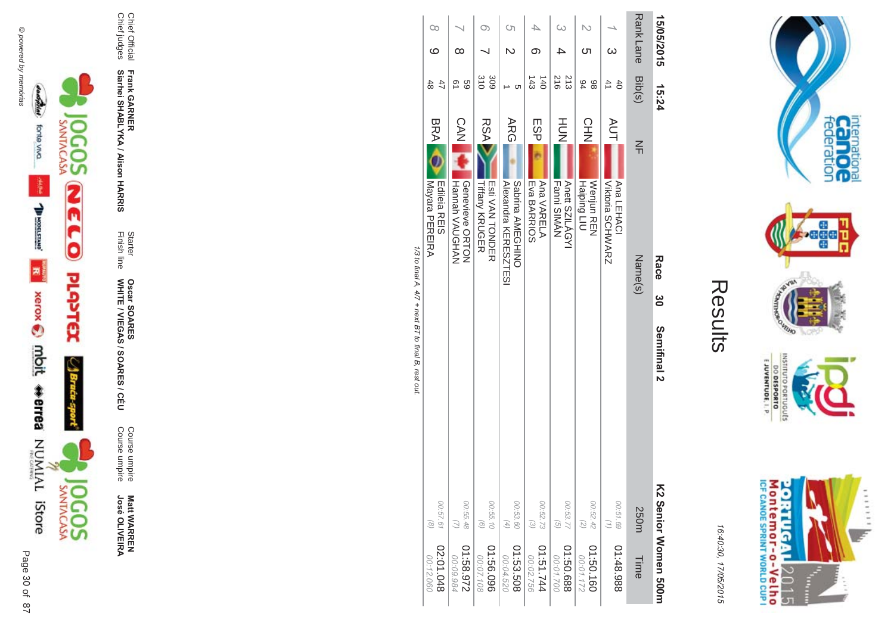# Results

16:40:30, 17/05/2015

**15/05/2015 15:24** **Race 30 Semifinal 2** **K2 Senior Women 500m**

| Rank | Lane | Bib(s) | NF | Name(s) | 250m | Time |
|---|---|---|---|---|---|---|
| 1 | 3 | 40<br>41 | AUT | Ana LEHACI<br>Viktoria SCHWARZ | 00:51.69<br>(1) | 01:48.988 |
| 2 | 5 | 98<br>94 | CHN | Wenjun REN<br>Haiping LIU | 00:52.42<br>(2) | 01:50.160<br>00:01.172 |
| 3 | 4 | 213<br>216 | HUN | Anett SZILÁGYI<br>Fanni SIMÁN | 00:53.77<br>(5) | 01:50.688<br>00:01.700 |
| 4 | 6 | 140<br>143 | ESP | Ana VARELA<br>Eva BARRIOS | 00:52.73<br>(3) | 01:51.744<br>00:02.756 |
| 5 | 2 | 5<br>1 | ARG | Sabrina AMEGHINO<br>Alexandra KERESZTESI | 00:53.60<br>(4) | 01:53.508<br>00:04.520 |
| 6 | 7 | 309<br>310 | RSA | Esti VAN TONDER<br>Tiffany KRUGER | 00:55.10<br>(6) | 01:56.096<br>00:07.108 |
| 7 | 8 | 59<br>61 | CAN | Genevieve ORTON<br>Hannah VAUGHAN | 00:55.48<br>(7) | 01:58.972<br>00:09.984 |
| 8 | 9 | 47<br>48 | BRA | Edileia REIS<br>Mayara PEREIRA | 00:57.61<br>(8) | 02:01.048<br>00:12.060 |

*1/3 to final A, 4/7 + next BT to final B, rest out.*

| | | | | | |
|---|---|---|---|---|---|
| Chief Official | **Frank GARNER** | Starter | **Oscar SOARES** | Course umpire | **Matt WARREN** |
| Chief judges | **Siarhei SHABLYKA / Alison HARRIS** | Finish line | **WHITE / VIEGAS / SOARES / CÉU** | Course umpire | **José OLIVEIRA** |

© powered by memórias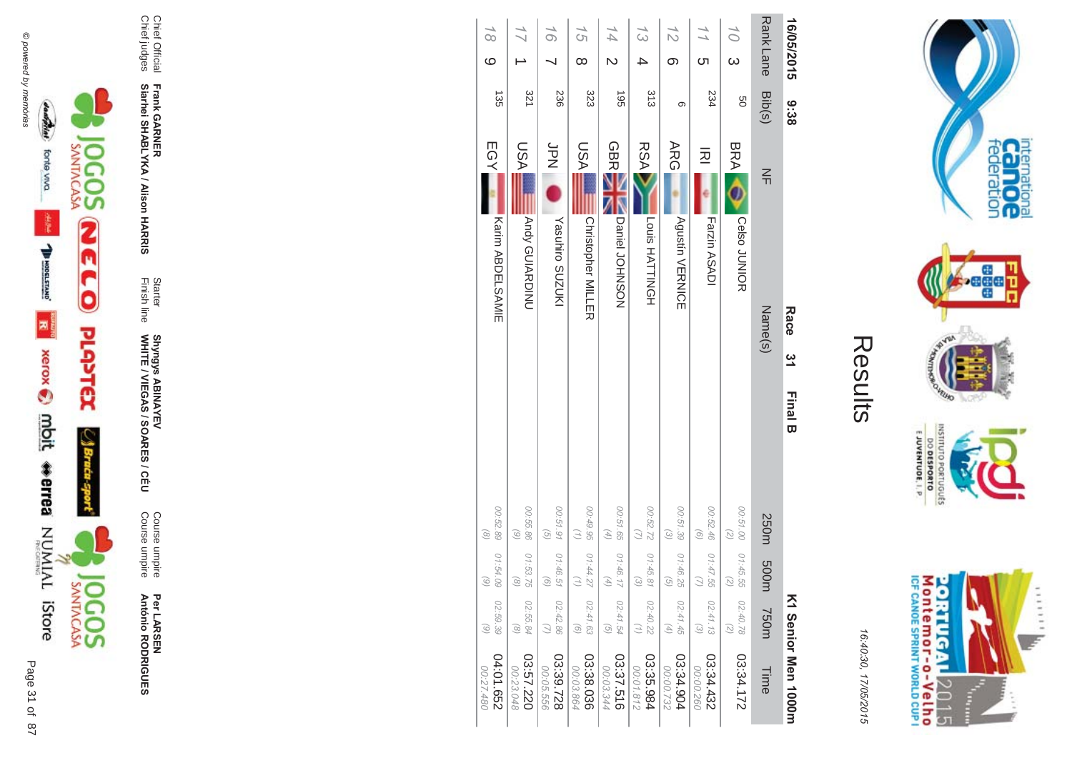# Results

16:40:30, 17/05/2015

16/05/2015 9:38 **Race 31 Final B** **K1 Senior Men 1000m**

| Rank | Lane | Bib(s) | NF | Name(s) | 250m | 500m | 750m | Time |
|---|---|---|---|---|---|---|---|---|
| 10 | 3 | 50 | BRA | Celso JUNIOR | 00:51.00 (2) | 01:45.55 (2) | 02:40.78 (2) | 03:34.172 |
| 11 | 5 | 234 | IRI | Farzin ASADI | 00:52.46 (6) | 01:47.55 (7) | 02:41.13 (3) | 03:34.432 00:00.260 |
| 12 | 6 | 6 | ARG | Agustín VERNICE | 00:51.39 (3) | 01:46.25 (5) | 02:41.45 (4) | 03:34.904 00:00.732 |
| 13 | 4 | 313 | RSA | Louis HATTINGH | 00:52.72 (7) | 01:45.81 (3) | 02:40.22 (1) | 03:35.984 00:01.812 |
| 14 | 2 | 195 | GBR | Daniel JOHNSON | 00:51.65 (4) | 01:46.17 (4) | 02:41.54 (5) | 03:37.516 00:03.344 |
| 15 | 8 | 323 | USA | Christopher MILLER | 00:49.95 (1) | 01:44.27 (1) | 02:41.63 (6) | 03:38.036 00:03.864 |
| 16 | 7 | 236 | JPN | Yasuhiro SUZUKI | 00:51.91 (5) | 01:46.51 (6) | 02:42.86 (7) | 03:39.728 00:05.556 |
| 17 | 1 | 321 | USA | Andy GUIARDINU | 00:55.86 (9) | 01:53.75 (8) | 02:55.84 (8) | 03:57.220 00:23.048 |
| 18 | 9 | 135 | EGY | Karim ABDELSAMIE | 00:52.89 (8) | 01:54.09 (9) | 02:59.39 (9) | 04:01.652 00:27.480 |

Chief Official **Frank GARNER** | Starter **Shyngys ABINAYEV** | Course umpire **Per LARSEN**

Chief judges **Siarhei SHABLYKA / Alison HARRIS** | Finish line **WHITE / VIEGAS / SOARES / CÉU** | Course umpire **António RODRIGUES**

© powered by memórias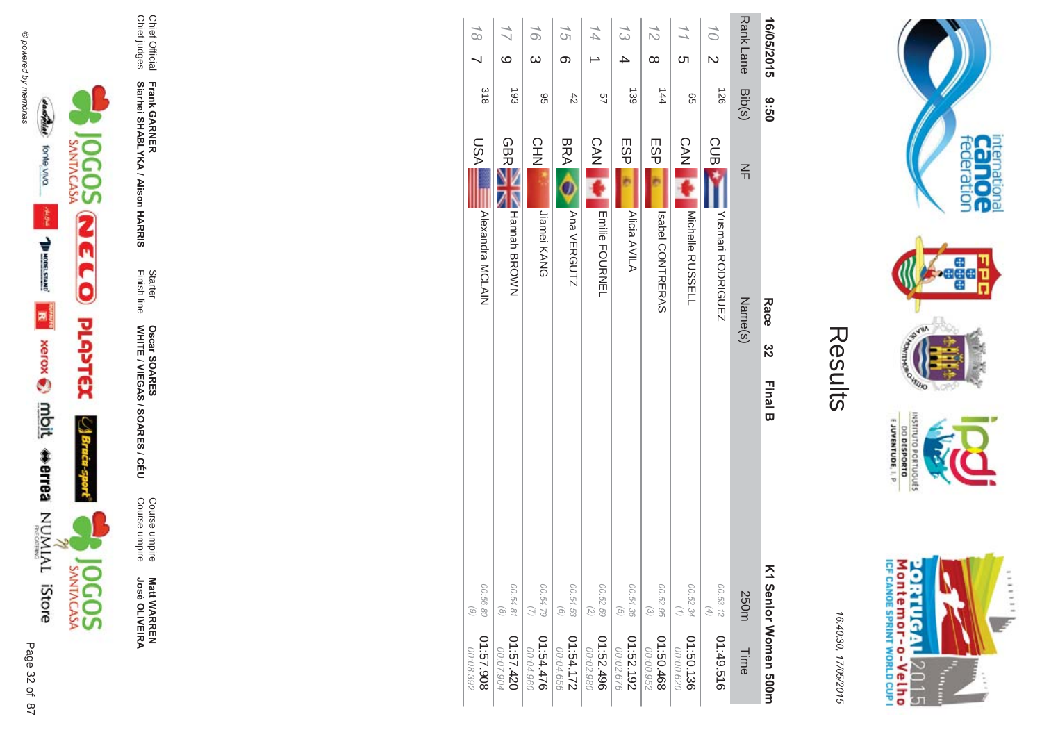# Results

16:40:30, 17/05/2015

**16/05/2015 9:50** **Race 32 Final B** **K1 Senior Women 500m**

| Rank | Lane | Bib(s) | NF | Name(s) | 250m | Time |
|---|---|---|---|---|---|---|
| 10 | 2 | 126 | CUB | Yusmari RODRIGUEZ | 00:53.12 (4) | 01:49.516 |
| 11 | 5 | 65 | CAN | Michelle RUSSELL | 00:52.34 (1) | 01:50.136 00:00.620 |
| 12 | 8 | 144 | ESP | Isabel CONTRERAS | 00:52.95 (3) | 01:50.468 00:00.952 |
| 13 | 4 | 139 | ESP | Alicia AVILA | 00:54.36 (5) | 01:52.192 00:02.676 |
| 14 | 1 | 57 | CAN | Emilie FOURNEL | 00:52.59 (2) | 01:52.496 00:02.980 |
| 15 | 6 | 42 | BRA | Ana VERGUTZ | 00:54.53 (6) | 01:54.172 00:04.656 |
| 16 | 3 | 95 | CHN | Jiamei KANG | 00:54.79 (7) | 01:54.476 00:04.960 |
| 17 | 9 | 193 | GBR | Hannah BROWN | 00:54.81 (8) | 01:57.420 00:07.904 |
| 18 | 7 | 318 | USA | Alexandra MCLAIN | 00:56.80 (9) | 01:57.908 00:08.392 |

Chief Official **Frank GARNER**
Chief judges **Siarhei SHABLYKA / Alison HARRIS**

Starter **Oscar SOARES**
Finish line **WHITE / VIEGAS / SOARES / CÉU**

Course umpire **Matt WARREN**
Course umpire **José OLIVEIRA**

© powered by memórias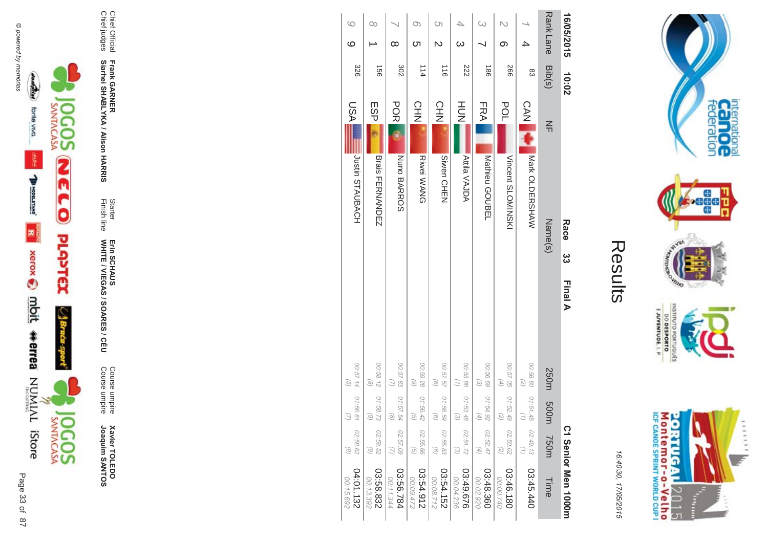# Results

16:40:30, 17/05/2015

**16/05/2015 10:02** **Race 33 Final A** **C1 Senior Men 1000m**

| Rank | Lane | Bib(s) | NF | Name(s) | 250m | 500m | 750m | Time |
|---|---|---|---|---|---|---|---|---|
| 1 | 4 | 83 | CAN | Mark OLDERSHAW | 00:56.60 (2) | 01:51.45 (1) | 02:49.13 (1) | 03:45.440 |
| 2 | 6 | 266 | POL | Vincent SLOMINSKI | 00:57.05 (4) | 01:52.49 (2) | 02:50.02 (2) | 03:46.180 00:00.740 |
| 3 | 7 | 186 | FRA | Mathieu GOUBEL | 00:56.69 (3) | 01:54.92 (4) | 02:52.47 (4) | 03:48.360 00:02.920 |
| 4 | 3 | 222 | HUN | Attila VAJDA | 00:55.88 (1) | 01:53.48 (3) | 02:51.72 (3) | 03:49.676 00:04.236 |
| 5 | 2 | 116 | CHN | Siwen CHEN | 00:57.57 (6) | 01:56.59 (6) | 02:55.83 (6) | 03:54.152 00:08.712 |
| 6 | 5 | 114 | CHN | Riwei WANG | 00:59.28 (9) | 01:56.42 (5) | 02:55.66 (5) | 03:54.912 00:09.472 |
| 7 | 8 | 302 | POR | Nuno BARROS | 00:57.83 (7) | 01:57.54 (8) | 02:57.09 (7) | 03:56.784 00:11.344 |
| 8 | 1 | 156 | ESP | Brais FERNANDEZ | 00:58.12 (8) | 01:58.73 (9) | 02:59.52 (9) | 03:58.832 00:13.392 |
| 9 | 9 | 326 | USA | Justin STAUBACH | 00:57.14 (5) | 01:56.61 (7) | 02:58.62 (8) | 04:01.132 00:15.692 |

Chief Official **Frank GARNER**
Chief judges **Siarhei SHABLYKA / Alison HARRIS**
Starter **Erin SCHAUS**
Finish line **WHITE / VIEGAS / SOARES / CÉU**
Course umpire **Xavier TOLEDO**
Course umpire **Joaquim SANTOS**

© powered by memórias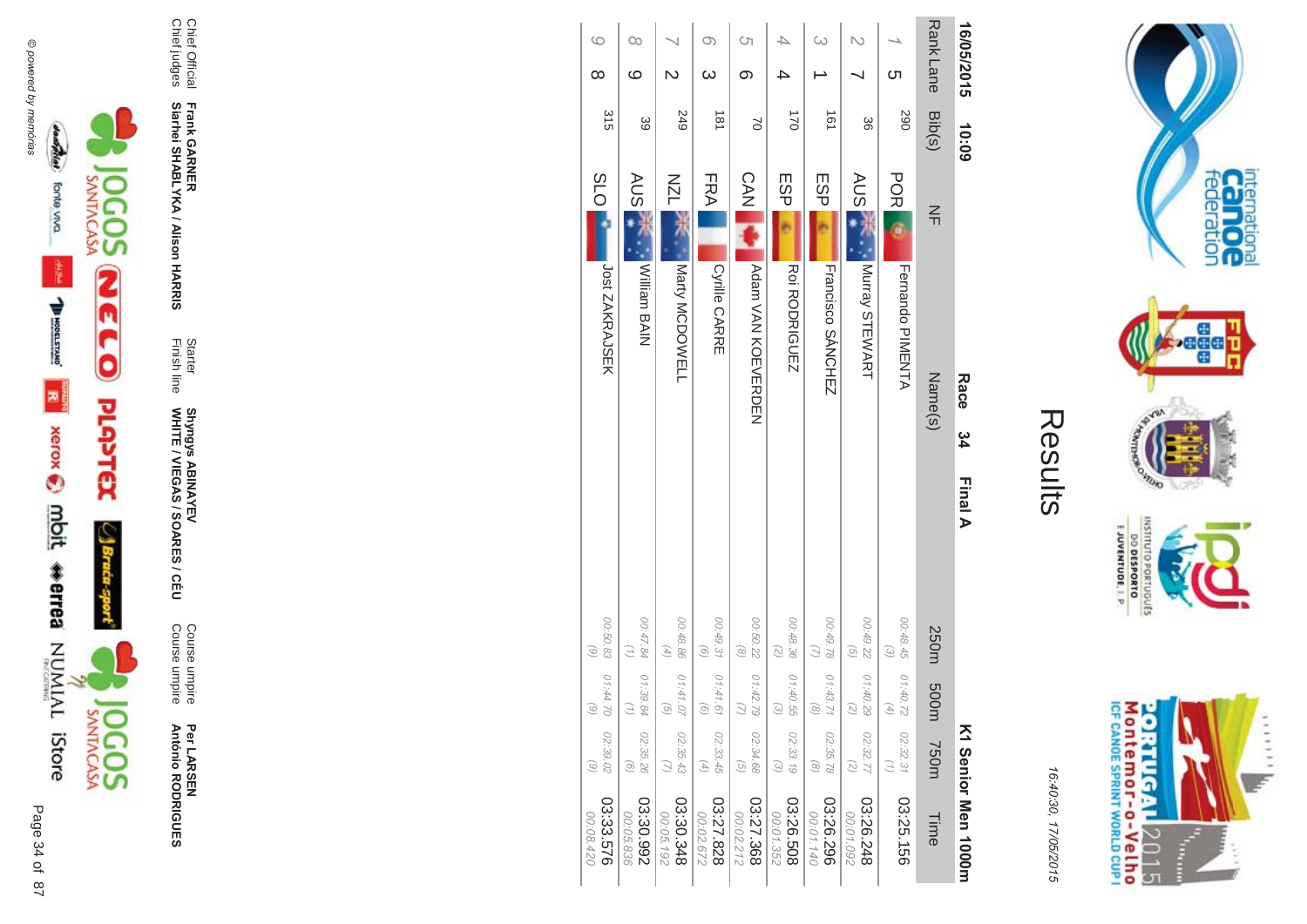# Results

16:40:30, 17/05/2015

**16/05/2015 10:09** **Race 34 Final A** **K1 Senior Men 1000m**

| Rank | Lane | Bib(s) | NF | Name(s) | 250m | 500m | 750m | Time |
|---|---|---|---|---|---|---|---|---|
| 1 | 5 | 290 | POR | Fernando PIMENTA | 00:48.45 (3) | 01:40.72 (4) | 02:32.31 (1) | 03:25.156 |
| 2 | 7 | 36 | AUS | Murray STEWART | 00:49.22 (5) | 01:40.29 (2) | 02:32.77 (2) | 03:26.248 00:01.092 |
| 3 | 1 | 161 | ESP | Francisco SÁNCHEZ | 00:49.78 (7) | 01:43.71 (8) | 02:35.78 (8) | 03:26.296 00:01.140 |
| 4 | 4 | 170 | ESP | Roi RODRIGUEZ | 00:48.36 (2) | 01:40.55 (3) | 02:33.19 (3) | 03:26.508 00:01.352 |
| 5 | 6 | 70 | CAN | Adam VAN KOEVERDEN | 00:50.22 (8) | 01:42.79 (7) | 02:34.68 (5) | 03:27.368 00:02.212 |
| 6 | 3 | 181 | FRA | Cyrille CARRE | 00:49.31 (6) | 01:41.61 (6) | 02:33.45 (4) | 03:27.828 00:02.672 |
| 7 | 2 | 249 | NZL | Marty MCDOWELL | 00:48.86 (4) | 01:41.07 (5) | 02:35.43 (7) | 03:30.348 00:05.192 |
| 8 | 9 | 39 | AUS | William BAIN | 00:47.84 (1) | 01:39.84 (1) | 02:35.26 (6) | 03:30.992 00:05.836 |
| 9 | 8 | 315 | SLO | Jost ZAKRAJSEK | 00:50.83 (9) | 01:44.70 (9) | 02:39.02 (9) | 03:33.576 00:08.420 |

Chief Official **Frank GARNER**
Chief judges **Siarhei SHABLYKA / Alison HARRIS**

Starter **Shyngys ABINAYEV**
Finish line **WHITE / VIEGAS / SOARES / CÉU**

Course umpire **Per LARSEN**
Course umpire **António RODRIGUES**

© powered by memórias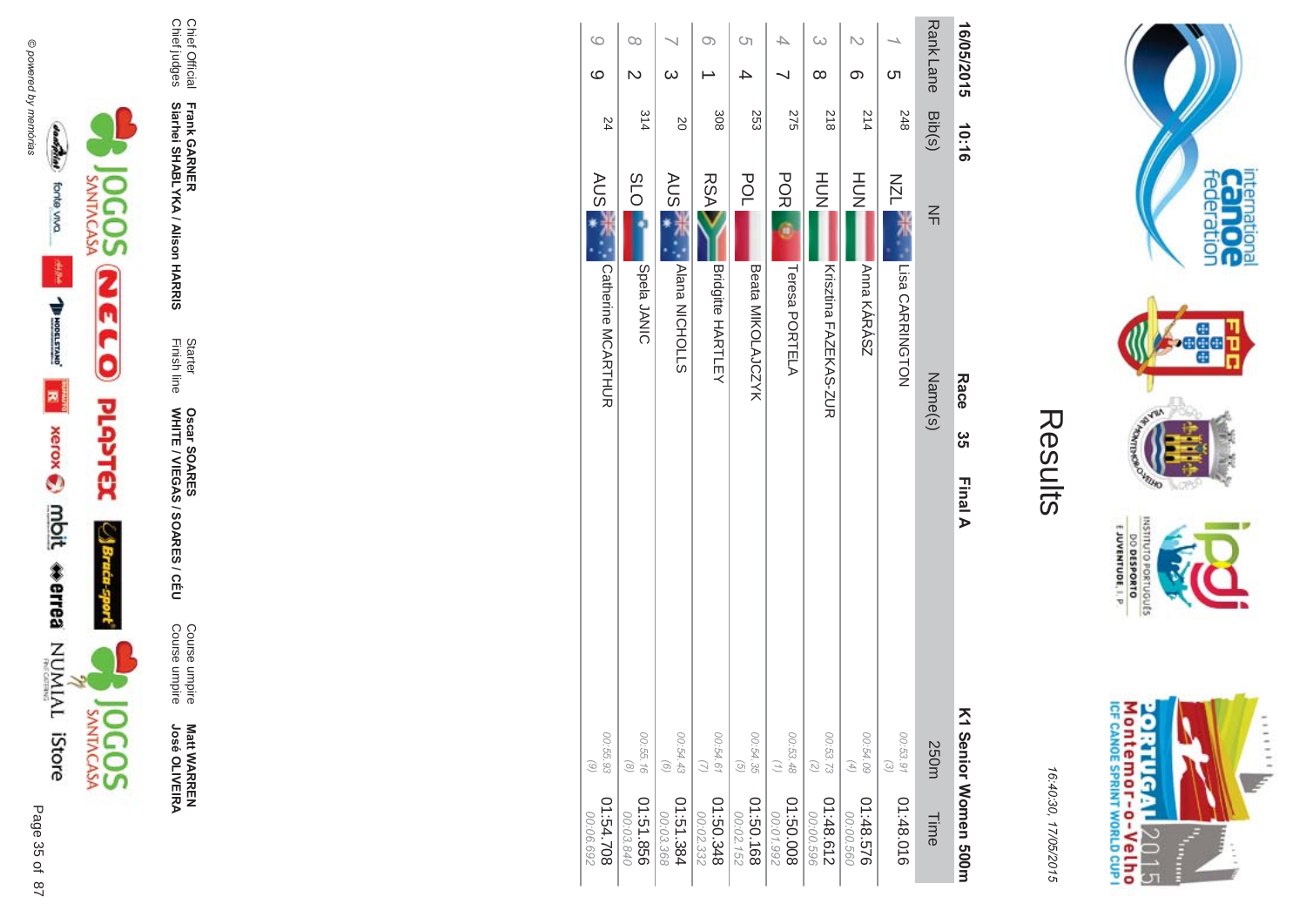# Results

16:40:30, 17/05/2015

16/05/2015 10:16 **Race 35 Final A** **K1 Senior Women 500m**

| Rank | Lane | Bib(s) | NF | Name(s) | 250m | Time |
|---|---|---|---|---|---|---|
| 1 | 5 | 248 | NZL | Lisa CARRINGTON | 00:53.91 (3) | 01:48.016 |
| 2 | 6 | 214 | HUN | Anna KÁRÁSZ | 00:54.09 (4) | 01:48.576 00:00.560 |
| 3 | 8 | 218 | HUN | Krisztina FAZEKAS-ZUR | 00:53.73 (2) | 01:48.612 00:00.596 |
| 4 | 7 | 275 | POR | Teresa PORTELA | 00:53.48 (1) | 01:50.008 00:01.992 |
| 5 | 4 | 253 | POL | Beata MIKOLAJCZYK | 00:54.35 (5) | 01:50.168 00:02.152 |
| 6 | 1 | 308 | RSA | Bridgitte HARTLEY | 00:54.61 (7) | 01:50.348 00:02.332 |
| 7 | 3 | 20 | AUS | Alana NICHOLLS | 00:54.43 (6) | 01:51.384 00:03.368 |
| 8 | 2 | 314 | SLO | Spela JANIC | 00:55.16 (8) | 01:51.856 00:03.840 |
| 9 | 9 | 24 | AUS | Catherine MCARTHUR | 00:55.93 (9) | 01:54.708 00:06.692 |

Chief Official **Frank GARNER** Starter **Oscar SOARES** Course umpire **Matt WARREN**
Chief judges **Siarhei SHABLYKA / Alison HARRIS** Finish line **WHITE / VIEGAS / SOARES / CÉU** Course umpire **José OLIVEIRA**

© powered by memórias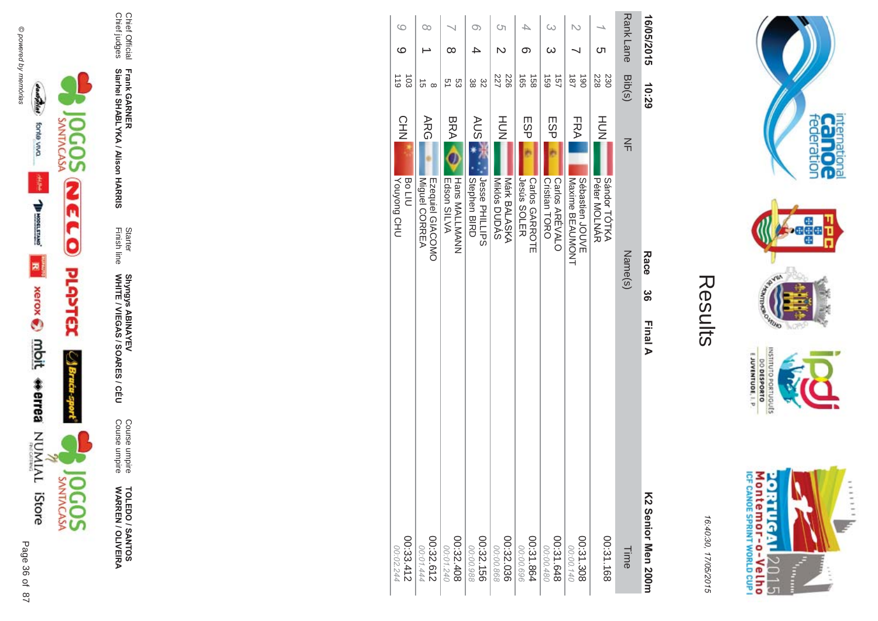# Results

16:40:30, 17/05/2015

**16/05/2015 10:29** **Race 36 Final A** **K2 Senior Men 200m**

| Rank | Lane | Bib(s) | NF | Name(s) | Time |
|---|---|---|---|---|---|
| 1 | 5 | 230 228 | HUN | Sándor TÓTKA Péter MOLNÁR | 00:31.168 |
| 2 | 7 | 190 187 | FRA | Sébastien JOUVE Maxime BEAUMONT | 00:31.308 00:00.140 |
| 3 | 3 | 157 159 | ESP | Carlos ARÉVALO Cristian TORO | 00:31.648 00:00.480 |
| 4 | 6 | 158 165 | ESP | Carlos GARROTE Jesús SOLER | 00:31.864 00:00.696 |
| 5 | 2 | 226 227 | HUN | Márk BALASKA Miklós DUDÁS | 00:32.036 00:00.868 |
| 6 | 4 | 32 38 | AUS | Jesse PHILLIPS Stephen BIRD | 00:32.156 00:00.988 |
| 7 | 8 | 53 51 | BRA | Hans MALLMANN Edson SILVA | 00:32.408 00:01.240 |
| 8 | 1 | 8 15 | ARG | Ezequiel GIACOMO Miguel CORREA | 00:32.612 00:01.444 |
| 9 | 9 | 103 119 | CHN | Bo LIU Youyong CHU | 00:33.412 00:02.244 |

Chief Official **Frank GARNER** Starter **Shyngys ABINAYEV** Course umpire **TOLEDO / SANTOS**
Chief judges **Siarhei SHABLYKA / Alison HARRIS** Finish line **WHITE / VIEGAS / SOARES / CÉU** Course umpire **WARREN / OLIVEIRA**

© powered by memórias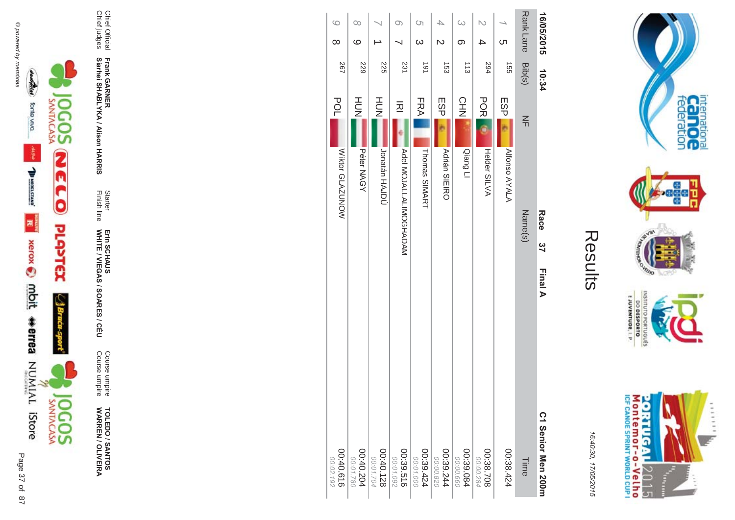# Results

16:40:30, 17/05/2015

**16/05/2015 10:34** **Race 37 Final A** **C1 Senior Men 200m**

| Rank | Lane | Bib(s) | NF | Name(s) | Time |
|---|---|---|---|---|---|
| 1 | 5 | 155 | ESP | Alfonso AYALA | 00:38.424 |
| 2 | 4 | 294 | POR | Helder SILVA | 00:38.708 00:00.284 |
| 3 | 6 | 113 | CHN | Qiang LI | 00:39.084 00:00.660 |
| 4 | 2 | 153 | ESP | Adrián SIEIRO | 00:39.244 00:00.820 |
| 5 | 3 | 191 | FRA | Thomas SIMART | 00:39.424 00:01.000 |
| 6 | 7 | 231 | IRI | Adel MOJALLALIMOGHADAM | 00:39.516 00:01.092 |
| 7 | 1 | 225 | HUN | Jonatán HAJDÚ | 00:40.128 00:01.704 |
| 8 | 9 | 229 | HUN | Péter NAGY | 00:40.204 00:01.780 |
| 9 | 8 | 267 | POL | Wiktor GLAZUNOW | 00:40.616 00:02.192 |

Chief Official **Frank GARNER**
Chief judges **Siarhei SHABLYKA / Alison HARRIS**
Starter **Erin SCHAUS**
Finish line **WHITE / VIEGAS / SOARES / CÉU**
Course umpire **TOLEDO / SANTOS**
Course umpire **WARREN / OLIVEIRA**

© powered by memórias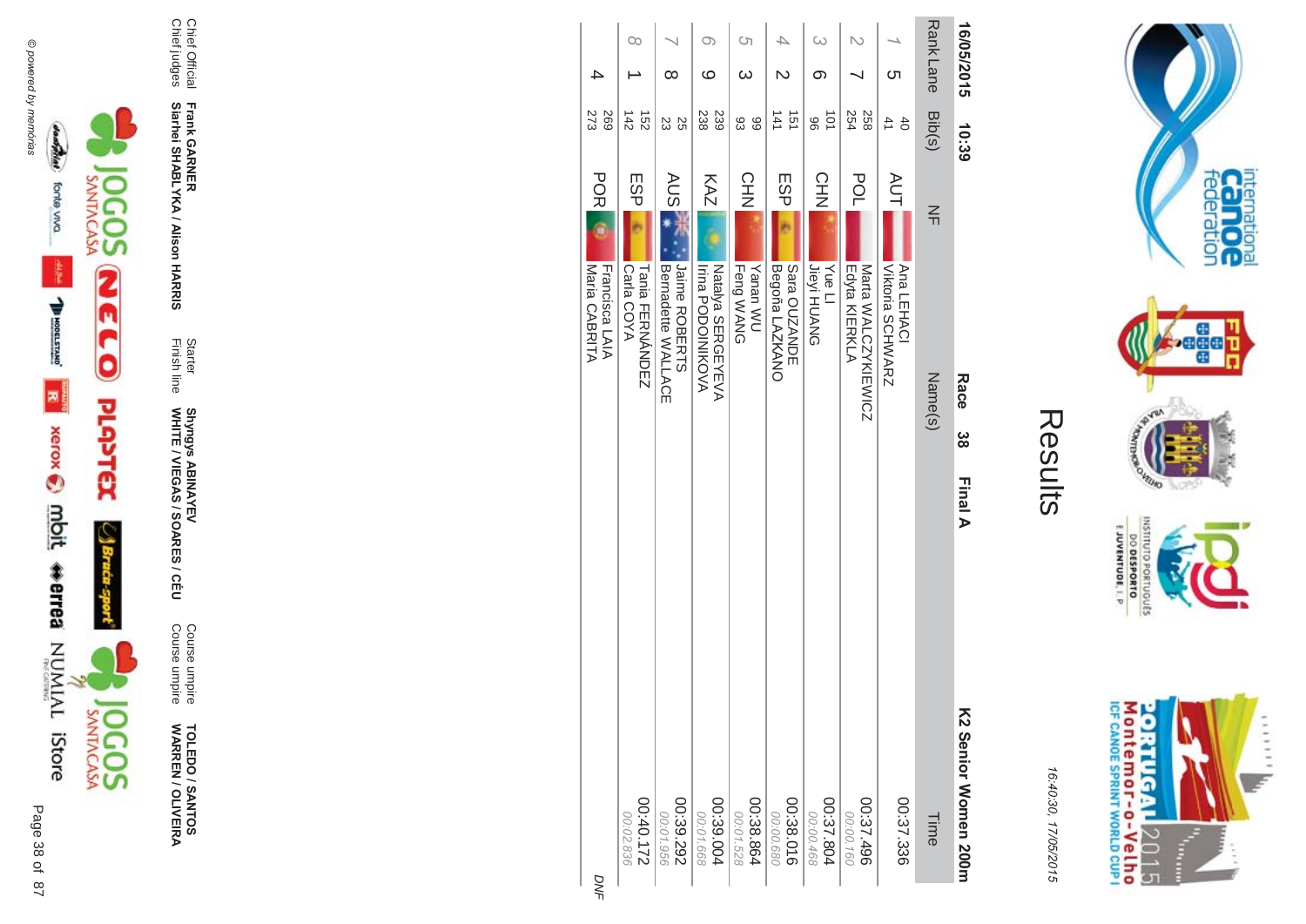# Results

16:40:30, 17/05/2015

**16/05/2015 10:39** **Race 38 Final A** **K2 Senior Women 200m**

| Rank | Lane | Bib(s) | NF | Name(s) | Time |
|---|---|---|---|---|---|
| 1 | 5 | 40<br>41 | AUT | Ana LEHACI<br>Viktoria SCHWARZ | 00:37.336 |
| 2 | 7 | 258<br>254 | POL | Marta WALCZYKIEWICZ<br>Edyta KIERKLA | 00:37.496<br>00:00.160 |
| 3 | 6 | 101<br>96 | CHN | Yue LI<br>Jieyi HUANG | 00:37.804<br>00:00.468 |
| 4 | 2 | 151<br>141 | ESP | Sara OUZANDE<br>Begoña LAZKANO | 00:38.016<br>00:00.680 |
| 5 | 3 | 99<br>93 | CHN | Yanan WU<br>Feng WANG | 00:38.864<br>00:01.528 |
| 6 | 9 | 239<br>238 | KAZ | Natalya SERGEYEVA<br>Irina PODOINIKOVA | 00:39.004<br>00:01.668 |
| 7 | 8 | 25<br>23 | AUS | Jaime ROBERTS<br>Bernadette WALLACE | 00:39.292<br>00:01.956 |
| 8 | 1 | 152<br>142 | ESP | Tania FERNÁNDEZ<br>Carla COYA | 00:40.172<br>00:02.836 |
| | 4 | 269<br>273 | POR | Francisca LAIA<br>Maria CABRITA | DNF |

| | | | | | |
|---|---|---|---|---|---|
| Chief Official | **Frank GARNER** | Starter | **Shyngys ABINAYEV** | Course umpire | **TOLEDO / SANTOS** |
| Chief judges | **Siarhei SHABLYKA / Alison HARRIS** | Finish line | **WHITE / VIEGAS / SOARES / CÉU** | Course umpire | **WARREN / OLIVEIRA** |

© powered by memórias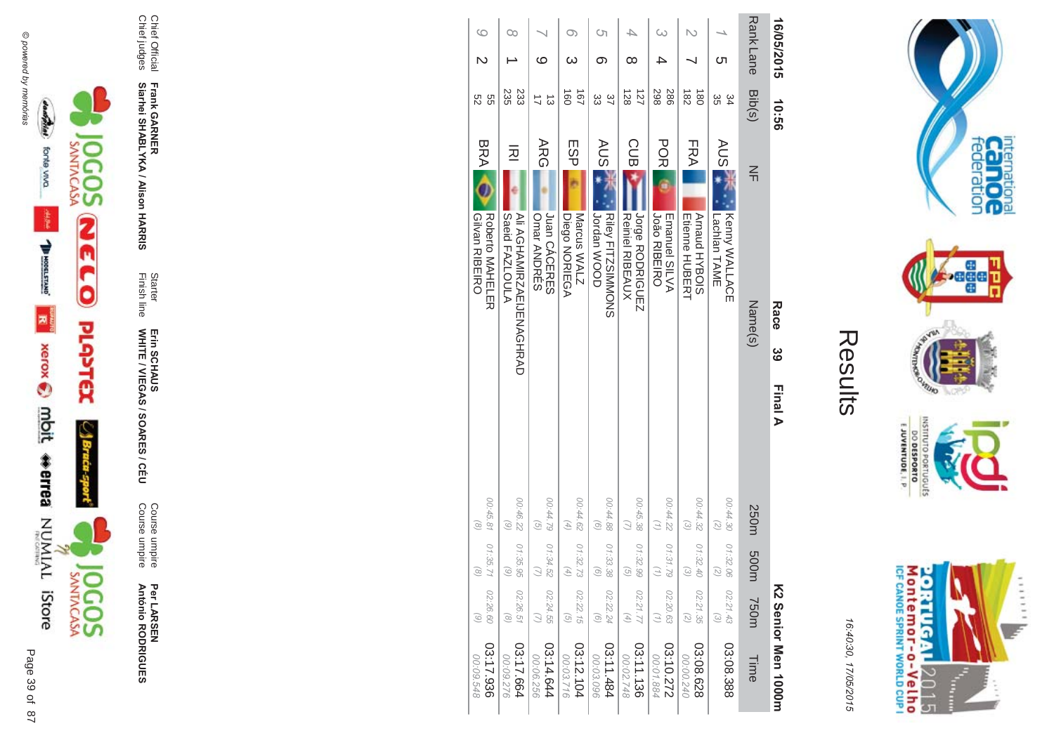# Results

16:40:30, 17/05/2015

**16/05/2015 10:56 Race 39 Final A K2 Senior Men 1000m**

| Rank | Lane | Bib(s) | NF | Name(s) | 250m | 500m | 750m | Time |
|---|---|---|---|---|---|---|---|---|
| 1 | 5 | 34<br>35 | AUS | Kenny WALLACE<br>Lachlan TAME | 00:44.30<br>(2) | 01:32.06<br>(2) | 02:21.43<br>(3) | 03:08.388 |
| 2 | 7 | 180<br>182 | FRA | Arnaud HYBOIS<br>Etienne HUBERT | 00:44.32<br>(3) | 01:32.40<br>(3) | 02:21.35<br>(2) | 03:08.628<br>00:00.240 |
| 3 | 4 | 286<br>298 | POR | Emanuel SILVA<br>João RIBEIRO | 00:44.22<br>(1) | 01:31.79<br>(1) | 02:20.63<br>(1) | 03:10.272<br>00:01.884 |
| 4 | 8 | 127<br>128 | CUB | Jorge RODRIGUEZ<br>Reinier RIBEAUX | 00:45.38<br>(7) | 01:32.99<br>(5) | 02:21.77<br>(4) | 03:11.136<br>00:02.748 |
| 5 | 6 | 37<br>33 | AUS | Riley FITZSIMMONS<br>Jordan WOOD | 00:44.88<br>(6) | 01:33.38<br>(6) | 02:22.24<br>(6) | 03:11.484<br>00:03.096 |
| 6 | 3 | 167<br>160 | ESP | Marcus WALZ<br>Diego NORIEGA | 00:44.62<br>(4) | 01:32.73<br>(4) | 02:22.15<br>(5) | 03:12.104<br>00:03.716 |
| 7 | 9 | 13<br>17 | ARG | Juan CÁCERES<br>Omar ANDRÉS | 00:44.79<br>(5) | 01:34.52<br>(7) | 02:24.55<br>(7) | 03:14.644<br>00:06.256 |
| 8 | 1 | 233<br>235 | IRI | Ali AGHAMIRZAEIJENAGHRAD<br>Saeid FAZLOULA | 00:46.22<br>(9) | 01:35.96<br>(9) | 02:26.51<br>(8) | 03:17.664<br>00:09.276 |
| 9 | 2 | 55<br>52 | BRA | Roberto MAHELER<br>Gilvan RIBEIRO | 00:45.81<br>(8) | 01:35.71<br>(8) | 02:26.60<br>(9) | 03:17.936<br>00:09.548 |

Chief Official **Frank GARNER**
Chief judges **Siarhei SHABLYKA / Alison HARRIS**

Starter **Erin SCHAUS**
Finish line **WHITE / VIEGAS / SOARES / CÉU**

Course umpire **Per LARSEN**
Course umpire **António RODRIGUES**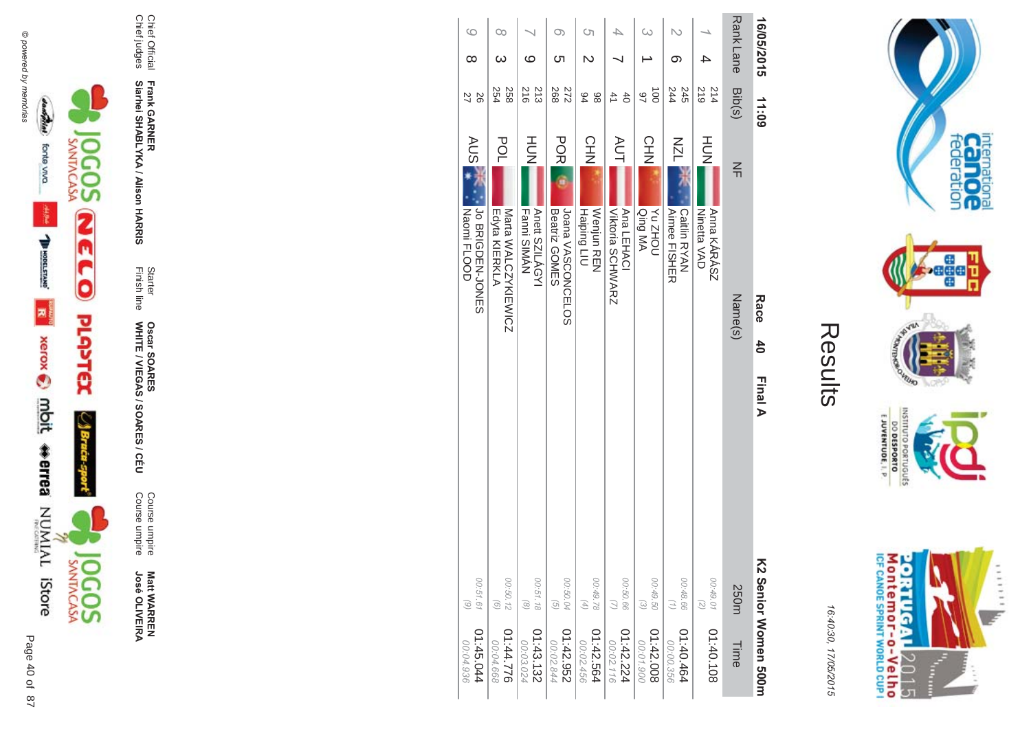# Results

16:40:30, 17/05/2015

**16/05/2015 11:09** **Race 40 Final A** **K2 Senior Women 500m**

| Rank | Lane | Bib(s) | NF | Name(s) | 250m | Time |
|---|---|---|---|---|---|---|
| 1 | 4 | 214<br>219 | HUN | Anna KÁRÁSZ<br>Ninetta VAD | 00:49.01<br>(2) | 01:40.108 |
| 2 | 6 | 245<br>244 | NZL | Caitlin RYAN<br>Aimee FISHER | 00:48.66<br>(1) | 01:40.464<br>00:00.356 |
| 3 | 1 | 100<br>97 | CHN | Yu ZHOU<br>Qing MA | 00:49.50<br>(3) | 01:42.008<br>00:01.900 |
| 4 | 7 | 40<br>41 | AUT | Ana LEHACI<br>Viktoria SCHWARZ | 00:50.66<br>(7) | 01:42.224<br>00:02.116 |
| 5 | 2 | 98<br>94 | CHN | Wenjun REN<br>Haiping LIU | 00:49.78<br>(4) | 01:42.564<br>00:02.456 |
| 6 | 5 | 272<br>268 | POR | Joana VASCONCELOS<br>Beatriz GOMES | 00:50.04<br>(5) | 01:42.952<br>00:02.844 |
| 7 | 9 | 213<br>216 | HUN | Anett SZILÁGYI<br>Fanni SIMÁN | 00:51.18<br>(8) | 01:43.132<br>00:03.024 |
| 8 | 3 | 258<br>254 | POL | Marta WALCZYKIEWICZ<br>Edyta KIERKLA | 00:50.12<br>(6) | 01:44.776<br>00:04.668 |
| 9 | 8 | 26<br>27 | AUS | Jo BRIGDEN-JONES<br>Naomi FLOOD | 00:51.61<br>(9) | 01:45.044<br>00:04.936 |

Chief Official **Frank GARNER**
Chief judges **Siarhei SHABLYKA / Alison HARRIS**

Starter **Oscar SOARES**
Finish line **WHITE / VIEGAS / SOARES / CÉU**

Course umpire **Matt WARREN**
Course umpire **José OLIVEIRA**

© powered by memórias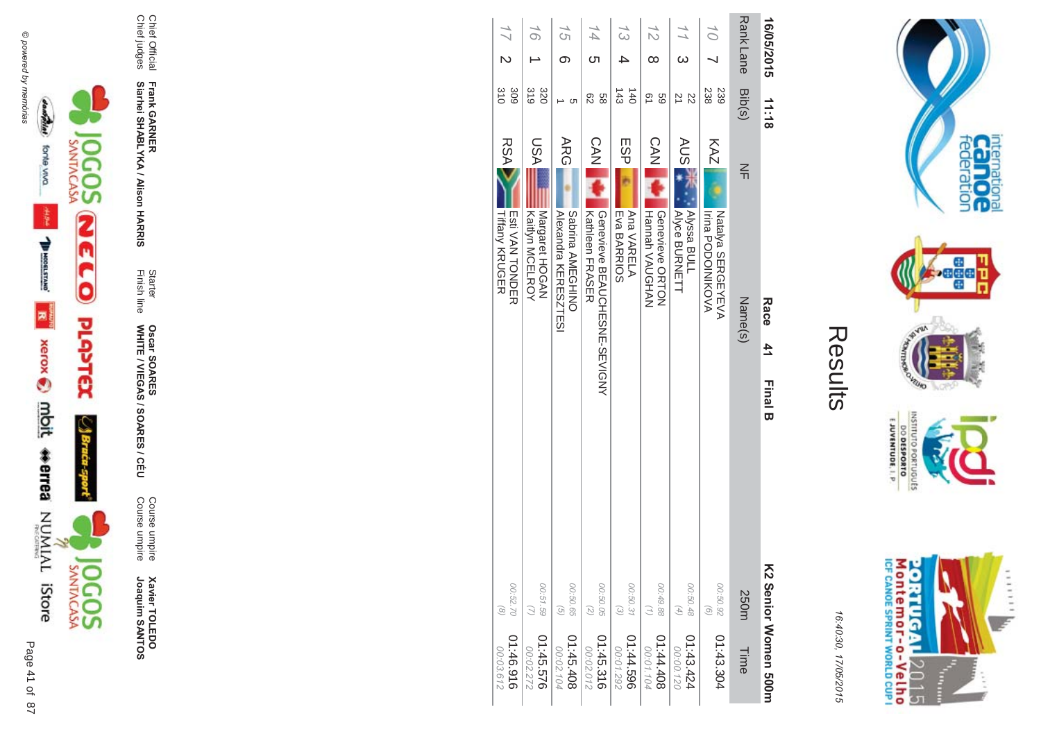# Results

16/05/2015 11:18 — Race 41 Final B — K2 Senior Women 500m

| Rank | Lane | Bib(s) | NF | Name(s) | 250m | Time |
|---|---|---|---|---|---|---|
| 10 | 7 | 239<br>238 | KAZ | Natalya SERGEYEVA<br>Irina PODOINIKOVA | 00:50.92<br>(6) | 01:43.304 |
| 11 | 3 | 22<br>21 | AUS | Alyssa BULL<br>Alyce BURNETT | 00:50.48<br>(4) | 01:43.424<br>00:00.120 |
| 12 | 8 | 59<br>61 | CAN | Genevieve ORTON<br>Hannah VAUGHAN | 00:49.88<br>(1) | 01:44.408<br>00:01.104 |
| 13 | 4 | 140<br>143 | ESP | Ana VARELA<br>Eva BARRIOS | 00:50.31<br>(3) | 01:44.596<br>00:01.292 |
| 14 | 5 | 58<br>62 | CAN | Genevieve BEAUCHESNE-SEVIGNY<br>Kathleen FRASER | 00:50.05<br>(2) | 01:45.316<br>00:02.012 |
| 15 | 6 | 5<br>1 | ARG | Sabrina AMEGHINO<br>Alexandra KERESZTESI | 00:50.65<br>(5) | 01:45.408<br>00:02.104 |
| 16 | 1 | 320<br>319 | USA | Margaret HOGAN<br>Kaitlyn MCELROY | 00:51.59<br>(7) | 01:45.576<br>00:02.272 |
| 17 | 2 | 309<br>310 | RSA | Esti VAN TONDER<br>Tiffany KRUGER | 00:52.70<br>(8) | 01:46.916<br>00:03.612 |

Chief Official: **Frank GARNER** — Starter: **Oscar SOARES** — Course umpire: **Xavier TOLEDO**

Chief judges: **Siarhei SHABLYKA / Alison HARRIS** — Finish line: **WHITE / VIEGAS / SOARES / CÉU** — Course umpire: **Joaquim SANTOS**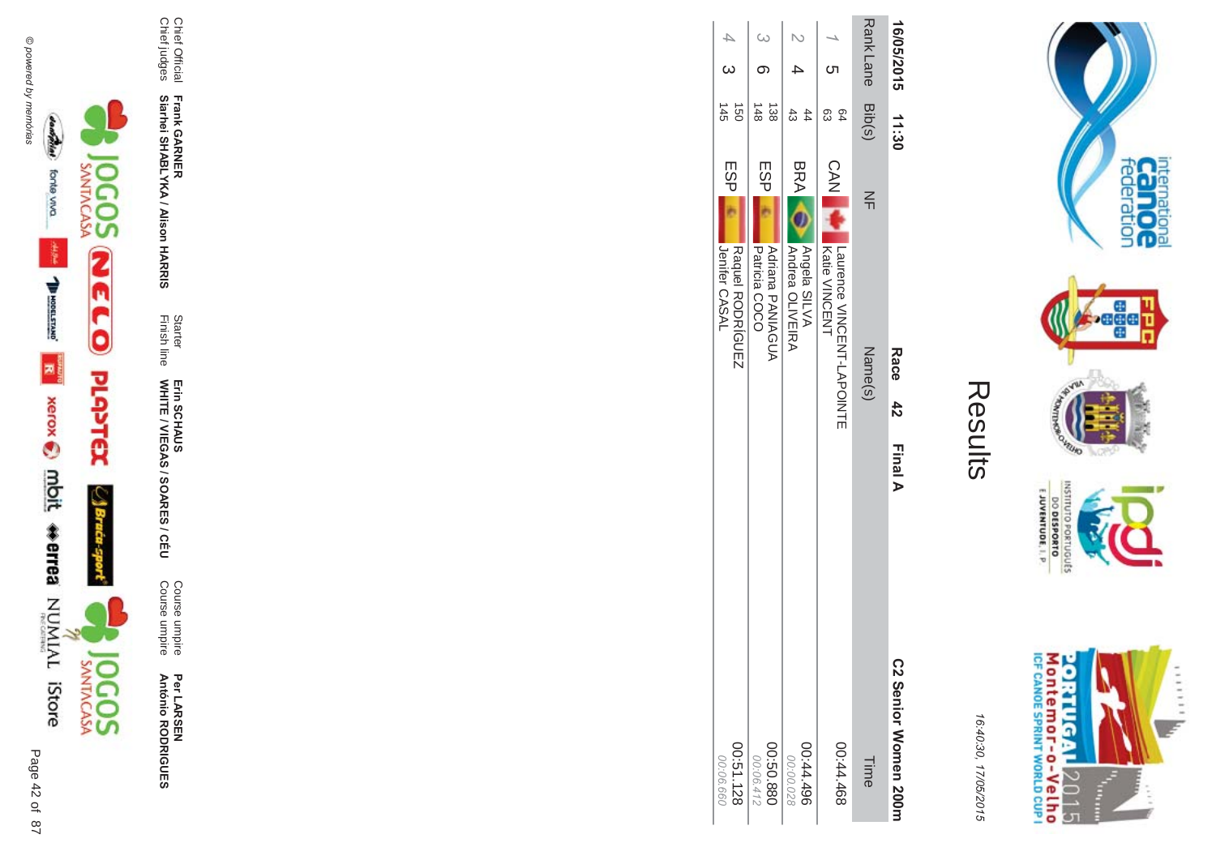# Results

16:40:30, 17/05/2015

**16/05/2015 11:30** **Race 42 Final A** **C2 Senior Women 200m**

| Rank | Lane | Bib(s) | NF | Name(s) | Time |
|---|---|---|---|---|---|
| 1 | 5 | 64<br>63 | CAN | Laurence VINCENT-LAPOINTE<br>Katie VINCENT | 00:44.468 |
| 2 | 4 | 44<br>43 | BRA | Angela SILVA<br>Andrea OLIVEIRA | 00:44.496<br>00:00.028 |
| 3 | 6 | 138<br>148 | ESP | Adriana PANIAGUA<br>Patricia COCO | 00:50.880<br>00:06.412 |
| 4 | 3 | 150<br>145 | ESP | Raquel RODRÍGUEZ<br>Jenifer CASAL | 00:51.128<br>00:06.660 |

Chief Official **Frank GARNER**
Chief judges **Siarhei SHABLYKA / Alison HARRIS**

Starter **Erin SCHAUS**
Finish line **WHITE / VIEGAS / SOARES / CÉU**

Course umpire **Per LARSEN**
Course umpire **António RODRIGUES**

© powered by memórias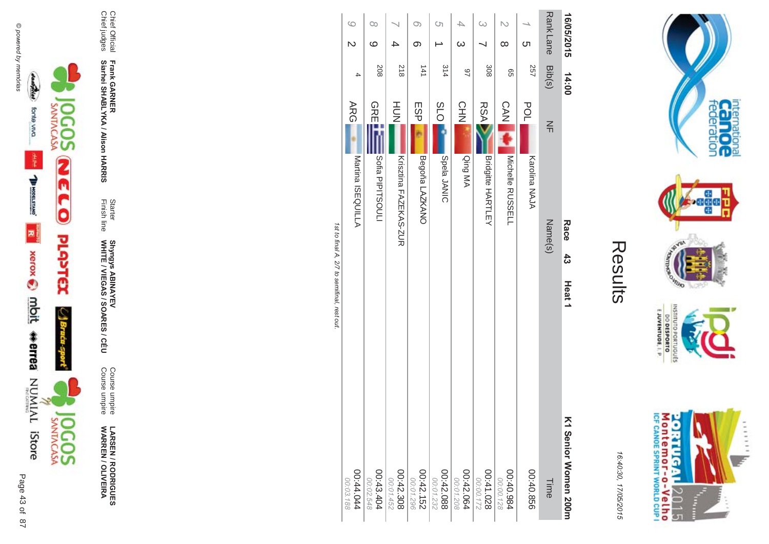# Results

16:40:30, 17/05/2015

**16/05/2015 14:00** **Race 43 Heat 1** **K1 Senior Women 200m**

| Rank | Lane | Bib(s) | NF | Name(s) | Time |
|---|---|---|---|---|---|
| 1 | 5 | 257 | POL | Karolina NAJA | 00:40.856 |
| 2 | 8 | 65 | CAN | Michelle RUSSELL | 00:40.984<br>00:00.128 |
| 3 | 7 | 308 | RSA | Bridgitte HARTLEY | 00:41.028<br>00:00.172 |
| 4 | 3 | 97 | CHN | Qing MA | 00:42.064<br>00:01.208 |
| 5 | 1 | 314 | SLO | Spela JANIC | 00:42.088<br>00:01.232 |
| 6 | 6 | 141 | ESP | Begoña LAZKANO | 00:42.152<br>00:01.296 |
| 7 | 4 | 218 | HUN | Krisztina FAZEKAS-ZUR | 00:42.308<br>00:01.452 |
| 8 | 9 | 208 | GRE | Sofia PIPITSOULI | 00:43.404<br>00:02.548 |
| 9 | 2 | 4 | ARG | Martina ISEQUILLA | 00:44.044<br>00:03.188 |

*1st to final A, 2/7 to semifinal, rest out.*

| | | | | | |
|---|---|---|---|---|---|
| Chief Official | **Frank GARNER** | Starter | **Shyngys ABINAYEV** | Course umpire | **LARSEN / RODRIGUES** |
| Chief judges | **Siarhei SHABLYKA / Alison HARRIS** | Finish line | **WHITE / VIEGAS / SOARES / CÉU** | Course umpire | **WARREN / OLIVEIRA** |

© powered by memórias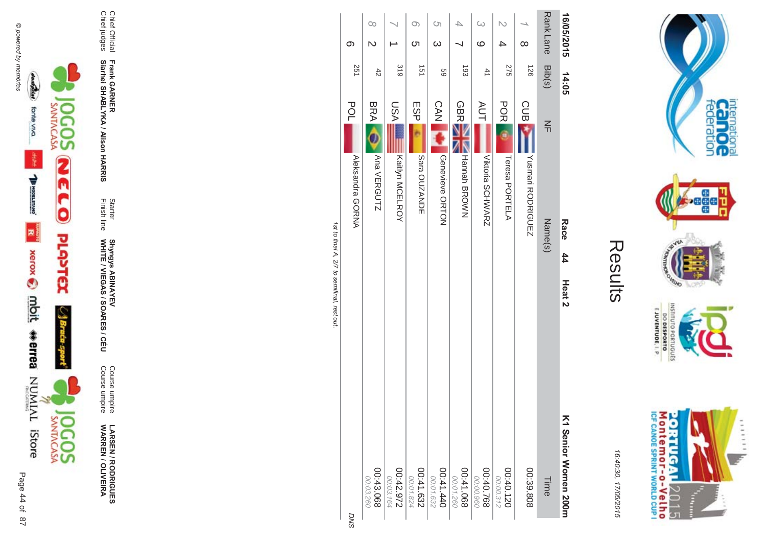# Results

16:40:30, 17/05/2015

**16/05/2015 14:05** **Race 44 Heat 2** **K1 Senior Women 200m**

| Rank | Lane | Bib(s) | NF | Name(s) | Time |
|---|---|---|---|---|---|
| 1 | 8 | 126 | CUB | Yusmari RODRIGUEZ | 00:39.808 |
| 2 | 4 | 275 | POR | Teresa PORTELA | 00:40.120<br>00:00.312 |
| 3 | 9 | 41 | AUT | Viktoria SCHWARZ | 00:40.768<br>00:00.960 |
| 4 | 7 | 193 | GBR | Hannah BROWN | 00:41.068<br>00:01.260 |
| 5 | 3 | 59 | CAN | Genevieve ORTON | 00:41.440<br>00:01.632 |
| 6 | 5 | 151 | ESP | Sara OUZANDE | 00:41.632<br>00:01.824 |
| 7 | 1 | 319 | USA | Kaitlyn MCELROY | 00:42.972<br>00:03.164 |
| 8 | 2 | 42 | BRA | Ana VERGUTZ | 00:43.068<br>00:03.260 |
| | 6 | 251 | POL | Aleksandra GORNA | DNS |

*1st to final A, 2/7 to semifinal, rest out.*

| | | | | | |
|---|---|---|---|---|---|
| Chief Official | **Frank GARNER** | Starter | **Shyngys ABINAYEV** | Course umpire | **LARSEN / RODRIGUES** |
| Chief judges | **Siarhei SHABLYKA / Alison HARRIS** | Finish line | **WHITE / VIEGAS / SOARES / CÉU** | Course umpire | **WARREN / OLIVEIRA** |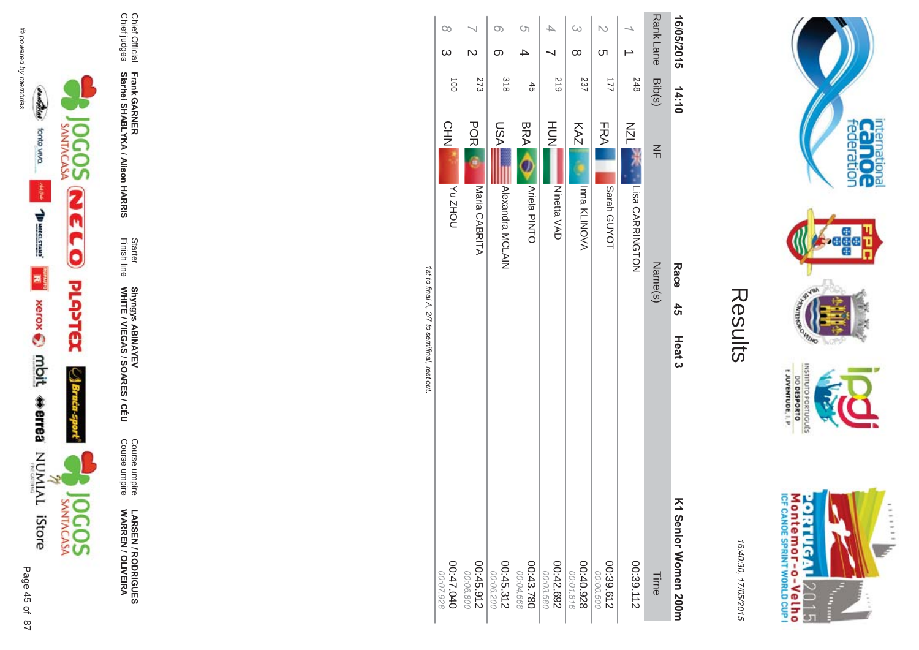# Results

16:40:30, 17/05/2015

**16/05/2015 14:10** **Race 45** **Heat 3** **K1 Senior Women 200m**

| Rank | Lane | Bib(s) | NF | Name(s) | Time | |
|---|---|---|---|---|---|---|
| 1 | 1 | 248 | NZL | Lisa CARRINGTON | 00:39.112 | |
| 2 | 5 | 177 | FRA | Sarah GUYOT | 00:39.612 | 00:00.500 |
| 3 | 8 | 237 | KAZ | Inna KLINOVA | 00:40.928 | 00:01.816 |
| 4 | 7 | 219 | HUN | Ninetta VAD | 00:42.692 | 00:03.580 |
| 5 | 4 | 45 | BRA | Ariela PINTO | 00:43.780 | 00:04.668 |
| 6 | 6 | 318 | USA | Alexandra MCLAIN | 00:45.312 | 00:06.200 |
| 7 | 2 | 273 | POR | Maria CABRITA | 00:45.912 | 00:06.800 |
| 8 | 3 | 100 | CHN | Yu ZHOU | 00:47.040 | 00:07.928 |

*1st to final A, 2/7 to semifinal, rest out.*

| | | | | | |
|---|---|---|---|---|---|
| Chief Official | **Frank GARNER** | Starter | **Shyngys ABINAYEV** | Course umpire | **LARSEN / RODRIGUES** |
| Chief judges | **Siarhei SHABLYKA / Alison HARRIS** | Finish line | **WHITE / VIEGAS / SOARES / CÉU** | Course umpire | **WARREN / OLIVEIRA** |

© powered by memórias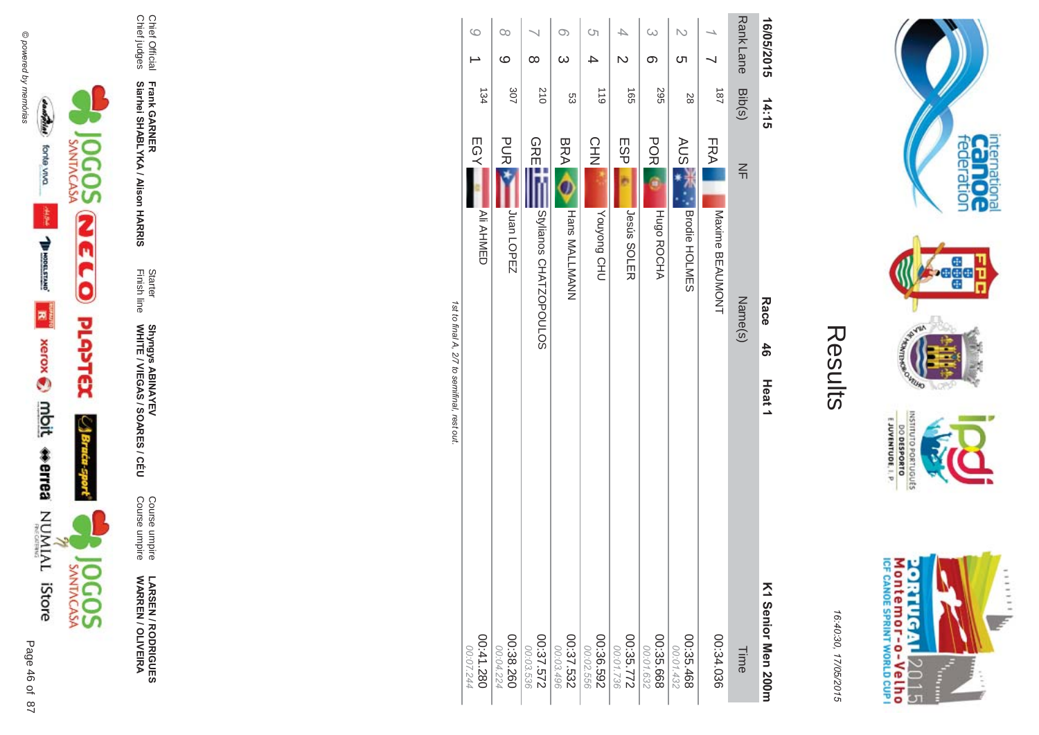# Results

16:40:30, 17/05/2015

**16/05/2015 14:15** **Race 46 Heat 1** **K1 Senior Men 200m**

| Rank | Lane | Bib(s) | NF | Name(s) | Time |
|---|---|---|---|---|---|
| 1 | 7 | 187 | FRA | Maxime BEAUMONT | 00:34.036 |
| 2 | 5 | 28 | AUS | Brodie HOLMES | 00:35.468<br>00:01.432 |
| 3 | 6 | 295 | POR | Hugo ROCHA | 00:35.668<br>00:01.632 |
| 4 | 2 | 165 | ESP | Jesús SOLER | 00:35.772<br>00:01.736 |
| 5 | 4 | 119 | CHN | Youyong CHU | 00:36.592<br>00:02.556 |
| 6 | 3 | 53 | BRA | Hans MALLMANN | 00:37.532<br>00:03.496 |
| 7 | 8 | 210 | GRE | Stylianos CHATZOPOULOS | 00:37.572<br>00:03.536 |
| 8 | 9 | 307 | PUR | Juan LOPEZ | 00:38.260<br>00:04.224 |
| 9 | 1 | 134 | EGY | Ali AHMED | 00:41.280<br>00:07.244 |

*1st to final A, 2/7 to semifinal, rest out.*

| | | | | | |
|---|---|---|---|---|---|
| Chief Official | **Frank GARNER** | Starter | **Shyngys ABINAYEV** | Course umpire | **LARSEN / RODRIGUES** |
| Chief judges | **Siarhei SHABLYKA / Alison HARRIS** | Finish line | **WHITE / VIEGAS / SOARES / CÉU** | Course umpire | **WARREN / OLIVEIRA** |

© powered by memórias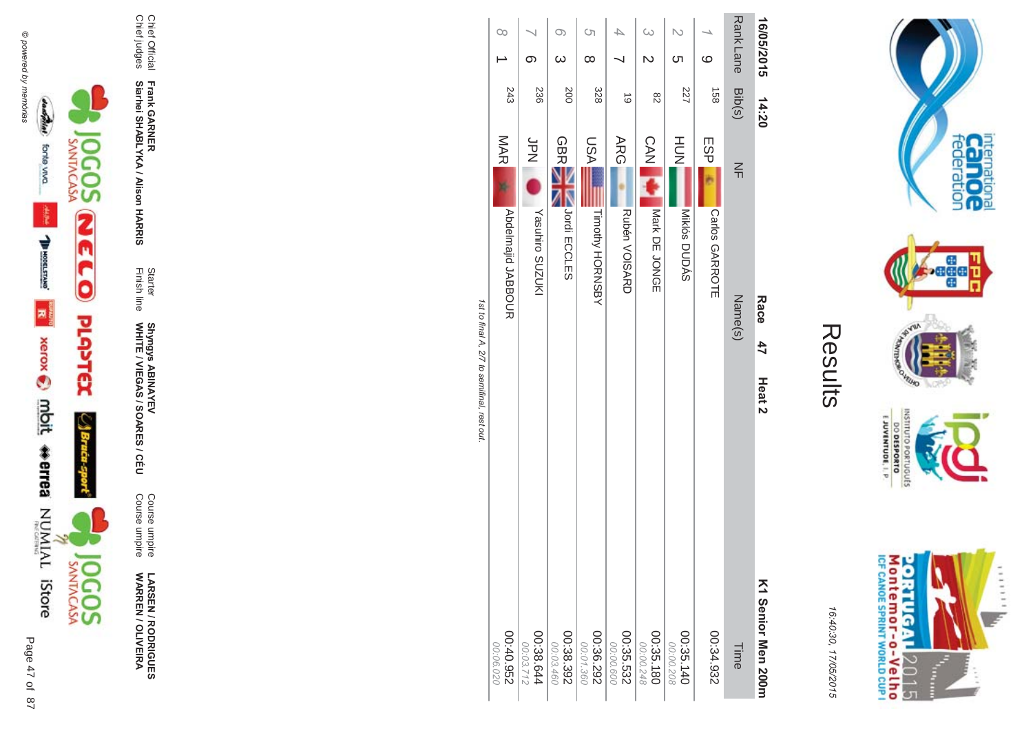# Results

16:40:30, 17/05/2015

**16/05/2015 14:20** **Race 47 Heat 2** **K1 Senior Men 200m**

| Rank | Lane | Bib(s) | NF | Name(s) | Time |
|---|---|---|---|---|---|
| 1 | 9 | 158 | ESP | Carlos GARROTE | 00:34.932 |
| 2 | 5 | 227 | HUN | Miklós DUDÁS | 00:35.140<br>00:00.208 |
| 3 | 2 | 82 | CAN | Mark DE JONGE | 00:35.180<br>00:00.248 |
| 4 | 7 | 19 | ARG | Rubén VOISARD | 00:35.532<br>00:00.600 |
| 5 | 8 | 328 | USA | Timothy HORNSBY | 00:36.292<br>00:01.360 |
| 6 | 3 | 200 | GBR | Jordi ECCLES | 00:38.392<br>00:03.460 |
| 7 | 6 | 236 | JPN | Yasuhiro SUZUKI | 00:38.644<br>00:03.712 |
| 8 | 1 | 243 | MAR | Abdelmajid JABBOUR | 00:40.952<br>00:06.020 |

*1st to final A, 2/7 to semifinal, rest out.*

| | | | | | |
|---|---|---|---|---|---|
| Chief Official | **Frank GARNER** | Starter | **Shyngys ABINAYEV** | Course umpire | **LARSEN / RODRIGUES** |
| Chief judges | **Siarhei SHABLYKA / Alison HARRIS** | Finish line | **WHITE / VIEGAS / SOARES / CÉU** | Course umpire | **WARREN / OLIVEIRA** |

© powered by memórias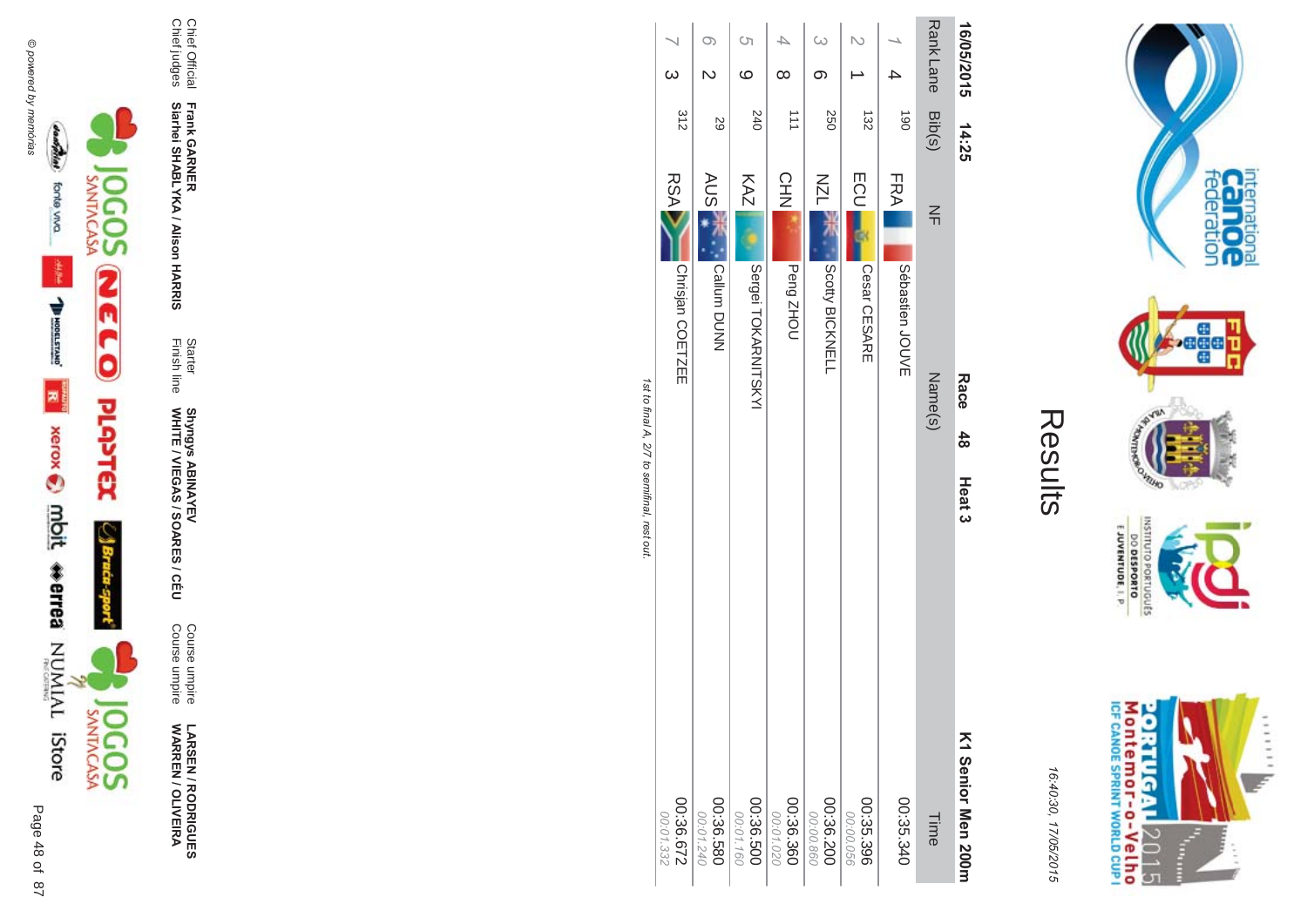# Results

16:40:30, 17/05/2015

**16/05/2015 14:25** **Race 48 Heat 3** **K1 Senior Men 200m**

| Rank | Lane | Bib(s) | NF | Name(s) | Time |
|---|---|---|---|---|---|
| 1 | 4 | 190 | FRA | Sébastien JOUVE | 00:35.340 |
| 2 | 1 | 132 | ECU | Cesar CESARE | 00:35.396<br>*00:00.056* |
| 3 | 6 | 250 | NZL | Scotty BICKNELL | 00:36.200<br>*00:00.860* |
| 4 | 8 | 111 | CHN | Peng ZHOU | 00:36.360<br>*00:01.020* |
| 5 | 9 | 240 | KAZ | Sergei TOKARNITSKYI | 00:36.500<br>*00:01.160* |
| 6 | 2 | 29 | AUS | Callum DUNN | 00:36.580<br>*00:01.240* |
| 7 | 3 | 312 | RSA | Chrisjan COETZEE | 00:36.672<br>*00:01.332* |

*1st to final A, 2/7 to semifinal, rest out.*

| | | | | | |
|---|---|---|---|---|---|
| Chief Official | **Frank GARNER** | Starter | **Shyngys ABINAYEV** | Course umpire | **LARSEN / RODRIGUES** |
| Chief judges | **Siarhei SHABLYKA / Alison HARRIS** | Finish line | **WHITE / VIEGAS / SOARES / CÉU** | Course umpire | **WARREN / OLIVEIRA** |

© powered by memórias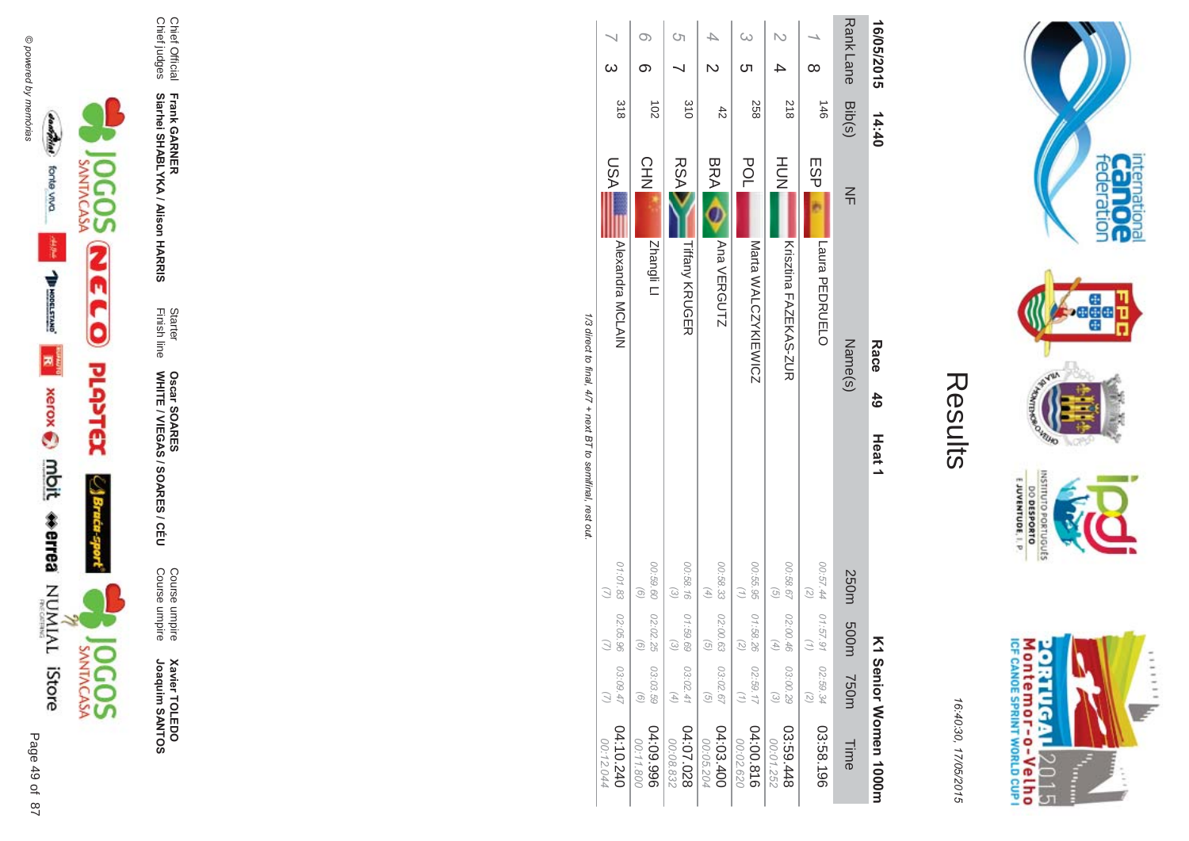# Results

16:40:30, 17/05/2015

**16/05/2015 14:40** **Race 49 Heat 1** **K1 Senior Women 1000m**

| Rank | Lane | Bib(s) | NF | Name(s) | 250m | 500m | 750m | Time |
|---|---|---|---|---|---|---|---|---|
| 1 | 8 | 146 | ESP | Laura PEDRUELO | 00:57.44 (2) | 01:57.91 (1) | 02:59.34 (2) | 03:58.196 |
| 2 | 4 | 218 | HUN | Krisztina FAZEKAS-ZUR | 00:58.67 (5) | 02:00.46 (4) | 03:00.29 (3) | 03:59.448 00:01.252 |
| 3 | 5 | 258 | POL | Marta WALCZYKIEWICZ | 00:55.95 (1) | 01:58.26 (2) | 02:59.17 (1) | 04:00.816 00:02.620 |
| 4 | 2 | 42 | BRA | Ana VERGUTZ | 00:58.33 (4) | 02:00.63 (5) | 03:02.67 (5) | 04:03.400 00:05.204 |
| 5 | 7 | 310 | RSA | Tiffany KRUGER | 00:58.16 (3) | 01:59.69 (3) | 03:02.41 (4) | 04:07.028 00:08.832 |
| 6 | 6 | 102 | CHN | Zhangli LI | 00:59.60 (6) | 02:02.25 (6) | 03:03.59 (6) | 04:09.996 00:11.800 |
| 7 | 3 | 318 | USA | Alexandra MCLAIN | 01:01.83 (7) | 02:05.96 (7) | 03:09.47 (7) | 04:10.240 00:12.044 |

*1/3 direct to final, 4/7 + next BT to semifinal, rest out.*

Chief Official **Frank GARNER**
Chief judges **Siarhei SHABLYKA / Alison HARRIS**
Starter **Oscar SOARES**
Finish line **WHITE / VIEGAS / SOARES / CÉU**
Course umpire **Xavier TOLEDO**
Course umpire **Joaquim SANTOS**

© powered by memórias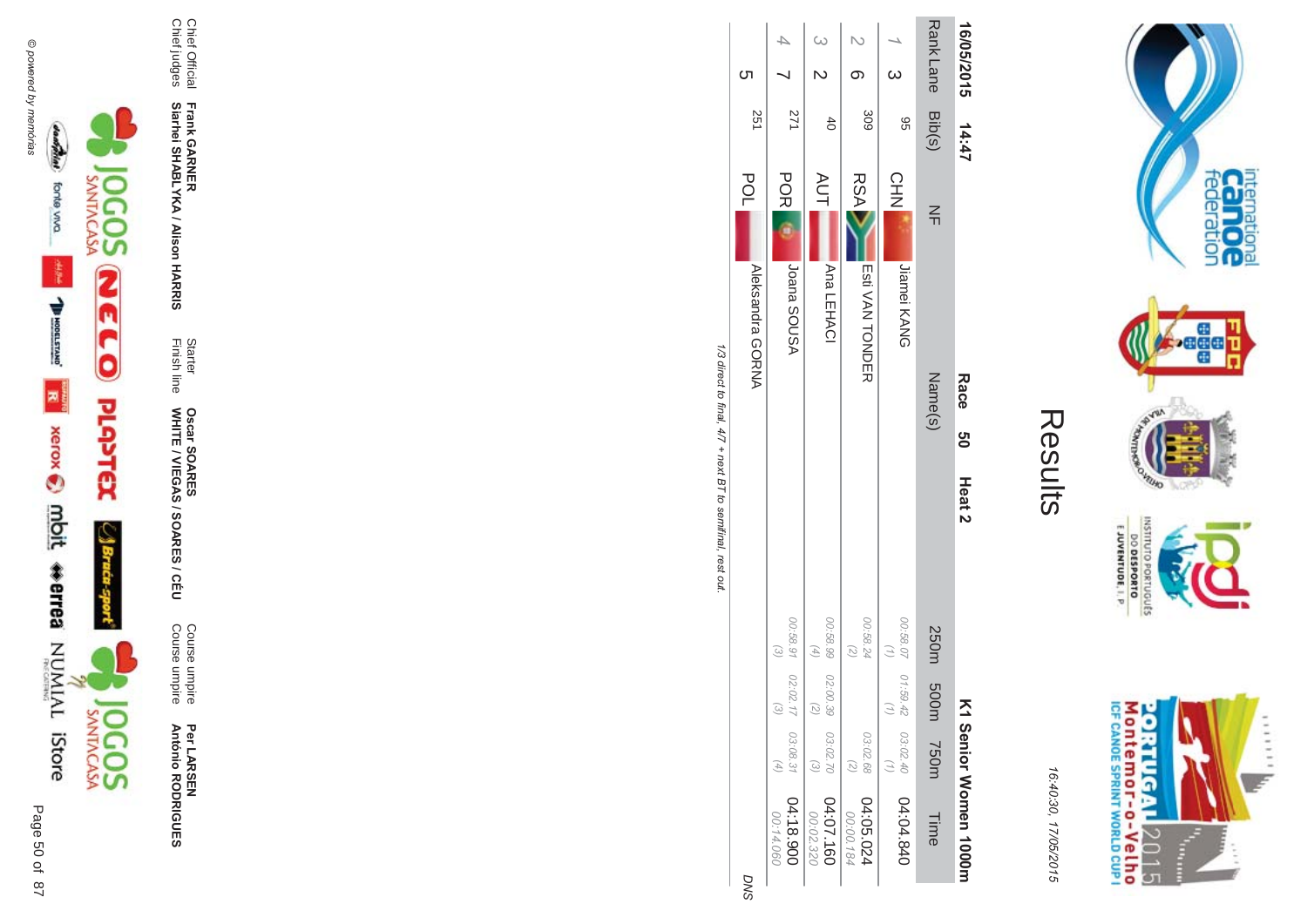# Results

16:40:30, 17/05/2015

**16/05/2015 14:47** **Race 50 Heat 2** **K1 Senior Women 1000m**

| Rank | Lane | Bib(s) | NF | Name(s) | 250m | 500m | 750m | Time |
|---|---|---|---|---|---|---|---|---|
| 1 | 3 | 95 | CHN | Jiamei KANG | 00:58.07 (1) | 01:59.42 (1) | 03:02.40 (1) | 04:04.840 |
| 2 | 6 | 309 | RSA | Esti VAN TONDER | 00:58.24 (2) | | 03:02.68 (2) | 04:05.024 00:00.184 |
| 3 | 2 | 40 | AUT | Ana LEHACI | 00:58.99 (4) | 02:00.39 (2) | 03:02.70 (3) | 04:07.160 00:02.320 |
| 4 | 7 | 271 | POR | Joana SOUSA | 00:58.91 (3) | 02:02.17 (3) | 03:08.31 (4) | 04:18.900 00:14.060 |
| | 5 | 251 | POL | Aleksandra GORNA | | | | DNS |

*1/3 direct to final, 4/7 + next BT to semifinal, rest out.*

| | | | | | |
|---|---|---|---|---|---|
| Chief Official | **Frank GARNER** | Starter | **Oscar SOARES** | Course umpire | **Per LARSEN** |
| Chief judges | **Siarhei SHABLYKA / Alison HARRIS** | Finish line | **WHITE / VIEGAS / SOARES / CÉU** | Course umpire | **António RODRIGUES** |

© powered by memórias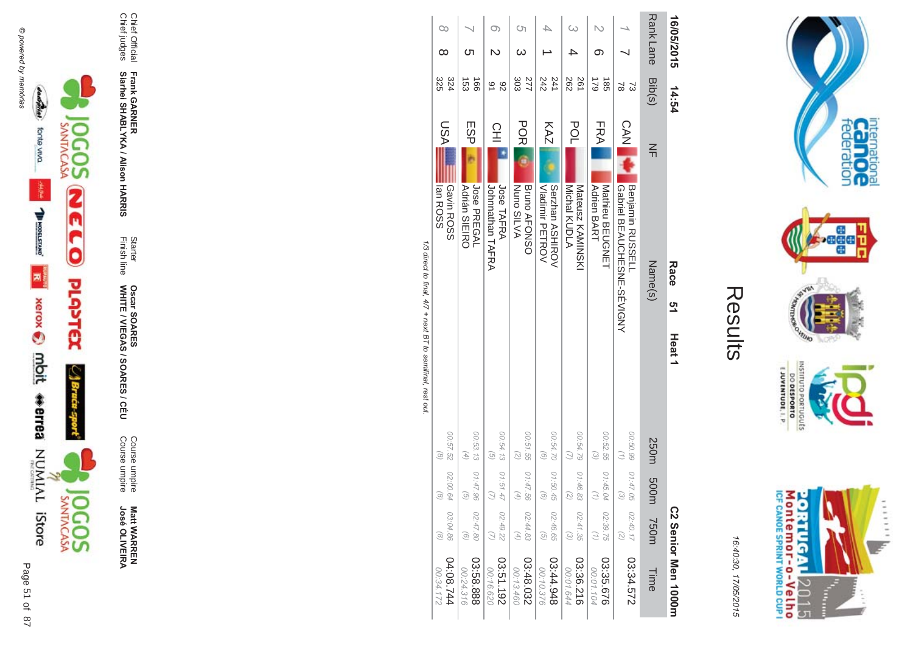# Results

16:40:30, 17/05/2015

Portugal 2015 Montemor-o-Velho ICF Canoe Sprint World Cup I

16/05/2015 14:54 **Race 51 Heat 1** **C2 Senior Men 1000m**

| Rank | Lane | Bib(s) | NF | Name(s) | 250m | 500m | 750m | Time |
|---|---|---|---|---|---|---|---|---|
| 1 | 7 | 73<br>78 | CAN | Benjamin RUSSELL<br>Gabriel BEAUCHESNE-SÉVIGNY | 00:50.99<br>(1) | 01:47.05<br>(3) | 02:40.17<br>(2) | 03:34.572 |
| 2 | 6 | 185<br>179 | FRA | Mathieu BEUGNET<br>Adrien BART | 00:52.55<br>(3) | 01:45.04<br>(1) | 02:39.75<br>(1) | 03:35.676<br>00:01.104 |
| 3 | 4 | 261<br>262 | POL | Mateusz KAMINSKI<br>Michal KUDLA | 00:54.79<br>(7) | 01:46.83<br>(2) | 02:41.35<br>(3) | 03:36.216<br>00:01.644 |
| 4 | 1 | 241<br>242 | KAZ | Serzhan ASHIROV<br>Vladimir PETROV | 00:54.70<br>(6) | 01:50.45<br>(6) | 02:46.65<br>(5) | 03:44.948<br>00:10.376 |
| 5 | 3 | 277<br>303 | POR | Bruno AFONSO<br>Nuno SILVA | 00:51.55<br>(2) | 01:47.56<br>(4) | 02:44.83<br>(4) | 03:48.032<br>00:13.460 |
| 6 | 2 | 92<br>91 | CHI | Jose TAFRA<br>Johnnathan TAFRA | 00:54.13<br>(5) | 01:51.47<br>(7) | 02:49.22<br>(7) | 03:51.192<br>00:16.620 |
| 7 | 5 | 166<br>153 | ESP | Jose PREGAL<br>Adrián SIEIRO | 00:53.13<br>(4) | 01:47.96<br>(5) | 02:47.80<br>(6) | 03:58.888<br>00:24.316 |
| 8 | 8 | 324<br>325 | USA | Gavin ROSS<br>Ian ROSS | 00:57.52<br>(8) | 02:00.64<br>(8) | 03:04.86<br>(8) | 04:08.744<br>00:34.172 |

*1/3 direct to final, 4/7 + next BT to semifinal, rest out.*

| | | | | | |
|---|---|---|---|---|---|
| Chief Official | **Frank GARNER** | Starter | **Oscar SOARES** | Course umpire | **Matt WARREN** |
| Chief judges | **Siarhei SHABLYKA / Alison HARRIS** | Finish line | **WHITE / VIEGAS / SOARES / CÉU** | Course umpire | **José OLIVEIRA** |

© powered by memórias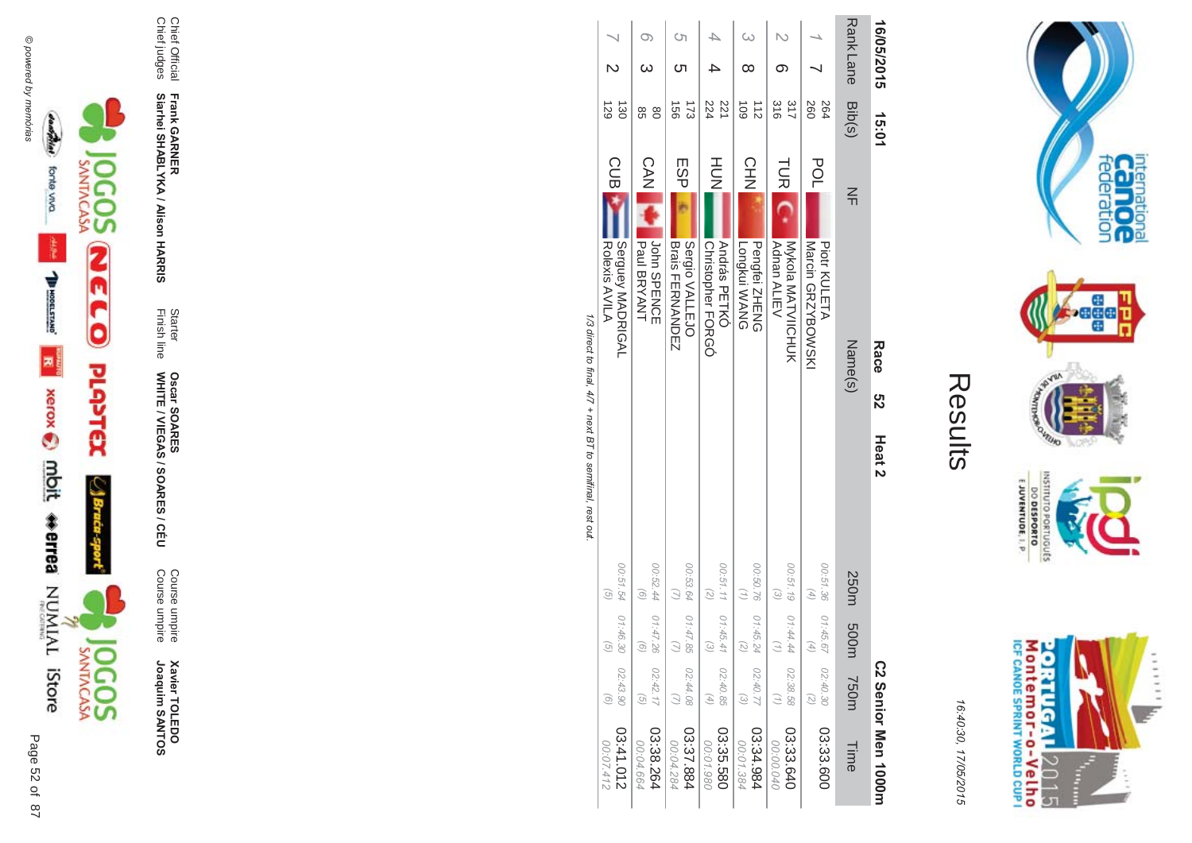# Results

16:40:30, 17/05/2015

16/05/2015 15:01 **Race 52 Heat 2** **C2 Senior Men 1000m**

| Rank | Lane | Bib(s) | NF | Name(s) | 250m | 500m | 750m | Time |
|---|---|---|---|---|---|---|---|---|
| 1 | 7 | 264<br>260 | POL | Piotr KULETA<br>Marcin GRZYBOWSKI | 00:51.36<br>(4) | 01:45.67<br>(4) | 02:40.30<br>(2) | 03:33.600 |
| 2 | 6 | 317<br>316 | TUR | Mykola MATVIICHUK<br>Adnan ALIEV | 00:51.19<br>(3) | 01:44.44<br>(1) | 02:38.58<br>(1) | 03:33.640<br>00:00.040 |
| 3 | 8 | 112<br>109 | CHN | Pengfei ZHENG<br>Longkui WANG | 00:50.76<br>(1) | 01:45.24<br>(2) | 02:40.77<br>(3) | 03:34.984<br>00:01.384 |
| 4 | 4 | 221<br>224 | HUN | András PETKÓ<br>Christopher FORGÓ | 00:51.11<br>(2) | 01:45.41<br>(3) | 02:40.85<br>(4) | 03:35.580<br>00:01.980 |
| 5 | 5 | 173<br>156 | ESP | Sergio VALLEJO<br>Brais FERNANDEZ | 00:53.64<br>(7) | 01:47.85<br>(7) | 02:44.08<br>(7) | 03:37.884<br>00:04.284 |
| 6 | 3 | 80<br>85 | CAN | John SPENCE<br>Paul BRYANT | 00:52.44<br>(6) | 01:47.26<br>(6) | 02:42.17<br>(5) | 03:38.264<br>00:04.664 |
| 7 | 2 | 130<br>129 | CUB | Serguey MADRIGAL<br>Rolexis AVILA | 00:51.54<br>(5) | 01:46.30<br>(5) | 02:43.90<br>(6) | 03:41.012<br>00:07.412 |

*1/3 direct to final, 4/7 + next BT to semifinal, rest out.*

| | | | | | |
|---|---|---|---|---|---|
| Chief Official | **Frank GARNER** | Starter | **Oscar SOARES** | Course umpire | **Xavier TOLEDO** |
| Chief judges | **Siarhei SHABLYKA / Alison HARRIS** | Finish line | **WHITE / VIEGAS / SOARES / CÉU** | Course umpire | **Joaquim SANTOS** |

© powered by memórias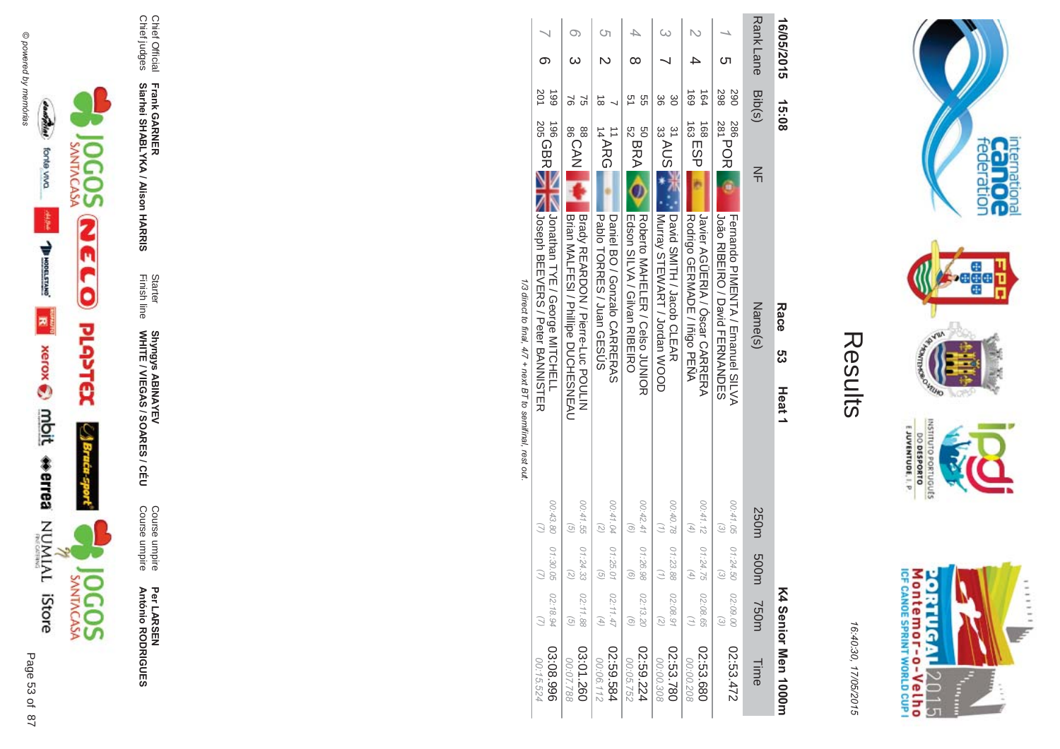# Results

16:40:30, 17/05/2015

16/05/2015 15:08 **Race 53 Heat 1** **K4 Senior Men 1000m**

| Rank | Lane | Bib(s) | NF | Name(s) | 250m | 500m | 750m | Time |
|---|---|---|---|---|---|---|---|---|
| 1 | 5 | 290 286 298 281 | POR | Fernando PIMENTA / Emanuel SILVA João RIBEIRO / David FERNANDES | 00:41.05 (3) | 01:24.50 (3) | 02:09.00 (3) | 02:53.472 |
| 2 | 4 | 164 168 169 163 | ESP | Javier AGÜERIA / Óscar CARRERA Rodrigo GERMADE / Iñigo PEÑA | 00:41.12 (4) | 01:24.75 (4) | 02:08.65 (1) | 02:53.680 00:00.208 |
| 3 | 7 | 30 31 36 33 | AUS | David SMITH / Jacob CLEAR Murray STEWART / Jordan WOOD | 00:40.78 (1) | 01:23.88 (1) | 02:08.91 (2) | 02:53.780 00:00.308 |
| 4 | 8 | 55 50 51 52 | BRA | Roberto MAHELER / Celso JUNIOR Edson SILVA / Gilvan RIBEIRO | 00:42.41 (6) | 01:26.98 (6) | 02:13.20 (6) | 02:59.224 00:05.752 |
| 5 | 2 | 7 11 18 14 | ARG | Daniel BO / Gonzalo CARRERAS Pablo TORRES / Juan GESÚS | 00:41.04 (2) | 01:25.01 (5) | 02:11.47 (4) | 02:59.584 00:06.112 |
| 6 | 3 | 75 88 76 86 | CAN | Brady REARDON / Pierre-Luc POULIN Brian MALFESI / Phillipe DUCHESNEAU | 00:41.55 (5) | 01:24.33 (2) | 02:11.88 (5) | 03:01.260 00:07.788 |
| 7 | 6 | 199 196 201 205 | GBR | Jonathan TYE / George MITCHELL Joseph BEEVERS / Peter BANNISTER | 00:43.80 (7) | 01:30.05 (7) | 02:18.94 (7) | 03:08.996 00:15.524 |

*1/3 direct to final, 4/7 + next BT to semifinal, rest out.*

| | | | |
|---|---|---|---|
| Chief Official | **Frank GARNER** | Starter | **Shyngys ABINAYEV** |
| Chief judges | **Siarhei SHABLYKA / Alison HARRIS** | Finish line | **WHITE / VIEGAS / SOARES / CÉU** |
| Course umpire | **Per LARSEN** | | |
| Course umpire | **António RODRIGUES** | | |

© powered by memórias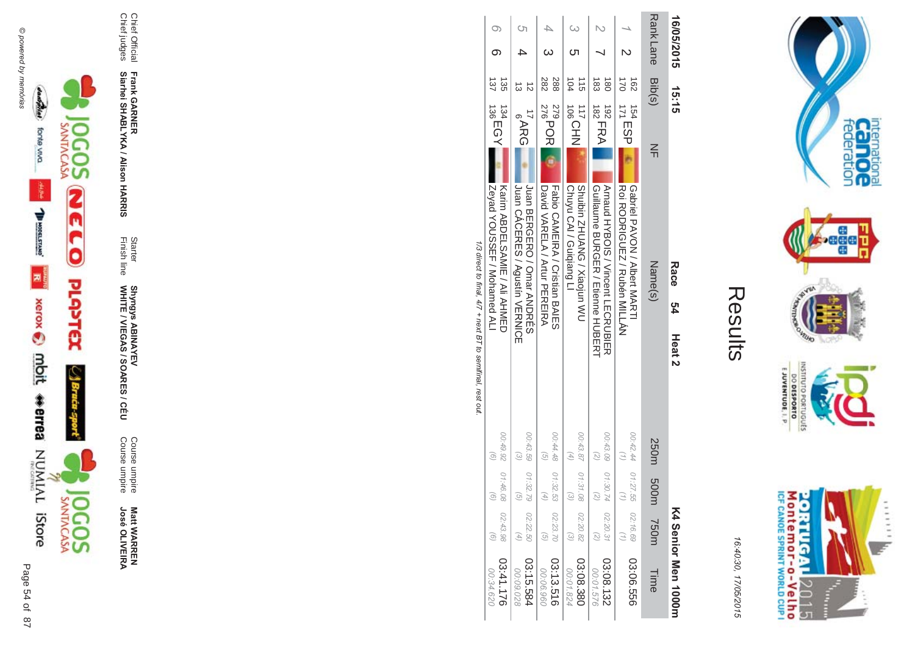# Results

16:40:30, 17/05/2015

16/05/2015 15:15

**Race 54 Heat 2**

**K4 Senior Men 1000m**

| Rank | Lane | Bib(s) | NF | Name(s) | 250m | 500m | 750m | Time |
|---|---|---|---|---|---|---|---|---|
| 1 | 2 | 162 154 170 171 | ESP | Gabriel PAVON / Albert MARTI Roi RODRIGUEZ / Rubén MILLÁN | 00:42.44 (1) | 01:27.55 (1) | 02:16.69 (1) | 03:06.556 |
| 2 | 7 | 180 192 183 182 | FRA | Arnaud HYBOIS / Vincent LECRUBIER Guillaume BURGER / Etienne HUBERT | 00:43.09 (2) | 01:30.74 (2) | 02:20.31 (2) | 03:08.132 00:01.576 |
| 3 | 5 | 115 117 104 106 | CHN | Shubin ZHUANG / Xiaojun WU Chuyu CAI / Guiqiang LI | 00:43.87 (4) | 01:31.08 (3) | 02:20.82 (3) | 03:08.380 00:01.824 |
| 4 | 3 | 288 279 282 276 | POR | Fabio CAMEIRA / Cristian BAIES David VARELA / Artur PEREIRA | 00:44.48 (5) | 01:32.53 (4) | 02:23.70 (5) | 03:13.516 00:06.960 |
| 5 | 4 | 12 17 13 6 | ARG | Juan BERGERO / Omar ANDRÉS Juan CÁCERES / Agustín VERNICE | 00:43.59 (3) | 01:32.79 (5) | 02:22.50 (4) | 03:15.584 00:09.028 |
| 6 | 6 | 135 134 137 136 | EGY | Karim ABDELSAMIE / Ali AHMED Zeyad YOUSSEF / Mohamed ALI | 00:49.92 (6) | 01:46.08 (6) | 02:43.98 (6) | 03:41.176 00:34.620 |

*1/3 direct to final, 4/7 + next BT to semifinal, rest out.*

Chief Official **Frank GARNER**
Chief judges **Siarhei SHABLYKA / Alison HARRIS**

Starter **Shyngys ABINAYEV**
Finish line **WHITE / VIEGAS / SOARES / CÉU**

Course umpire **Matt WARREN**
Course umpire **José OLIVEIRA**

© powered by memórias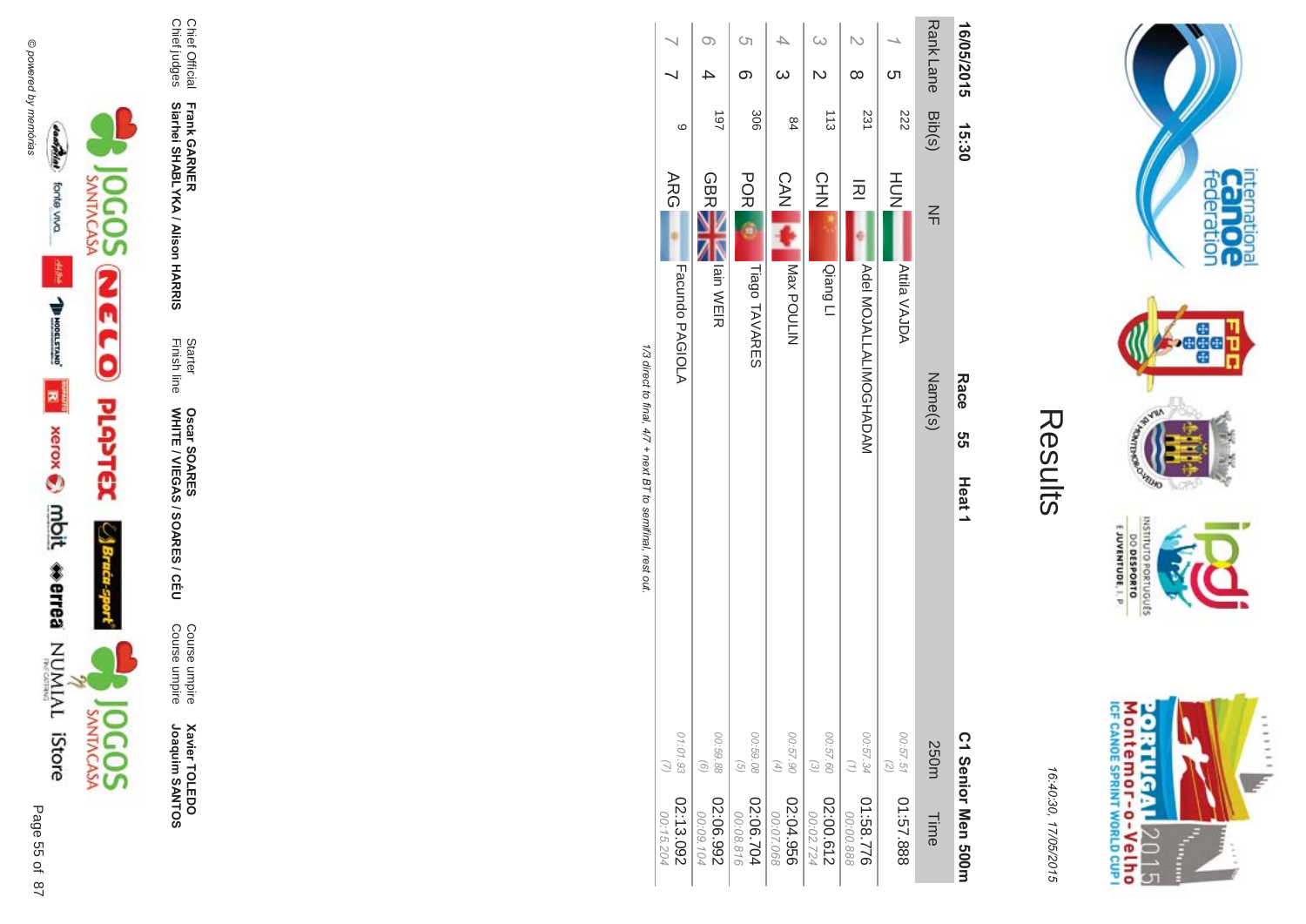# Results

16:40:30, 17/05/2015

**16/05/2015 15:30** **Race 55 Heat 1** **C1 Senior Men 500m**

| Rank | Lane | Bib(s) | NF | Name(s) | 250m | Time |
|---|---|---|---|---|---|---|
| 1 | 5 | 222 | HUN | Attila VAJDA | 00:57.51 (2) | 01:57.888 |
| 2 | 8 | 231 | IRI | Adel MOJALLALIMOGHADAM | 00:57.34 (1) | 01:58.776 00:00.888 |
| 3 | 2 | 113 | CHN | Qiang LI | 00:57.60 (3) | 02:00.612 00:02.724 |
| 4 | 3 | 84 | CAN | Max POULIN | 00:57.90 (4) | 02:04.956 00:07.068 |
| 5 | 6 | 306 | POR | Tiago TAVARES | 00:59.08 (5) | 02:06.704 00:08.816 |
| 6 | 4 | 197 | GBR | Iain WEIR | 00:59.88 (6) | 02:06.992 00:09.104 |
| 7 | 7 | 9 | ARG | Facundo PAGIOLA | 01:01.93 (7) | 02:13.092 00:15.204 |

*1/3 direct to final, 4/7 + next BT to semifinal, rest out.*

Chief Official **Frank GARNER**
Chief judges **Siarhei SHABLYKA / Alison HARRIS**
Starter **Oscar SOARES**
Finish line **WHITE / VIEGAS / SOARES / CÉU**
Course umpire **Xavier TOLEDO**
Course umpire **Joaquim SANTOS**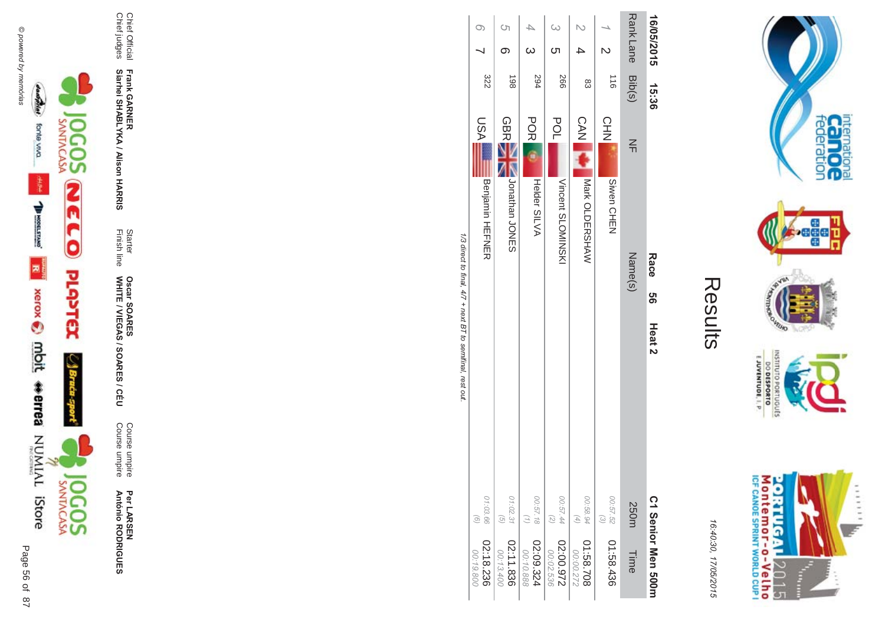# Results

16:40:30, 17/05/2015

**16/05/2015 15:36** **Race 56 Heat 2** **C1 Senior Men 500m**

| Rank | Lane | Bib(s) | NF | Name(s) | 250m | Time |
|---|---|---|---|---|---|---|
| 1 | 2 | 116 | CHN | Siwen CHEN | 00:57.52 (3) | 01:58.436 |
| 2 | 4 | 83 | CAN | Mark OLDERSHAW | 00:58.94 (4) | 01:58.708 00:00.272 |
| 3 | 5 | 266 | POL | Vincent SLOMINSKI | 00:57.44 (2) | 02:00.972 00:02.536 |
| 4 | 3 | 294 | POR | Helder SILVA | 00:57.18 (1) | 02:09.324 00:10.888 |
| 5 | 6 | 198 | GBR | Jonathan JONES | 01:02.31 (5) | 02:11.836 00:13.400 |
| 6 | 7 | 322 | USA | Benjamin HEFNER | 01:03.66 (6) | 02:18.236 00:19.800 |

*1/3 direct to final, 4/7 + next BT to semifinal, rest out.*

| | | | | | |
|---|---|---|---|---|---|
| Chief Official | **Frank GARNER** | Starter | **Oscar SOARES** | Course umpire | **Per LARSEN** |
| Chief judges | **Siarhei SHABLYKA / Alison HARRIS** | Finish line | **WHITE / VIEGAS / SOARES / CÉU** | Course umpire | **António RODRIGUES** |

© powered by memórias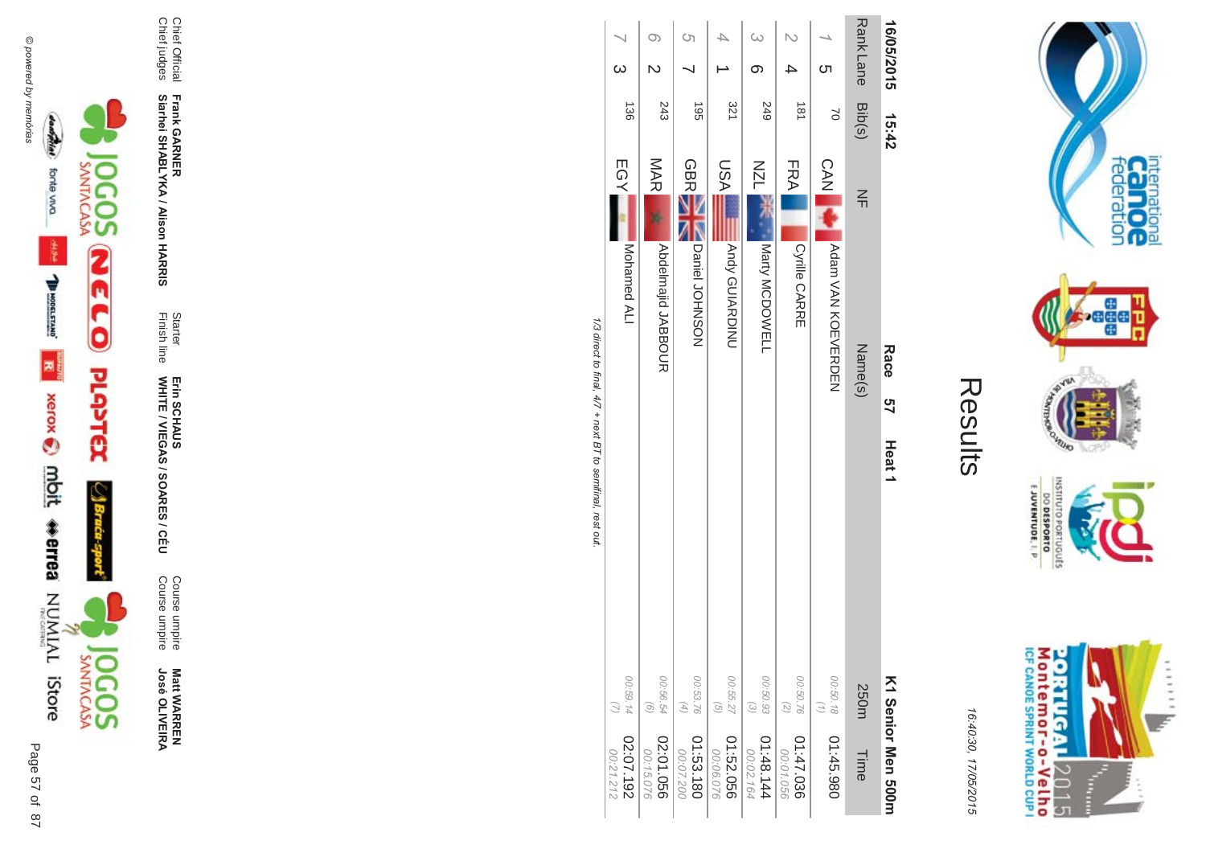# Results

16:40:30, 17/05/2015

**16/05/2015 15:42** **Race 57 Heat 1** **K1 Senior Men 500m**

| Rank | Lane | Bib(s) | NF | Name(s) | 250m | Time |
|---|---|---|---|---|---|---|
| 1 | 5 | 70 | CAN | Adam VAN KOEVERDEN | 00:50.18 (1) | 01:45.980 |
| 2 | 4 | 181 | FRA | Cyrille CARRE | 00:50.76 (2) | 01:47.036 00:01.056 |
| 3 | 6 | 249 | NZL | Marty MCDOWELL | 00:50.93 (3) | 01:48.144 00:02.164 |
| 4 | 1 | 321 | USA | Andy GUIARDINU | 00:55.27 (5) | 01:52.056 00:06.076 |
| 5 | 7 | 195 | GBR | Daniel JOHNSON | 00:53.76 (4) | 01:53.180 00:07.200 |
| 6 | 2 | 243 | MAR | Abdelmajid JABBOUR | 00:56.54 (6) | 02:01.056 00:15.076 |
| 7 | 3 | 136 | EGY | Mohamed ALI | 00:59.14 (7) | 02:07.192 00:21.212 |

*1/3 direct to final, 4/7 + next BT to semifinal, rest out.*

| | | | | | |
|---|---|---|---|---|---|
| Chief Official | **Frank GARNER** | Starter | **Erin SCHAUS** | Course umpire | **Matt WARREN** |
| Chief judges | **Siarhei SHABLYKA / Alison HARRIS** | Finish line | **WHITE / VIEGAS / SOARES / CÉU** | Course umpire | **José OLIVEIRA** |

© powered by memórias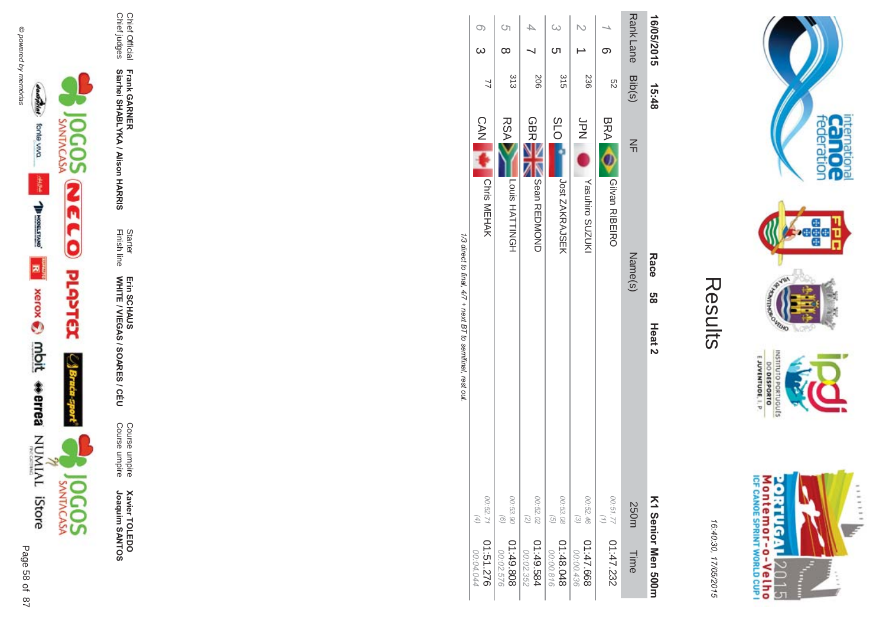# Results

16:40:30, 17/05/2015

**16/05/2015 15:48** **Race 58 Heat 2** **K1 Senior Men 500m**

| Rank | Lane | Bib(s) | NF | Name(s) | 250m | Time |
|---|---|---|---|---|---|---|
| 1 | 6 | 52 | BRA | Gilvan RIBEIRO | 00:51.77 (1) | 01:47.232 |
| 2 | 1 | 236 | JPN | Yasuhiro SUZUKI | 00:52.46 (3) | 01:47.668 00:00.436 |
| 3 | 5 | 315 | SLO | Jost ZAKRAJSEK | 00:53.08 (5) | 01:48.048 00:00.816 |
| 4 | 7 | 206 | GBR | Sean REDMOND | 00:52.02 (2) | 01:49.584 00:02.352 |
| 5 | 8 | 313 | RSA | Louis HATTINGH | 00:53.90 (6) | 01:49.808 00:02.576 |
| 6 | 3 | 77 | CAN | Chris MEHAK | 00:52.71 (4) | 01:51.276 00:04.044 |

*1/3 direct to final, 4/7 + next BT to semifinal, rest out.*

| | | | | | |
|---|---|---|---|---|---|
| Chief Official | **Frank GARNER** | Starter | **Erin SCHAUS** | Course umpire | **Xavier TOLEDO** |
| Chief judges | **Siarhei SHABLYKA / Alison HARRIS** | Finish line | **WHITE / VIEGAS / SOARES / CÉU** | Course umpire | **Joaquim SANTOS** |

© powered by memórias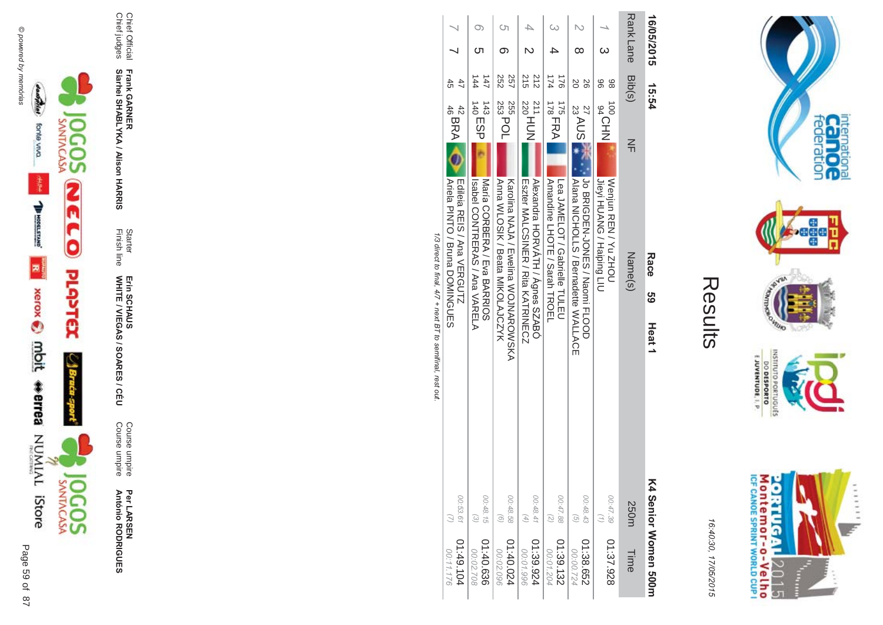# Results

16:40:30, 17/05/2015

**16/05/2015 15:54** **Race 59 Heat 1** **K4 Senior Women 500m**

| Rank | Lane | Bib(s) | NF | Name(s) | 250m | Time |
|---|---|---|---|---|---|---|
| 1 | 3 | 98 100<br>96 94 | CHN | Wenjun REN / Yu ZHOU<br>Jieyi HUANG / Haiping LIU | 00:47.39<br>(1) | 01:37.928 |
| 2 | 8 | 26 27<br>20 23 | AUS | Jo BRIGDEN-JONES / Naomi FLOOD<br>Alana NICHOLLS / Bernadette WALLACE | 00:48.43<br>(5) | 01:38.652<br>00:00.724 |
| 3 | 4 | 176 175<br>174 178 | FRA | Lea JAMELOT / Gabrielle TULEU<br>Amandine LHOTE / Sarah TROEL | 00:47.88<br>(2) | 01:39.132<br>00:01.204 |
| 4 | 2 | 212 211<br>215 220 | HUN | Alexandra HORVÁTH / Ágnes SZABÓ<br>Eszter MALCSINER / Rita KATRINECZ | 00:48.41<br>(4) | 01:39.924<br>00:01.996 |
| 5 | 6 | 257 255<br>252 253 | POL | Karolina NAJA / Ewelina WOJNAROWSKA<br>Anna WLOSIK / Beata MIKOLAJCZYK | 00:48.58<br>(6) | 01:40.024<br>00:02.096 |
| 6 | 5 | 147 143<br>144 140 | ESP | María CORBERA / Eva BARRIOS<br>Isabel CONTRERAS / Ana VARELA | 00:48.15<br>(3) | 01:40.636<br>00:02.708 |
| 7 | 7 | 47 42<br>45 46 | BRA | Edileia REIS / Ana VERGUTZ<br>Ariela PINTO / Bruna DOMINGUES | 00:53.61<br>(7) | 01:49.104<br>00:11.176 |

*1/3 direct to final, 4/7 + next BT to semifinal, rest out.*

| | | | | | |
|---|---|---|---|---|---|
| Chief Official | **Frank GARNER** | Starter | **Erin SCHAUS** | Course umpire | **Per LARSEN** |
| Chief judges | **Siarhei SHABLYKA / Alison HARRIS** | Finish line | **WHITE / VIEGAS / SOARES / CÉU** | Course umpire | **António RODRIGUES** |

© powered by memórias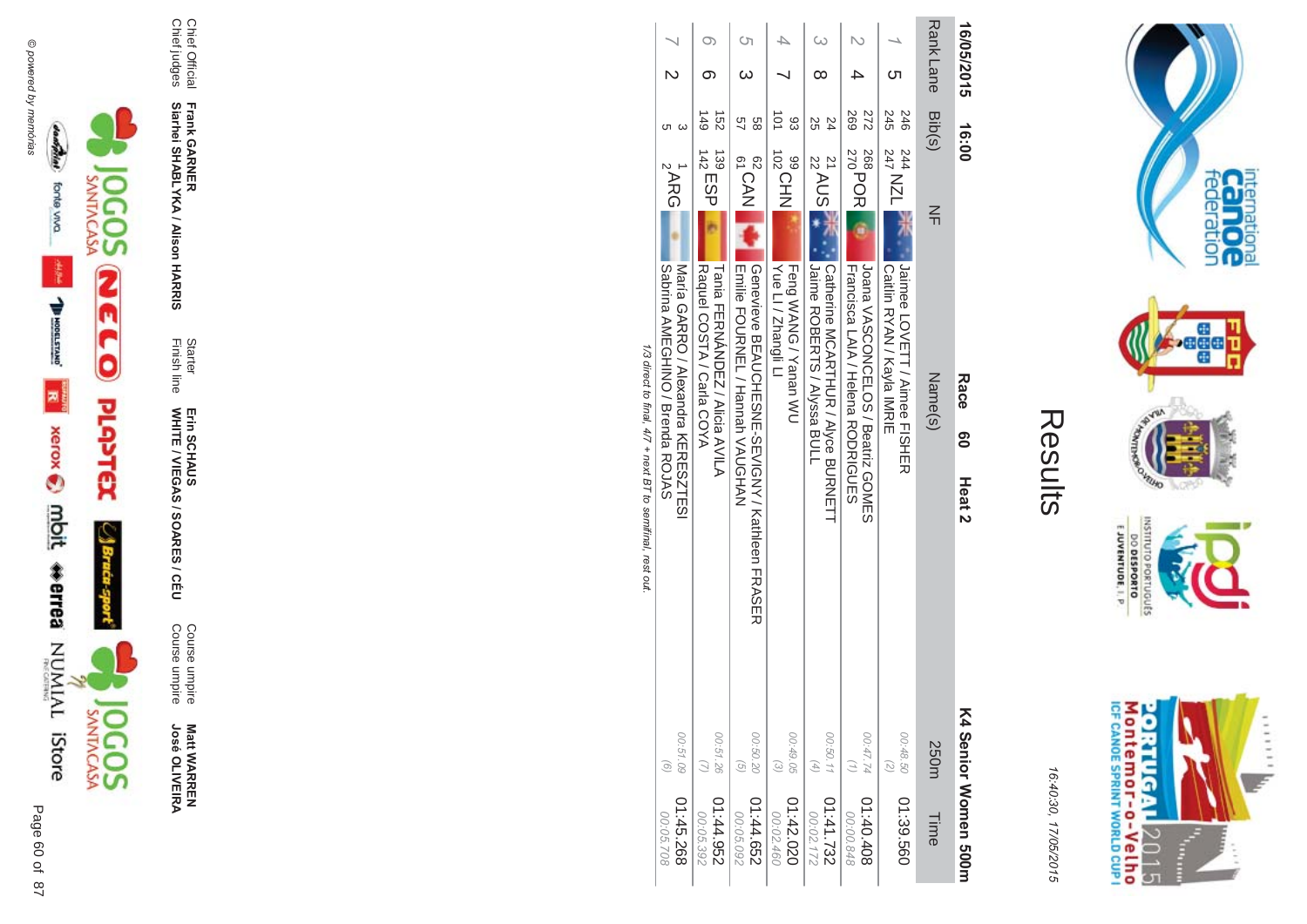# Results

16:40:30, 17/05/2015

**16/05/2015 16:00** **Race 60 Heat 2** **K4 Senior Women 500m**

| Rank | Lane | Bib(s) | NF | Name(s) | 250m | Time |
|---|---|---|---|---|---|---|
| 1 | 5 | 246 244 245 247 | NZL | Jaimee LOVETT / Aimee FISHER<br>Caitlin RYAN / Kayla IMRIE | 00:48.50 (2) | 01:39.560 |
| 2 | 4 | 272 268 269 270 | POR | Joana VASCONCELOS / Beatriz GOMES<br>Francisca LAIA / Helena RODRIGUES | 00:47.74 (1) | 01:40.408<br>00:00.848 |
| 3 | 8 | 24 21 25 22 | AUS | Catherine MCARTHUR / Alyce BURNETT<br>Jaime ROBERTS / Alyssa BULL | 00:50.11 (4) | 01:41.732<br>00:02.172 |
| 4 | 7 | 93 99 101 102 | CHN | Feng WANG / Yanan WU<br>Yue LI / Zhangli LI | 00:49.05 (3) | 01:42.020<br>00:02.460 |
| 5 | 3 | 58 62 57 61 | CAN | Genevieve BEAUCHESNE-SEVIGNY / Kathleen FRASER<br>Emilie FOURNEL / Hannah VAUGHAN | 00:50.20 (5) | 01:44.652<br>00:05.092 |
| 6 | 6 | 152 139 149 142 | ESP | Tania FERNÁNDEZ / Alicia AVILA<br>Raquel COSTA / Carla COYA | 00:51.26 (7) | 01:44.952<br>00:05.392 |
| 7 | 2 | 3 1 5 2 | ARG | Maria GARRO / Alexandra KERESZTESI<br>Sabrina AMEGHINO / Brenda ROJAS | 00:51.09 (6) | 01:45.268<br>00:05.708 |

*1/3 direct to final, 4/7 + next BT to semifinal, rest out.*

| | | | | | |
|---|---|---|---|---|---|
| Chief Official | **Frank GARNER** | Starter | **Erin SCHAUS** | Course umpire | **Matt WARREN** |
| Chief judges | **Siarhei SHABLYKA / Alison HARRIS** | Finish line | **WHITE / VIEGAS / SOARES / CÉU** | Course umpire | **José OLIVEIRA** |

© powered by memórias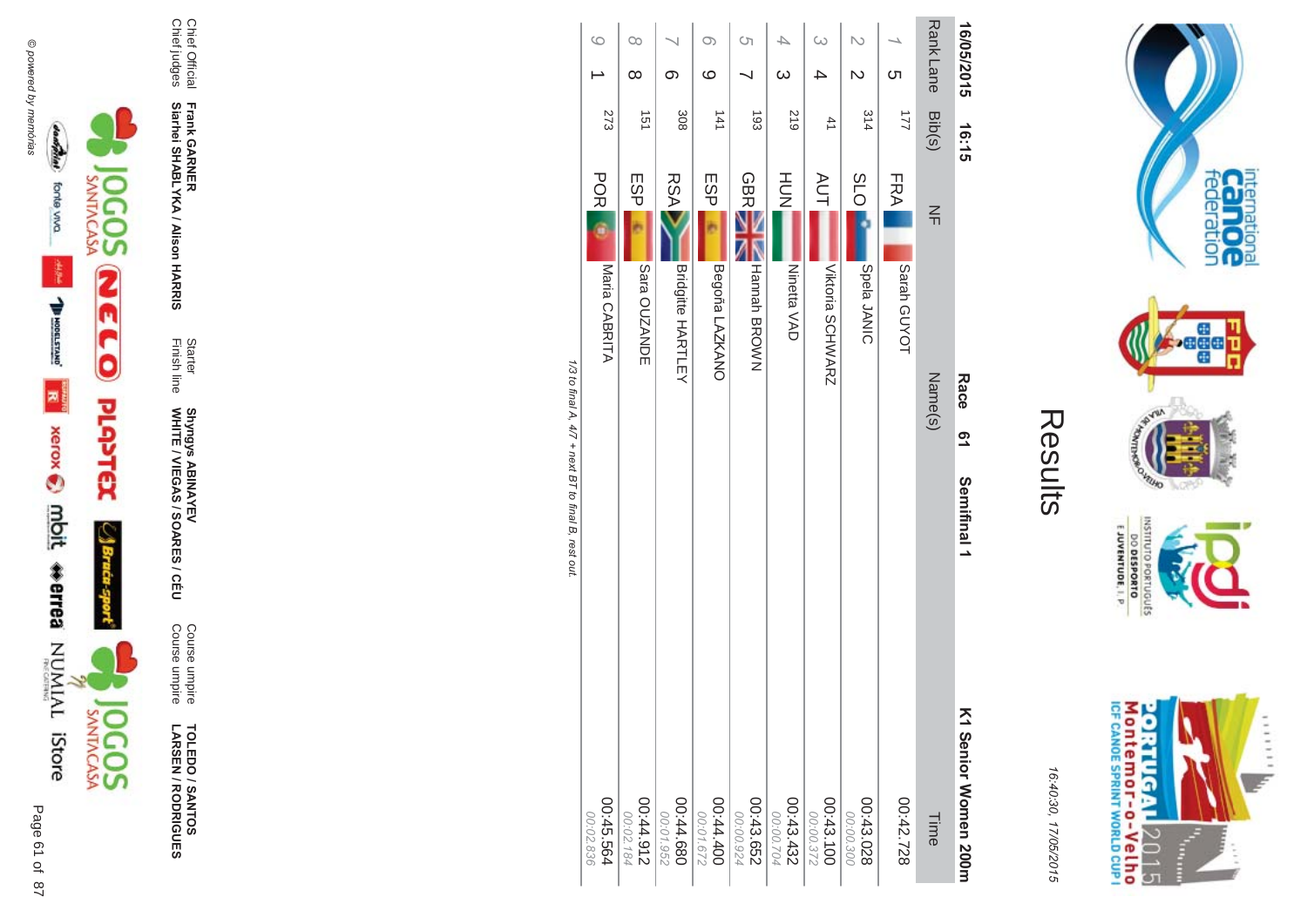# Results

16:40:30, 17/05/2015

**16/05/2015 16:15** **Race 61** **Semifinal 1** **K1 Senior Women 200m**

| Rank | Lane | Bib(s) | NF | Name(s) | Time |
|---|---|---|---|---|---|
| 1 | 5 | 177 | FRA | Sarah GUYOT | 00:42.728 |
| 2 | 2 | 314 | SLO | Spela JANIC | 00:43.028<br>00:00.300 |
| 3 | 4 | 41 | AUT | Viktoria SCHWARZ | 00:43.100<br>00:00.372 |
| 4 | 3 | 219 | HUN | Ninetta VAD | 00:43.432<br>00:00.704 |
| 5 | 7 | 193 | GBR | Hannah BROWN | 00:43.652<br>00:00.924 |
| 6 | 9 | 141 | ESP | Begoña LAZKANO | 00:44.400<br>00:01.672 |
| 7 | 6 | 308 | RSA | Bridgitte HARTLEY | 00:44.680<br>00:01.952 |
| 8 | 8 | 151 | ESP | Sara OUZANDE | 00:44.912<br>00:02.184 |
| 9 | 1 | 273 | POR | Maria CABRITA | 00:45.564<br>00:02.836 |

*1/3 to final A, 4/7 + next BT to final B, rest out.*

| | | | | | |
|---|---|---|---|---|---|
| Chief Official | Frank GARNER | Starter | Shyngys ABINAYEV | Course umpire | TOLEDO / SANTOS |
| Chief judges | Siarhei SHABLYKA / Alison HARRIS | Finish line | WHITE / VIEGAS / SOARES / CÉU | Course umpire | LARSEN / RODRIGUES |

© powered by memórias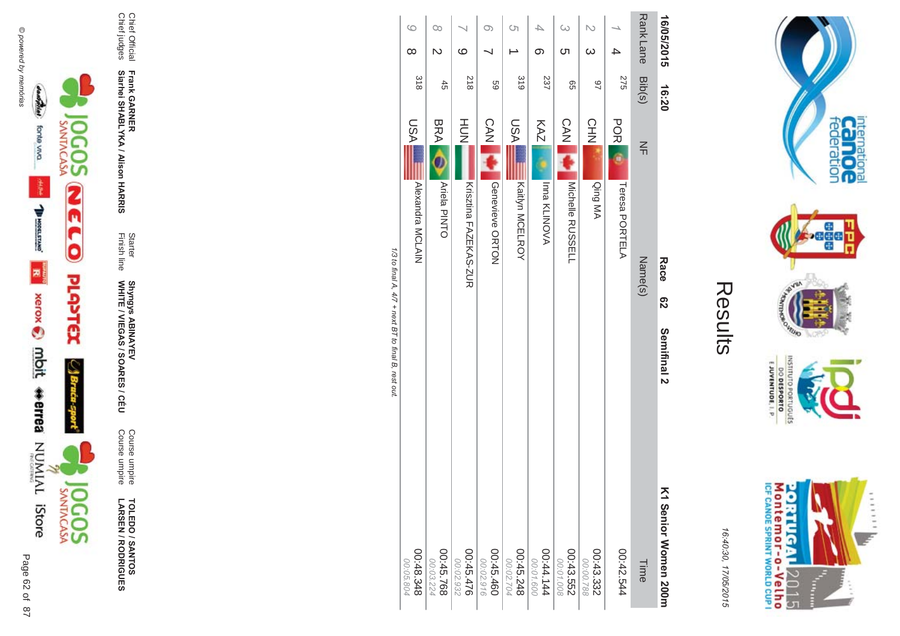# Results

16:40:30, 17/05/2015

**16/05/2015 16:20 Race 62 Semifinal 2 K1 Senior Women 200m**

| Rank | Lane | Bib(s) | NF | Name(s) | Time |
|---|---|---|---|---|---|
| 1 | 4 | 275 | POR | Teresa PORTELA | 00:42.544 |
| 2 | 3 | 97 | CHN | Qing MA | 00:43.332<br>00:00.788 |
| 3 | 5 | 65 | CAN | Michelle RUSSELL | 00:43.552<br>00:01.008 |
| 4 | 6 | 237 | KAZ | Inna KLINOVA | 00:44.144<br>00:01.600 |
| 5 | 1 | 319 | USA | Kaitlyn MCELROY | 00:45.248<br>00:02.704 |
| 6 | 7 | 59 | CAN | Genevieve ORTON | 00:45.460<br>00:02.916 |
| 7 | 9 | 218 | HUN | Krisztina FAZEKAS-ZUR | 00:45.476<br>00:02.932 |
| 8 | 2 | 45 | BRA | Ariela PINTO | 00:45.768<br>00:03.224 |
| 9 | 8 | 318 | USA | Alexandra MCLAIN | 00:48.348<br>00:05.804 |

*1/3 to final A, 4/7 + next BT to final B, rest out.*

| | | | | | |
|---|---|---|---|---|---|
| Chief Official | **Frank GARNER** | Starter | **Shyngys ABINAYEV** | Course umpire | **TOLEDO / SANTOS** |
| Chief judges | **Siarhei SHABLYKA / Alison HARRIS** | Finish line | **WHITE / VIEGAS / SOARES / CÉU** | Course umpire | **LARSEN / RODRIGUES** |

© powered by memórias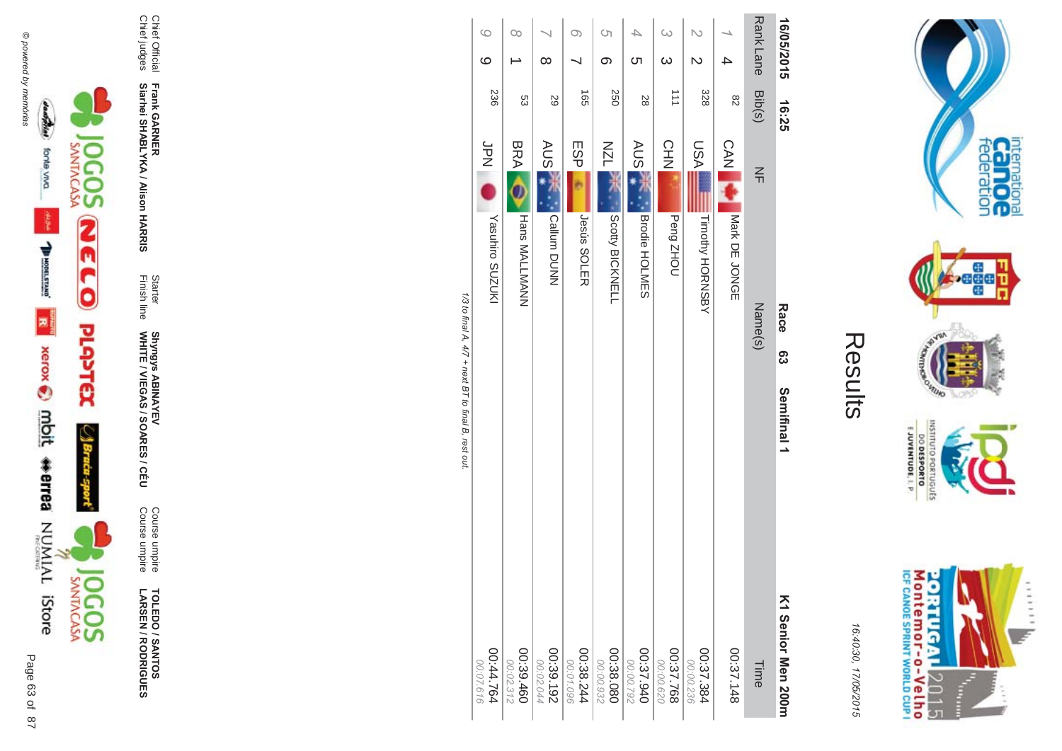# Results

16:40:30, 17/05/2015

**16/05/2015 16:25** **Race 63 Semifinal 1** **K1 Senior Men 200m**

| Rank | Lane | Bib(s) | NF | Name(s) | Time |
|---|---|---|---|---|---|
| 1 | 4 | 82 | CAN | Mark DE JONGE | 00:37.148 |
| 2 | 2 | 328 | USA | Timothy HORNSBY | 00:37.384<br>00:00.236 |
| 3 | 3 | 111 | CHN | Peng ZHOU | 00:37.768<br>00:00.620 |
| 4 | 5 | 28 | AUS | Brodie HOLMES | 00:37.940<br>00:00.792 |
| 5 | 6 | 250 | NZL | Scotty BICKNELL | 00:38.080<br>00:00.932 |
| 6 | 7 | 165 | ESP | Jesús SOLER | 00:38.244<br>00:01.096 |
| 7 | 8 | 29 | AUS | Callum DUNN | 00:39.192<br>00:02.044 |
| 8 | 1 | 53 | BRA | Hans MALLMANN | 00:39.460<br>00:02.312 |
| 9 | 9 | 236 | JPN | Yasuhiro SUZUKI | 00:44.764<br>00:07.616 |

*1/3 to final A, 4/7 + next BT to final B, rest out.*

| | | | | | |
|---|---|---|---|---|---|
| Chief Official | **Frank GARNER** | Starter | **Shyngys ABINAYEV** | Course umpire | **TOLEDO / SANTOS** |
| Chief judges | **Siarhei SHABLYKA / Alison HARRIS** | Finish line | **WHITE / VIEGAS / SOARES / CÉU** | Course umpire | **LARSEN / RODRIGUES** |

© powered by memórias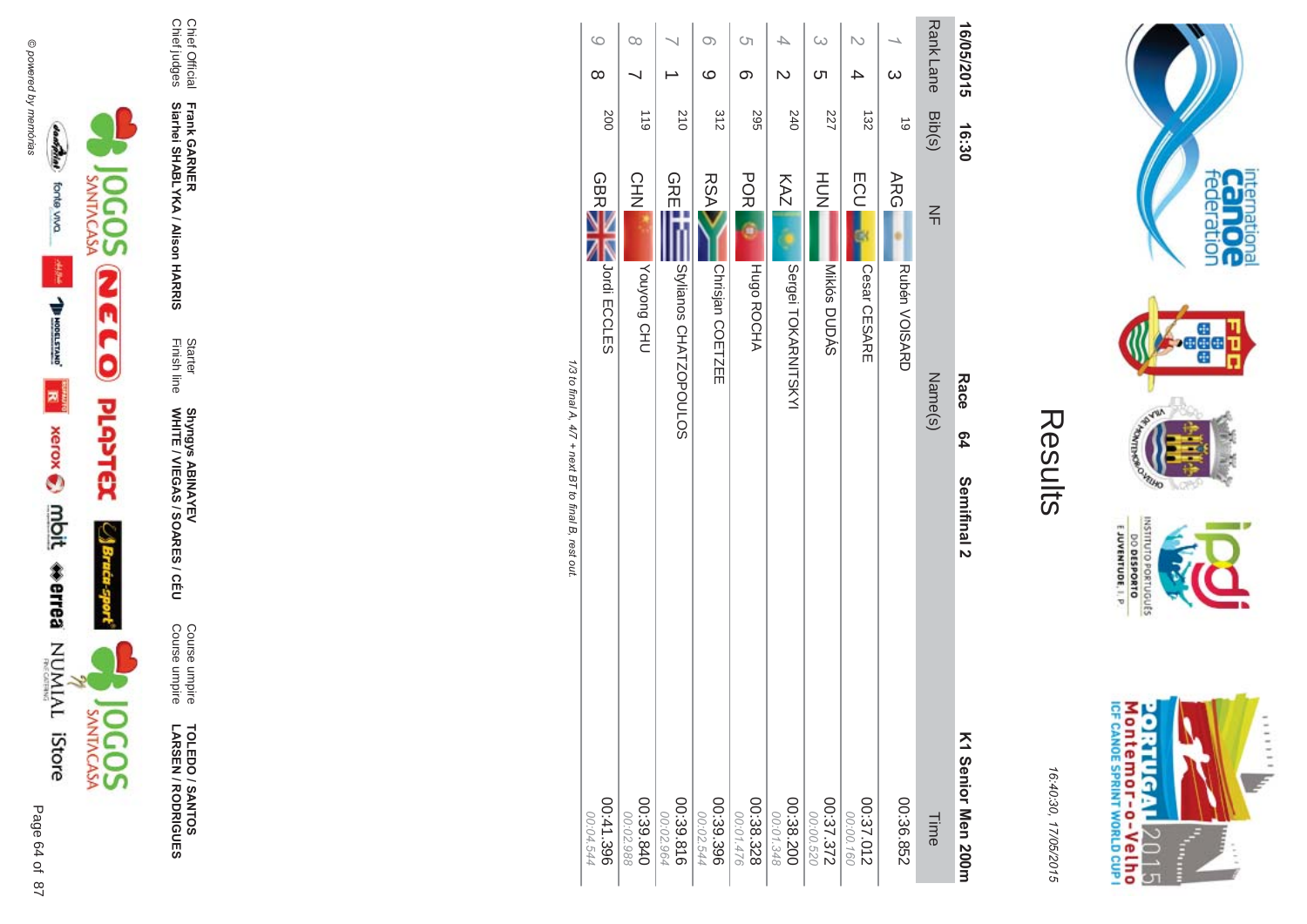# Results

16/05/2015 16:30 **Race 64 Semifinal 2** **K1 Senior Men 200m**

| Rank | Lane | Bib(s) | NF | Name(s) | Time |
|---|---|---|---|---|---|
| 1 | 3 | 19 | ARG | Rubén VOISARD | 00:36.852 |
| 2 | 4 | 132 | ECU | Cesar CESARE | 00:37.012<br>00:00.160 |
| 3 | 5 | 227 | HUN | Miklós DUDÁS | 00:37.372<br>00:00.520 |
| 4 | 2 | 240 | KAZ | Sergei TOKARNITSKYI | 00:38.200<br>00:01.348 |
| 5 | 6 | 295 | POR | Hugo ROCHA | 00:38.328<br>00:01.476 |
| 6 | 9 | 312 | RSA | Chrisjan COETZEE | 00:39.396<br>00:02.544 |
| 7 | 1 | 210 | GRE | Stylianos CHATZOPOULOS | 00:39.816<br>00:02.964 |
| 8 | 7 | 119 | CHN | Youyong CHU | 00:39.840<br>00:02.988 |
| 9 | 8 | 200 | GBR | Jordi ECCLES | 00:41.396<br>00:04.544 |

*1/3 to final A, 4/7 + next BT to final B, rest out.*

| | | | | | |
|---|---|---|---|---|---|
| Chief Official | Frank GARNER | Starter | Shyngys ABINAYEV | Course umpire | TOLEDO / SANTOS |
| Chief judges | Siarhei SHABLYKA / Alison HARRIS | Finish line | WHITE / VIEGAS / SOARES / CÉU | Course umpire | LARSEN / RODRIGUES |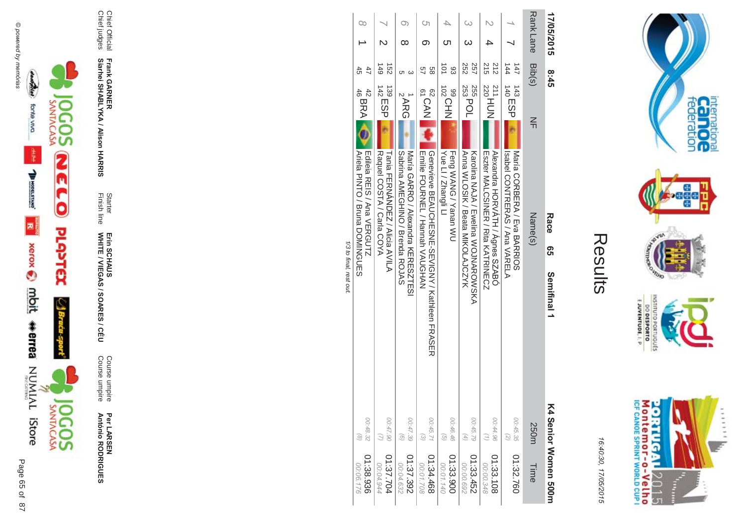# Results

16:40:30, 17/05/2015

**17/05/2015 8:45** **Race 65 Semifinal 1** **K4 Senior Women 500m**

| Rank | Lane | Bib(s) | NF | Name(s) | 250m | Time |
|---|---|---|---|---|---|---|
| 1 | 7 | 147 143 144 140 | ESP | Maria CORBERA / Eva BARRIOS / Isabel CONTRERAS / Ana VARELA | 00:45.35 (2) | 01:32.760 |
| 2 | 4 | 212 211 215 220 | HUN | Alexandra HORVÁTH / Ágnes SZABÓ / Eszter MALCSINER / Rita KATRINECZ | 00:44.96 (1) | 01:33.108 00:00.348 |
| 3 | 3 | 257 255 252 253 | POL | Karolina NAJA / Ewelina WOJNAROWSKA / Anna WLOSIK / Beata MIKOLAJCZYK | 00:45.79 (4) | 01:33.452 00:00.692 |
| 4 | 5 | 93 99 101 102 | CHN | Feng WANG / Yanan WU / Yue LI / Zhangli LI | 00:46.46 (5) | 01:33.900 00:01.140 |
| 5 | 6 | 58 62 57 61 | CAN | Genevieve BEAUCHESNE-SEVIGNY / Kathleen FRASER / Emilie FOURNEL / Hannah VAUGHAN | 00:45.71 (3) | 01:34.468 00:01.708 |
| 6 | 8 | 3 1 5 2 | ARG | Maria GARRO / Alexandra KERESZTESI / Sabrina AMEGHINO / Brenda ROJAS | 00:47.39 (6) | 01:37.392 00:04.632 |
| 7 | 2 | 152 139 149 142 | ESP | Tania FERNÁNDEZ / Alicia AVILA / Raquel COSTA / Carla COYA | 00:47.90 (7) | 01:37.704 00:04.944 |
| 8 | 1 | 47 42 45 46 | BRA | Edileia REIS / Ana VERGUTZ / Ariela PINTO / Bruna DOMINGUES | 00:48.32 (8) | 01:38.936 00:06.176 |

*1/3 to final, rest out.*

| | | | | | |
|---|---|---|---|---|---|
| Chief Official | **Frank GARNER** | Starter | **Erin SCHAUS** | Course umpire | **Per LARSEN** |
| Chief judges | **Siarhei SHABLYKA / Alison HARRIS** | Finish line | **WHITE / VIEGAS / SOARES / CÉU** | Course umpire | **António RODRIGUES** |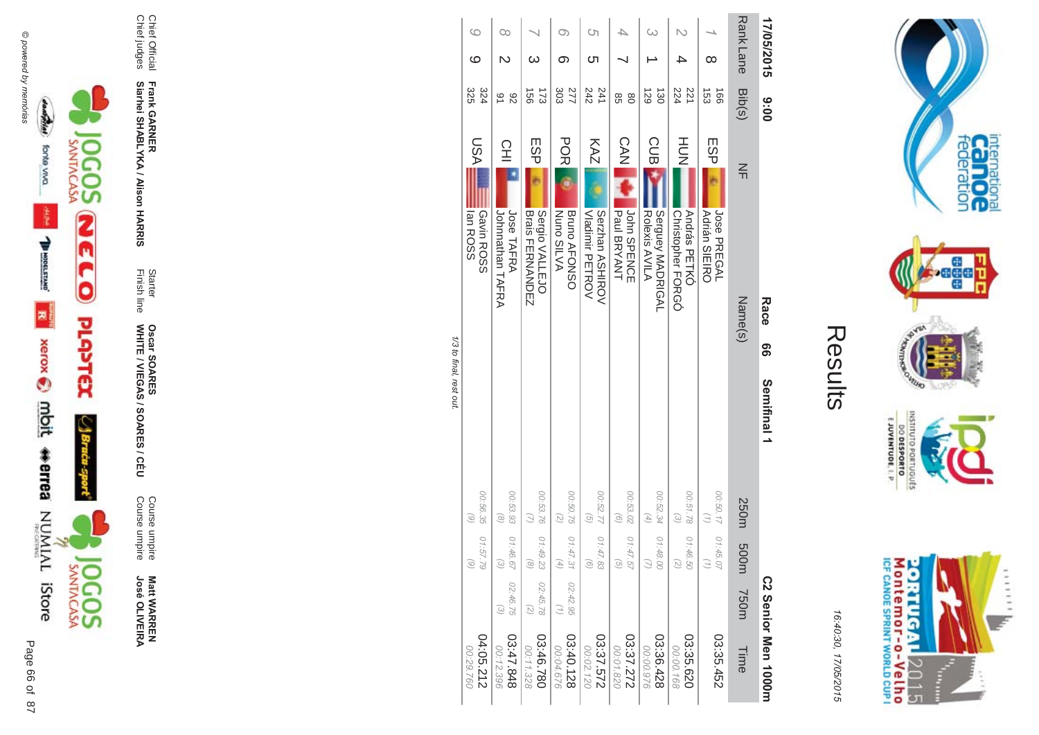# Results

16:40:30, 17/05/2015

17/05/2015 9:00 **Race 66 Semifinal 1** **C2 Senior Men 1000m**

| Rank | Lane | Bib(s) | NF | Name(s) | 250m | 500m | 750m | Time |
|---|---|---|---|---|---|---|---|---|
| 1 | 8 | 166 / 153 | ESP | Jose PREGAL / Adrián SIEIRO | 00:50.17 (1) | 01:45.07 (1) | | 03:35.452 |
| 2 | 4 | 221 / 224 | HUN | András PETKÓ / Christopher FORGÓ | 00:51.78 (3) | 01:46.50 (2) | | 03:35.620 / 00:00.168 |
| 3 | 1 | 130 / 129 | CUB | Serguey MADRIGAL / Rolexis AVILA | 00:52.34 (4) | 01:48.00 (7) | | 03:36.428 / 00:00.976 |
| 4 | 7 | 80 / 85 | CAN | John SPENCE / Paul BRYANT | 00:53.02 (6) | 01:47.57 (5) | | 03:37.272 / 00:01.820 |
| 5 | 5 | 241 / 242 | KAZ | Serzhan ASHIROV / Vladimir PETROV | 00:52.77 (5) | 01:47.83 (6) | | 03:37.572 / 00:02.120 |
| 6 | 6 | 277 / 303 | POR | Bruno AFONSO / Nuno SILVA | 00:50.75 (2) | 01:47.31 (4) | 02:42.95 (1) | 03:40.128 / 00:04.676 |
| 7 | 3 | 173 / 156 | ESP | Sergio VALLEJO / Brais FERNANDEZ | 00:53.76 (7) | 01:49.23 (8) | 02:45.78 (2) | 03:46.780 / 00:11.328 |
| 8 | 2 | 92 / 91 | CHI | Jose TAFRA / Johnnathan TAFRA | 00:53.93 (8) | 01:46.67 (3) | 02:46.75 (3) | 03:47.848 / 00:12.396 |
| 9 | 9 | 324 / 325 | USA | Gavin ROSS / Ian ROSS | 00:56.35 (9) | 01:57.79 (9) | | 04:05.212 / 00:29.760 |

*1/3 to final, rest out.*

| | | | | | |
|---|---|---|---|---|---|
| Chief Official | **Frank GARNER** | Starter | **Oscar SOARES** | Course umpire | **Matt WARREN** |
| Chief judges | **Siarhei SHABLYKA / Alison HARRIS** | Finish line | **WHITE / VIEGAS / SOARES / CÉU** | Course umpire | **José OLIVEIRA** |

© powered by memórias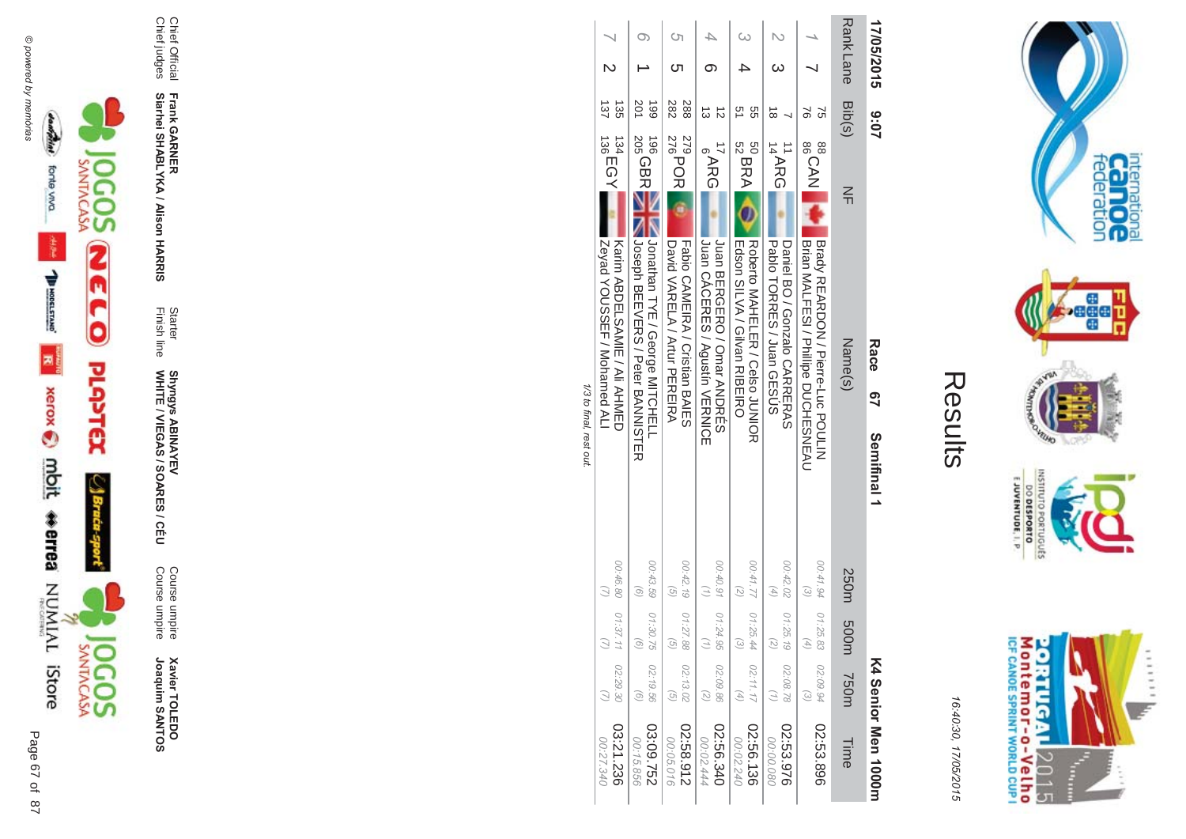# Results

16:40:30, 17/05/2015

17/05/2015 9:07 **Race 67 Semifinal 1** **K4 Senior Men 1000m**

| Rank | Lane | Bib(s) | NF | Name(s) | 250m | 500m | 750m | Time |
|---|---|---|---|---|---|---|---|---|
| 1 | 7 | 75 88 / 76 86 | CAN | Brady REARDON / Pierre-Luc POULIN / Brian MALFESI / Phillipe DUCHESNEAU | 00:41.94 (3) | 01:25.83 (4) | 02:09.94 (3) | 02:53.896 |
| 2 | 3 | 7 11 / 18 14 | ARG | Daniel BO / Gonzalo CARRERAS / Pablo TORRES / Juan GESÚS | 00:42.02 (4) | 01:25.19 (2) | 02:08.78 (1) | 02:53.976 / 00:00.080 |
| 3 | 4 | 55 50 / 51 52 | BRA | Roberto MAHELER / Celso JUNIOR / Edson SILVA / Gilvan RIBEIRO | 00:41.77 (2) | 01:25.44 (3) | 02:11.17 (4) | 02:56.136 / 00:02.240 |
| 4 | 6 | 12 17 / 13 6 | ARG | Juan BERGERO / Omar ANDRÉS / Juan CÁCERES / Agustín VERNICE | 00:40.91 (1) | 01:24.95 (1) | 02:09.86 (2) | 02:56.340 / 00:02.444 |
| 5 | 5 | 288 279 / 282 276 | POR | Fabio CAMEIRA / Cristian BAIES / David VARELA / Artur PEREIRA | 00:42.19 (5) | 01:27.88 (5) | 02:13.02 (5) | 02:58.912 / 00:05.016 |
| 6 | 1 | 199 196 / 201 205 | GBR | Jonathan TYE / George MITCHELL / Joseph BEEVERS / Peter BANNISTER | 00:43.59 (6) | 01:30.75 (6) | 02:19.56 (6) | 03:09.752 / 00:15.856 |
| 7 | 2 | 135 134 / 137 136 | EGY | Karim ABDELSAMIE / Ali AHMED / Zeyad YOUSSEF / Mohamed ALI | 00:46.80 (7) | 01:37.11 (7) | 02:29.30 (7) | 03:21.236 / 00:27.340 |

*1/3 to final, rest out.*

| | | | |
|---|---|---|---|
| Chief Official | **Frank GARNER** | Starter | **Shyngys ABINAYEV** |
| Chief judges | **Siarhei SHABLYKA / Alison HARRIS** | Finish line | **WHITE / VIEGAS / SOARES / CÉU** |
| Course umpire | **Xavier TOLEDO** | Course umpire | **Joaquim SANTOS** |

© powered by memórias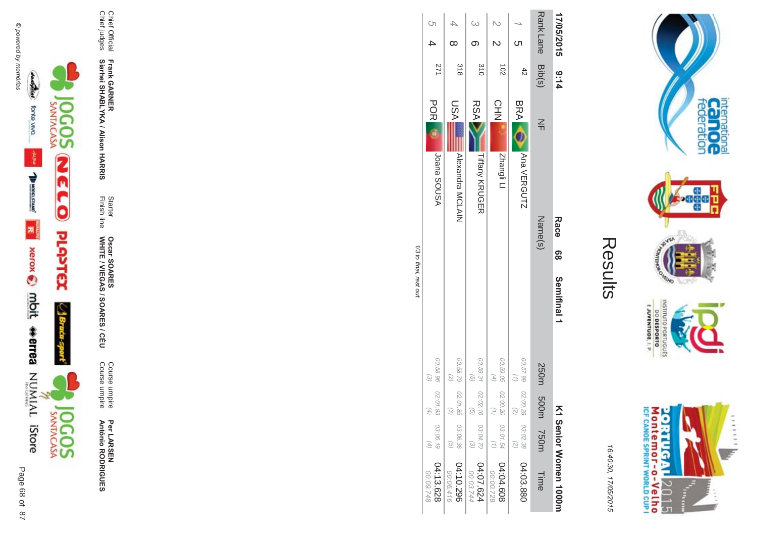# Results

16:40:30, 17/05/2015

**17/05/2015 9:14** **Race 68 Semifinal 1** **K1 Senior Women 1000m**

| Rank | Lane | Bib(s) | NF | Name(s) | 250m | 500m | 750m | Time |
|---|---|---|---|---|---|---|---|---|
| 1 | 5 | 42 | BRA | Ana VERGUTZ | 00:57.99 (1) | 02:00.29 (2) | 03:02.38 (2) | 04:03.880 |
| 2 | 2 | 102 | CHN | Zhangli LI | 00:59.05 (4) | 02:00.20 (1) | 03:01.54 (1) | 04:04.608 00:00.728 |
| 3 | 6 | 310 | RSA | Tiffany KRUGER | 00:59.31 (5) | 02:02.16 (5) | 03:04.70 (3) | 04:07.624 00:03.744 |
| 4 | 8 | 318 | USA | Alexandra MCLAIN | 00:58.79 (2) | 02:01.85 (3) | 03:06.36 (5) | 04:10.296 00:06.416 |
| 5 | 4 | 271 | POR | Joana SOUSA | 00:58.96 (3) | 02:01.93 (4) | 03:06.19 (4) | 04:13.628 00:09.748 |

*1/3 to final, rest out.*

Chief Official **Frank GARNER** | Starter **Oscar SOARES** | Course umpire **Per LARSEN**
Chief judges **Siarhei SHABLYKA / Alison HARRIS** | Finish line **WHITE / VIEGAS / SOARES / CÉU** | Course umpire **António RODRIGUES**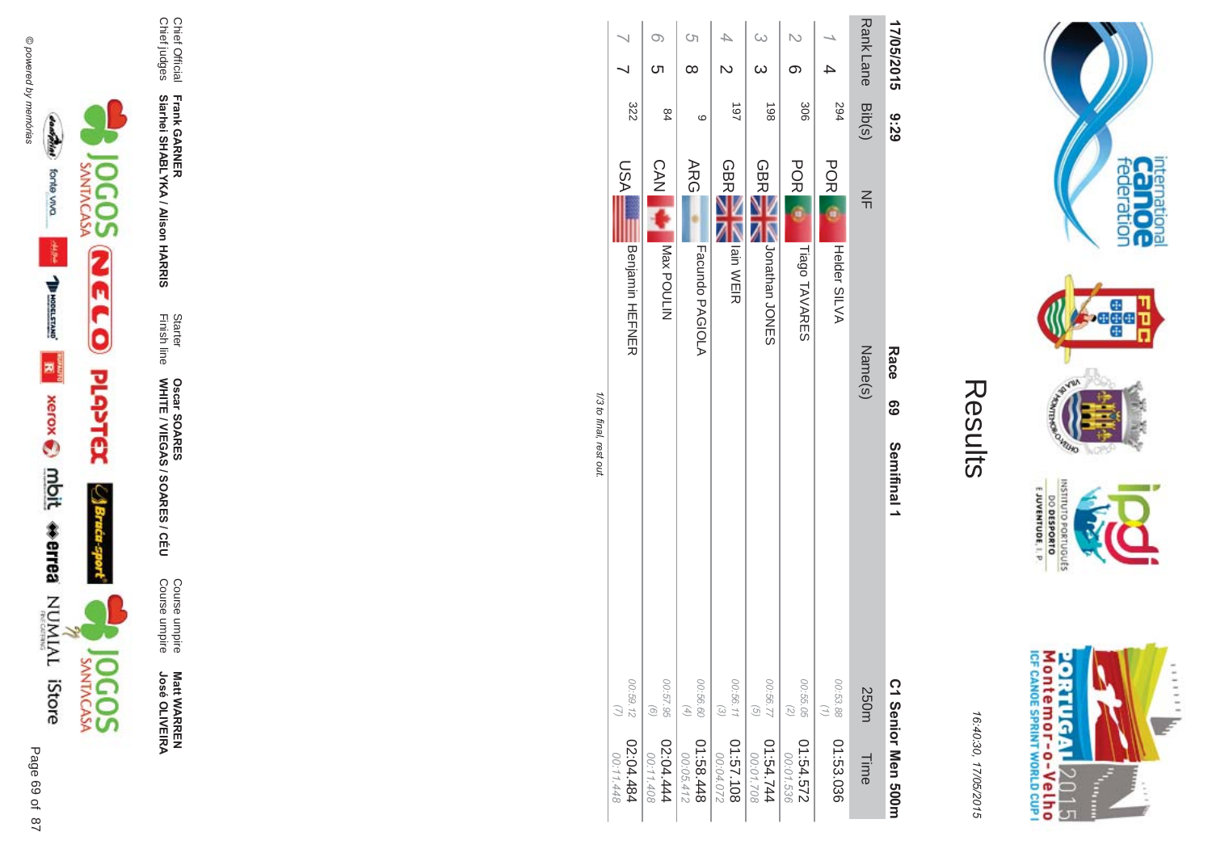# Results

16:40:30, 17/05/2015

**17/05/2015 9:29** **Race 69 Semifinal 1** **C1 Senior Men 500m**

| Rank | Lane | Bib(s) | NF | Name(s) | 250m | Time |
|---|---|---|---|---|---|---|
| 1 | 4 | 294 | POR | Helder SILVA | 00:53.88 (1) | 01:53.036 |
| 2 | 6 | 306 | POR | Tiago TAVARES | 00:55.05 (2) | 01:54.572 00:01.536 |
| 3 | 3 | 198 | GBR | Jonathan JONES | 00:56.77 (5) | 01:54.744 00:01.708 |
| 4 | 2 | 197 | GBR | Iain WEIR | 00:56.11 (3) | 01:57.108 00:04.072 |
| 5 | 8 | 9 | ARG | Facundo PAGIOLA | 00:56.60 (4) | 01:58.448 00:05.412 |
| 6 | 5 | 84 | CAN | Max POULIN | 00:57.95 (6) | 02:04.444 00:11.408 |
| 7 | 7 | 322 | USA | Benjamin HEFNER | 00:59.12 (7) | 02:04.484 00:11.448 |

*1/3 to final, rest out.*

Chief Official **Frank GARNER**
Chief judges **Siarhei SHABLYKA / Alison HARRIS**
Starter **Oscar SOARES**
Finish line **WHITE / VIEGAS / SOARES / CÉU**
Course umpire **Matt WARREN**
Course umpire **José OLIVEIRA**

© powered by memórias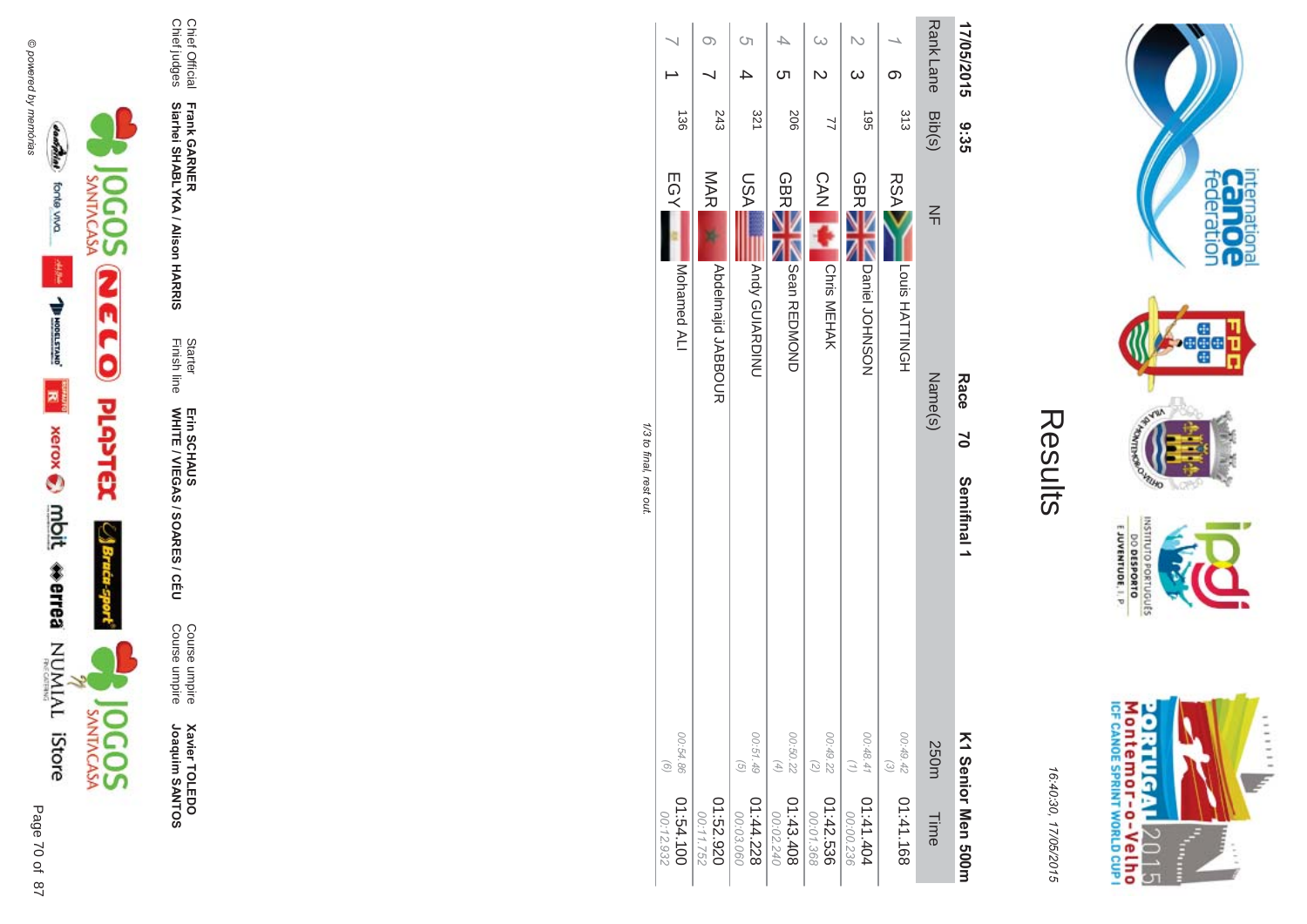# Results

16:40:30, 17/05/2015

**17/05/2015 9:35** **Race 70 Semifinal 1** **K1 Senior Men 500m**

| Rank | Lane | Bib(s) | NF | Name(s) | 250m | Time |
|---|---|---|---|---|---|---|
| 1 | 6 | 313 | RSA | Louis HATTINGH | 00:49.42 (3) | 01:41.168 |
| 2 | 3 | 195 | GBR | Daniel JOHNSON | 00:48.41 (1) | 01:41.404 00:00.236 |
| 3 | 2 | 77 | CAN | Chris MEHAK | 00:49.22 (2) | 01:42.536 00:01.368 |
| 4 | 5 | 206 | GBR | Sean REDMOND | 00:50.22 (4) | 01:43.408 00:02.240 |
| 5 | 4 | 321 | USA | Andy GUIARDINU | 00:51.49 (5) | 01:44.228 00:03.060 |
| 6 | 7 | 243 | MAR | Abdelmajid JABBOUR | | 01:52.920 00:11.752 |
| 7 | 1 | 136 | EGY | Mohamed ALI | 00:54.86 (6) | 01:54.100 00:12.932 |

*1/3 to final, rest out.*

| | | | | | |
|---|---|---|---|---|---|
| Chief Official | **Frank GARNER** | Starter | **Erin SCHAUS** | Course umpire | **Xavier TOLEDO** |
| Chief judges | **Siarhei SHABLYKA / Alison HARRIS** | Finish line | **WHITE / VIEGAS / SOARES / CÉU** | Course umpire | **Joaquim SANTOS** |

© powered by memórias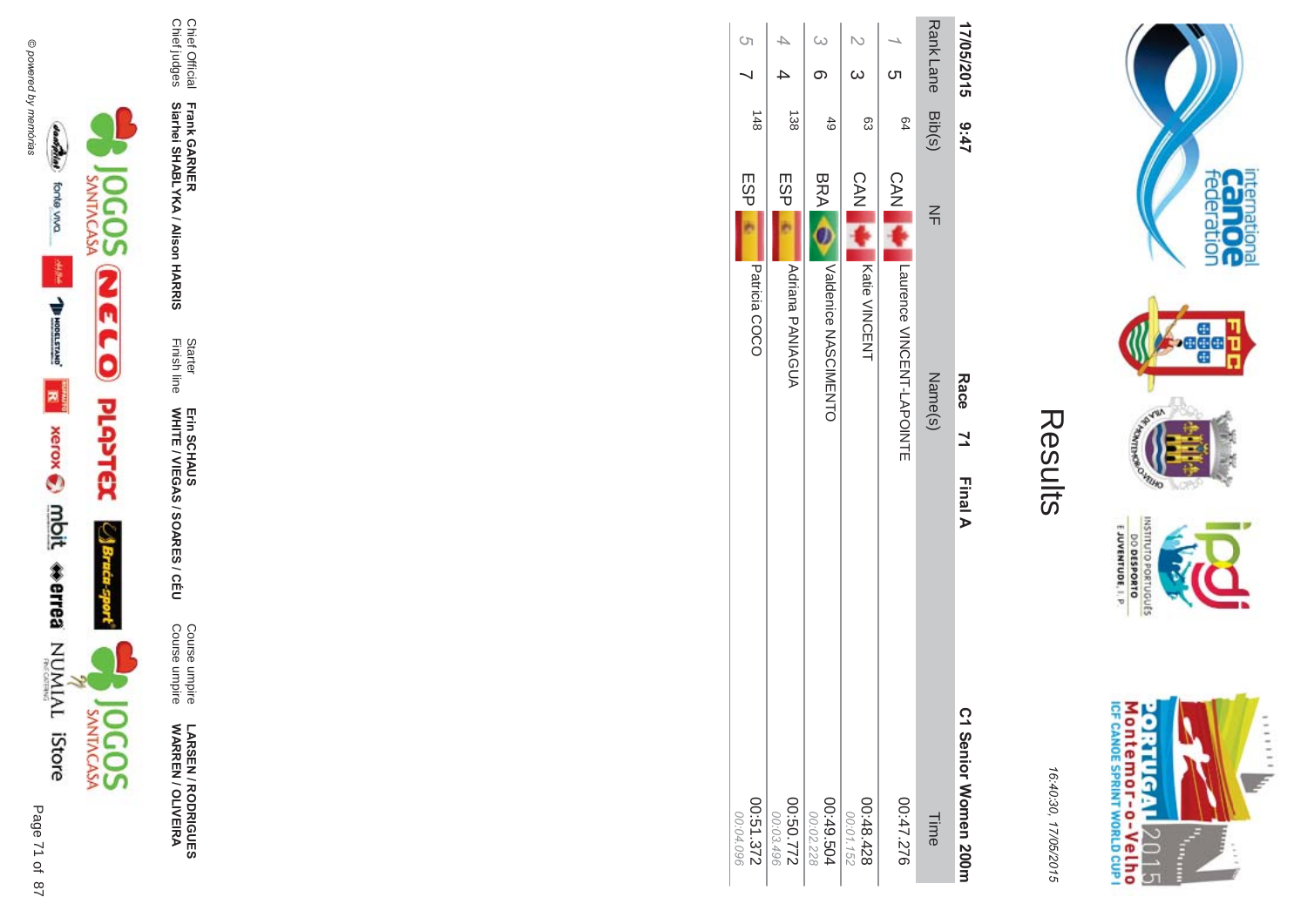# Results

16:40:30, 17/05/2015

**17/05/2015 9:47** **Race 71 Final A** **C1 Senior Women 200m**

| Rank | Lane | Bib(s) | NF | Name(s) | Time |
|---|---|---|---|---|---|
| 1 | 5 | 64 | CAN | Laurence VINCENT-LAPOINTE | 00:47.276 |
| 2 | 3 | 63 | CAN | Katie VINCENT | 00:48.428<br>*00:01.152* |
| 3 | 6 | 49 | BRA | Valdenice NASCIMENTO | 00:49.504<br>*00:02.228* |
| 4 | 4 | 138 | ESP | Adriana PANIAGUA | 00:50.772<br>*00:03.496* |
| 5 | 7 | 148 | ESP | Patricia COCO | 00:51.372<br>*00:04.096* |

Chief Official **Frank GARNER**
Chief judges **Siarhei SHABLYKA / Alison HARRIS**

Starter **Erin SCHAUS**
Finish line **WHITE / VIEGAS / SOARES / CÉU**

Course umpire **LARSEN / RODRIGUES**
Course umpire **WARREN / OLIVEIRA**

© powered by memórias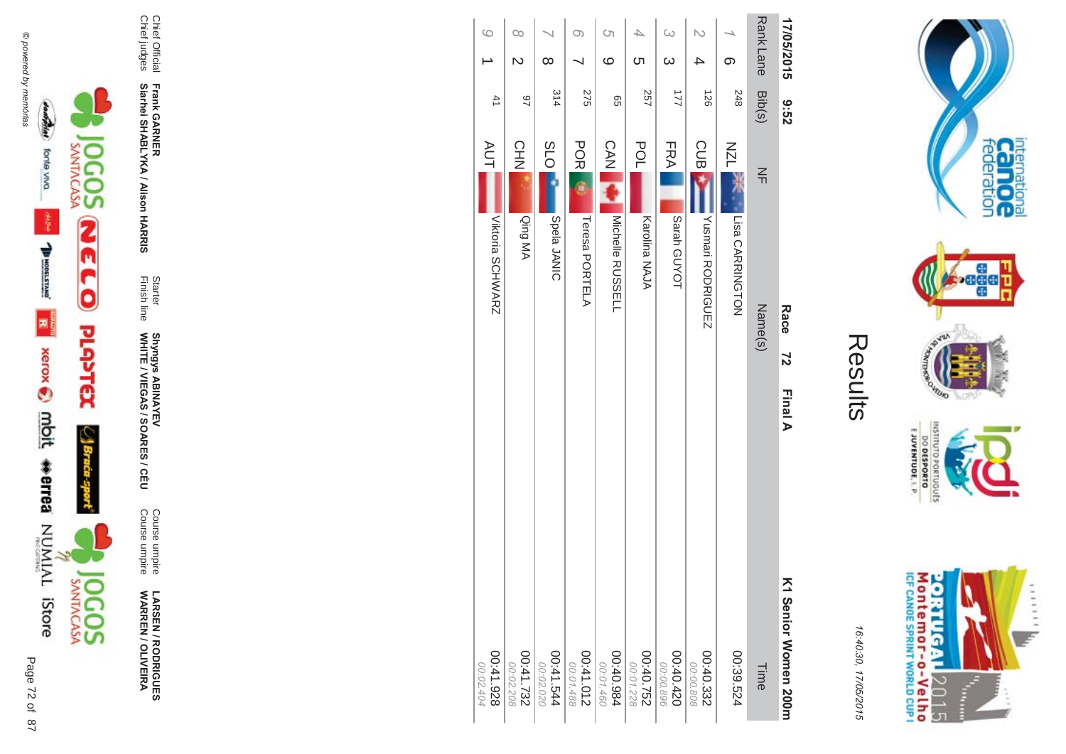# Results

16:40:30, 17/05/2015

**17/05/2015 9:52** **Race 72 Final A** **K1 Senior Women 200m**

| Rank | Lane | Bib(s) | NF | Name(s) | Time |
|---|---|---|---|---|---|
| 1 | 6 | 248 | NZL | Lisa CARRINGTON | 00:39.524 |
| 2 | 4 | 126 | CUB | Yusmari RODRIGUEZ | 00:40.332<br>00:00.808 |
| 3 | 3 | 177 | FRA | Sarah GUYOT | 00:40.420<br>00:00.896 |
| 4 | 5 | 257 | POL | Karolina NAJA | 00:40.752<br>00:01.228 |
| 5 | 9 | 65 | CAN | Michelle RUSSELL | 00:40.984<br>00:01.460 |
| 6 | 7 | 275 | POR | Teresa PORTELA | 00:41.012<br>00:01.488 |
| 7 | 8 | 314 | SLO | Spela JANIC | 00:41.544<br>00:02.020 |
| 8 | 2 | 97 | CHN | Qing MA | 00:41.732<br>00:02.208 |
| 9 | 1 | 41 | AUT | Viktoria SCHWARZ | 00:41.928<br>00:02.404 |

Chief Official **Frank GARNER**
Chief judges **Siarhei SHABLYKA / Alison HARRIS**
Starter **Shyngys ABINAYEV**
Finish line **WHITE / VIEGAS / SOARES / CÉU**
Course umpire **LARSEN / RODRIGUES**
Course umpire **WARREN / OLIVEIRA**

© powered by memórias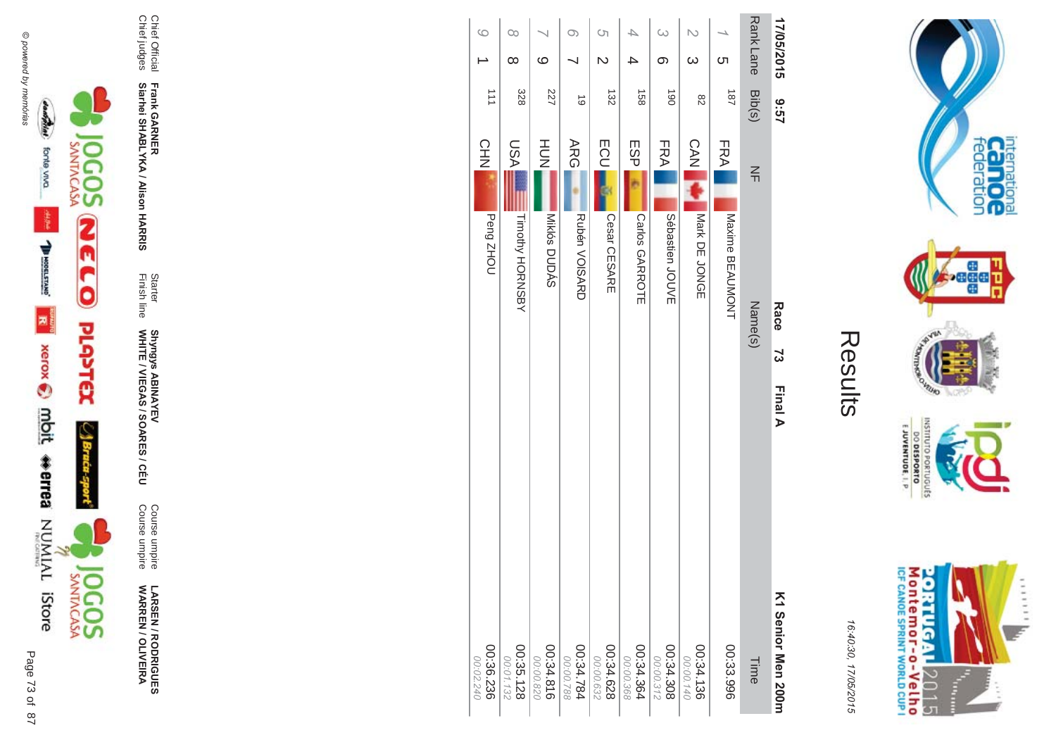# Results

16:40:30, 17/05/2015

**17/05/2015 9:57** **Race 73 Final A** **K1 Senior Men 200m**

| Rank | Lane | Bib(s) | NF | Name(s) | Time |
|---|---|---|---|---|---|
| 1 | 5 | 187 | FRA | Maxime BEAUMONT | 00:33.996 |
| 2 | 3 | 82 | CAN | Mark DE JONGE | 00:34.136<br>00:00.140 |
| 3 | 6 | 190 | FRA | Sébastien JOUVE | 00:34.308<br>00:00.312 |
| 4 | 4 | 158 | ESP | Carlos GARROTE | 00:34.364<br>00:00.368 |
| 5 | 2 | 132 | ECU | Cesar CESARE | 00:34.628<br>00:00.632 |
| 6 | 7 | 19 | ARG | Rubén VOISARD | 00:34.784<br>00:00.788 |
| 7 | 9 | 227 | HUN | Miklós DUDÁS | 00:34.816<br>00:00.820 |
| 8 | 8 | 328 | USA | Timothy HORNSBY | 00:35.128<br>00:01.132 |
| 9 | 1 | 111 | CHN | Peng ZHOU | 00:36.236<br>00:02.240 |

Chief Official **Frank GARNER**
Chief judges **Siarhei SHABLYKA / Alison HARRIS**

Starter **Shyngys ABINAYEV**
Finish line **WHITE / VIEGAS / SOARES / CÉU**

Course umpire **LARSEN / RODRIGUES**
Course umpire **WARREN / OLIVEIRA**

© powered by memórias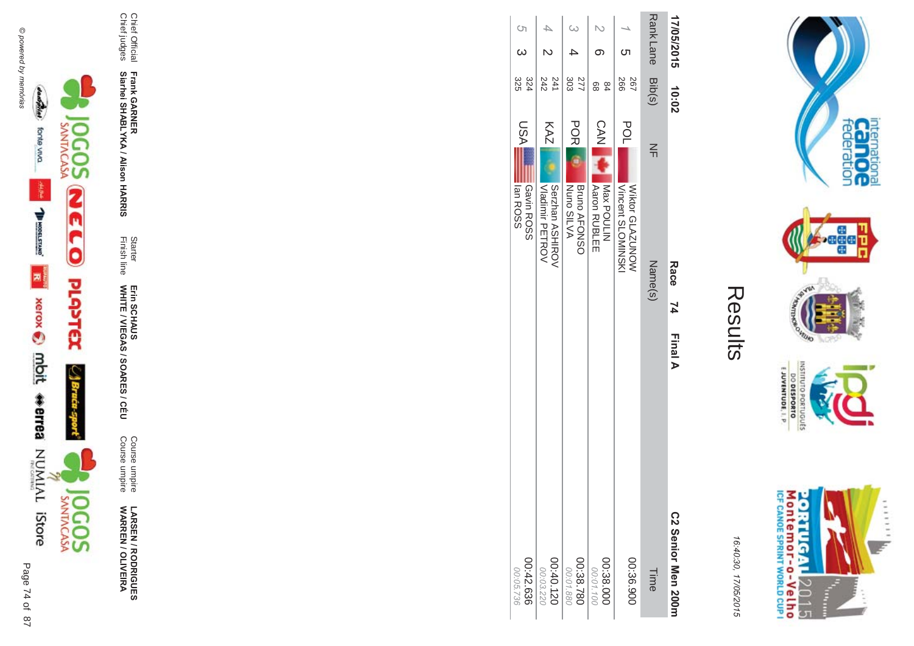# Results

16:40:30, 17/05/2015

17/05/2015 10:02

**Race 74 Final A** **C2 Senior Men 200m**

| Rank | Lane | Bib(s) | NF | Name(s) | Time |
|---|---|---|---|---|---|
| 1 | 5 | 267<br>266 | POL | Wiktor GLAZUNOW<br>Vincent SLOMINSKI | 00:36.900 |
| 2 | 6 | 84<br>68 | CAN | Max POULIN<br>Aaron RUBLEE | 00:38.000<br>*00:01.100* |
| 3 | 4 | 277<br>303 | POR | Bruno AFONSO<br>Nuno SILVA | 00:38.780<br>*00:01.880* |
| 4 | 2 | 241<br>242 | KAZ | Serzhan ASHIROV<br>Vladimir PETROV | 00:40.120<br>*00:03.220* |
| 5 | 3 | 324<br>325 | USA | Gavin ROSS<br>Ian ROSS | 00:42.636<br>*00:05.736* |

| | | | | | |
|---|---|---|---|---|---|
| Chief Official | **Frank GARNER** | Starter | **Erin SCHAUS** | Course umpire | **LARSEN / RODRIGUES** |
| Chief judges | **Siarhei SHABLYKA / Alison HARRIS** | Finish line | **WHITE / VIEGAS / SOARES / CÉU** | Course umpire | **WARREN / OLIVEIRA** |

© powered by memórias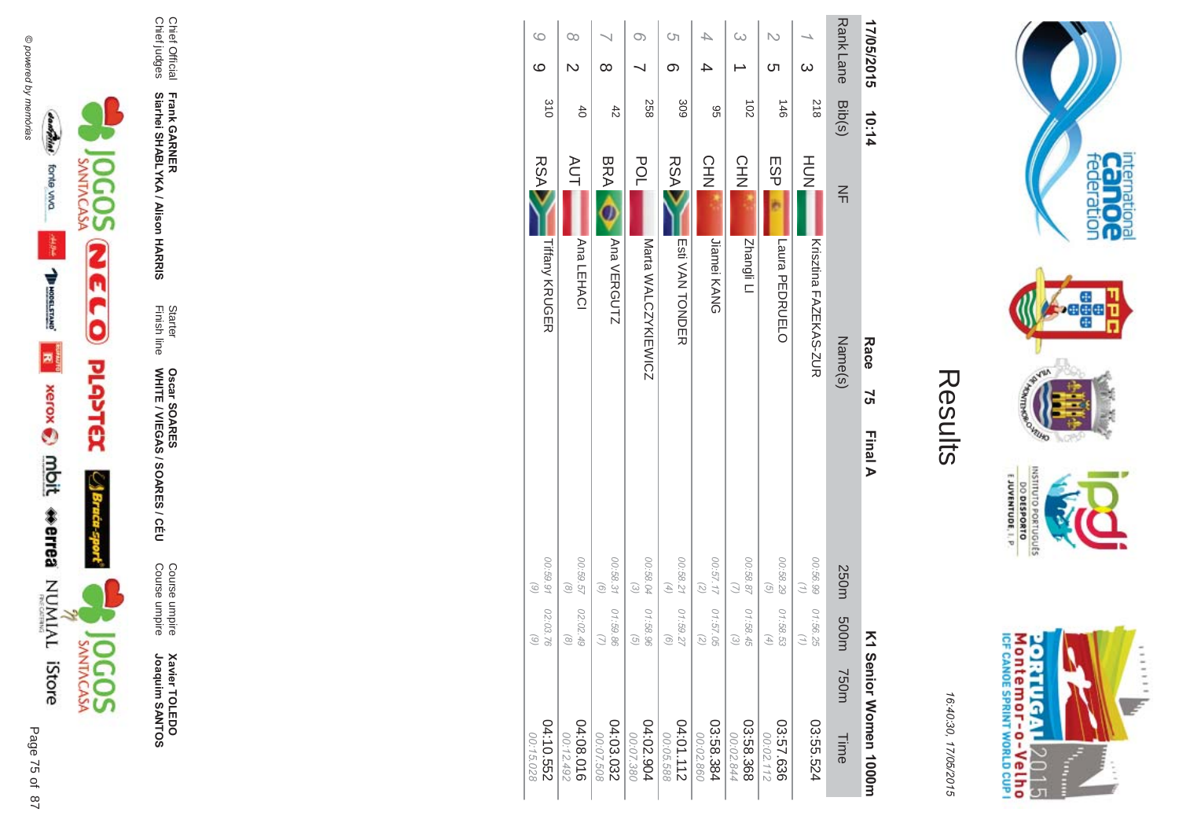# Results

16:40:30, 17/05/2015

**17/05/2015 10:14** **Race 75 Final A** **K1 Senior Women 1000m**

| Rank | Lane | Bib(s) | NF | Name(s) | 250m | 500m | 750m | Time |
|---|---|---|---|---|---|---|---|---|
| 1 | 3 | 218 | HUN | Krisztina FAZEKAS-ZUR | 00:56.99 (1) | 01:56.25 (1) | | 03:55.524 |
| 2 | 5 | 146 | ESP | Laura PEDRUELO | 00:58.29 (5) | 01:58.53 (4) | | 03:57.636 00:02.112 |
| 3 | 1 | 102 | CHN | Zhangli LI | 00:58.87 (7) | 01:58.45 (3) | | 03:58.368 00:02.844 |
| 4 | 4 | 95 | CHN | Jiamei KANG | 00:57.17 (2) | 01:57.05 (2) | | 03:58.384 00:02.860 |
| 5 | 6 | 309 | RSA | Esti VAN TONDER | 00:58.21 (4) | 01:59.27 (6) | | 04:01.112 00:05.588 |
| 6 | 7 | 258 | POL | Marta WALCZYKIEWICZ | 00:58.04 (3) | 01:58.96 (5) | | 04:02.904 00:07.380 |
| 7 | 8 | 42 | BRA | Ana VERGUTZ | 00:58.31 (6) | 01:59.86 (7) | | 04:03.032 00:07.508 |
| 8 | 2 | 40 | AUT | Ana LEHACI | 00:59.57 (8) | 02:02.49 (8) | | 04:08.016 00:12.492 |
| 9 | 9 | 310 | RSA | Tiffany KRUGER | 00:59.91 (9) | 02:03.76 (9) | | 04:10.552 00:15.028 |

Chief Official **Frank GARNER**
Chief judges **Siarhei SHABLYKA / Alison HARRIS**

Starter **Oscar SOARES**
Finish line **WHITE / VIEGAS / SOARES / CÉU**

Course umpire **Xavier TOLEDO**
Course umpire **Joaquim SANTOS**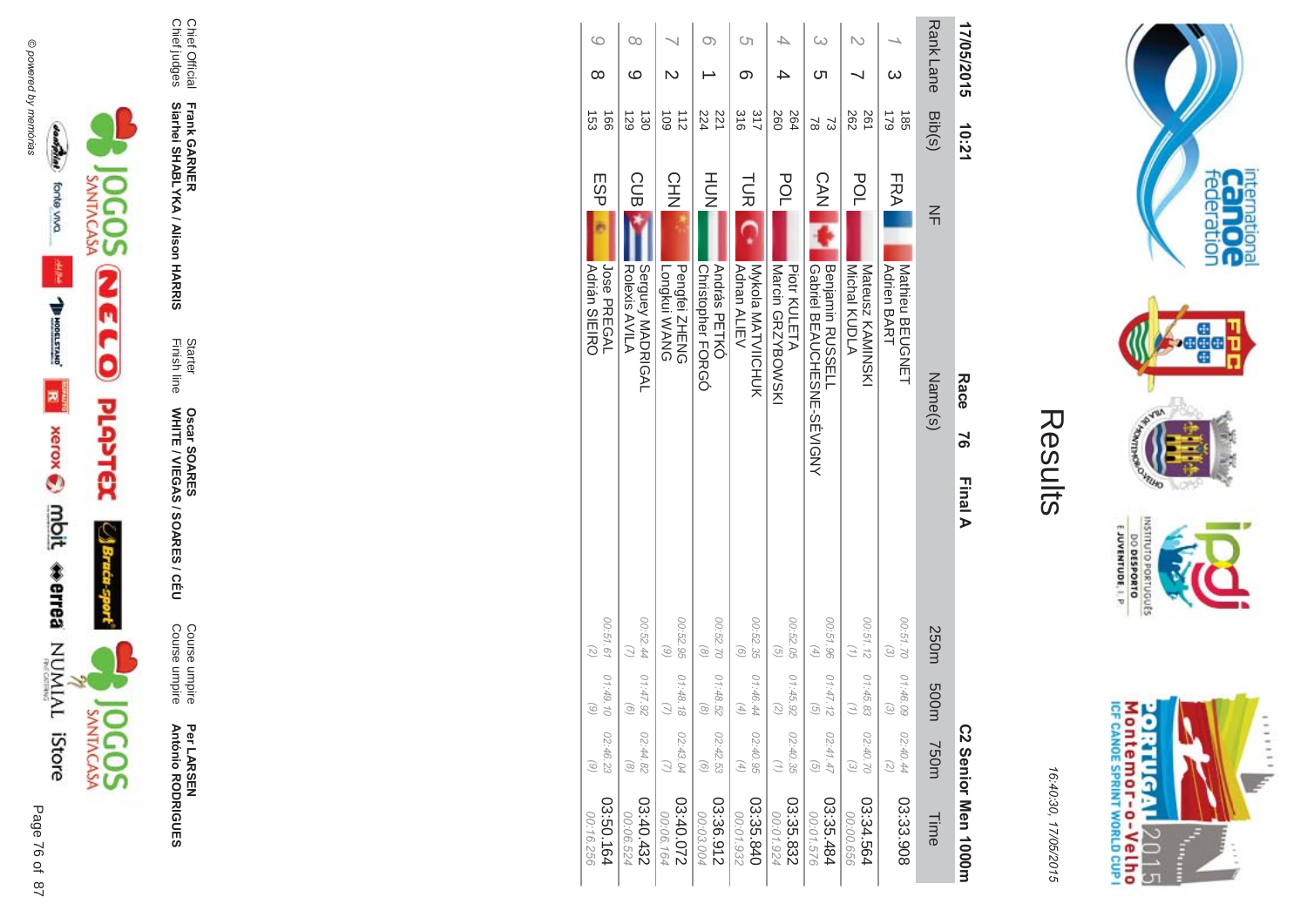# Results

16:40:30, 17/05/2015

17/05/2015 10:21

**Race 76 Final A** **C2 Senior Men 1000m**

| Rank | Lane | Bib(s) | NF | Name(s) | 250m | 500m | 750m | Time |
|---|---|---|---|---|---|---|---|---|
| 1 | 3 | 185<br>179 | FRA | Mathieu BEUGNET<br>Adrien BART | 00:51.70<br>(3) | 01:46.09<br>(3) | 02:40.44<br>(2) | 03:33.908 |
| 2 | 7 | 261<br>262 | POL | Mateusz KAMINSKI<br>Michal KUDLA | 00:51.12<br>(1) | 01:45.83<br>(1) | 02:40.70<br>(3) | 03:34.564<br>00:00.656 |
| 3 | 5 | 73<br>78 | CAN | Benjamin RUSSELL<br>Gabriel BEAUCHESNE-SÉVIGNY | 00:51.96<br>(4) | 01:47.12<br>(5) | 02:41.47<br>(5) | 03:35.484<br>00:01.576 |
| 4 | 4 | 264<br>260 | POL | Piotr KULETA<br>Marcin GRZYBOWSKI | 00:52.05<br>(5) | 01:45.92<br>(2) | 02:40.35<br>(1) | 03:35.832<br>00:01.924 |
| 5 | 6 | 317<br>316 | TUR | Mykola MATVICHUK<br>Adnan ALIEV | 00:52.35<br>(6) | 01:46.44<br>(4) | 02:40.95<br>(4) | 03:35.840<br>00:01.932 |
| 6 | 1 | 221<br>224 | HUN | András PETKÓ<br>Christopher FORGÓ | 00:52.70<br>(8) | 01:48.52<br>(8) | 02:42.53<br>(6) | 03:36.912<br>00:03.004 |
| 7 | 2 | 112<br>109 | CHN | Pengfei ZHENG<br>Longkui WANG | 00:52.95<br>(9) | 01:48.18<br>(7) | 02:43.04<br>(7) | 03:40.072<br>00:06.164 |
| 8 | 9 | 130<br>129 | CUB | Serguey MADRIGAL<br>Rolexis AVILA | 00:52.44<br>(7) | 01:47.92<br>(6) | 02:44.82<br>(8) | 03:40.432<br>00:06.524 |
| 9 | 8 | 166<br>153 | ESP | Jose PREGAL<br>Adrián SIEIRO | 00:51.61<br>(2) | 01:49.10<br>(9) | 02:46.23<br>(9) | 03:50.164<br>00:16.256 |

Chief Official **Frank GARNER**
Chief judges **Siarhei SHABLYKA / Alison HARRIS**
Starter **Oscar SOARES**
Finish line **WHITE / VIEGAS / SOARES / CÉU**
Course umpire **Per LARSEN**
Course umpire **António RODRIGUES**

© powered by memórias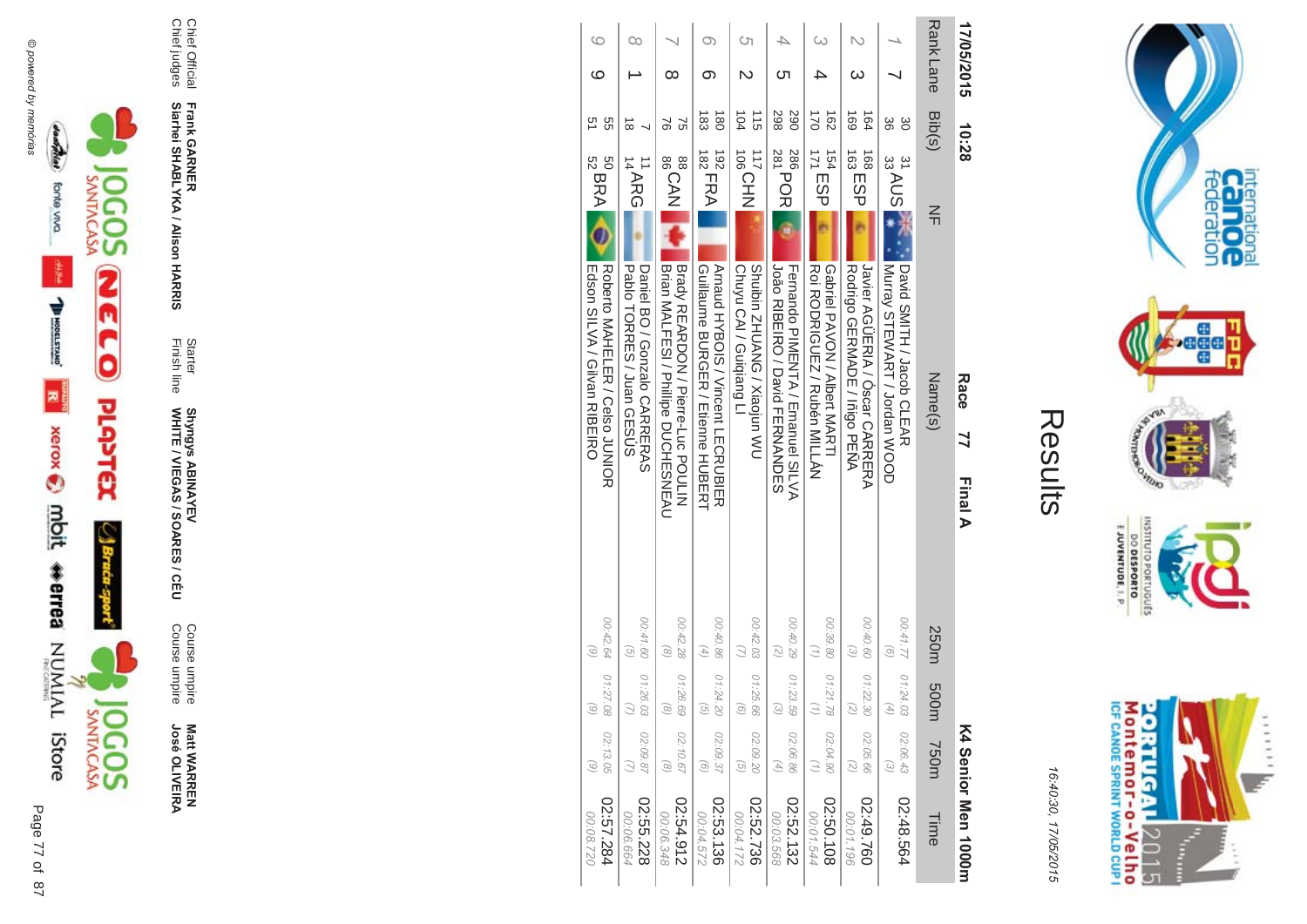# Results

16:40:30, 17/05/2015

17/05/2015 10:28 **Race 77 Final A** **K4 Senior Men 1000m**

| Rank | Lane | Bib(s) | NF | Name(s) | 250m | 500m | 750m | Time |
|---|---|---|---|---|---|---|---|---|
| 1 | 7 | 30 31 36 33 | AUS | David SMITH / Jacob CLEAR<br>Murray STEWART / Jordan WOOD | 00:41.77 (6) | 01:24.03 (4) | 02:06.43 (3) | 02:48.564 |
| 2 | 3 | 164 168 169 163 | ESP | Javier AGÜERIA / Óscar CARRERA<br>Rodrigo GERMADE / Iñigo PEÑA | 00:40.60 (3) | 01:22.30 (2) | 02:05.66 (2) | 02:49.760<br>00:01.196 |
| 3 | 4 | 162 154 170 171 | ESP | Gabriel PAVON / Albert MARTI<br>Roi RODRIGUEZ / Rubén MILLÁN | 00:39.80 (1) | 01:21.78 (1) | 02:04.90 (1) | 02:50.108<br>00:01.544 |
| 4 | 5 | 290 286 298 281 | POR | Fernando PIMENTA / Emanuel SILVA<br>João RIBEIRO / David FERNANDES | 00:40.29 (2) | 01:23.59 (3) | 02:06.86 (4) | 02:52.132<br>00:03.568 |
| 5 | 2 | 115 117 104 106 | CHN | Shuibin ZHUANG / Xiaojun WU<br>Chuyu CAI / Guiqiang LI | 00:42.03 (7) | 01:25.66 (6) | 02:09.20 (5) | 02:52.736<br>00:04.172 |
| 6 | 6 | 180 192 183 182 | FRA | Arnaud HYBOIS / Vincent LECRUBIER<br>Guillaume BURGER / Etienne HUBERT | 00:40.86 (4) | 01:24.20 (5) | 02:09.37 (6) | 02:53.136<br>00:04.572 |
| 7 | 8 | 75 88 76 86 | CAN | Brady REARDON / Pierre-Luc POULIN<br>Brian MALFESI / Philippe DUCHESNEAU | 00:42.28 (8) | 01:26.69 (8) | 02:10.67 (8) | 02:54.912<br>00:06.348 |
| 8 | 1 | 7 11 18 14 | ARG | Daniel BO / Gonzalo CARRERAS<br>Pablo TORRES / Juan GESÚS | 00:41.60 (5) | 01:26.03 (7) | 02:09.87 (7) | 02:55.228<br>00:06.664 |
| 9 | 9 | 55 50 51 52 | BRA | Roberto MAHELER / Celso JUNIOR<br>Edson SILVA / Gilvan RIBEIRO | 00:42.64 (9) | 01:27.08 (9) | 02:13.05 (9) | 02:57.284<br>00:08.720 |

Chief Official **Frank GARNER**
Chief judges **Siarhei SHABLYKA / Alison HARRIS**
Starter **Shyngys ABINAYEV**
Finish line **WHITE / VIEGAS / SOARES / CÉU**
Course umpire **Matt WARREN**
Course umpire **José OLIVEIRA**

© powered by memórias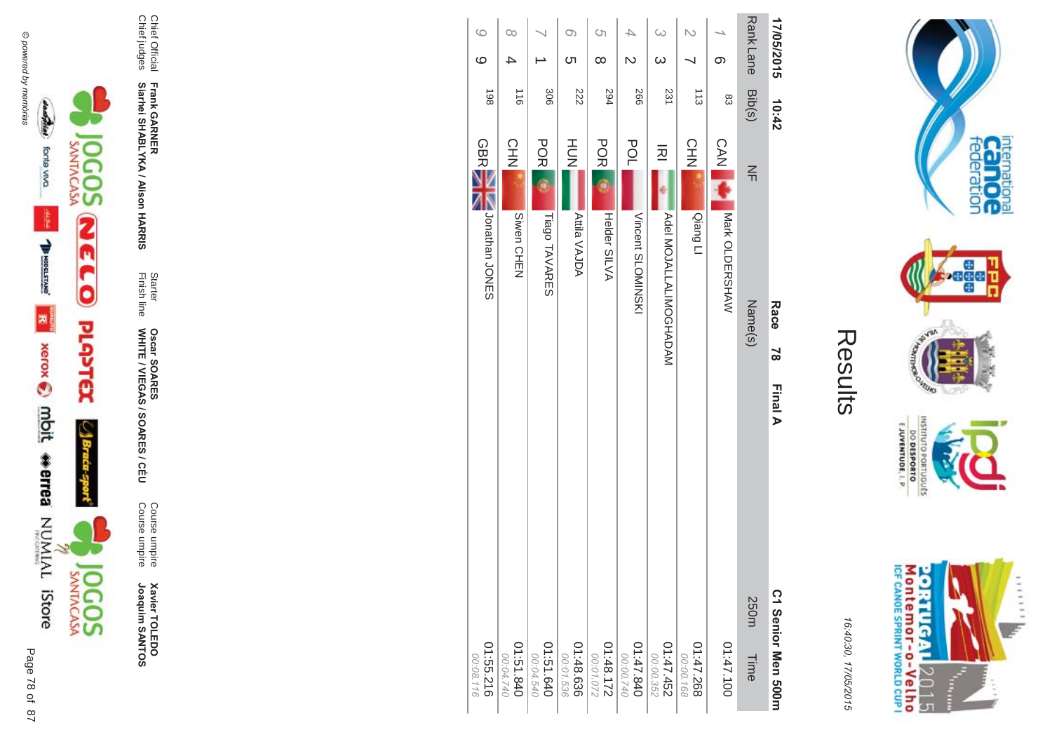# Results

16:40:30, 17/05/2015

**17/05/2015 10:42** **Race 78 Final A** **C1 Senior Men 500m**

| Rank | Lane | Bib(s) | NF | Name(s) | 250m | Time |
|---|---|---|---|---|---|---|
| 1 | 6 | 83 | CAN | Mark OLDERSHAW | | 01:47.100 |
| 2 | 7 | 113 | CHN | Qiang LI | | 01:47.268<br>00:00.168 |
| 3 | 3 | 231 | IRI | Adel MOJALLALIMOGHADAM | | 01:47.452<br>00:00.352 |
| 4 | 2 | 266 | POL | Vincent SLOMINSKI | | 01:47.840<br>00:00.740 |
| 5 | 8 | 294 | POR | Helder SILVA | | 01:48.172<br>00:01.072 |
| 6 | 5 | 222 | HUN | Attila VAJDA | | 01:48.636<br>00:01.536 |
| 7 | 1 | 306 | POR | Tiago TAVARES | | 01:51.640<br>00:04.540 |
| 8 | 4 | 116 | CHN | Siwen CHEN | | 01:51.840<br>00:04.740 |
| 9 | 9 | 198 | GBR | Jonathan JONES | | 01:55.216<br>00:08.116 |

| | | | | | |
|---|---|---|---|---|---|
| Chief Official | **Frank GARNER** | Starter | **Oscar SOARES** | Course umpire | **Xavier TOLEDO** |
| Chief judges | **Siarhei SHABLYKA / Alison HARRIS** | Finish line | **WHITE / VIEGAS / SOARES / CÉU** | Course umpire | **Joaquim SANTOS** |

© powered by memórias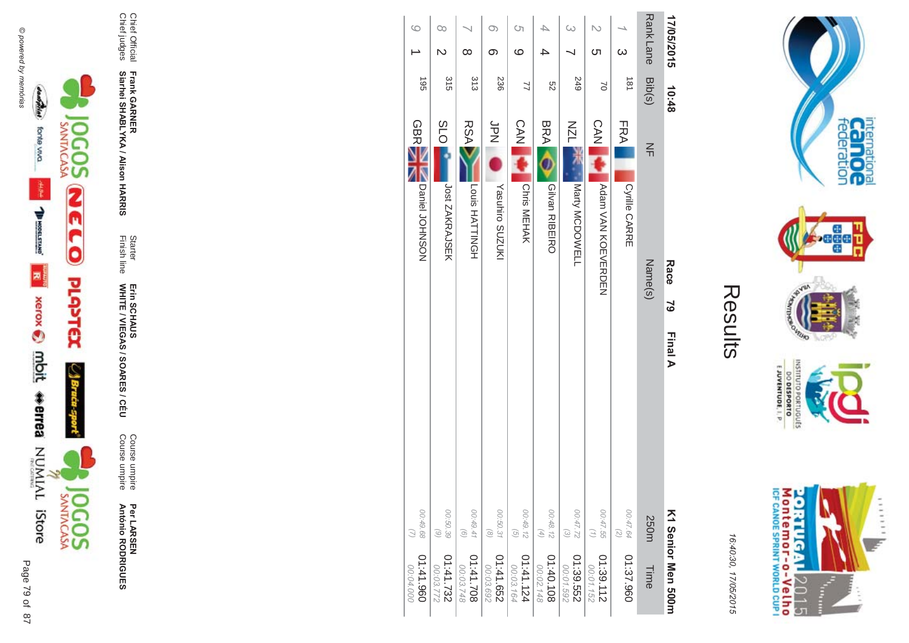# Results

16:40:30, 17/05/2015

**17/05/2015 10:48** **Race 79 Final A** **K1 Senior Men 500m**

| Rank | Lane | Bib(s) | NF | Name(s) | 250m | Time |
|---|---|---|---|---|---|---|
| 1 | 3 | 181 | FRA | Cyrille CARRE | 00:47.64 (2) | 01:37.960 |
| 2 | 5 | 70 | CAN | Adam VAN KOEVERDEN | 00:47.55 (1) | 01:39.112 00:01.152 |
| 3 | 7 | 249 | NZL | Marty MCDOWELL | 00:47.72 (3) | 01:39.552 00:01.592 |
| 4 | 4 | 52 | BRA | Gilvan RIBEIRO | 00:48.12 (4) | 01:40.108 00:02.148 |
| 5 | 9 | 77 | CAN | Chris MEHAK | 00:49.12 (5) | 01:41.124 00:03.164 |
| 6 | 6 | 236 | JPN | Yasuhiro SUZUKI | 00:50.31 (8) | 01:41.652 00:03.692 |
| 7 | 8 | 313 | RSA | Louis HATTINGH | 00:49.41 (6) | 01:41.708 00:03.748 |
| 8 | 2 | 315 | SLO | Jost ZAKRAJSEK | 00:50.39 (9) | 01:41.732 00:03.772 |
| 9 | 1 | 195 | GBR | Daniel JOHNSON | 00:49.68 (7) | 01:41.960 00:04.000 |

Chief Official **Frank GARNER**
Chief judges **Siarhei SHABLYKA / Alison HARRIS**
Starter **Erin SCHAUS**
Finish line **WHITE / VIEGAS / SOARES / CÉU**
Course umpire **Per LARSEN**
Course umpire **António RODRIGUES**

© powered by memórias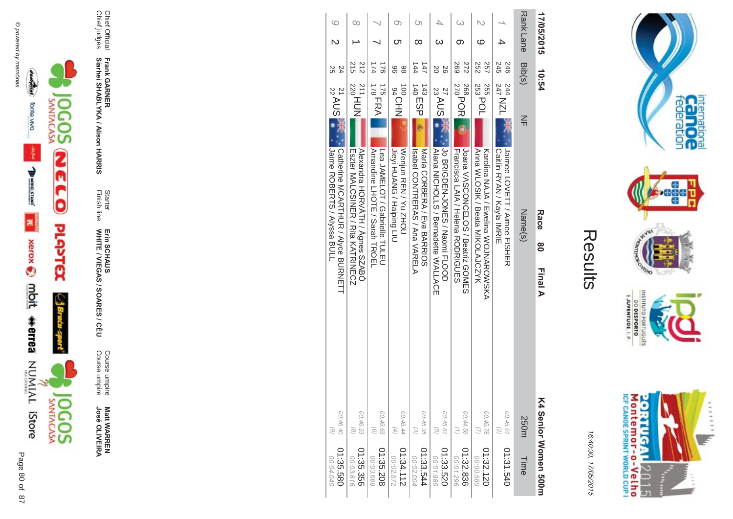# Results

16:40:30, 17/05/2015

**17/05/2015 10:54** **Race 80 Final A** **K4 Senior Women 500m**

| Rank | Lane | Bib(s) | NF | Name(s) | 250m | Time |
|---|---|---|---|---|---|---|
| 1 | 4 | 246 244 245 247 | NZL | Jaimee LOVETT / Aimee FISHER Caitlin RYAN / Kayla IMRIE | 00:45.01 (2) | 01:31.540 |
| 2 | 9 | 257 255 252 253 | POL | Karolina NAJA / Ewelina WOJNAROWSKA Anna WLOSIK / Beata MIKOLAJCZYK | 00:45.78 (7) | 01:32.120 00:00.580 |
| 3 | 6 | 272 268 269 270 | POR | Joana VASCONCELOS / Beatriz GOMES Francisca LAIA / Helena RODRIGUES | 00:44.56 (1) | 01:32.836 00:01.296 |
| 4 | 3 | 26 27 20 23 | AUS | Jo BRIGDEN-JONES / Naomi FLOOD Alana NICHOLLS / Bernadette WALLACE | 00:45.61 (5) | 01:33.520 00:01.980 |
| 5 | 8 | 147 143 144 140 | ESP | Maria CORBERA / Eva BARRIOS Isabel CONTRERAS / Ana VARELA | 00:45.35 (3) | 01:33.544 00:02.004 |
| 6 | 5 | 98 100 96 94 | CHN | Wenjun REN / Yu ZHOU Jieyi HUANG / Haiping LIU | 00:45.44 (4) | 01:34.112 00:02.572 |
| 7 | 7 | 176 175 174 178 | FRA | Lea JAMELOT / Gabrielle TULEU Amandine LHOTE / Sarah TROEL | 00:45.63 (6) | 01:35.208 00:03.668 |
| 8 | 1 | 212 211 215 220 | HUN | Alexandra HORVÁTH / Ágnes SZABÓ Eszter MALCSINER / Rita KATRINECZ | 00:46.23 (8) | 01:35.356 00:03.816 |
| 9 | 2 | 24 21 25 22 | AUS | Catherine MCARTHUR / Alyce BURNETT Jaime ROBERTS / Alyssa BULL | 00:46.40 (9) | 01:35.580 00:04.040 |

Chief Official **Frank GARNER**
Chief judges **Siarhei SHABLYKA / Alison HARRIS**

Starter **Erin SCHAUS**
Finish line **WHITE / VIEGAS / SOARES / CÉU**

Course umpire **Matt WARREN**
Course umpire **José OLIVEIRA**

© powered by memorias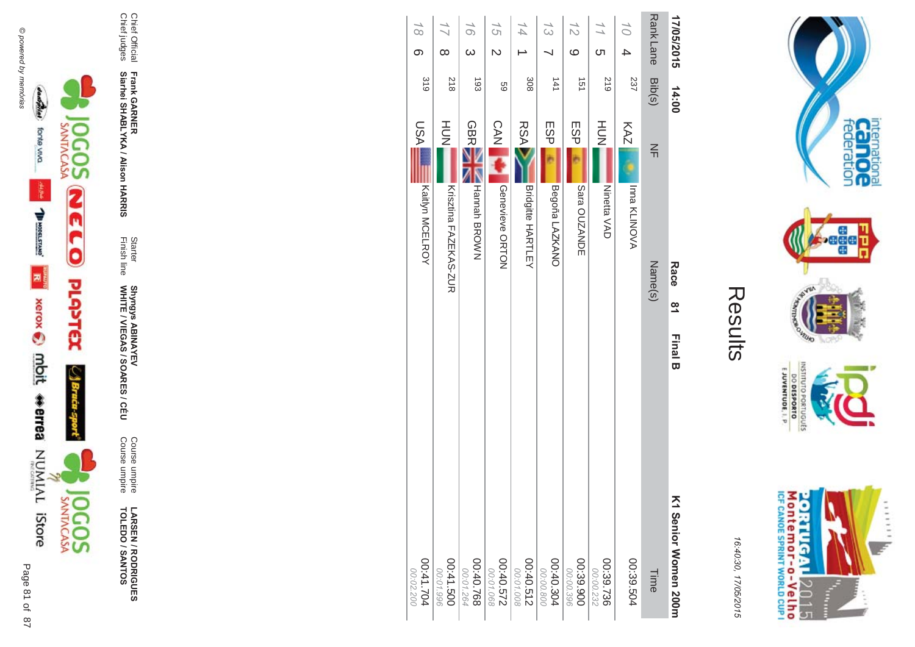# Results

16:40:30, 17/05/2015

**17/05/2015 14:00** **Race 81 Final B** **K1 Senior Women 200m**

| Rank | Lane | Bib(s) | NF | Name(s) | Time |
|---|---|---|---|---|---|
| 10 | 4 | 237 | KAZ | Inna KLINOVA | 00:39.504 |
| 11 | 5 | 219 | HUN | Ninetta VAD | 00:39.736<br>00:00.232 |
| 12 | 9 | 151 | ESP | Sara OUZANDE | 00:39.900<br>00:00.396 |
| 13 | 7 | 141 | ESP | Begoña LAZKANO | 00:40.304<br>00:00.800 |
| 14 | 1 | 308 | RSA | Bridgitte HARTLEY | 00:40.512<br>00:01.008 |
| 15 | 2 | 59 | CAN | Genevieve ORTON | 00:40.572<br>00:01.068 |
| 16 | 3 | 193 | GBR | Hannah BROWN | 00:40.768<br>00:01.264 |
| 17 | 8 | 218 | HUN | Krisztina FAZEKAS-ZUR | 00:41.500<br>00:01.996 |
| 18 | 6 | 319 | USA | Kaitlyn MCELROY | 00:41.704<br>00:02.200 |

Chief Official **Frank GARNER**
Chief judges **Siarhei SHABLYKA / Alison HARRIS**

Starter **Shyngys ABINAYEV**
Finish line **WHITE / VIEGAS / SOARES / CÉU**

Course umpire **LARSEN / RODRIGUES**
Course umpire **TOLEDO / SANTOS**

© powered by memórias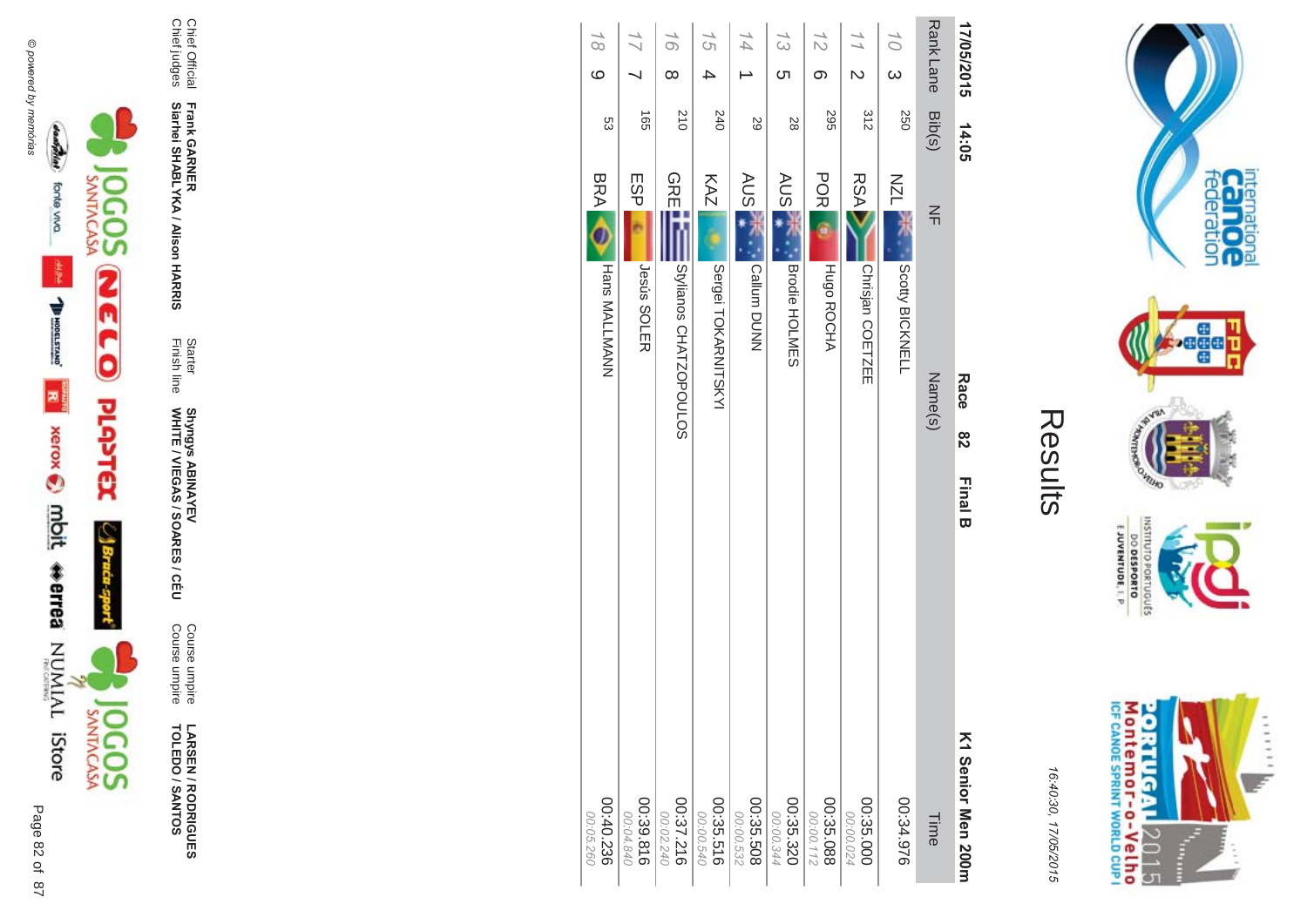# Results

17/05/2015 14:05

**Race 82 Final B**

**K1 Senior Men 200m**

| Rank | Lane | Bib(s) | NF | Name(s) | Time |
|---|---|---|---|---|---|
| 10 | 3 | 250 | NZL | Scotty BICKNELL | 00:34.976 |
| 11 | 2 | 312 | RSA | Chrisjan COETZEE | 00:35.000<br>00:00.024 |
| 12 | 6 | 295 | POR | Hugo ROCHA | 00:35.088<br>00:00.112 |
| 13 | 5 | 28 | AUS | Brodie HOLMES | 00:35.320<br>00:00.344 |
| 14 | 1 | 29 | AUS | Callum DUNN | 00:35.508<br>00:00.532 |
| 15 | 4 | 240 | KAZ | Sergei TOKARNITSKYI | 00:35.516<br>00:00.540 |
| 16 | 8 | 210 | GRE | Stylianos CHATZOPOULOS | 00:37.216<br>00:02.240 |
| 17 | 7 | 165 | ESP | Jesús SOLER | 00:39.816<br>00:04.840 |
| 18 | 9 | 53 | BRA | Hans MALLMANN | 00:40.236<br>00:05.260 |

Chief Official **Frank GARNER**
Chief judges **Siarhei SHABLYKA / Alison HARRIS**

Starter **Shyngys ABINAYEV**
Finish line **WHITE / VIEGAS / SOARES / CÉU**

Course umpire **LARSEN / RODRIGUES**
Course umpire **TOLEDO / SANTOS**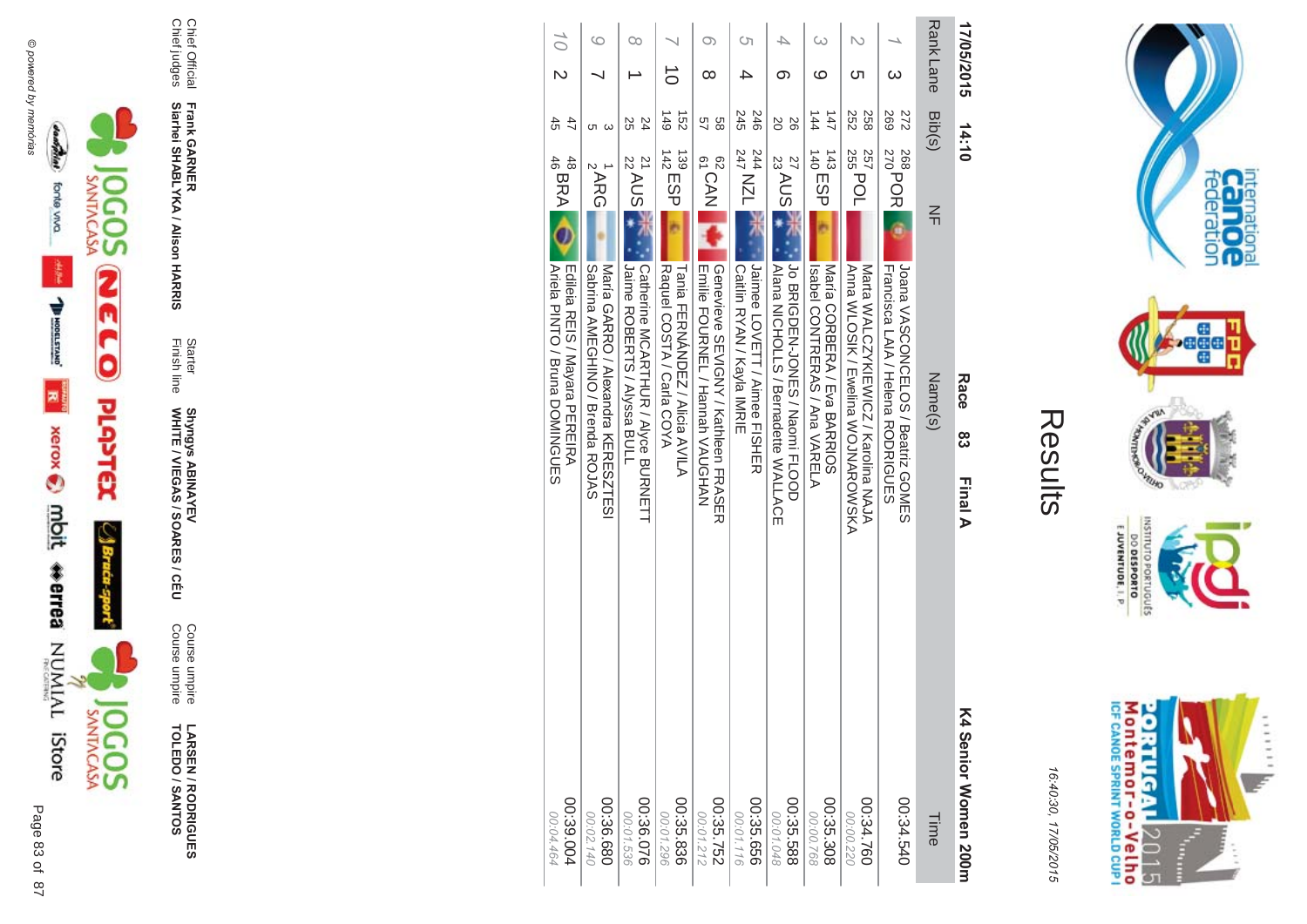# Results

16:40:30, 17/05/2015

**17/05/2015 14:10** **Race 83 Final A** **K4 Senior Women 200m**

| Rank | Lane | Bib(s) | NF | Name(s) | Time |
|---|---|---|---|---|---|
| 1 | 3 | 272 268 269 270 | POR | Joana VASCONCELOS / Beatriz GOMES<br>Francisca LAIA / Helena RODRIGUES | 00:34.540 |
| 2 | 5 | 258 257 252 255 | POL | Marta WALCZYKIEWICZ / Karolina NAJA<br>Anna WLOSIK / Ewelina WOJNAROWSKA | 00:34.760<br>00:00.220 |
| 3 | 9 | 147 143 144 140 | ESP | Maria CORBERA / Eva BARRIOS<br>Isabel CONTRERAS / Ana VARELA | 00:35.308<br>00:00.768 |
| 4 | 6 | 26 27 20 23 | AUS | Jo BRIGDEN-JONES / Naomi FLOOD<br>Alana NICHOLLS / Bernadette WALLACE | 00:35.588<br>00:01.048 |
| 5 | 4 | 246 244 245 247 | NZL | Jaimee LOVETT / Aimee FISHER<br>Caitlin RYAN / Kayla IMRIE | 00:35.656<br>00:01.116 |
| 6 | 8 | 58 62 57 61 | CAN | Genevieve SEVIGNY / Kathleen FRASER<br>Emilie FOURNEL / Hannah VAUGHAN | 00:35.752<br>00:01.212 |
| 7 | 10 | 152 139 149 142 | ESP | Tania FERNÁNDEZ / Alicia AVILA<br>Raquel COSTA / Carla COYA | 00:35.836<br>00:01.296 |
| 8 | 1 | 24 21 25 22 | AUS | Catherine MCARTHUR / Alyce BURNETT<br>Jaime ROBERTS / Alyssa BULL | 00:36.076<br>00:01.536 |
| 9 | 7 | 3 1 5 2 | ARG | Maria GARRO / Alexandra KERESZTESI<br>Sabrina AMEGHINO / Brenda ROJAS | 00:36.680<br>00:02.140 |
| 10 | 2 | 47 48 45 46 | BRA | Edileia REIS / Mayara PEREIRA<br>Ariela PINTO / Bruna DOMINGUES | 00:39.004<br>00:04.464 |

| | | | | | |
|---|---|---|---|---|---|
| Chief Official | **Frank GARNER** | Starter | **Shyngys ABINAYEV** | Course umpire | **LARSEN / RODRIGUES** |
| Chief judges | **Siarhei SHABLYKA / Alison HARRIS** | Finish line | **WHITE / VIEGAS / SOARES / CÉU** | Course umpire | **TOLEDO / SANTOS** |

© powered by memórias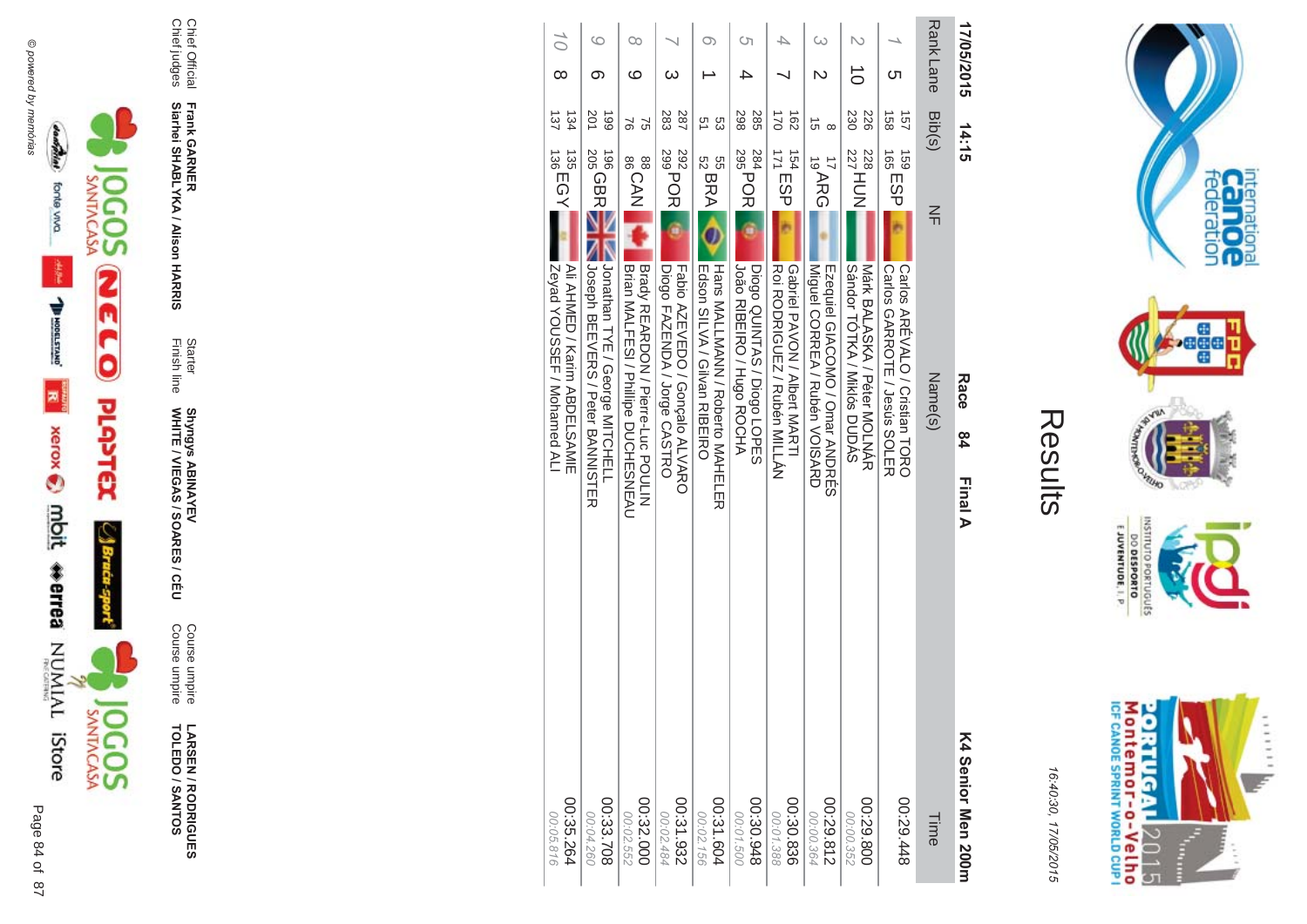# Results

16:40:30, 17/05/2015

**17/05/2015 14:15** **Race 84 Final A** **K4 Senior Men 200m**

| Rank | Lane | Bib(s) | NF | Name(s) | Time |
|---|---|---|---|---|---|
| 1 | 5 | 157 159 158 165 | ESP | Carlos ARÉVALO / Cristian TORO<br>Carlos GARROTE / Jesus SOLER | 00:29.448 |
| 2 | 10 | 226 228 230 227 | HUN | Márk BALASKA / Péter MOLNÁR<br>Sándor TÓTKA / Miklós DUDÁS | 00:29.800<br>00:00.352 |
| 3 | 2 | 8 17 15 19 | ARG | Ezequiel GIACOMO / Omar ANDRÉS<br>Miguel CORREA / Rubén VOISARD | 00:29.812<br>00:00.364 |
| 4 | 7 | 162 154 170 171 | ESP | Gabriel PAVON / Albert MARTI<br>Roi RODRIGUEZ / Rubén MILLÁN | 00:30.836<br>00:01.388 |
| 5 | 4 | 285 284 298 295 | POR | Diogo QUINTAS / Diogo LOPES<br>João RIBEIRO / Hugo ROCHA | 00:30.948<br>00:01.500 |
| 6 | 1 | 53 55 51 52 | BRA | Hans MALLMANN / Roberto MAHELER<br>Edson SILVA / Gilvan RIBEIRO | 00:31.604<br>00:02.156 |
| 7 | 3 | 287 292 283 299 | POR | Fabio AZEVEDO / Gonçalo ALVARO<br>Diogo FAZENDA / Jorge CASTRO | 00:31.932<br>00:02.484 |
| 8 | 9 | 75 88 76 86 | CAN | Brady REARDON / Pierre-Luc POULIN<br>Brian MALFESI / Phillipe DUCHESNEAU | 00:32.000<br>00:02.552 |
| 9 | 6 | 199 196 201 205 | GBR | Jonathan TYE / George MITCHELL<br>Joseph BEEVERS / Peter BANNISTER | 00:33.708<br>00:04.260 |
| 10 | 8 | 134 135 137 136 | EGY | Ali AHMED / Karim ABDELSAMIE<br>Zeyad YOUSSEF / Mohamed ALI | 00:35.264<br>00:05.816 |

Chief Official: **Frank GARNER**
Chief judges: **Siarhei SHABLYKA / Alison HARRIS**

Starter: **Shyngys ABINAYEV**
Finish line: **WHITE / VIEGAS / SOARES / CÉU**

Course umpire: **LARSEN / RODRIGUES**
Course umpire: **TOLEDO / SANTOS**

© powered by memórias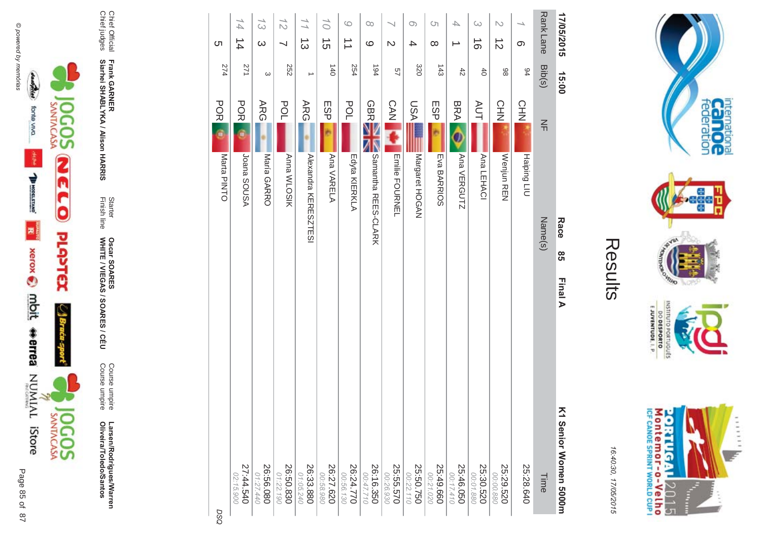# Results

16:40:30, 17/05/2015

**17/05/2015 15:00** **Race 85 Final A** **K1 Senior Women 5000m**

| Rank | Lane | Bib(s) | NF | Name(s) | Time |
|---|---|---|---|---|---|
| 1 | 6 | 94 | CHN | Haiping LIU | 25:28.640 |
| 2 | 12 | 98 | CHN | Wenjun REN | 25:29.520<br>00:00.880 |
| 3 | 16 | 40 | AUT | Ana LEHACI | 25:30.520<br>00:01.880 |
| 4 | 1 | 42 | BRA | Ana VERGUTZ | 25:46.050<br>00:17.410 |
| 5 | 8 | 143 | ESP | Eva BARRIOS | 25:49.660<br>00:21.020 |
| 6 | 4 | 320 | USA | Margaret HOGAN | 25:50.750<br>00:22.110 |
| 7 | 2 | 57 | CAN | Emilie FOURNEL | 25:55.570<br>00:26.930 |
| 8 | 9 | 194 | GBR | Samantha REES-CLARK | 26:16.350<br>00:47.710 |
| 9 | 11 | 254 | POL | Edyta KIERKLA | 26:24.770<br>00:56.130 |
| 10 | 15 | 140 | ESP | Ana VARELA | 26:27.620<br>00:58.980 |
| 11 | 13 | 1 | ARG | Alexandra KERESZTESI | 26:33.880<br>01:05.240 |
| 12 | 7 | 252 | POL | Anna WLOSIK | 26:50.830<br>01:22.190 |
| 13 | 3 | 3 | ARG | Maria GARRO | 26:56.080<br>01:27.440 |
| 14 | 14 | 271 | POR | Joana SOUSA | 27:44.540<br>02:15.900 |
| | 5 | 274 | POR | Marta PINTO | DSQ |

Chief Official: **Frank GARNER**
Chief judges: **Siarhei SHABLYKA / Alison HARRIS**
Starter: **Oscar SOARES**
Finish line: **WHITE / VIEGAS / SOARES / CÉU**
Course umpire: **Larsen/Rodrigues/Warren**
Course umpire: **Oliveira/Toledo/Santos**

© powered by memórias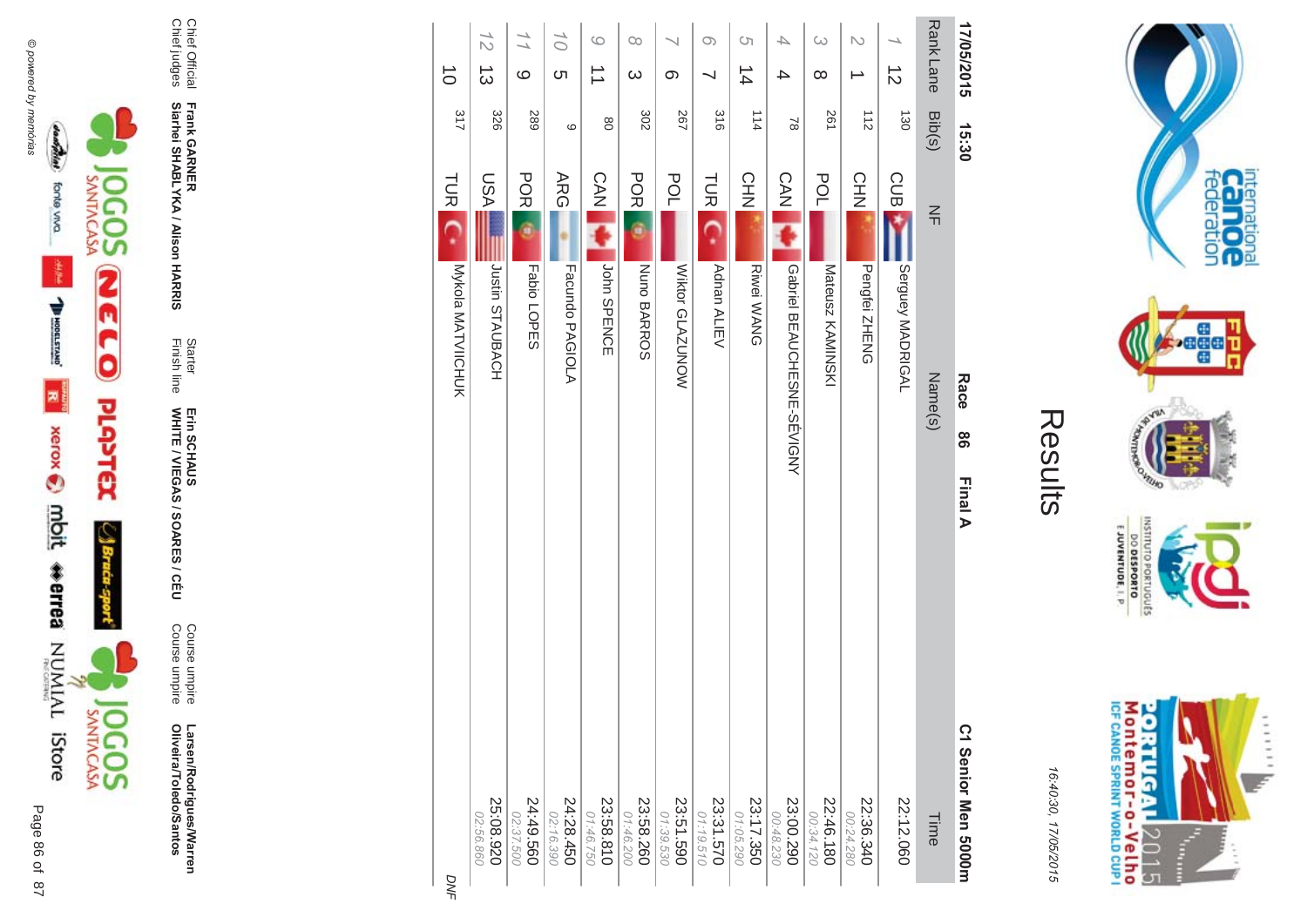# Results

16:40:30, 17/05/2015

17/05/2015 15:30 **Race 86 Final A** **C1 Senior Men 5000m**

| Rank | Lane | Bib(s) | NF | Name(s) | Time |
|---|---|---|---|---|---|
| 1 | 12 | 130 | CUB | Serguey MADRIGAL | 22:12.060 |
| 2 | 1 | 112 | CHN | Pengfei ZHENG | 22:36.340<br>00:24.280 |
| 3 | 8 | 261 | POL | Mateusz KAMINSKI | 22:46.180<br>00:34.120 |
| 4 | 4 | 78 | CAN | Gabriel BEAUCHESNE-SÉVIGNY | 23:00.290<br>00:48.230 |
| 5 | 14 | 114 | CHN | Riwei WANG | 23:17.350<br>01:05.290 |
| 6 | 7 | 316 | TUR | Adnan ALIEV | 23:31.570<br>01:19.510 |
| 7 | 6 | 267 | POL | Wiktor GLAZUNOW | 23:51.590<br>01:39.530 |
| 8 | 3 | 302 | POR | Nuno BARROS | 23:58.260<br>01:46.200 |
| 9 | 11 | 80 | CAN | John SPENCE | 23:58.810<br>01:46.750 |
| 10 | 5 | 9 | ARG | Facundo PAGIOLA | 24:28.450<br>02:16.390 |
| 11 | 9 | 289 | POR | Fabio LOPES | 24:49.560<br>02:37.500 |
| 12 | 13 | 326 | USA | Justin STAUBACH | 25:08.920<br>02:56.860 |
| | 10 | 317 | TUR | Mykola MATVIICHUK | DNF |

Chief Official: **Frank GARNER**
Chief judges: **Siarhei SHABLYKA / Alison HARRIS**
Starter: **Erin SCHAUS**
Finish line: **WHITE / VIEGAS / SOARES / CÉU**
Course umpire: **Larsen/Rodrigues/Warren**
Course umpire: **Oliveira/Toledo/Santos**

© powered by memórias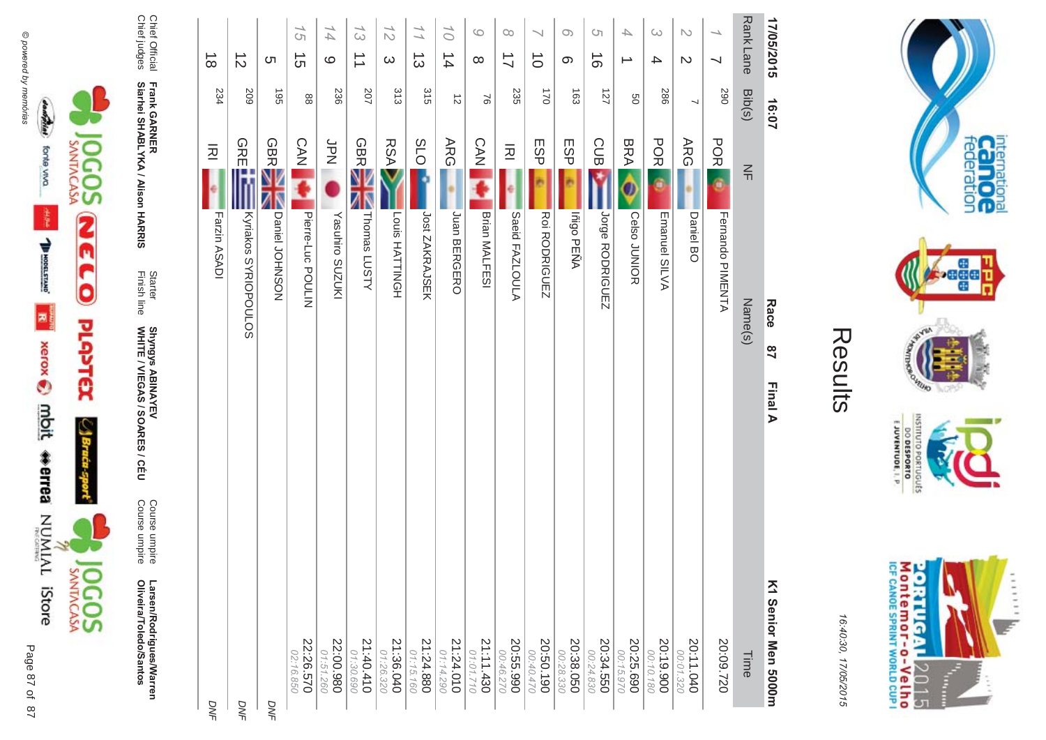# Results

16:40:30, 17/05/2015

17/05/2015 16:07 **Race 87 Final A** **K1 Senior Men 5000m**

| Rank | Lane | Bib(s) | NF | Name(s) | Time |
|---|---|---|---|---|---|
| 1 | 7 | 290 | POR | Fernando PIMENTA | 20:09.720 |
| 2 | 2 | 7 | ARG | Daniel BO | 20:11.040 00:01.320 |
| 3 | 4 | 286 | POR | Emanuel SILVA | 20:19.900 00:10.180 |
| 4 | 1 | 50 | BRA | Celso JUNIOR | 20:25.690 00:15.970 |
| 5 | 16 | 127 | CUB | Jorge RODRIGUEZ | 20:34.550 00:24.830 |
| 6 | 6 | 163 | ESP | Iñigo PEÑA | 20:38.050 00:28.330 |
| 7 | 10 | 170 | ESP | Roi RODRIGUEZ | 20:50.190 00:40.470 |
| 8 | 17 | 235 | IRI | Saeid FAZLOULA | 20:55.990 00:46.270 |
| 9 | 8 | 76 | CAN | Brian MALFESI | 21:11.430 01:01.710 |
| 10 | 14 | 12 | ARG | Juan BERGERO | 21:24.010 01:14.290 |
| 11 | 13 | 315 | SLO | Jost ZAKRAJSEK | 21:24.880 01:15.160 |
| 12 | 3 | 313 | RSA | Louis HATTINGH | 21:36.040 01:26.320 |
| 13 | 11 | 207 | GBR | Thomas LUSTY | 21:40.410 01:30.690 |
| 14 | 9 | 236 | JPN | Yasuhiro SUZUKI | 22:00.980 01:51.260 |
| 15 | 15 | 88 | CAN | Pierre-Luc POULIN | 22:26.570 02:16.850 |
| | 5 | 195 | GBR | Daniel JOHNSON | DNF |
| | 12 | 209 | GRE | Kyriakos SYRIOPOULOS | DNF |
| | 18 | 234 | IRI | Farzin ASADI | DNF |

Chief Official **Frank GARNER**
Chief judges **Siarhei SHABLYKA / Alison HARRIS**

Starter **Shyngys ABINAYEV**
Finish line **WHITE / VIEGAS / SOARES / CÉU**

Course umpire **Larsen/Rodrigues/Warren**
Course umpire **Oliveira/Toledo/Santos**

© powered by memórias